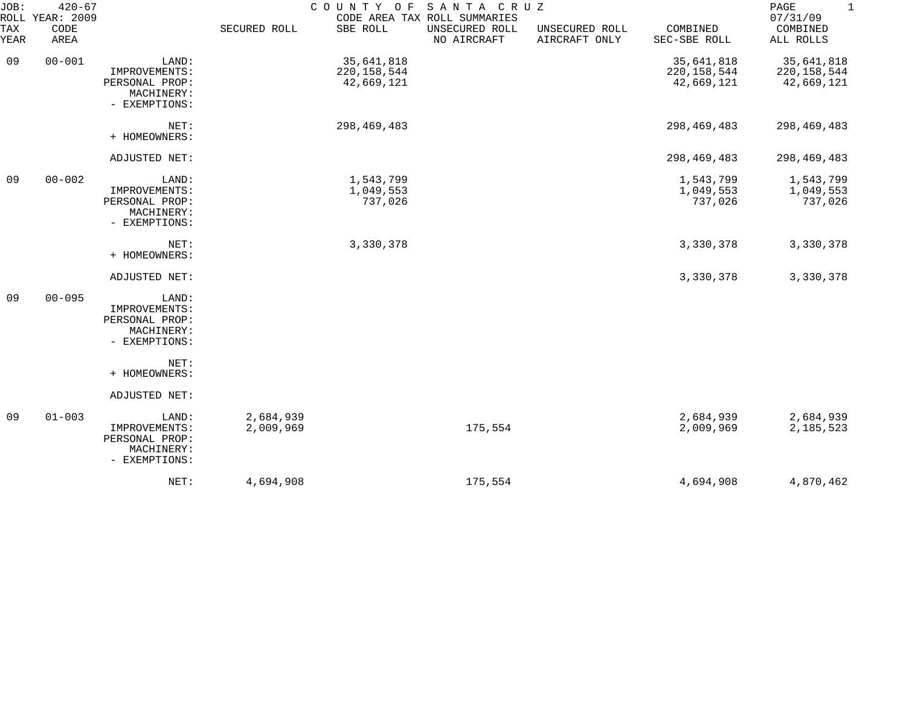JOB: 420-67
ROLL YEAR: 2009

# COUNTY OF SANTA CRUZ

CODE AREA TAX ROLL SUMMARIES

07/31/09

| TAX YEAR | CODE AREA | | SECURED ROLL | SBE ROLL | UNSECURED ROLL NO AIRCRAFT | UNSECURED ROLL AIRCRAFT ONLY | COMBINED SEC-SBE ROLL | COMBINED ALL ROLLS |
|---|---|---|---|---|---|---|---|---|
| 09 | 00-001 | LAND: | | 35,641,818 | | | 35,641,818 | 35,641,818 |
| | | IMPROVEMENTS: | | 220,158,544 | | | 220,158,544 | 220,158,544 |
| | | PERSONAL PROP: | | 42,669,121 | | | 42,669,121 | 42,669,121 |
| | | MACHINERY: | | | | | | |
| | | - EXEMPTIONS: | | | | | | |
| | | NET: | | 298,469,483 | | | 298,469,483 | 298,469,483 |
| | | + HOMEOWNERS: | | | | | | |
| | | ADJUSTED NET: | | | | | 298,469,483 | 298,469,483 |
| 09 | 00-002 | LAND: | | 1,543,799 | | | 1,543,799 | 1,543,799 |
| | | IMPROVEMENTS: | | 1,049,553 | | | 1,049,553 | 1,049,553 |
| | | PERSONAL PROP: | | 737,026 | | | 737,026 | 737,026 |
| | | MACHINERY: | | | | | | |
| | | - EXEMPTIONS: | | | | | | |
| | | NET: | | 3,330,378 | | | 3,330,378 | 3,330,378 |
| | | + HOMEOWNERS: | | | | | | |
| | | ADJUSTED NET: | | | | | 3,330,378 | 3,330,378 |
| 09 | 00-095 | LAND: | | | | | | |
| | | IMPROVEMENTS: | | | | | | |
| | | PERSONAL PROP: | | | | | | |
| | | MACHINERY: | | | | | | |
| | | - EXEMPTIONS: | | | | | | |
| | | NET: | | | | | | |
| | | + HOMEOWNERS: | | | | | | |
| | | ADJUSTED NET: | | | | | | |
| 09 | 01-003 | LAND: | 2,684,939 | | | | 2,684,939 | 2,684,939 |
| | | IMPROVEMENTS: | 2,009,969 | | 175,554 | | 2,009,969 | 2,185,523 |
| | | PERSONAL PROP: | | | | | | |
| | | MACHINERY: | | | | | | |
| | | - EXEMPTIONS: | | | | | | |
| | | NET: | 4,694,908 | | 175,554 | | 4,694,908 | 4,870,462 |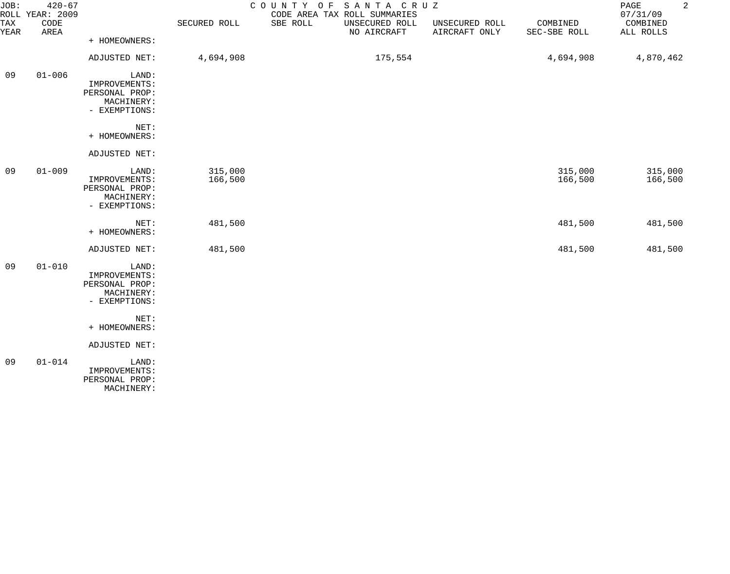JOB: 420-67 COUNTY OF SANTA CRUZ
ROLL YEAR: 2009 CODE AREA TAX ROLL SUMMARIES 07/31/09

| TAX YEAR | CODE AREA | | SECURED ROLL | SBE ROLL | UNSECURED ROLL NO AIRCRAFT | UNSECURED ROLL AIRCRAFT ONLY | COMBINED SEC-SBE ROLL | COMBINED ALL ROLLS |
|---|---|---|---|---|---|---|---|---|
| | | + HOMEOWNERS: | | | | | | |
| | | ADJUSTED NET: | 4,694,908 | | 175,554 | | 4,694,908 | 4,870,462 |
| 09 | 01-006 | LAND: | | | | | | |
| | | IMPROVEMENTS: | | | | | | |
| | | PERSONAL PROP: | | | | | | |
| | | MACHINERY: | | | | | | |
| | | - EXEMPTIONS: | | | | | | |
| | | NET: | | | | | | |
| | | + HOMEOWNERS: | | | | | | |
| | | ADJUSTED NET: | | | | | | |
| 09 | 01-009 | LAND: | 315,000 | | | | 315,000 | 315,000 |
| | | IMPROVEMENTS: | 166,500 | | | | 166,500 | 166,500 |
| | | PERSONAL PROP: | | | | | | |
| | | MACHINERY: | | | | | | |
| | | - EXEMPTIONS: | | | | | | |
| | | NET: | 481,500 | | | | 481,500 | 481,500 |
| | | + HOMEOWNERS: | | | | | | |
| | | ADJUSTED NET: | 481,500 | | | | 481,500 | 481,500 |
| 09 | 01-010 | LAND: | | | | | | |
| | | IMPROVEMENTS: | | | | | | |
| | | PERSONAL PROP: | | | | | | |
| | | MACHINERY: | | | | | | |
| | | - EXEMPTIONS: | | | | | | |
| | | NET: | | | | | | |
| | | + HOMEOWNERS: | | | | | | |
| | | ADJUSTED NET: | | | | | | |
| 09 | 01-014 | LAND: | | | | | | |
| | | IMPROVEMENTS: | | | | | | |
| | | PERSONAL PROP: | | | | | | |
| | | MACHINERY: | | | | | | |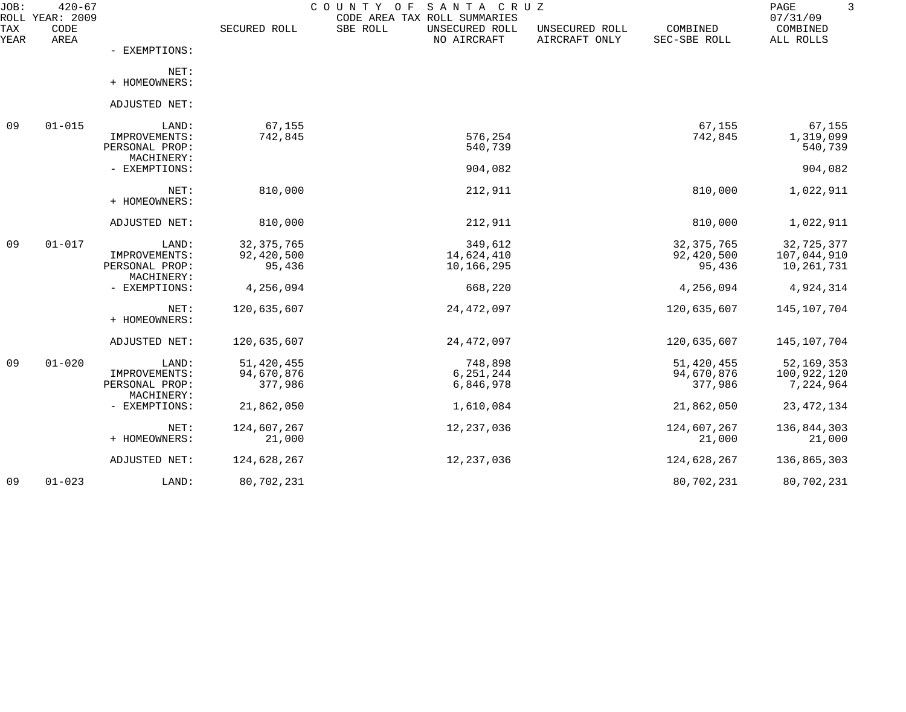| TAX YEAR | CODE AREA | | SECURED ROLL | SBE ROLL | UNSECURED ROLL NO AIRCRAFT | UNSECURED ROLL AIRCRAFT ONLY | COMBINED SEC-SBE ROLL | COMBINED ALL ROLLS |
|---|---|---|---|---|---|---|---|---|
| | | - EXEMPTIONS: | | | | | | |
| | | NET: | | | | | | |
| | | + HOMEOWNERS: | | | | | | |
| | | ADJUSTED NET: | | | | | | |
| 09 | 01-015 | LAND: | 67,155 | | | | 67,155 | 67,155 |
| | | IMPROVEMENTS: | 742,845 | | 576,254 | | 742,845 | 1,319,099 |
| | | PERSONAL PROP: | | | 540,739 | | | 540,739 |
| | | MACHINERY: | | | | | | |
| | | - EXEMPTIONS: | | | 904,082 | | | 904,082 |
| | | NET: | 810,000 | | 212,911 | | 810,000 | 1,022,911 |
| | | + HOMEOWNERS: | | | | | | |
| | | ADJUSTED NET: | 810,000 | | 212,911 | | 810,000 | 1,022,911 |
| 09 | 01-017 | LAND: | 32,375,765 | | 349,612 | | 32,375,765 | 32,725,377 |
| | | IMPROVEMENTS: | 92,420,500 | | 14,624,410 | | 92,420,500 | 107,044,910 |
| | | PERSONAL PROP: | 95,436 | | 10,166,295 | | 95,436 | 10,261,731 |
| | | MACHINERY: | | | | | | |
| | | - EXEMPTIONS: | 4,256,094 | | 668,220 | | 4,256,094 | 4,924,314 |
| | | NET: | 120,635,607 | | 24,472,097 | | 120,635,607 | 145,107,704 |
| | | + HOMEOWNERS: | | | | | | |
| | | ADJUSTED NET: | 120,635,607 | | 24,472,097 | | 120,635,607 | 145,107,704 |
| 09 | 01-020 | LAND: | 51,420,455 | | 748,898 | | 51,420,455 | 52,169,353 |
| | | IMPROVEMENTS: | 94,670,876 | | 6,251,244 | | 94,670,876 | 100,922,120 |
| | | PERSONAL PROP: | 377,986 | | 6,846,978 | | 377,986 | 7,224,964 |
| | | MACHINERY: | | | | | | |
| | | - EXEMPTIONS: | 21,862,050 | | 1,610,084 | | 21,862,050 | 23,472,134 |
| | | NET: | 124,607,267 | | 12,237,036 | | 124,607,267 | 136,844,303 |
| | | + HOMEOWNERS: | 21,000 | | | | 21,000 | 21,000 |
| | | ADJUSTED NET: | 124,628,267 | | 12,237,036 | | 124,628,267 | 136,865,303 |
| 09 | 01-023 | LAND: | 80,702,231 | | | | 80,702,231 | 80,702,231 |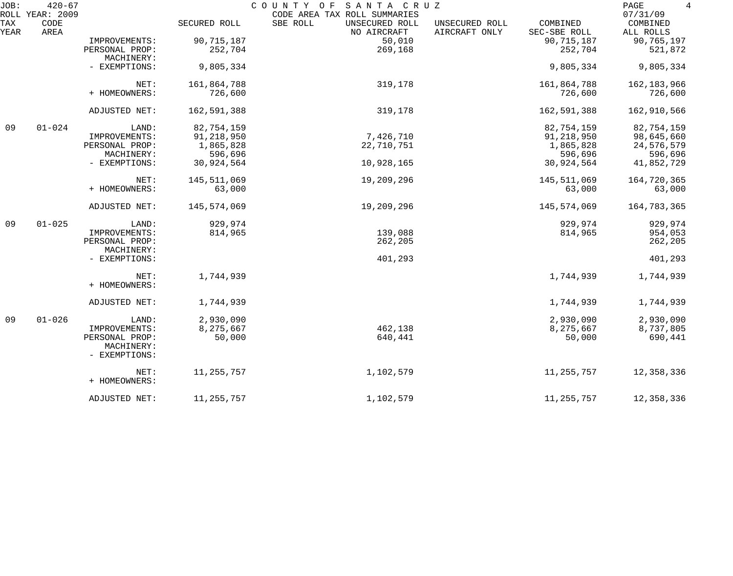COUNTY OF SANTA CRUZ
CODE AREA TAX ROLL SUMMARIES

JOB: 420-67
ROLL YEAR: 2009
07/31/09

| TAX YEAR | CODE AREA | | SECURED ROLL | SBE ROLL | UNSECURED ROLL NO AIRCRAFT | UNSECURED ROLL AIRCRAFT ONLY | COMBINED SEC-SBE ROLL | COMBINED ALL ROLLS |
|---|---|---|---|---|---|---|---|---|
| | | IMPROVEMENTS: | 90,715,187 | | 50,010 | | 90,715,187 | 90,765,197 |
| | | PERSONAL PROP: | 252,704 | | 269,168 | | 252,704 | 521,872 |
| | | MACHINERY: | | | | | | |
| | | - EXEMPTIONS: | 9,805,334 | | | | 9,805,334 | 9,805,334 |
| | | NET: | 161,864,788 | | 319,178 | | 161,864,788 | 162,183,966 |
| | | + HOMEOWNERS: | 726,600 | | | | 726,600 | 726,600 |
| | | ADJUSTED NET: | 162,591,388 | | 319,178 | | 162,591,388 | 162,910,566 |
| 09 | 01-024 | LAND: | 82,754,159 | | | | 82,754,159 | 82,754,159 |
| | | IMPROVEMENTS: | 91,218,950 | | 7,426,710 | | 91,218,950 | 98,645,660 |
| | | PERSONAL PROP: | 1,865,828 | | 22,710,751 | | 1,865,828 | 24,576,579 |
| | | MACHINERY: | 596,696 | | | | 596,696 | 596,696 |
| | | - EXEMPTIONS: | 30,924,564 | | 10,928,165 | | 30,924,564 | 41,852,729 |
| | | NET: | 145,511,069 | | 19,209,296 | | 145,511,069 | 164,720,365 |
| | | + HOMEOWNERS: | 63,000 | | | | 63,000 | 63,000 |
| | | ADJUSTED NET: | 145,574,069 | | 19,209,296 | | 145,574,069 | 164,783,365 |
| 09 | 01-025 | LAND: | 929,974 | | | | 929,974 | 929,974 |
| | | IMPROVEMENTS: | 814,965 | | 139,088 | | 814,965 | 954,053 |
| | | PERSONAL PROP: | | | 262,205 | | | 262,205 |
| | | MACHINERY: | | | | | | |
| | | - EXEMPTIONS: | | | 401,293 | | | 401,293 |
| | | NET: | 1,744,939 | | | | 1,744,939 | 1,744,939 |
| | | + HOMEOWNERS: | | | | | | |
| | | ADJUSTED NET: | 1,744,939 | | | | 1,744,939 | 1,744,939 |
| 09 | 01-026 | LAND: | 2,930,090 | | | | 2,930,090 | 2,930,090 |
| | | IMPROVEMENTS: | 8,275,667 | | 462,138 | | 8,275,667 | 8,737,805 |
| | | PERSONAL PROP: | 50,000 | | 640,441 | | 50,000 | 690,441 |
| | | MACHINERY: | | | | | | |
| | | - EXEMPTIONS: | | | | | | |
| | | NET: | 11,255,757 | | 1,102,579 | | 11,255,757 | 12,358,336 |
| | | + HOMEOWNERS: | | | | | | |
| | | ADJUSTED NET: | 11,255,757 | | 1,102,579 | | 11,255,757 | 12,358,336 |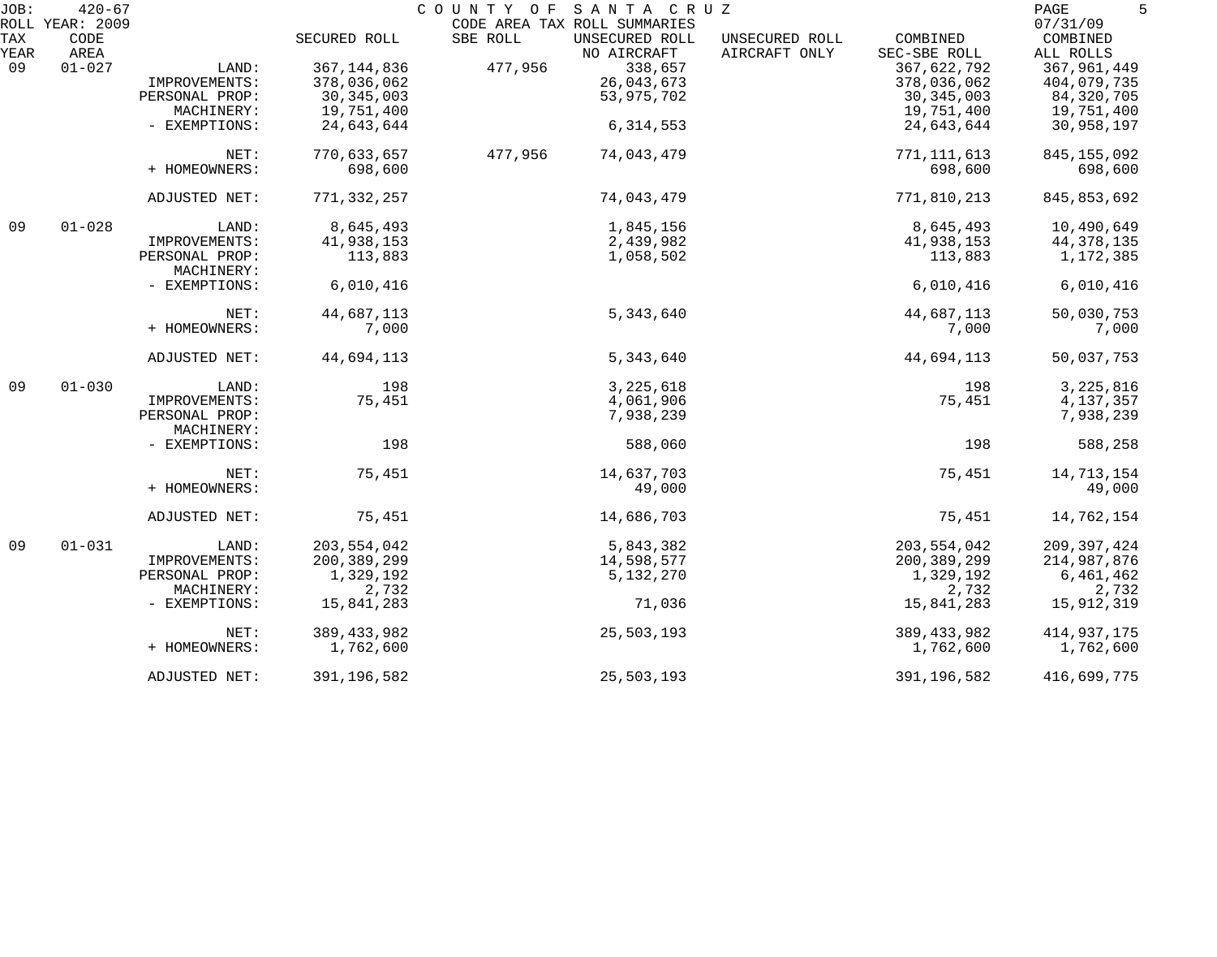JOB: 420-67 COUNTY OF SANTA CRUZ
ROLL YEAR: 2009 CODE AREA TAX ROLL SUMMARIES 07/31/09

| TAX YEAR | CODE AREA | | SECURED ROLL | SBE ROLL | UNSECURED ROLL NO AIRCRAFT | UNSECURED ROLL AIRCRAFT ONLY | COMBINED SEC-SBE ROLL | COMBINED ALL ROLLS |
|---|---|---|---|---|---|---|---|---|
| 09 | 01-027 | LAND: | 367,144,836 | 477,956 | 338,657 | | 367,622,792 | 367,961,449 |
| | | IMPROVEMENTS: | 378,036,062 | | 26,043,673 | | 378,036,062 | 404,079,735 |
| | | PERSONAL PROP: | 30,345,003 | | 53,975,702 | | 30,345,003 | 84,320,705 |
| | | MACHINERY: | 19,751,400 | | | | 19,751,400 | 19,751,400 |
| | | - EXEMPTIONS: | 24,643,644 | | 6,314,553 | | 24,643,644 | 30,958,197 |
| | | NET: | 770,633,657 | 477,956 | 74,043,479 | | 771,111,613 | 845,155,092 |
| | | + HOMEOWNERS: | 698,600 | | | | 698,600 | 698,600 |
| | | ADJUSTED NET: | 771,332,257 | | 74,043,479 | | 771,810,213 | 845,853,692 |
| 09 | 01-028 | LAND: | 8,645,493 | | 1,845,156 | | 8,645,493 | 10,490,649 |
| | | IMPROVEMENTS: | 41,938,153 | | 2,439,982 | | 41,938,153 | 44,378,135 |
| | | PERSONAL PROP: | 113,883 | | 1,058,502 | | 113,883 | 1,172,385 |
| | | MACHINERY: | | | | | | |
| | | - EXEMPTIONS: | 6,010,416 | | | | 6,010,416 | 6,010,416 |
| | | NET: | 44,687,113 | | 5,343,640 | | 44,687,113 | 50,030,753 |
| | | + HOMEOWNERS: | 7,000 | | | | 7,000 | 7,000 |
| | | ADJUSTED NET: | 44,694,113 | | 5,343,640 | | 44,694,113 | 50,037,753 |
| 09 | 01-030 | LAND: | 198 | | 3,225,618 | | 198 | 3,225,816 |
| | | IMPROVEMENTS: | 75,451 | | 4,061,906 | | 75,451 | 4,137,357 |
| | | PERSONAL PROP: | | | 7,938,239 | | | 7,938,239 |
| | | MACHINERY: | | | | | | |
| | | - EXEMPTIONS: | 198 | | 588,060 | | 198 | 588,258 |
| | | NET: | 75,451 | | 14,637,703 | | 75,451 | 14,713,154 |
| | | + HOMEOWNERS: | | | 49,000 | | | 49,000 |
| | | ADJUSTED NET: | 75,451 | | 14,686,703 | | 75,451 | 14,762,154 |
| 09 | 01-031 | LAND: | 203,554,042 | | 5,843,382 | | 203,554,042 | 209,397,424 |
| | | IMPROVEMENTS: | 200,389,299 | | 14,598,577 | | 200,389,299 | 214,987,876 |
| | | PERSONAL PROP: | 1,329,192 | | 5,132,270 | | 1,329,192 | 6,461,462 |
| | | MACHINERY: | 2,732 | | | | 2,732 | 2,732 |
| | | - EXEMPTIONS: | 15,841,283 | | 71,036 | | 15,841,283 | 15,912,319 |
| | | NET: | 389,433,982 | | 25,503,193 | | 389,433,982 | 414,937,175 |
| | | + HOMEOWNERS: | 1,762,600 | | | | 1,762,600 | 1,762,600 |
| | | ADJUSTED NET: | 391,196,582 | | 25,503,193 | | 391,196,582 | 416,699,775 |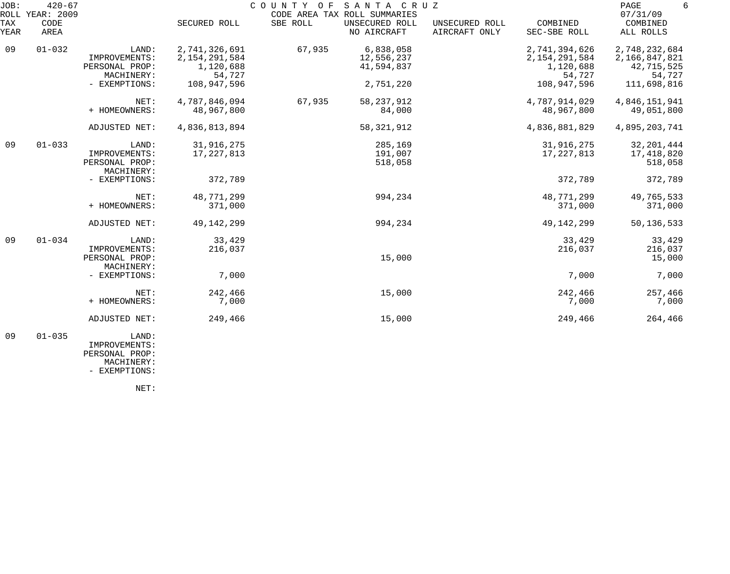JOB: 420-67 COUNTY OF SANTA CRUZ
ROLL YEAR: 2009 CODE AREA TAX ROLL SUMMARIES 07/31/09

| TAX YEAR | CODE AREA | | SECURED ROLL | SBE ROLL | UNSECURED ROLL NO AIRCRAFT | UNSECURED ROLL AIRCRAFT ONLY | COMBINED SEC-SBE ROLL | COMBINED ALL ROLLS |
|---|---|---|---|---|---|---|---|---|
| 09 | 01-032 | LAND: | 2,741,326,691 | 67,935 | 6,838,058 | | 2,741,394,626 | 2,748,232,684 |
| | | IMPROVEMENTS: | 2,154,291,584 | | 12,556,237 | | 2,154,291,584 | 2,166,847,821 |
| | | PERSONAL PROP: | 1,120,688 | | 41,594,837 | | 1,120,688 | 42,715,525 |
| | | MACHINERY: | 54,727 | | | | 54,727 | 54,727 |
| | | - EXEMPTIONS: | 108,947,596 | | 2,751,220 | | 108,947,596 | 111,698,816 |
| | | NET: | 4,787,846,094 | 67,935 | 58,237,912 | | 4,787,914,029 | 4,846,151,941 |
| | | + HOMEOWNERS: | 48,967,800 | | 84,000 | | 48,967,800 | 49,051,800 |
| | | ADJUSTED NET: | 4,836,813,894 | | 58,321,912 | | 4,836,881,829 | 4,895,203,741 |
| 09 | 01-033 | LAND: | 31,916,275 | | 285,169 | | 31,916,275 | 32,201,444 |
| | | IMPROVEMENTS: | 17,227,813 | | 191,007 | | 17,227,813 | 17,418,820 |
| | | PERSONAL PROP: | | | 518,058 | | | 518,058 |
| | | MACHINERY: | | | | | | |
| | | - EXEMPTIONS: | 372,789 | | | | 372,789 | 372,789 |
| | | NET: | 48,771,299 | | 994,234 | | 48,771,299 | 49,765,533 |
| | | + HOMEOWNERS: | 371,000 | | | | 371,000 | 371,000 |
| | | ADJUSTED NET: | 49,142,299 | | 994,234 | | 49,142,299 | 50,136,533 |
| 09 | 01-034 | LAND: | 33,429 | | | | 33,429 | 33,429 |
| | | IMPROVEMENTS: | 216,037 | | | | 216,037 | 216,037 |
| | | PERSONAL PROP: | | | 15,000 | | | 15,000 |
| | | MACHINERY: | | | | | | |
| | | - EXEMPTIONS: | 7,000 | | | | 7,000 | 7,000 |
| | | NET: | 242,466 | | 15,000 | | 242,466 | 257,466 |
| | | + HOMEOWNERS: | 7,000 | | | | 7,000 | 7,000 |
| | | ADJUSTED NET: | 249,466 | | 15,000 | | 249,466 | 264,466 |
| 09 | 01-035 | LAND: | | | | | | |
| | | IMPROVEMENTS: | | | | | | |
| | | PERSONAL PROP: | | | | | | |
| | | MACHINERY: | | | | | | |
| | | - EXEMPTIONS: | | | | | | |
| | | NET: | | | | | | |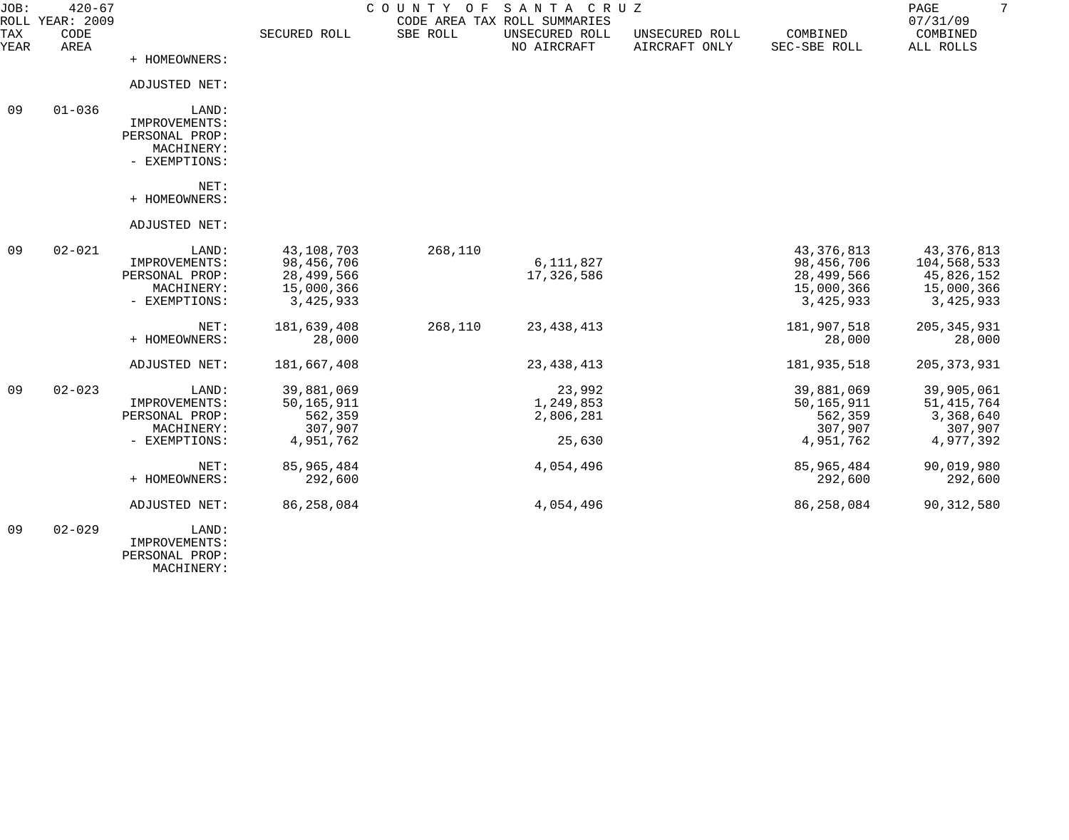JOB: 420-67 COUNTY OF SANTA CRUZ
ROLL YEAR: 2009 CODE AREA TAX ROLL SUMMARIES 07/31/09

| TAX YEAR | CODE AREA | | SECURED ROLL | SBE ROLL | UNSECURED ROLL NO AIRCRAFT | UNSECURED ROLL AIRCRAFT ONLY | COMBINED SEC-SBE ROLL | COMBINED ALL ROLLS |
|---|---|---|---|---|---|---|---|---|
| | | + HOMEOWNERS: | | | | | | |
| | | ADJUSTED NET: | | | | | | |
| 09 | 01-036 | LAND: | | | | | | |
| | | IMPROVEMENTS: | | | | | | |
| | | PERSONAL PROP: | | | | | | |
| | | MACHINERY: | | | | | | |
| | | - EXEMPTIONS: | | | | | | |
| | | NET: | | | | | | |
| | | + HOMEOWNERS: | | | | | | |
| | | ADJUSTED NET: | | | | | | |
| 09 | 02-021 | LAND: | 43,108,703 | 268,110 | | | 43,376,813 | 43,376,813 |
| | | IMPROVEMENTS: | 98,456,706 | | 6,111,827 | | 98,456,706 | 104,568,533 |
| | | PERSONAL PROP: | 28,499,566 | | 17,326,586 | | 28,499,566 | 45,826,152 |
| | | MACHINERY: | 15,000,366 | | | | 15,000,366 | 15,000,366 |
| | | - EXEMPTIONS: | 3,425,933 | | | | 3,425,933 | 3,425,933 |
| | | NET: | 181,639,408 | 268,110 | 23,438,413 | | 181,907,518 | 205,345,931 |
| | | + HOMEOWNERS: | 28,000 | | | | 28,000 | 28,000 |
| | | ADJUSTED NET: | 181,667,408 | | 23,438,413 | | 181,935,518 | 205,373,931 |
| 09 | 02-023 | LAND: | 39,881,069 | | 23,992 | | 39,881,069 | 39,905,061 |
| | | IMPROVEMENTS: | 50,165,911 | | 1,249,853 | | 50,165,911 | 51,415,764 |
| | | PERSONAL PROP: | 562,359 | | 2,806,281 | | 562,359 | 3,368,640 |
| | | MACHINERY: | 307,907 | | | | 307,907 | 307,907 |
| | | - EXEMPTIONS: | 4,951,762 | | 25,630 | | 4,951,762 | 4,977,392 |
| | | NET: | 85,965,484 | | 4,054,496 | | 85,965,484 | 90,019,980 |
| | | + HOMEOWNERS: | 292,600 | | | | 292,600 | 292,600 |
| | | ADJUSTED NET: | 86,258,084 | | 4,054,496 | | 86,258,084 | 90,312,580 |
| 09 | 02-029 | LAND: | | | | | | |
| | | IMPROVEMENTS: | | | | | | |
| | | PERSONAL PROP: | | | | | | |
| | | MACHINERY: | | | | | | |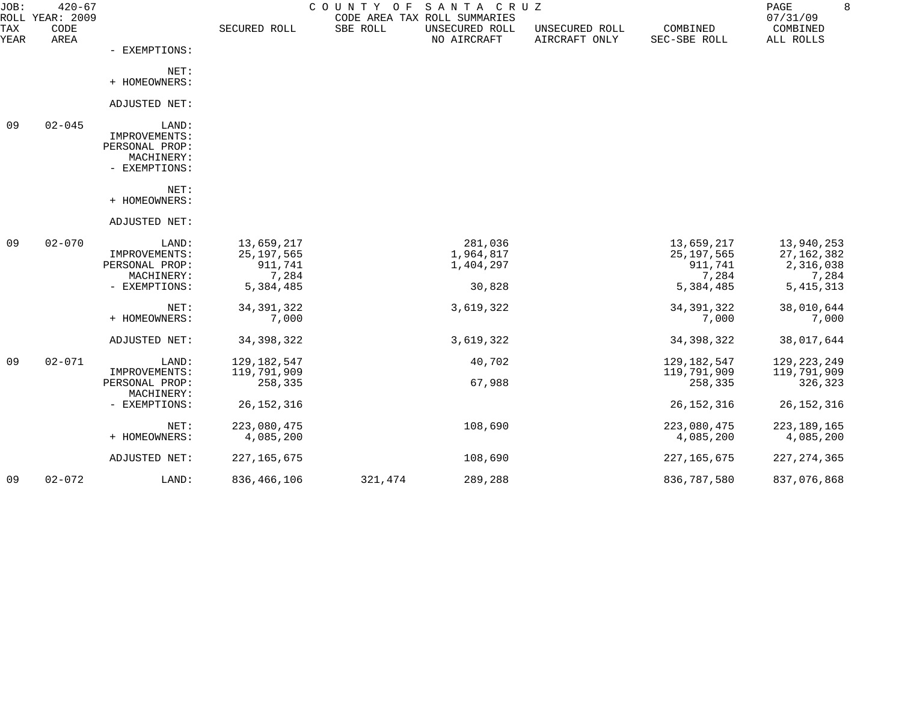JOB: 420-67 COUNTY OF SANTA CRUZ
ROLL YEAR: 2009 CODE AREA TAX ROLL SUMMARIES 07/31/09

| TAX YEAR | CODE AREA | | SECURED ROLL | SBE ROLL | UNSECURED ROLL NO AIRCRAFT | UNSECURED ROLL AIRCRAFT ONLY | COMBINED SEC-SBE ROLL | COMBINED ALL ROLLS |
|---|---|---|---|---|---|---|---|---|
| | | - EXEMPTIONS: | | | | | | |
| | | NET: | | | | | | |
| | | + HOMEOWNERS: | | | | | | |
| | | ADJUSTED NET: | | | | | | |
| 09 | 02-045 | LAND: | | | | | | |
| | | IMPROVEMENTS: | | | | | | |
| | | PERSONAL PROP: | | | | | | |
| | | MACHINERY: | | | | | | |
| | | - EXEMPTIONS: | | | | | | |
| | | NET: | | | | | | |
| | | + HOMEOWNERS: | | | | | | |
| | | ADJUSTED NET: | | | | | | |
| 09 | 02-070 | LAND: | 13,659,217 | | 281,036 | | 13,659,217 | 13,940,253 |
| | | IMPROVEMENTS: | 25,197,565 | | 1,964,817 | | 25,197,565 | 27,162,382 |
| | | PERSONAL PROP: | 911,741 | | 1,404,297 | | 911,741 | 2,316,038 |
| | | MACHINERY: | 7,284 | | | | 7,284 | 7,284 |
| | | - EXEMPTIONS: | 5,384,485 | | 30,828 | | 5,384,485 | 5,415,313 |
| | | NET: | 34,391,322 | | 3,619,322 | | 34,391,322 | 38,010,644 |
| | | + HOMEOWNERS: | 7,000 | | | | 7,000 | 7,000 |
| | | ADJUSTED NET: | 34,398,322 | | 3,619,322 | | 34,398,322 | 38,017,644 |
| 09 | 02-071 | LAND: | 129,182,547 | | 40,702 | | 129,182,547 | 129,223,249 |
| | | IMPROVEMENTS: | 119,791,909 | | | | 119,791,909 | 119,791,909 |
| | | PERSONAL PROP: | 258,335 | | 67,988 | | 258,335 | 326,323 |
| | | MACHINERY: | | | | | | |
| | | - EXEMPTIONS: | 26,152,316 | | | | 26,152,316 | 26,152,316 |
| | | NET: | 223,080,475 | | 108,690 | | 223,080,475 | 223,189,165 |
| | | + HOMEOWNERS: | 4,085,200 | | | | 4,085,200 | 4,085,200 |
| | | ADJUSTED NET: | 227,165,675 | | 108,690 | | 227,165,675 | 227,274,365 |
| 09 | 02-072 | LAND: | 836,466,106 | 321,474 | 289,288 | | 836,787,580 | 837,076,868 |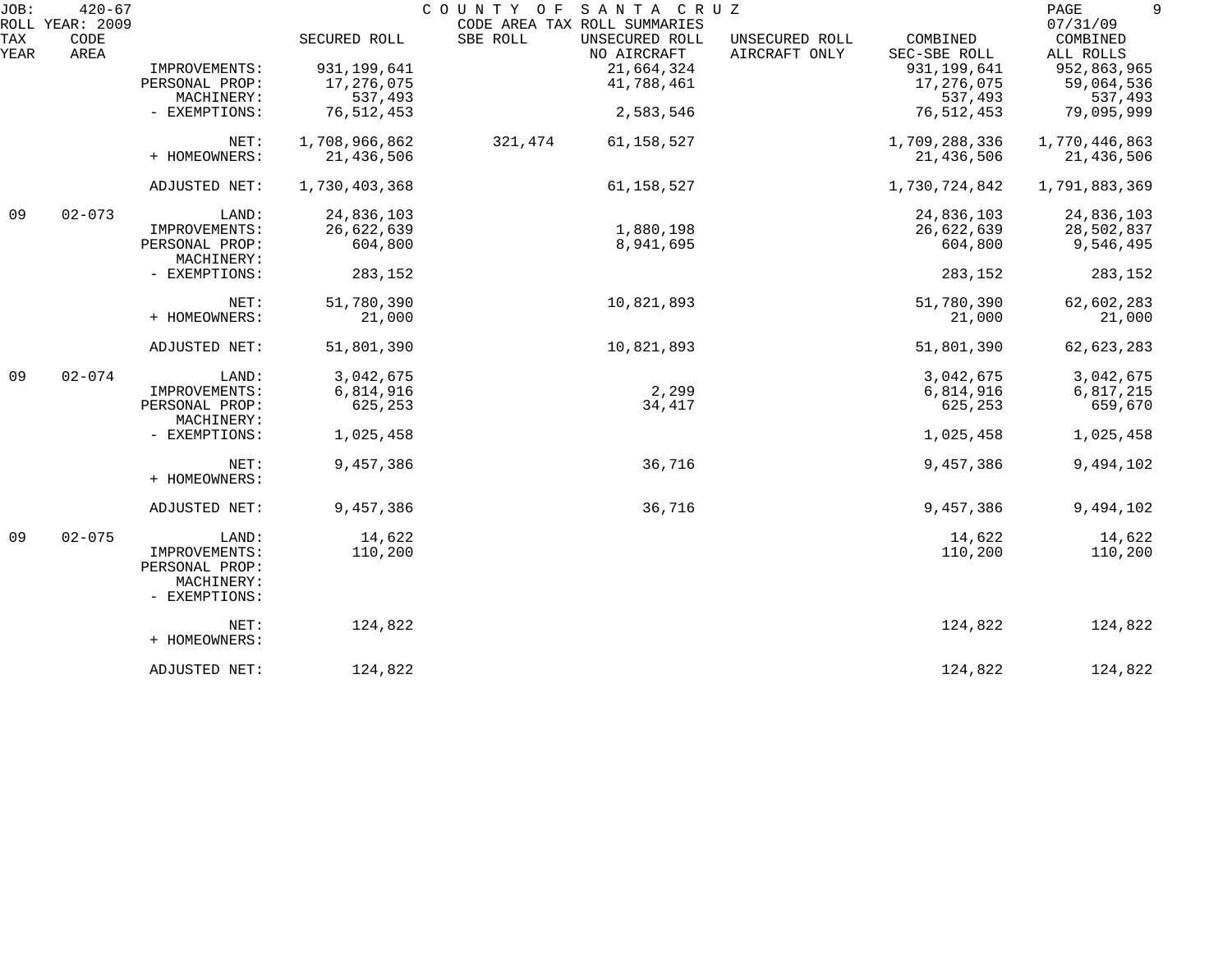JOB: 420-67 COUNTY OF SANTA CRUZ 07/31/09
ROLL YEAR: 2009 CODE AREA TAX ROLL SUMMARIES

| TAX YEAR | CODE AREA | | SECURED ROLL | SBE ROLL | UNSECURED ROLL NO AIRCRAFT | UNSECURED ROLL AIRCRAFT ONLY | COMBINED SEC-SBE ROLL | COMBINED ALL ROLLS |
|---|---|---|---|---|---|---|---|---|
| | | IMPROVEMENTS: | 931,199,641 | | 21,664,324 | | 931,199,641 | 952,863,965 |
| | | PERSONAL PROP: | 17,276,075 | | 41,788,461 | | 17,276,075 | 59,064,536 |
| | | MACHINERY: | 537,493 | | | | 537,493 | 537,493 |
| | | - EXEMPTIONS: | 76,512,453 | | 2,583,546 | | 76,512,453 | 79,095,999 |
| | | NET: | 1,708,966,862 | 321,474 | 61,158,527 | | 1,709,288,336 | 1,770,446,863 |
| | | + HOMEOWNERS: | 21,436,506 | | | | 21,436,506 | 21,436,506 |
| | | ADJUSTED NET: | 1,730,403,368 | | 61,158,527 | | 1,730,724,842 | 1,791,883,369 |
| 09 | 02-073 | LAND: | 24,836,103 | | | | 24,836,103 | 24,836,103 |
| | | IMPROVEMENTS: | 26,622,639 | | 1,880,198 | | 26,622,639 | 28,502,837 |
| | | PERSONAL PROP: | 604,800 | | 8,941,695 | | 604,800 | 9,546,495 |
| | | MACHINERY: | | | | | | |
| | | - EXEMPTIONS: | 283,152 | | | | 283,152 | 283,152 |
| | | NET: | 51,780,390 | | 10,821,893 | | 51,780,390 | 62,602,283 |
| | | + HOMEOWNERS: | 21,000 | | | | 21,000 | 21,000 |
| | | ADJUSTED NET: | 51,801,390 | | 10,821,893 | | 51,801,390 | 62,623,283 |
| 09 | 02-074 | LAND: | 3,042,675 | | | | 3,042,675 | 3,042,675 |
| | | IMPROVEMENTS: | 6,814,916 | | 2,299 | | 6,814,916 | 6,817,215 |
| | | PERSONAL PROP: | 625,253 | | 34,417 | | 625,253 | 659,670 |
| | | MACHINERY: | | | | | | |
| | | - EXEMPTIONS: | 1,025,458 | | | | 1,025,458 | 1,025,458 |
| | | NET: | 9,457,386 | | 36,716 | | 9,457,386 | 9,494,102 |
| | | + HOMEOWNERS: | | | | | | |
| | | ADJUSTED NET: | 9,457,386 | | 36,716 | | 9,457,386 | 9,494,102 |
| 09 | 02-075 | LAND: | 14,622 | | | | 14,622 | 14,622 |
| | | IMPROVEMENTS: | 110,200 | | | | 110,200 | 110,200 |
| | | PERSONAL PROP: | | | | | | |
| | | MACHINERY: | | | | | | |
| | | - EXEMPTIONS: | | | | | | |
| | | NET: | 124,822 | | | | 124,822 | 124,822 |
| | | + HOMEOWNERS: | | | | | | |
| | | ADJUSTED NET: | 124,822 | | | | 124,822 | 124,822 |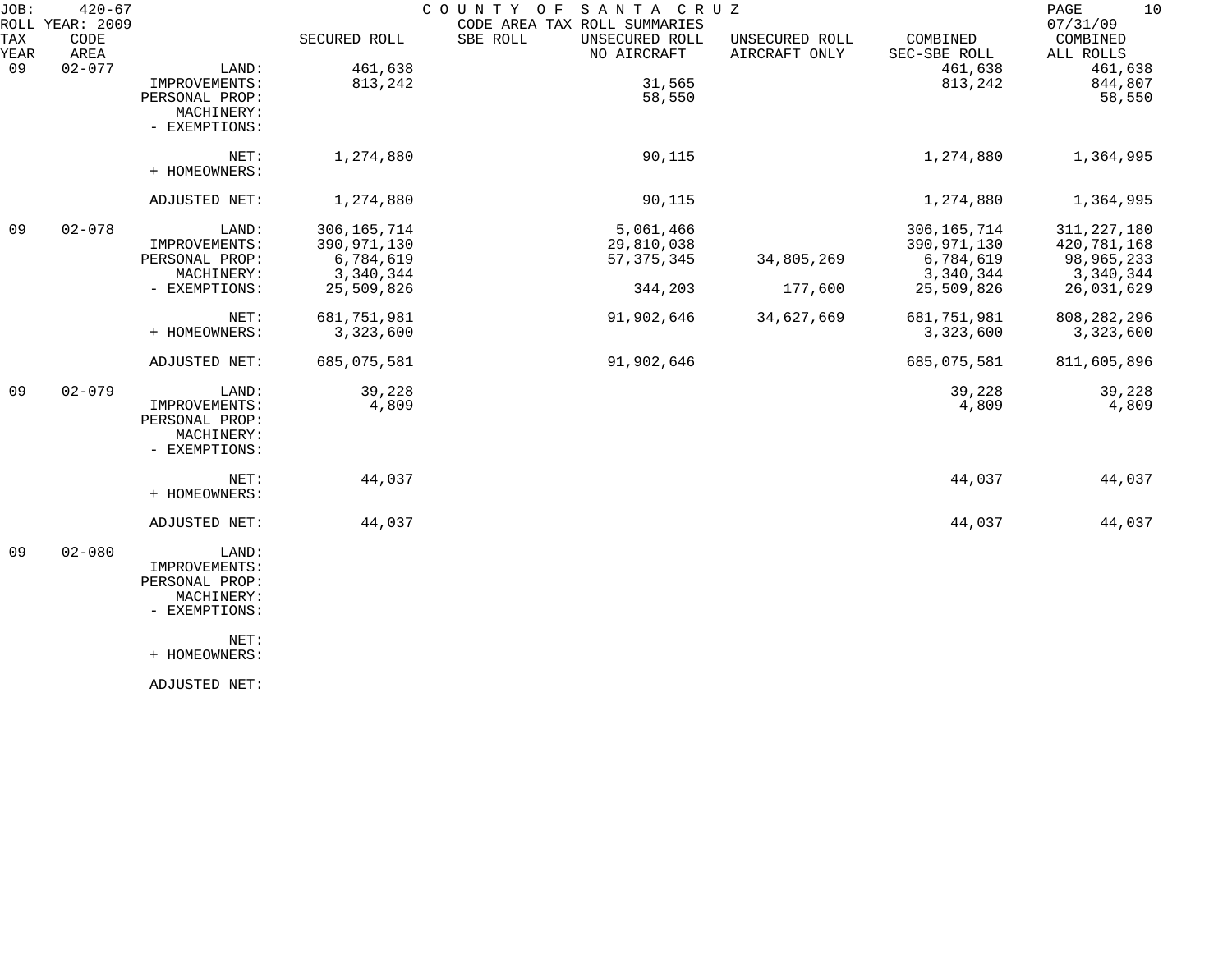JOB: 420-67 COUNTY OF SANTA CRUZ
ROLL YEAR: 2009 CODE AREA TAX ROLL SUMMARIES 07/31/09

| TAX YEAR | CODE AREA | | SECURED ROLL | SBE ROLL | UNSECURED ROLL NO AIRCRAFT | UNSECURED ROLL AIRCRAFT ONLY | COMBINED SEC-SBE ROLL | COMBINED ALL ROLLS |
|---|---|---|---|---|---|---|---|---|
| 09 | 02-077 | LAND: | 461,638 | | | | 461,638 | 461,638 |
| | | IMPROVEMENTS: | 813,242 | | 31,565 | | 813,242 | 844,807 |
| | | PERSONAL PROP: | | | 58,550 | | | 58,550 |
| | | MACHINERY: | | | | | | |
| | | - EXEMPTIONS: | | | | | | |
| | | NET: | 1,274,880 | | 90,115 | | 1,274,880 | 1,364,995 |
| | | + HOMEOWNERS: | | | | | | |
| | | ADJUSTED NET: | 1,274,880 | | 90,115 | | 1,274,880 | 1,364,995 |
| 09 | 02-078 | LAND: | 306,165,714 | | 5,061,466 | | 306,165,714 | 311,227,180 |
| | | IMPROVEMENTS: | 390,971,130 | | 29,810,038 | | 390,971,130 | 420,781,168 |
| | | PERSONAL PROP: | 6,784,619 | | 57,375,345 | 34,805,269 | 6,784,619 | 98,965,233 |
| | | MACHINERY: | 3,340,344 | | | | 3,340,344 | 3,340,344 |
| | | - EXEMPTIONS: | 25,509,826 | | 344,203 | 177,600 | 25,509,826 | 26,031,629 |
| | | NET: | 681,751,981 | | 91,902,646 | 34,627,669 | 681,751,981 | 808,282,296 |
| | | + HOMEOWNERS: | 3,323,600 | | | | 3,323,600 | 3,323,600 |
| | | ADJUSTED NET: | 685,075,581 | | 91,902,646 | | 685,075,581 | 811,605,896 |
| 09 | 02-079 | LAND: | 39,228 | | | | 39,228 | 39,228 |
| | | IMPROVEMENTS: | 4,809 | | | | 4,809 | 4,809 |
| | | PERSONAL PROP: | | | | | | |
| | | MACHINERY: | | | | | | |
| | | - EXEMPTIONS: | | | | | | |
| | | NET: | 44,037 | | | | 44,037 | 44,037 |
| | | + HOMEOWNERS: | | | | | | |
| | | ADJUSTED NET: | 44,037 | | | | 44,037 | 44,037 |
| 09 | 02-080 | LAND: | | | | | | |
| | | IMPROVEMENTS: | | | | | | |
| | | PERSONAL PROP: | | | | | | |
| | | MACHINERY: | | | | | | |
| | | - EXEMPTIONS: | | | | | | |
| | | NET: | | | | | | |
| | | + HOMEOWNERS: | | | | | | |
| | | ADJUSTED NET: | | | | | | |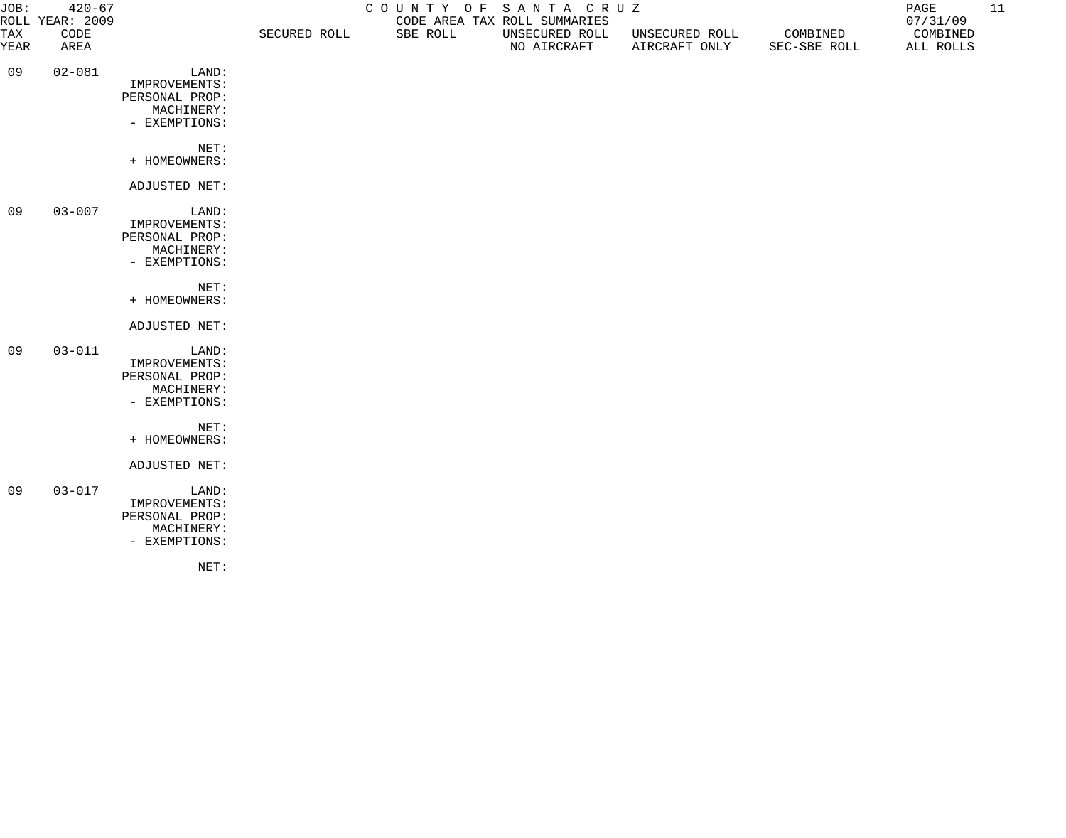JOB: 420-67
ROLL YEAR: 2009

COUNTY OF SANTA CRUZ
CODE AREA TAX ROLL SUMMARIES

07/31/09

| TAX YEAR | CODE AREA | | SECURED ROLL | SBE ROLL | UNSECURED ROLL NO AIRCRAFT | UNSECURED ROLL AIRCRAFT ONLY | COMBINED SEC-SBE ROLL | COMBINED ALL ROLLS |
|---|---|---|---|---|---|---|---|---|
| 09 | 02-081 | LAND: | | | | | | |
| | | IMPROVEMENTS: | | | | | | |
| | | PERSONAL PROP: | | | | | | |
| | | MACHINERY: | | | | | | |
| | | - EXEMPTIONS: | | | | | | |
| | | NET: | | | | | | |
| | | + HOMEOWNERS: | | | | | | |
| | | ADJUSTED NET: | | | | | | |
| 09 | 03-007 | LAND: | | | | | | |
| | | IMPROVEMENTS: | | | | | | |
| | | PERSONAL PROP: | | | | | | |
| | | MACHINERY: | | | | | | |
| | | - EXEMPTIONS: | | | | | | |
| | | NET: | | | | | | |
| | | + HOMEOWNERS: | | | | | | |
| | | ADJUSTED NET: | | | | | | |
| 09 | 03-011 | LAND: | | | | | | |
| | | IMPROVEMENTS: | | | | | | |
| | | PERSONAL PROP: | | | | | | |
| | | MACHINERY: | | | | | | |
| | | - EXEMPTIONS: | | | | | | |
| | | NET: | | | | | | |
| | | + HOMEOWNERS: | | | | | | |
| | | ADJUSTED NET: | | | | | | |
| 09 | 03-017 | LAND: | | | | | | |
| | | IMPROVEMENTS: | | | | | | |
| | | PERSONAL PROP: | | | | | | |
| | | MACHINERY: | | | | | | |
| | | - EXEMPTIONS: | | | | | | |
| | | NET: | | | | | | |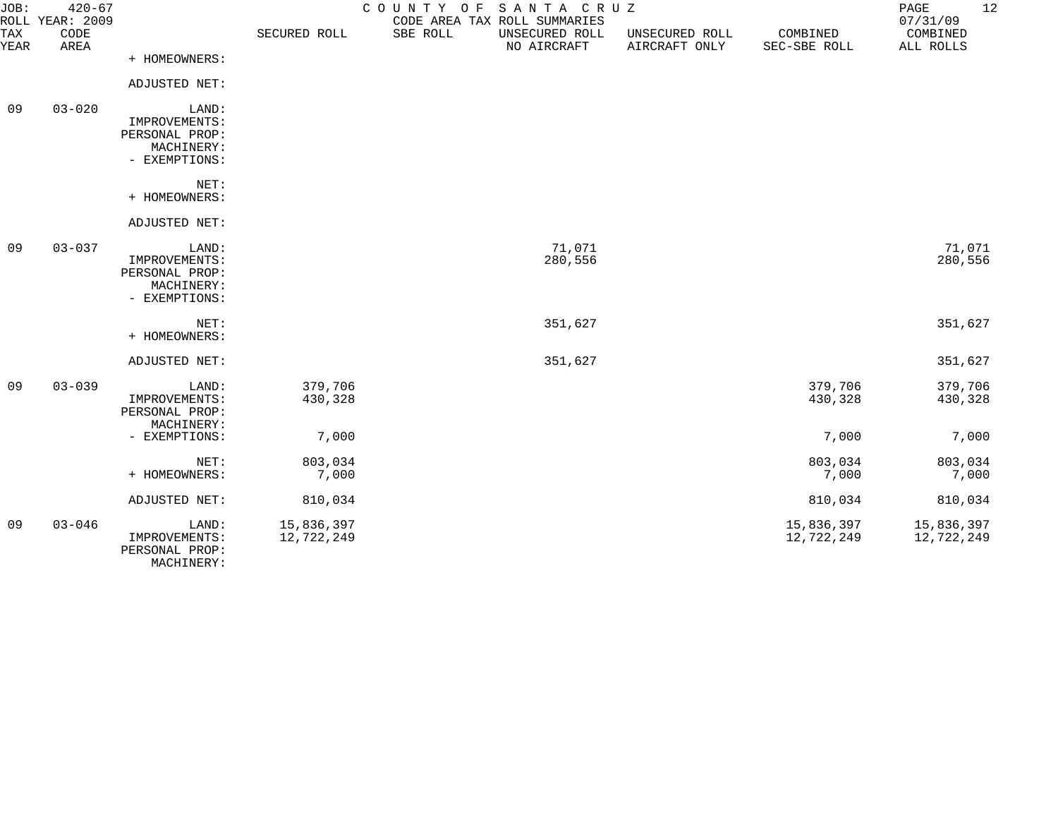COUNTY OF SANTA CRUZ
CODE AREA TAX ROLL SUMMARIES

JOB: 420-67
ROLL YEAR: 2009
07/31/09

| TAX YEAR | CODE AREA | | SECURED ROLL | SBE ROLL | UNSECURED ROLL NO AIRCRAFT | UNSECURED ROLL AIRCRAFT ONLY | COMBINED SEC-SBE ROLL | COMBINED ALL ROLLS |
|---|---|---|---|---|---|---|---|---|
| | | + HOMEOWNERS: | | | | | | |
| | | ADJUSTED NET: | | | | | | |
| 09 | 03-020 | LAND: | | | | | | |
| | | IMPROVEMENTS: | | | | | | |
| | | PERSONAL PROP: | | | | | | |
| | | MACHINERY: | | | | | | |
| | | - EXEMPTIONS: | | | | | | |
| | | NET: | | | | | | |
| | | + HOMEOWNERS: | | | | | | |
| | | ADJUSTED NET: | | | | | | |
| 09 | 03-037 | LAND: | | | 71,071 | | | 71,071 |
| | | IMPROVEMENTS: | | | 280,556 | | | 280,556 |
| | | PERSONAL PROP: | | | | | | |
| | | MACHINERY: | | | | | | |
| | | - EXEMPTIONS: | | | | | | |
| | | NET: | | | 351,627 | | | 351,627 |
| | | + HOMEOWNERS: | | | | | | |
| | | ADJUSTED NET: | | | 351,627 | | | 351,627 |
| 09 | 03-039 | LAND: | 379,706 | | | | 379,706 | 379,706 |
| | | IMPROVEMENTS: | 430,328 | | | | 430,328 | 430,328 |
| | | PERSONAL PROP: | | | | | | |
| | | MACHINERY: | | | | | | |
| | | - EXEMPTIONS: | 7,000 | | | | 7,000 | 7,000 |
| | | NET: | 803,034 | | | | 803,034 | 803,034 |
| | | + HOMEOWNERS: | 7,000 | | | | 7,000 | 7,000 |
| | | ADJUSTED NET: | 810,034 | | | | 810,034 | 810,034 |
| 09 | 03-046 | LAND: | 15,836,397 | | | | 15,836,397 | 15,836,397 |
| | | IMPROVEMENTS: | 12,722,249 | | | | 12,722,249 | 12,722,249 |
| | | PERSONAL PROP: | | | | | | |
| | | MACHINERY: | | | | | | |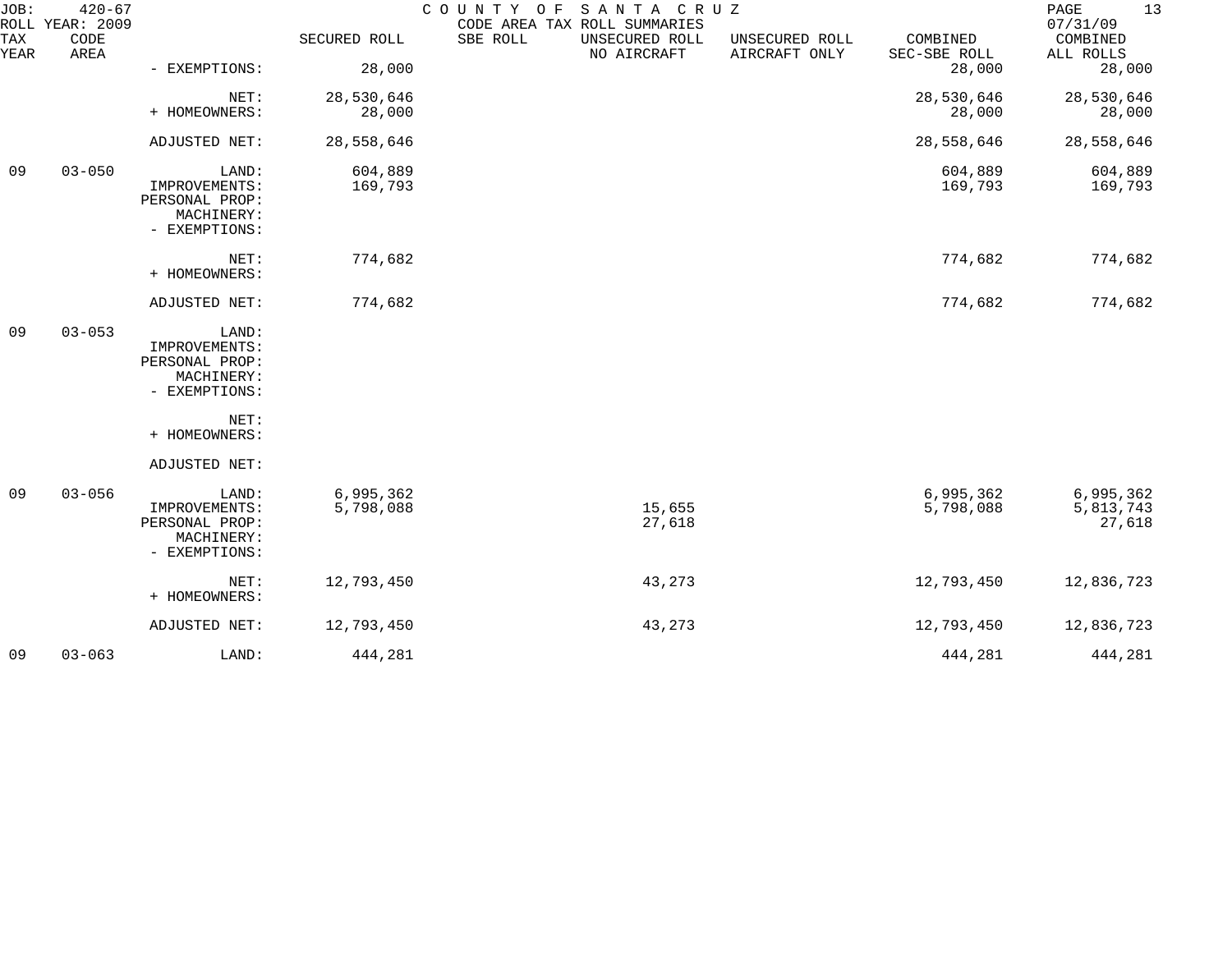JOB: 420-67 COUNTY OF SANTA CRUZ
ROLL YEAR: 2009 CODE AREA TAX ROLL SUMMARIES 07/31/09

| TAX YEAR | CODE AREA | | SECURED ROLL | SBE ROLL | UNSECURED ROLL NO AIRCRAFT | UNSECURED ROLL AIRCRAFT ONLY | COMBINED SEC-SBE ROLL | COMBINED ALL ROLLS |
|---|---|---|---|---|---|---|---|---|
| | | - EXEMPTIONS: | 28,000 | | | | 28,000 | 28,000 |
| | | NET: | 28,530,646 | | | | 28,530,646 | 28,530,646 |
| | | + HOMEOWNERS: | 28,000 | | | | 28,000 | 28,000 |
| | | ADJUSTED NET: | 28,558,646 | | | | 28,558,646 | 28,558,646 |
| 09 | 03-050 | LAND: | 604,889 | | | | 604,889 | 604,889 |
| | | IMPROVEMENTS: | 169,793 | | | | 169,793 | 169,793 |
| | | PERSONAL PROP: | | | | | | |
| | | MACHINERY: | | | | | | |
| | | - EXEMPTIONS: | | | | | | |
| | | NET: | 774,682 | | | | 774,682 | 774,682 |
| | | + HOMEOWNERS: | | | | | | |
| | | ADJUSTED NET: | 774,682 | | | | 774,682 | 774,682 |
| 09 | 03-053 | LAND: | | | | | | |
| | | IMPROVEMENTS: | | | | | | |
| | | PERSONAL PROP: | | | | | | |
| | | MACHINERY: | | | | | | |
| | | - EXEMPTIONS: | | | | | | |
| | | NET: | | | | | | |
| | | + HOMEOWNERS: | | | | | | |
| | | ADJUSTED NET: | | | | | | |
| 09 | 03-056 | LAND: | 6,995,362 | | | | 6,995,362 | 6,995,362 |
| | | IMPROVEMENTS: | 5,798,088 | | 15,655 | | 5,798,088 | 5,813,743 |
| | | PERSONAL PROP: | | | 27,618 | | | 27,618 |
| | | MACHINERY: | | | | | | |
| | | - EXEMPTIONS: | | | | | | |
| | | NET: | 12,793,450 | | 43,273 | | 12,793,450 | 12,836,723 |
| | | + HOMEOWNERS: | | | | | | |
| | | ADJUSTED NET: | 12,793,450 | | 43,273 | | 12,793,450 | 12,836,723 |
| 09 | 03-063 | LAND: | 444,281 | | | | 444,281 | 444,281 |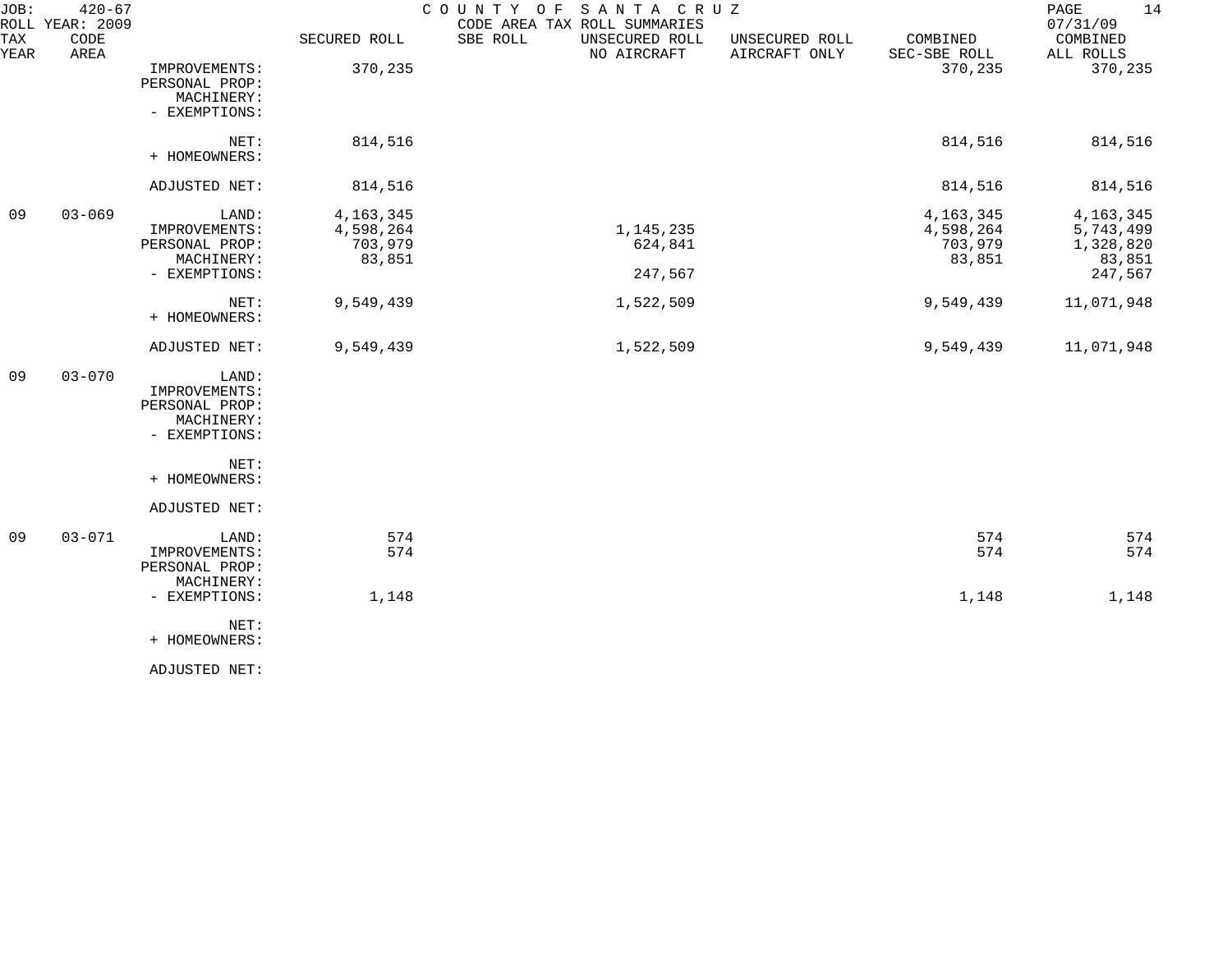JOB: 420-67 COUNTY OF SANTA CRUZ
ROLL YEAR: 2009 CODE AREA TAX ROLL SUMMARIES 07/31/09

| TAX YEAR | CODE AREA | | SECURED ROLL | SBE ROLL | UNSECURED ROLL NO AIRCRAFT | UNSECURED ROLL AIRCRAFT ONLY | COMBINED SEC-SBE ROLL | COMBINED ALL ROLLS |
|---|---|---|---|---|---|---|---|---|
| | | IMPROVEMENTS: | 370,235 | | | | 370,235 | 370,235 |
| | | PERSONAL PROP: | | | | | | |
| | | MACHINERY: | | | | | | |
| | | - EXEMPTIONS: | | | | | | |
| | | NET: | 814,516 | | | | 814,516 | 814,516 |
| | | + HOMEOWNERS: | | | | | | |
| | | ADJUSTED NET: | 814,516 | | | | 814,516 | 814,516 |
| 09 | 03-069 | LAND: | 4,163,345 | | | | 4,163,345 | 4,163,345 |
| | | IMPROVEMENTS: | 4,598,264 | | 1,145,235 | | 4,598,264 | 5,743,499 |
| | | PERSONAL PROP: | 703,979 | | 624,841 | | 703,979 | 1,328,820 |
| | | MACHINERY: | 83,851 | | | | 83,851 | 83,851 |
| | | - EXEMPTIONS: | | | 247,567 | | | 247,567 |
| | | NET: | 9,549,439 | | 1,522,509 | | 9,549,439 | 11,071,948 |
| | | + HOMEOWNERS: | | | | | | |
| | | ADJUSTED NET: | 9,549,439 | | 1,522,509 | | 9,549,439 | 11,071,948 |
| 09 | 03-070 | LAND: | | | | | | |
| | | IMPROVEMENTS: | | | | | | |
| | | PERSONAL PROP: | | | | | | |
| | | MACHINERY: | | | | | | |
| | | - EXEMPTIONS: | | | | | | |
| | | NET: | | | | | | |
| | | + HOMEOWNERS: | | | | | | |
| | | ADJUSTED NET: | | | | | | |
| 09 | 03-071 | LAND: | 574 | | | | 574 | 574 |
| | | IMPROVEMENTS: | 574 | | | | 574 | 574 |
| | | PERSONAL PROP: | | | | | | |
| | | MACHINERY: | | | | | | |
| | | - EXEMPTIONS: | 1,148 | | | | 1,148 | 1,148 |
| | | NET: | | | | | | |
| | | + HOMEOWNERS: | | | | | | |
| | | ADJUSTED NET: | | | | | | |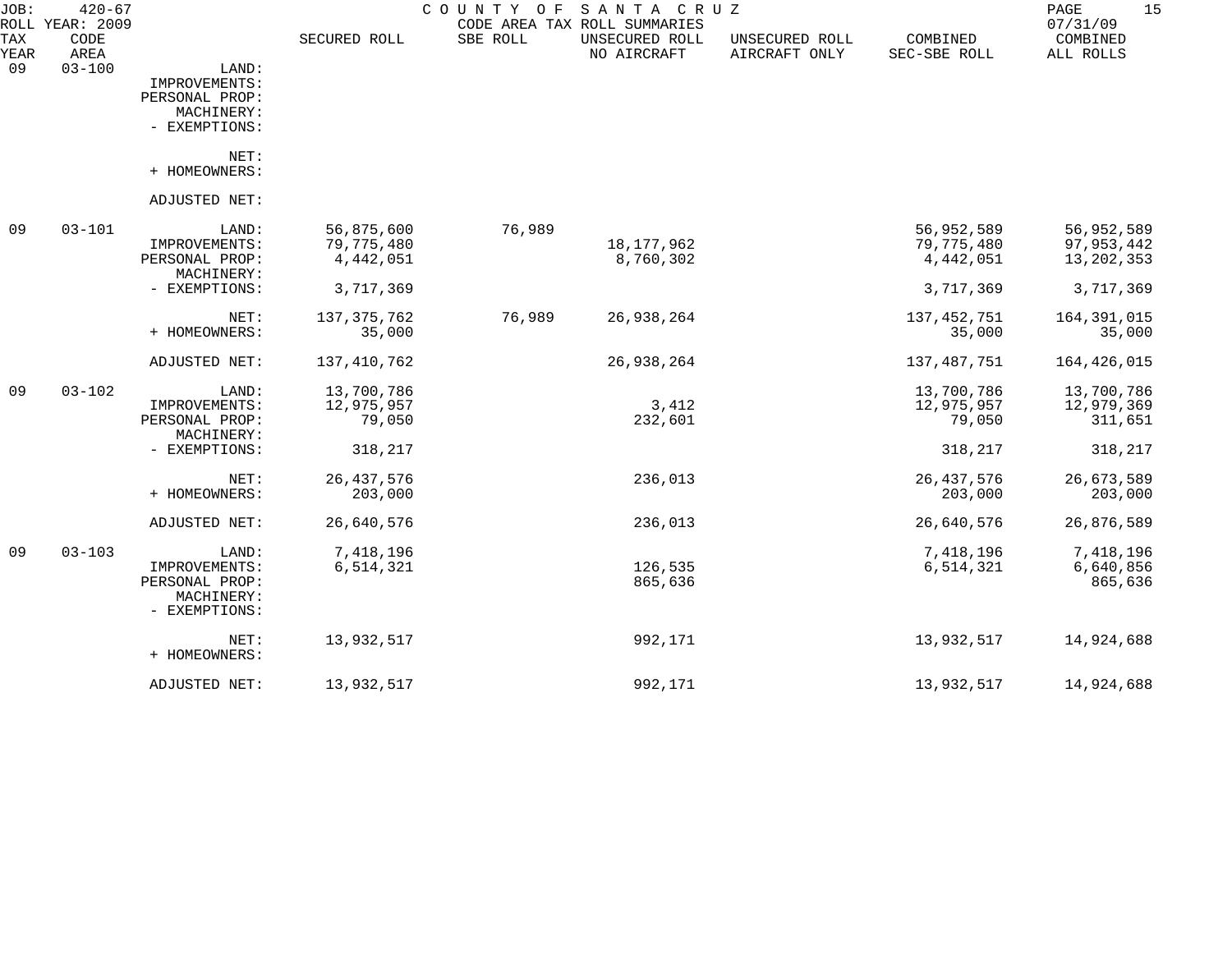JOB: 420-67 COUNTY OF SANTA CRUZ
ROLL YEAR: 2009 CODE AREA TAX ROLL SUMMARIES 07/31/09

| TAX YEAR | CODE AREA | | SECURED ROLL | SBE ROLL | UNSECURED ROLL NO AIRCRAFT | UNSECURED ROLL AIRCRAFT ONLY | COMBINED SEC-SBE ROLL | COMBINED ALL ROLLS |
|---|---|---|---|---|---|---|---|---|
| 09 | 03-100 | LAND: | | | | | | |
| | | IMPROVEMENTS: | | | | | | |
| | | PERSONAL PROP: | | | | | | |
| | | MACHINERY: | | | | | | |
| | | - EXEMPTIONS: | | | | | | |
| | | NET: | | | | | | |
| | | + HOMEOWNERS: | | | | | | |
| | | ADJUSTED NET: | | | | | | |
| 09 | 03-101 | LAND: | 56,875,600 | 76,989 | | | 56,952,589 | 56,952,589 |
| | | IMPROVEMENTS: | 79,775,480 | | 18,177,962 | | 79,775,480 | 97,953,442 |
| | | PERSONAL PROP: | 4,442,051 | | 8,760,302 | | 4,442,051 | 13,202,353 |
| | | MACHINERY: | | | | | | |
| | | - EXEMPTIONS: | 3,717,369 | | | | 3,717,369 | 3,717,369 |
| | | NET: | 137,375,762 | 76,989 | 26,938,264 | | 137,452,751 | 164,391,015 |
| | | + HOMEOWNERS: | 35,000 | | | | 35,000 | 35,000 |
| | | ADJUSTED NET: | 137,410,762 | | 26,938,264 | | 137,487,751 | 164,426,015 |
| 09 | 03-102 | LAND: | 13,700,786 | | | | 13,700,786 | 13,700,786 |
| | | IMPROVEMENTS: | 12,975,957 | | 3,412 | | 12,975,957 | 12,979,369 |
| | | PERSONAL PROP: | 79,050 | | 232,601 | | 79,050 | 311,651 |
| | | MACHINERY: | | | | | | |
| | | - EXEMPTIONS: | 318,217 | | | | 318,217 | 318,217 |
| | | NET: | 26,437,576 | | 236,013 | | 26,437,576 | 26,673,589 |
| | | + HOMEOWNERS: | 203,000 | | | | 203,000 | 203,000 |
| | | ADJUSTED NET: | 26,640,576 | | 236,013 | | 26,640,576 | 26,876,589 |
| 09 | 03-103 | LAND: | 7,418,196 | | | | 7,418,196 | 7,418,196 |
| | | IMPROVEMENTS: | 6,514,321 | | 126,535 | | 6,514,321 | 6,640,856 |
| | | PERSONAL PROP: | | | 865,636 | | | 865,636 |
| | | MACHINERY: | | | | | | |
| | | - EXEMPTIONS: | | | | | | |
| | | NET: | 13,932,517 | | 992,171 | | 13,932,517 | 14,924,688 |
| | | + HOMEOWNERS: | | | | | | |
| | | ADJUSTED NET: | 13,932,517 | | 992,171 | | 13,932,517 | 14,924,688 |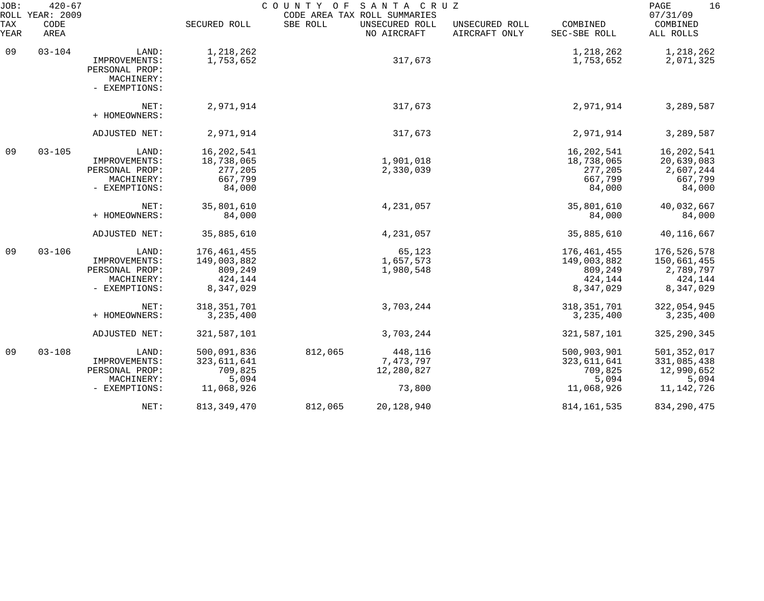JOB: 420-67 COUNTY OF SANTA CRUZ

ROLL YEAR: 2009 CODE AREA TAX ROLL SUMMARIES 07/31/09

| TAX YEAR | CODE AREA | | SECURED ROLL | SBE ROLL | UNSECURED ROLL NO AIRCRAFT | UNSECURED ROLL AIRCRAFT ONLY | COMBINED SEC-SBE ROLL | COMBINED ALL ROLLS |
|---|---|---|---|---|---|---|---|---|
| 09 | 03-104 | LAND: | 1,218,262 | | | | 1,218,262 | 1,218,262 |
| | | IMPROVEMENTS: | 1,753,652 | | 317,673 | | 1,753,652 | 2,071,325 |
| | | PERSONAL PROP: | | | | | | |
| | | MACHINERY: | | | | | | |
| | | - EXEMPTIONS: | | | | | | |
| | | NET: | 2,971,914 | | 317,673 | | 2,971,914 | 3,289,587 |
| | | + HOMEOWNERS: | | | | | | |
| | | ADJUSTED NET: | 2,971,914 | | 317,673 | | 2,971,914 | 3,289,587 |
| 09 | 03-105 | LAND: | 16,202,541 | | | | 16,202,541 | 16,202,541 |
| | | IMPROVEMENTS: | 18,738,065 | | 1,901,018 | | 18,738,065 | 20,639,083 |
| | | PERSONAL PROP: | 277,205 | | 2,330,039 | | 277,205 | 2,607,244 |
| | | MACHINERY: | 667,799 | | | | 667,799 | 667,799 |
| | | - EXEMPTIONS: | 84,000 | | | | 84,000 | 84,000 |
| | | NET: | 35,801,610 | | 4,231,057 | | 35,801,610 | 40,032,667 |
| | | + HOMEOWNERS: | 84,000 | | | | 84,000 | 84,000 |
| | | ADJUSTED NET: | 35,885,610 | | 4,231,057 | | 35,885,610 | 40,116,667 |
| 09 | 03-106 | LAND: | 176,461,455 | | 65,123 | | 176,461,455 | 176,526,578 |
| | | IMPROVEMENTS: | 149,003,882 | | 1,657,573 | | 149,003,882 | 150,661,455 |
| | | PERSONAL PROP: | 809,249 | | 1,980,548 | | 809,249 | 2,789,797 |
| | | MACHINERY: | 424,144 | | | | 424,144 | 424,144 |
| | | - EXEMPTIONS: | 8,347,029 | | | | 8,347,029 | 8,347,029 |
| | | NET: | 318,351,701 | | 3,703,244 | | 318,351,701 | 322,054,945 |
| | | + HOMEOWNERS: | 3,235,400 | | | | 3,235,400 | 3,235,400 |
| | | ADJUSTED NET: | 321,587,101 | | 3,703,244 | | 321,587,101 | 325,290,345 |
| 09 | 03-108 | LAND: | 500,091,836 | 812,065 | 448,116 | | 500,903,901 | 501,352,017 |
| | | IMPROVEMENTS: | 323,611,641 | | 7,473,797 | | 323,611,641 | 331,085,438 |
| | | PERSONAL PROP: | 709,825 | | 12,280,827 | | 709,825 | 12,990,652 |
| | | MACHINERY: | 5,094 | | | | 5,094 | 5,094 |
| | | - EXEMPTIONS: | 11,068,926 | | 73,800 | | 11,068,926 | 11,142,726 |
| | | NET: | 813,349,470 | 812,065 | 20,128,940 | | 814,161,535 | 834,290,475 |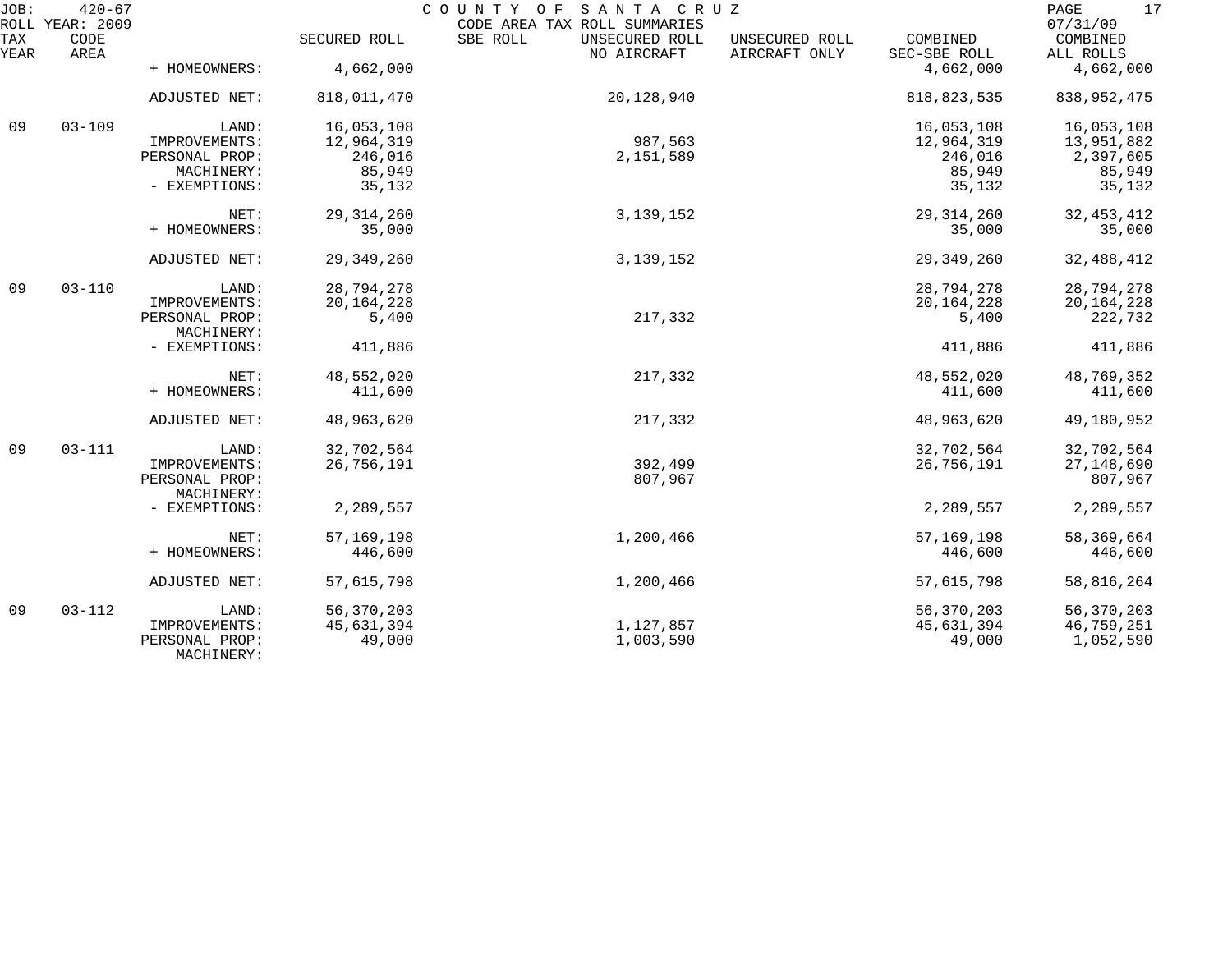JOB: 420-67 COUNTY OF SANTA CRUZ
ROLL YEAR: 2009 CODE AREA TAX ROLL SUMMARIES 07/31/09

| TAX YEAR | CODE AREA | | SECURED ROLL | SBE ROLL | UNSECURED ROLL NO AIRCRAFT | UNSECURED ROLL AIRCRAFT ONLY | COMBINED SEC-SBE ROLL | COMBINED ALL ROLLS |
|---|---|---|---|---|---|---|---|---|
| | | + HOMEOWNERS: | 4,662,000 | | | | 4,662,000 | 4,662,000 |
| | | ADJUSTED NET: | 818,011,470 | | 20,128,940 | | 818,823,535 | 838,952,475 |
| 09 | 03-109 | LAND: | 16,053,108 | | | | 16,053,108 | 16,053,108 |
| | | IMPROVEMENTS: | 12,964,319 | | 987,563 | | 12,964,319 | 13,951,882 |
| | | PERSONAL PROP: | 246,016 | | 2,151,589 | | 246,016 | 2,397,605 |
| | | MACHINERY: | 85,949 | | | | 85,949 | 85,949 |
| | | - EXEMPTIONS: | 35,132 | | | | 35,132 | 35,132 |
| | | NET: | 29,314,260 | | 3,139,152 | | 29,314,260 | 32,453,412 |
| | | + HOMEOWNERS: | 35,000 | | | | 35,000 | 35,000 |
| | | ADJUSTED NET: | 29,349,260 | | 3,139,152 | | 29,349,260 | 32,488,412 |
| 09 | 03-110 | LAND: | 28,794,278 | | | | 28,794,278 | 28,794,278 |
| | | IMPROVEMENTS: | 20,164,228 | | | | 20,164,228 | 20,164,228 |
| | | PERSONAL PROP: | 5,400 | | 217,332 | | 5,400 | 222,732 |
| | | MACHINERY: | | | | | | |
| | | - EXEMPTIONS: | 411,886 | | | | 411,886 | 411,886 |
| | | NET: | 48,552,020 | | 217,332 | | 48,552,020 | 48,769,352 |
| | | + HOMEOWNERS: | 411,600 | | | | 411,600 | 411,600 |
| | | ADJUSTED NET: | 48,963,620 | | 217,332 | | 48,963,620 | 49,180,952 |
| 09 | 03-111 | LAND: | 32,702,564 | | | | 32,702,564 | 32,702,564 |
| | | IMPROVEMENTS: | 26,756,191 | | 392,499 | | 26,756,191 | 27,148,690 |
| | | PERSONAL PROP: | | | 807,967 | | | 807,967 |
| | | MACHINERY: | | | | | | |
| | | - EXEMPTIONS: | 2,289,557 | | | | 2,289,557 | 2,289,557 |
| | | NET: | 57,169,198 | | 1,200,466 | | 57,169,198 | 58,369,664 |
| | | + HOMEOWNERS: | 446,600 | | | | 446,600 | 446,600 |
| | | ADJUSTED NET: | 57,615,798 | | 1,200,466 | | 57,615,798 | 58,816,264 |
| 09 | 03-112 | LAND: | 56,370,203 | | | | 56,370,203 | 56,370,203 |
| | | IMPROVEMENTS: | 45,631,394 | | 1,127,857 | | 45,631,394 | 46,759,251 |
| | | PERSONAL PROP: | 49,000 | | 1,003,590 | | 49,000 | 1,052,590 |
| | | MACHINERY: | | | | | | |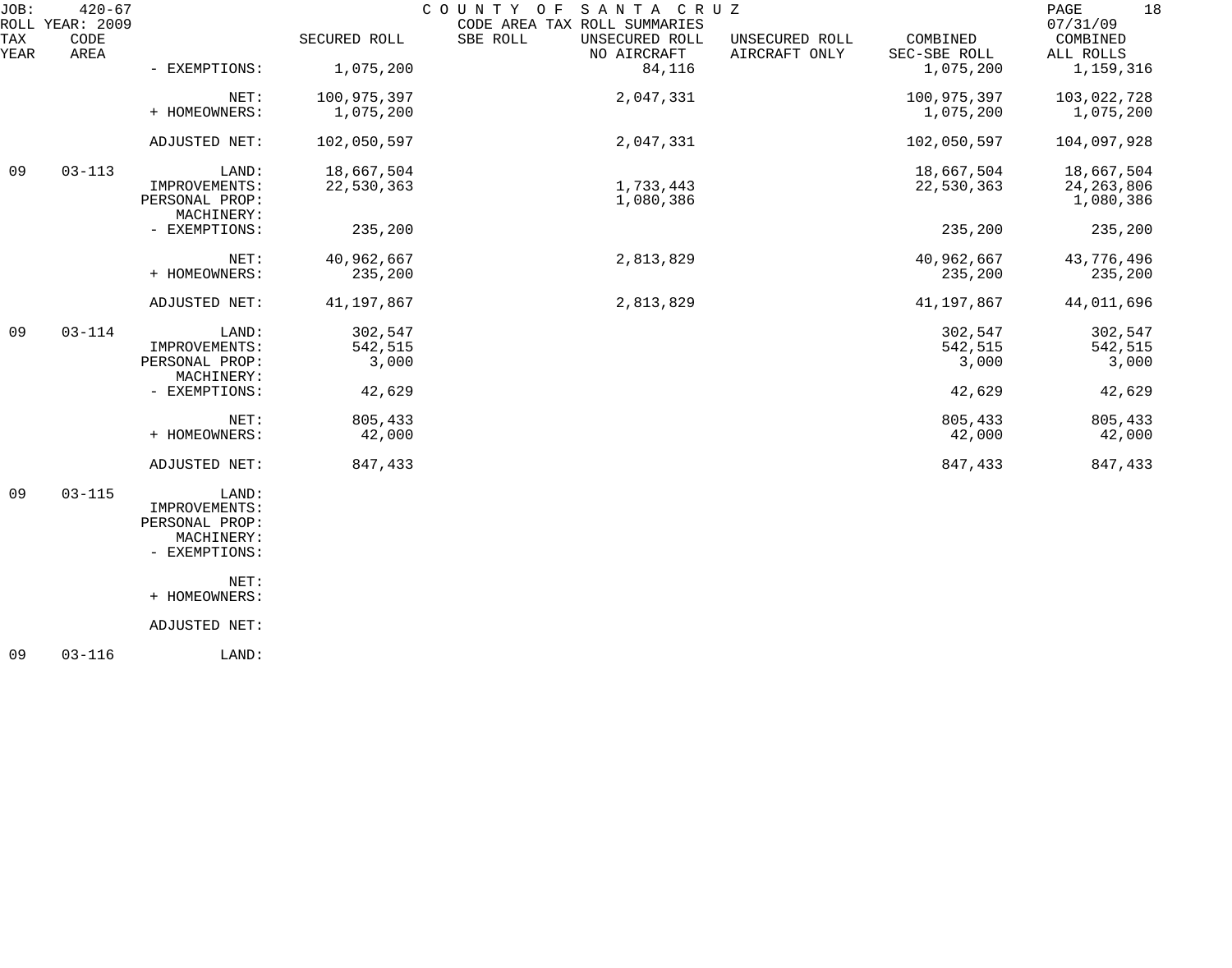| TAX YEAR | CODE AREA | | SECURED ROLL | SBE ROLL | UNSECURED ROLL NO AIRCRAFT | UNSECURED ROLL AIRCRAFT ONLY | COMBINED SEC-SBE ROLL | COMBINED ALL ROLLS |
|---|---|---|---|---|---|---|---|---|
| | | - EXEMPTIONS: | 1,075,200 | | 84,116 | | 1,075,200 | 1,159,316 |
| | | NET: | 100,975,397 | | 2,047,331 | | 100,975,397 | 103,022,728 |
| | | + HOMEOWNERS: | 1,075,200 | | | | 1,075,200 | 1,075,200 |
| | | ADJUSTED NET: | 102,050,597 | | 2,047,331 | | 102,050,597 | 104,097,928 |
| 09 | 03-113 | LAND: | 18,667,504 | | | | 18,667,504 | 18,667,504 |
| | | IMPROVEMENTS: | 22,530,363 | | 1,733,443 | | 22,530,363 | 24,263,806 |
| | | PERSONAL PROP: | | | 1,080,386 | | | 1,080,386 |
| | | MACHINERY: | | | | | | |
| | | - EXEMPTIONS: | 235,200 | | | | 235,200 | 235,200 |
| | | NET: | 40,962,667 | | 2,813,829 | | 40,962,667 | 43,776,496 |
| | | + HOMEOWNERS: | 235,200 | | | | 235,200 | 235,200 |
| | | ADJUSTED NET: | 41,197,867 | | 2,813,829 | | 41,197,867 | 44,011,696 |
| 09 | 03-114 | LAND: | 302,547 | | | | 302,547 | 302,547 |
| | | IMPROVEMENTS: | 542,515 | | | | 542,515 | 542,515 |
| | | PERSONAL PROP: | 3,000 | | | | 3,000 | 3,000 |
| | | MACHINERY: | | | | | | |
| | | - EXEMPTIONS: | 42,629 | | | | 42,629 | 42,629 |
| | | NET: | 805,433 | | | | 805,433 | 805,433 |
| | | + HOMEOWNERS: | 42,000 | | | | 42,000 | 42,000 |
| | | ADJUSTED NET: | 847,433 | | | | 847,433 | 847,433 |
| 09 | 03-115 | LAND: | | | | | | |
| | | IMPROVEMENTS: | | | | | | |
| | | PERSONAL PROP: | | | | | | |
| | | MACHINERY: | | | | | | |
| | | - EXEMPTIONS: | | | | | | |
| | | NET: | | | | | | |
| | | + HOMEOWNERS: | | | | | | |
| | | ADJUSTED NET: | | | | | | |
| 09 | 03-116 | LAND: | | | | | | |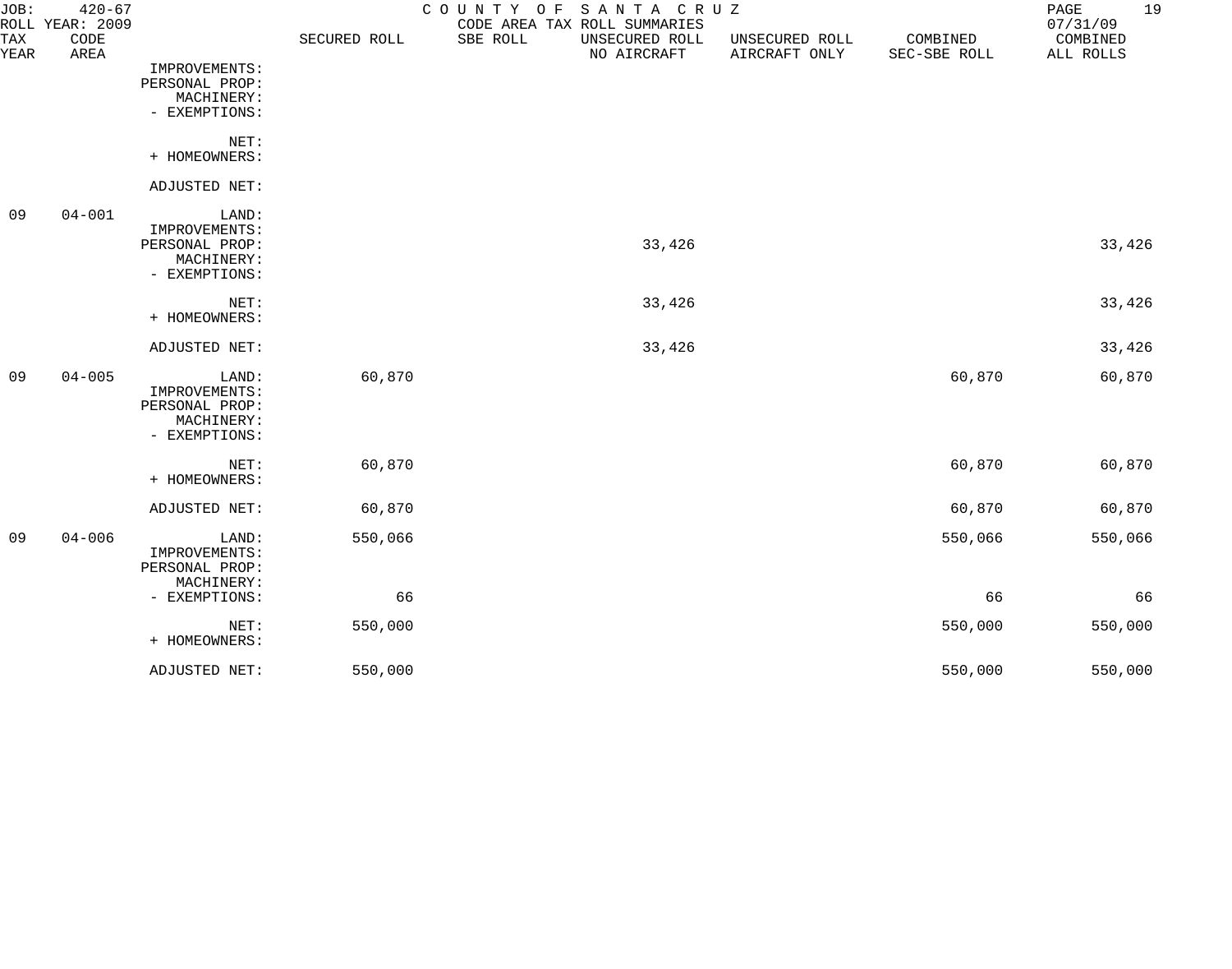JOB: 420-67
ROLL YEAR: 2009

COUNTY OF SANTA CRUZ
CODE AREA TAX ROLL SUMMARIES

07/31/09

| TAX YEAR | CODE AREA | | SECURED ROLL | SBE ROLL | UNSECURED ROLL NO AIRCRAFT | UNSECURED ROLL AIRCRAFT ONLY | COMBINED SEC-SBE ROLL | COMBINED ALL ROLLS |
|---|---|---|---|---|---|---|---|---|
| | | IMPROVEMENTS: | | | | | | |
| | | PERSONAL PROP: | | | | | | |
| | | MACHINERY: | | | | | | |
| | | - EXEMPTIONS: | | | | | | |
| | | NET: | | | | | | |
| | | + HOMEOWNERS: | | | | | | |
| | | ADJUSTED NET: | | | | | | |
| 09 | 04-001 | LAND: | | | | | | |
| | | IMPROVEMENTS: | | | | | | |
| | | PERSONAL PROP: | | | 33,426 | | | 33,426 |
| | | MACHINERY: | | | | | | |
| | | - EXEMPTIONS: | | | | | | |
| | | NET: | | | 33,426 | | | 33,426 |
| | | + HOMEOWNERS: | | | | | | |
| | | ADJUSTED NET: | | | 33,426 | | | 33,426 |
| 09 | 04-005 | LAND: | 60,870 | | | | 60,870 | 60,870 |
| | | IMPROVEMENTS: | | | | | | |
| | | PERSONAL PROP: | | | | | | |
| | | MACHINERY: | | | | | | |
| | | - EXEMPTIONS: | | | | | | |
| | | NET: | 60,870 | | | | 60,870 | 60,870 |
| | | + HOMEOWNERS: | | | | | | |
| | | ADJUSTED NET: | 60,870 | | | | 60,870 | 60,870 |
| 09 | 04-006 | LAND: | 550,066 | | | | 550,066 | 550,066 |
| | | IMPROVEMENTS: | | | | | | |
| | | PERSONAL PROP: | | | | | | |
| | | MACHINERY: | | | | | | |
| | | - EXEMPTIONS: | 66 | | | | 66 | 66 |
| | | NET: | 550,000 | | | | 550,000 | 550,000 |
| | | + HOMEOWNERS: | | | | | | |
| | | ADJUSTED NET: | 550,000 | | | | 550,000 | 550,000 |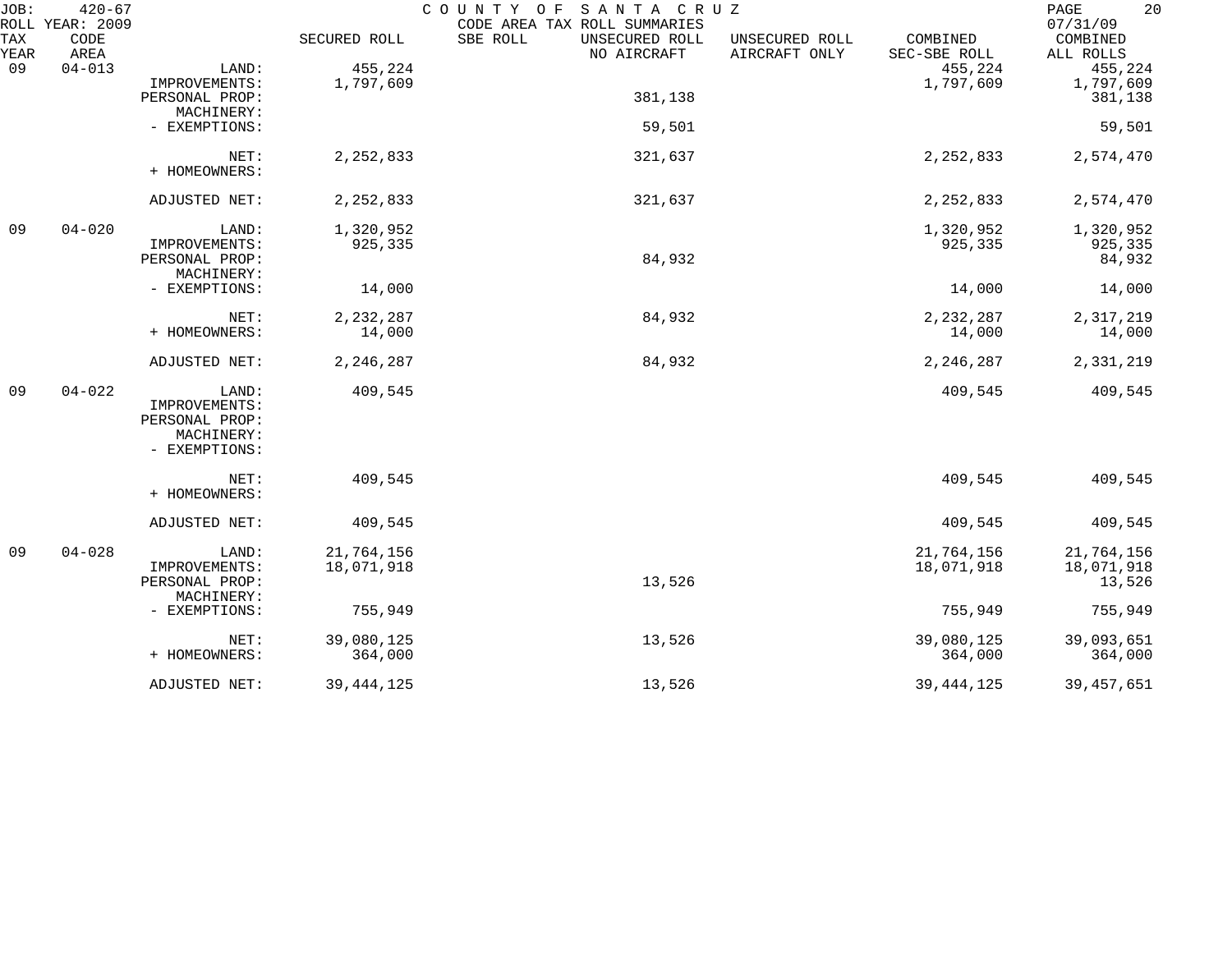JOB: 420-67 COUNTY OF SANTA CRUZ
ROLL YEAR: 2009 CODE AREA TAX ROLL SUMMARIES 07/31/09

| TAX YEAR | CODE AREA | | SECURED ROLL | SBE ROLL | UNSECURED ROLL NO AIRCRAFT | UNSECURED ROLL AIRCRAFT ONLY | COMBINED SEC-SBE ROLL | COMBINED ALL ROLLS |
|---|---|---|---|---|---|---|---|---|
| 09 | 04-013 | LAND: | 455,224 | | | | 455,224 | 455,224 |
| | | IMPROVEMENTS: | 1,797,609 | | | | 1,797,609 | 1,797,609 |
| | | PERSONAL PROP: | | | 381,138 | | | 381,138 |
| | | MACHINERY: | | | | | | |
| | | - EXEMPTIONS: | | | 59,501 | | | 59,501 |
| | | NET: | 2,252,833 | | 321,637 | | 2,252,833 | 2,574,470 |
| | | + HOMEOWNERS: | | | | | | |
| | | ADJUSTED NET: | 2,252,833 | | 321,637 | | 2,252,833 | 2,574,470 |
| 09 | 04-020 | LAND: | 1,320,952 | | | | 1,320,952 | 1,320,952 |
| | | IMPROVEMENTS: | 925,335 | | | | 925,335 | 925,335 |
| | | PERSONAL PROP: | | | 84,932 | | | 84,932 |
| | | MACHINERY: | | | | | | |
| | | - EXEMPTIONS: | 14,000 | | | | 14,000 | 14,000 |
| | | NET: | 2,232,287 | | 84,932 | | 2,232,287 | 2,317,219 |
| | | + HOMEOWNERS: | 14,000 | | | | 14,000 | 14,000 |
| | | ADJUSTED NET: | 2,246,287 | | 84,932 | | 2,246,287 | 2,331,219 |
| 09 | 04-022 | LAND: | 409,545 | | | | 409,545 | 409,545 |
| | | IMPROVEMENTS: | | | | | | |
| | | PERSONAL PROP: | | | | | | |
| | | MACHINERY: | | | | | | |
| | | - EXEMPTIONS: | | | | | | |
| | | NET: | 409,545 | | | | 409,545 | 409,545 |
| | | + HOMEOWNERS: | | | | | | |
| | | ADJUSTED NET: | 409,545 | | | | 409,545 | 409,545 |
| 09 | 04-028 | LAND: | 21,764,156 | | | | 21,764,156 | 21,764,156 |
| | | IMPROVEMENTS: | 18,071,918 | | | | 18,071,918 | 18,071,918 |
| | | PERSONAL PROP: | | | 13,526 | | | 13,526 |
| | | MACHINERY: | | | | | | |
| | | - EXEMPTIONS: | 755,949 | | | | 755,949 | 755,949 |
| | | NET: | 39,080,125 | | 13,526 | | 39,080,125 | 39,093,651 |
| | | + HOMEOWNERS: | 364,000 | | | | 364,000 | 364,000 |
| | | ADJUSTED NET: | 39,444,125 | | 13,526 | | 39,444,125 | 39,457,651 |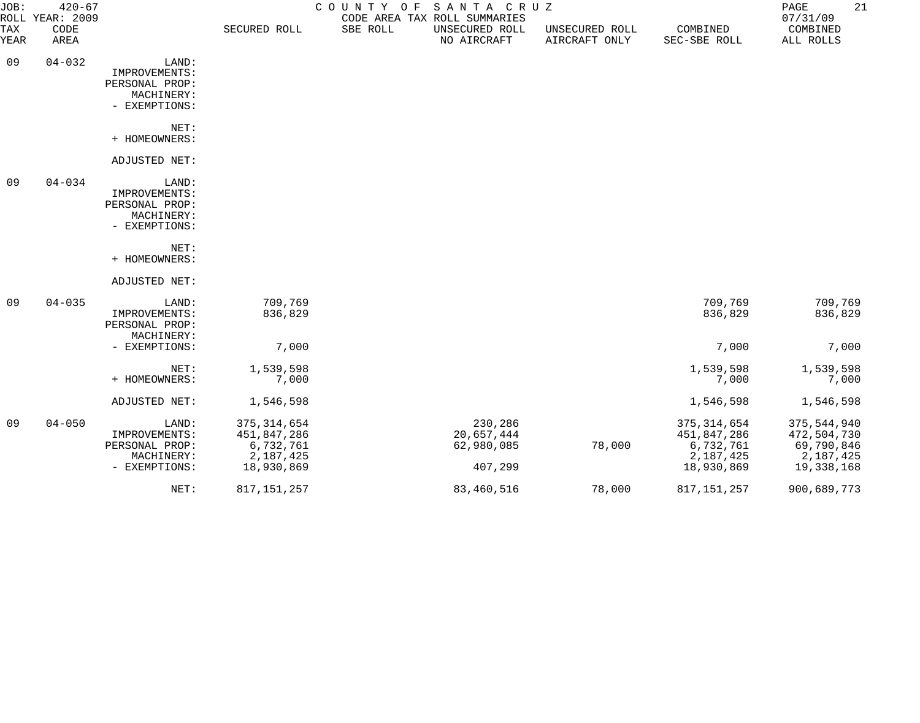JOB: 420-67
ROLL YEAR: 2009

COUNTY OF SANTA CRUZ
CODE AREA TAX ROLL SUMMARIES

07/31/09

| TAX YEAR | CODE AREA | | SECURED ROLL | SBE ROLL | UNSECURED ROLL NO AIRCRAFT | UNSECURED ROLL AIRCRAFT ONLY | COMBINED SEC-SBE ROLL | COMBINED ALL ROLLS |
|---|---|---|---|---|---|---|---|---|
| 09 | 04-032 | LAND: | | | | | | |
| | | IMPROVEMENTS: | | | | | | |
| | | PERSONAL PROP: | | | | | | |
| | | MACHINERY: | | | | | | |
| | | - EXEMPTIONS: | | | | | | |
| | | NET: | | | | | | |
| | | + HOMEOWNERS: | | | | | | |
| | | ADJUSTED NET: | | | | | | |
| 09 | 04-034 | LAND: | | | | | | |
| | | IMPROVEMENTS: | | | | | | |
| | | PERSONAL PROP: | | | | | | |
| | | MACHINERY: | | | | | | |
| | | - EXEMPTIONS: | | | | | | |
| | | NET: | | | | | | |
| | | + HOMEOWNERS: | | | | | | |
| | | ADJUSTED NET: | | | | | | |
| 09 | 04-035 | LAND: | 709,769 | | | | 709,769 | 709,769 |
| | | IMPROVEMENTS: | 836,829 | | | | 836,829 | 836,829 |
| | | PERSONAL PROP: | | | | | | |
| | | MACHINERY: | | | | | | |
| | | - EXEMPTIONS: | 7,000 | | | | 7,000 | 7,000 |
| | | NET: | 1,539,598 | | | | 1,539,598 | 1,539,598 |
| | | + HOMEOWNERS: | 7,000 | | | | 7,000 | 7,000 |
| | | ADJUSTED NET: | 1,546,598 | | | | 1,546,598 | 1,546,598 |
| 09 | 04-050 | LAND: | 375,314,654 | | 230,286 | | 375,314,654 | 375,544,940 |
| | | IMPROVEMENTS: | 451,847,286 | | 20,657,444 | | 451,847,286 | 472,504,730 |
| | | PERSONAL PROP: | 6,732,761 | | 62,980,085 | 78,000 | 6,732,761 | 69,790,846 |
| | | MACHINERY: | 2,187,425 | | | | 2,187,425 | 2,187,425 |
| | | - EXEMPTIONS: | 18,930,869 | | 407,299 | | 18,930,869 | 19,338,168 |
| | | NET: | 817,151,257 | | 83,460,516 | 78,000 | 817,151,257 | 900,689,773 |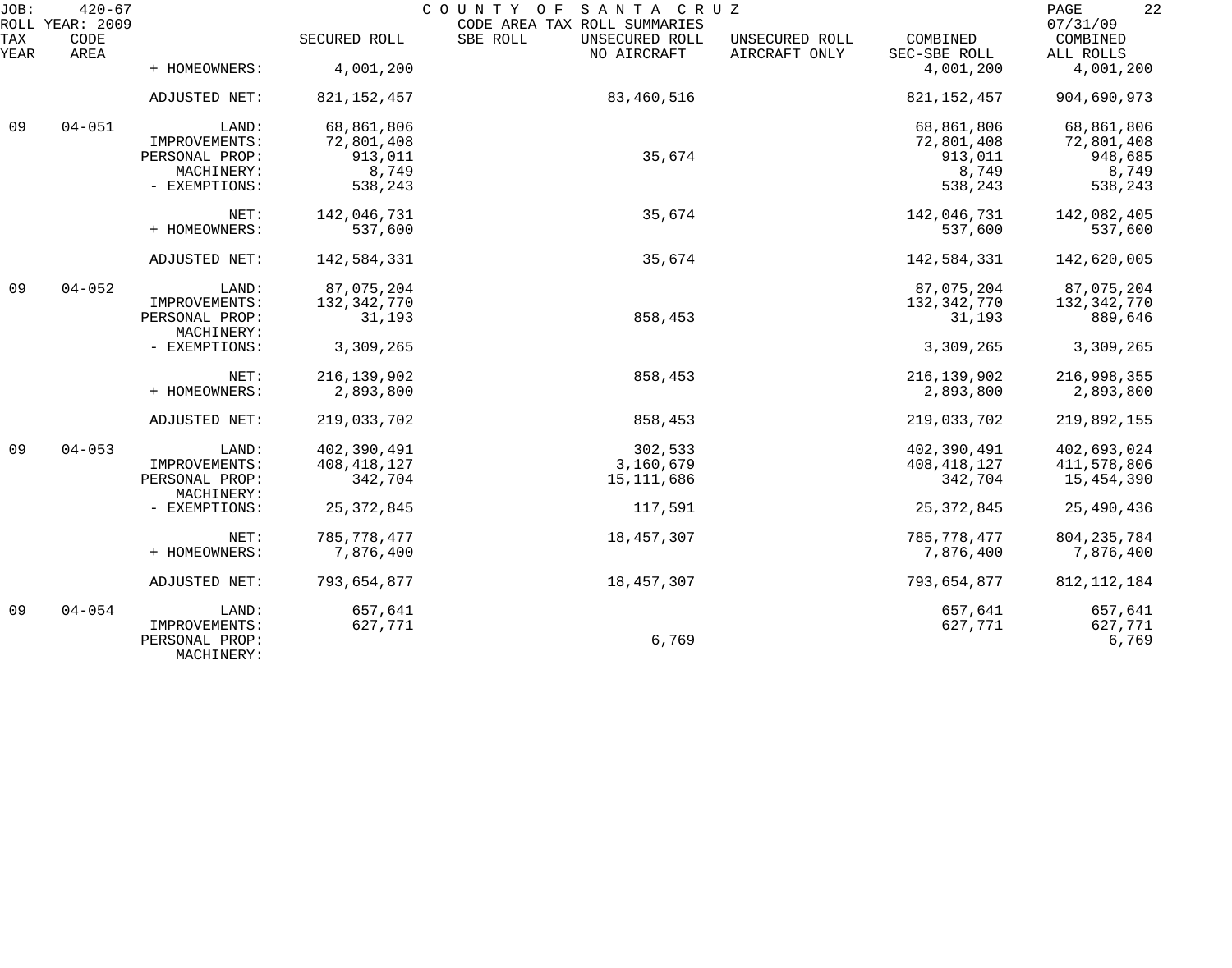JOB: 420-67 COUNTY OF SANTA CRUZ
ROLL YEAR: 2009 CODE AREA TAX ROLL SUMMARIES 07/31/09

| TAX YEAR | CODE AREA | | SECURED ROLL | SBE ROLL | UNSECURED ROLL NO AIRCRAFT | UNSECURED ROLL AIRCRAFT ONLY | COMBINED SEC-SBE ROLL | COMBINED ALL ROLLS |
|---|---|---|---|---|---|---|---|---|
| | | + HOMEOWNERS: | 4,001,200 | | | | 4,001,200 | 4,001,200 |
| | | ADJUSTED NET: | 821,152,457 | | 83,460,516 | | 821,152,457 | 904,690,973 |
| 09 | 04-051 | LAND: | 68,861,806 | | | | 68,861,806 | 68,861,806 |
| | | IMPROVEMENTS: | 72,801,408 | | | | 72,801,408 | 72,801,408 |
| | | PERSONAL PROP: | 913,011 | | 35,674 | | 913,011 | 948,685 |
| | | MACHINERY: | 8,749 | | | | 8,749 | 8,749 |
| | | - EXEMPTIONS: | 538,243 | | | | 538,243 | 538,243 |
| | | NET: | 142,046,731 | | 35,674 | | 142,046,731 | 142,082,405 |
| | | + HOMEOWNERS: | 537,600 | | | | 537,600 | 537,600 |
| | | ADJUSTED NET: | 142,584,331 | | 35,674 | | 142,584,331 | 142,620,005 |
| 09 | 04-052 | LAND: | 87,075,204 | | | | 87,075,204 | 87,075,204 |
| | | IMPROVEMENTS: | 132,342,770 | | | | 132,342,770 | 132,342,770 |
| | | PERSONAL PROP: | 31,193 | | 858,453 | | 31,193 | 889,646 |
| | | MACHINERY: | | | | | | |
| | | - EXEMPTIONS: | 3,309,265 | | | | 3,309,265 | 3,309,265 |
| | | NET: | 216,139,902 | | 858,453 | | 216,139,902 | 216,998,355 |
| | | + HOMEOWNERS: | 2,893,800 | | | | 2,893,800 | 2,893,800 |
| | | ADJUSTED NET: | 219,033,702 | | 858,453 | | 219,033,702 | 219,892,155 |
| 09 | 04-053 | LAND: | 402,390,491 | | 302,533 | | 402,390,491 | 402,693,024 |
| | | IMPROVEMENTS: | 408,418,127 | | 3,160,679 | | 408,418,127 | 411,578,806 |
| | | PERSONAL PROP: | 342,704 | | 15,111,686 | | 342,704 | 15,454,390 |
| | | MACHINERY: | | | | | | |
| | | - EXEMPTIONS: | 25,372,845 | | 117,591 | | 25,372,845 | 25,490,436 |
| | | NET: | 785,778,477 | | 18,457,307 | | 785,778,477 | 804,235,784 |
| | | + HOMEOWNERS: | 7,876,400 | | | | 7,876,400 | 7,876,400 |
| | | ADJUSTED NET: | 793,654,877 | | 18,457,307 | | 793,654,877 | 812,112,184 |
| 09 | 04-054 | LAND: | 657,641 | | | | 657,641 | 657,641 |
| | | IMPROVEMENTS: | 627,771 | | | | 627,771 | 627,771 |
| | | PERSONAL PROP: | | | 6,769 | | | 6,769 |
| | | MACHINERY: | | | | | | |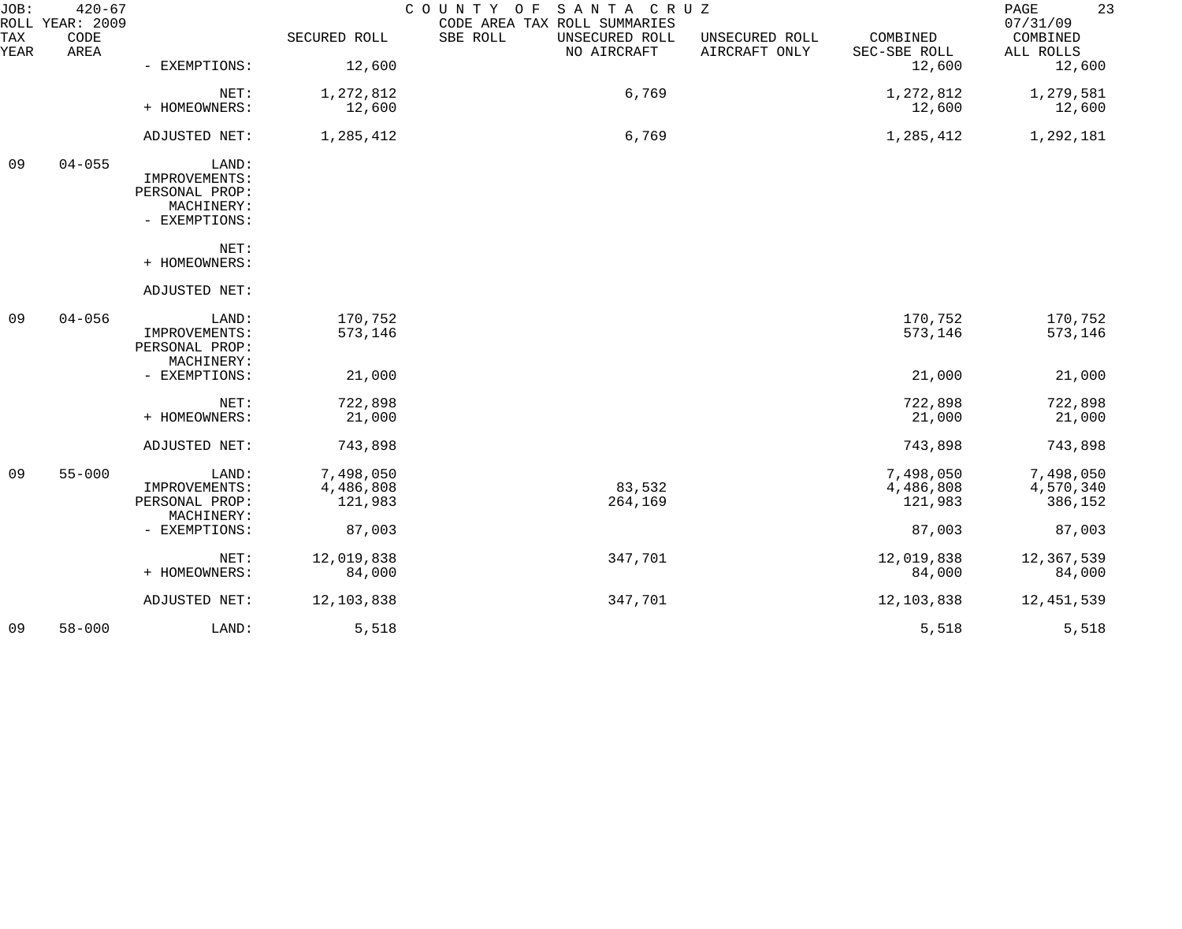JOB: 420-67 COUNTY OF SANTA CRUZ
ROLL YEAR: 2009 CODE AREA TAX ROLL SUMMARIES 07/31/09

| TAX YEAR | CODE AREA | | SECURED ROLL | SBE ROLL | UNSECURED ROLL NO AIRCRAFT | UNSECURED ROLL AIRCRAFT ONLY | COMBINED SEC-SBE ROLL | COMBINED ALL ROLLS |
|---|---|---|---|---|---|---|---|---|
| | | - EXEMPTIONS: | 12,600 | | | | 12,600 | 12,600 |
| | | NET: | 1,272,812 | | 6,769 | | 1,272,812 | 1,279,581 |
| | | + HOMEOWNERS: | 12,600 | | | | 12,600 | 12,600 |
| | | ADJUSTED NET: | 1,285,412 | | 6,769 | | 1,285,412 | 1,292,181 |
| 09 | 04-055 | LAND: | | | | | | |
| | | IMPROVEMENTS: | | | | | | |
| | | PERSONAL PROP: | | | | | | |
| | | MACHINERY: | | | | | | |
| | | - EXEMPTIONS: | | | | | | |
| | | NET: | | | | | | |
| | | + HOMEOWNERS: | | | | | | |
| | | ADJUSTED NET: | | | | | | |
| 09 | 04-056 | LAND: | 170,752 | | | | 170,752 | 170,752 |
| | | IMPROVEMENTS: | 573,146 | | | | 573,146 | 573,146 |
| | | PERSONAL PROP: | | | | | | |
| | | MACHINERY: | | | | | | |
| | | - EXEMPTIONS: | 21,000 | | | | 21,000 | 21,000 |
| | | NET: | 722,898 | | | | 722,898 | 722,898 |
| | | + HOMEOWNERS: | 21,000 | | | | 21,000 | 21,000 |
| | | ADJUSTED NET: | 743,898 | | | | 743,898 | 743,898 |
| 09 | 55-000 | LAND: | 7,498,050 | | | | 7,498,050 | 7,498,050 |
| | | IMPROVEMENTS: | 4,486,808 | | 83,532 | | 4,486,808 | 4,570,340 |
| | | PERSONAL PROP: | 121,983 | | 264,169 | | 121,983 | 386,152 |
| | | MACHINERY: | | | | | | |
| | | - EXEMPTIONS: | 87,003 | | | | 87,003 | 87,003 |
| | | NET: | 12,019,838 | | 347,701 | | 12,019,838 | 12,367,539 |
| | | + HOMEOWNERS: | 84,000 | | | | 84,000 | 84,000 |
| | | ADJUSTED NET: | 12,103,838 | | 347,701 | | 12,103,838 | 12,451,539 |
| 09 | 58-000 | LAND: | 5,518 | | | | 5,518 | 5,518 |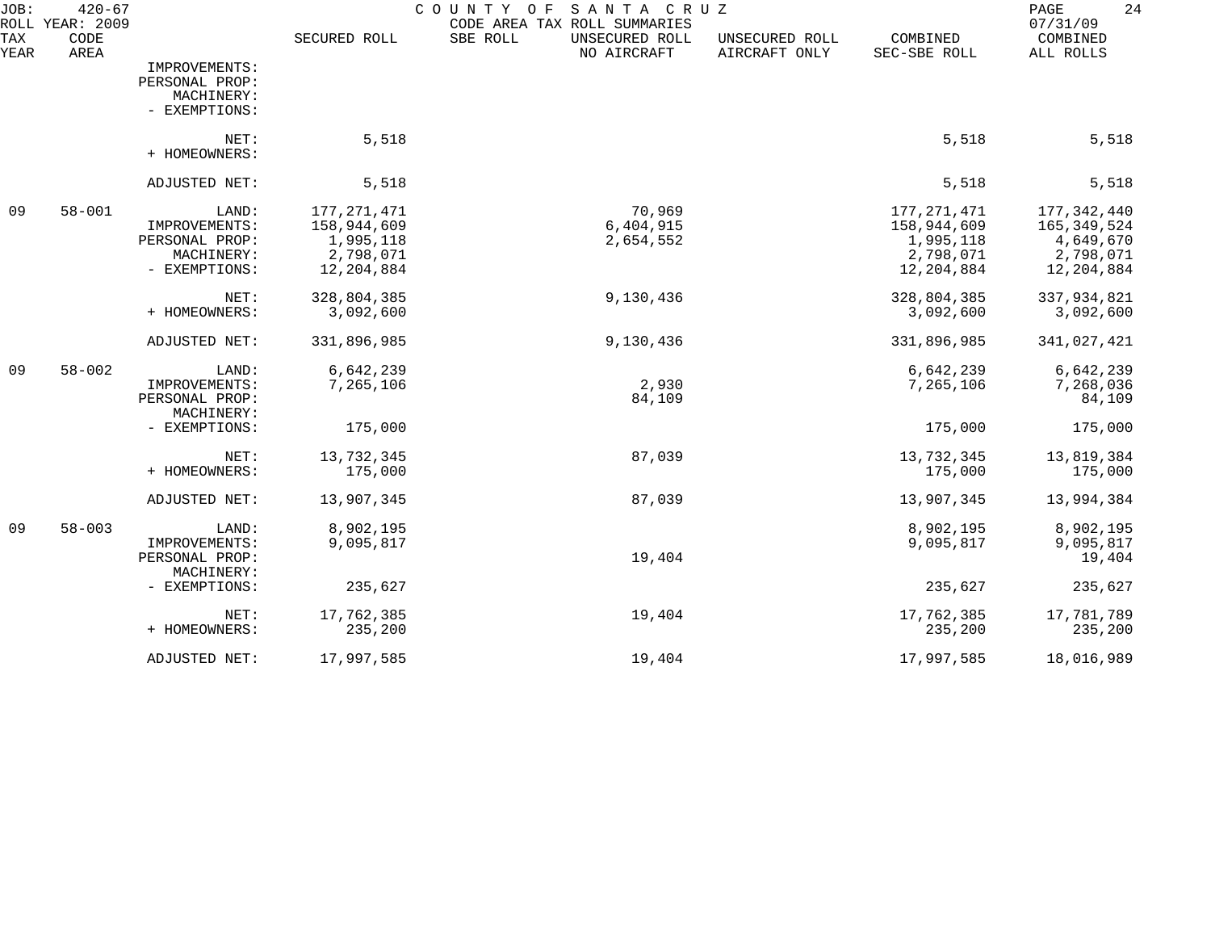JOB: 420-67 COUNTY OF SANTA CRUZ
ROLL YEAR: 2009 CODE AREA TAX ROLL SUMMARIES 07/31/09

| TAX YEAR | CODE AREA | | SECURED ROLL | SBE ROLL | UNSECURED ROLL NO AIRCRAFT | UNSECURED ROLL AIRCRAFT ONLY | COMBINED SEC-SBE ROLL | COMBINED ALL ROLLS |
|---|---|---|---|---|---|---|---|---|
| | | IMPROVEMENTS: | | | | | | |
| | | PERSONAL PROP: | | | | | | |
| | | MACHINERY: | | | | | | |
| | | - EXEMPTIONS: | | | | | | |
| | | NET: | 5,518 | | | | 5,518 | 5,518 |
| | | + HOMEOWNERS: | | | | | | |
| | | ADJUSTED NET: | 5,518 | | | | 5,518 | 5,518 |
| 09 | 58-001 | LAND: | 177,271,471 | | 70,969 | | 177,271,471 | 177,342,440 |
| | | IMPROVEMENTS: | 158,944,609 | | 6,404,915 | | 158,944,609 | 165,349,524 |
| | | PERSONAL PROP: | 1,995,118 | | 2,654,552 | | 1,995,118 | 4,649,670 |
| | | MACHINERY: | 2,798,071 | | | | 2,798,071 | 2,798,071 |
| | | - EXEMPTIONS: | 12,204,884 | | | | 12,204,884 | 12,204,884 |
| | | NET: | 328,804,385 | | 9,130,436 | | 328,804,385 | 337,934,821 |
| | | + HOMEOWNERS: | 3,092,600 | | | | 3,092,600 | 3,092,600 |
| | | ADJUSTED NET: | 331,896,985 | | 9,130,436 | | 331,896,985 | 341,027,421 |
| 09 | 58-002 | LAND: | 6,642,239 | | | | 6,642,239 | 6,642,239 |
| | | IMPROVEMENTS: | 7,265,106 | | 2,930 | | 7,265,106 | 7,268,036 |
| | | PERSONAL PROP: | | | 84,109 | | | 84,109 |
| | | MACHINERY: | | | | | | |
| | | - EXEMPTIONS: | 175,000 | | | | 175,000 | 175,000 |
| | | NET: | 13,732,345 | | 87,039 | | 13,732,345 | 13,819,384 |
| | | + HOMEOWNERS: | 175,000 | | | | 175,000 | 175,000 |
| | | ADJUSTED NET: | 13,907,345 | | 87,039 | | 13,907,345 | 13,994,384 |
| 09 | 58-003 | LAND: | 8,902,195 | | | | 8,902,195 | 8,902,195 |
| | | IMPROVEMENTS: | 9,095,817 | | | | 9,095,817 | 9,095,817 |
| | | PERSONAL PROP: | | | 19,404 | | | 19,404 |
| | | MACHINERY: | | | | | | |
| | | - EXEMPTIONS: | 235,627 | | | | 235,627 | 235,627 |
| | | NET: | 17,762,385 | | 19,404 | | 17,762,385 | 17,781,789 |
| | | + HOMEOWNERS: | 235,200 | | | | 235,200 | 235,200 |
| | | ADJUSTED NET: | 17,997,585 | | 19,404 | | 17,997,585 | 18,016,989 |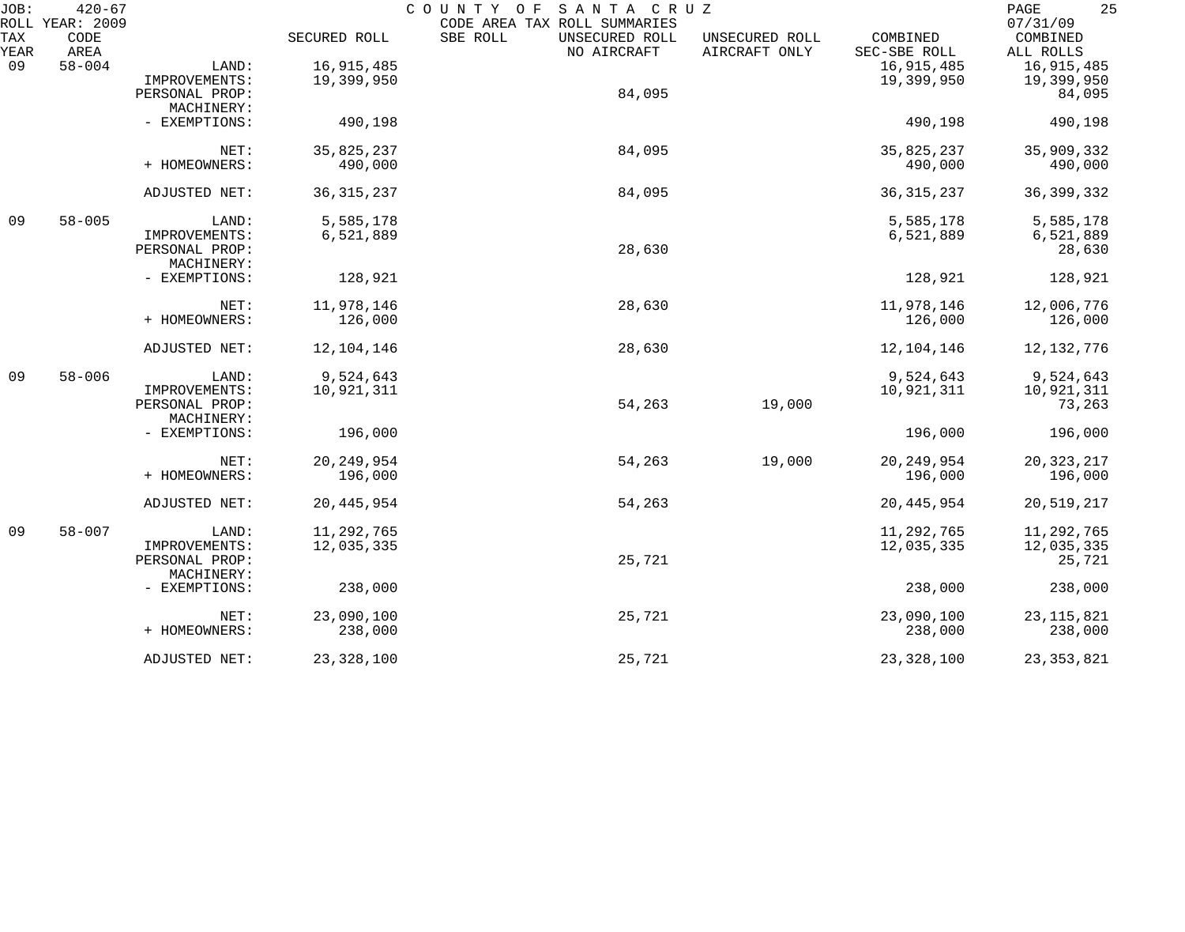JOB: 420-67 COUNTY OF SANTA CRUZ 07/31/09
ROLL YEAR: 2009 CODE AREA TAX ROLL SUMMARIES

| TAX YEAR | CODE AREA | | SECURED ROLL | SBE ROLL | UNSECURED ROLL NO AIRCRAFT | UNSECURED ROLL AIRCRAFT ONLY | COMBINED SEC-SBE ROLL | COMBINED ALL ROLLS |
|---|---|---|---|---|---|---|---|---|
| 09 | 58-004 | LAND: | 16,915,485 | | | | 16,915,485 | 16,915,485 |
| | | IMPROVEMENTS: | 19,399,950 | | | | 19,399,950 | 19,399,950 |
| | | PERSONAL PROP: | | | 84,095 | | | 84,095 |
| | | MACHINERY: | | | | | | |
| | | - EXEMPTIONS: | 490,198 | | | | 490,198 | 490,198 |
| | | NET: | 35,825,237 | | 84,095 | | 35,825,237 | 35,909,332 |
| | | + HOMEOWNERS: | 490,000 | | | | 490,000 | 490,000 |
| | | ADJUSTED NET: | 36,315,237 | | 84,095 | | 36,315,237 | 36,399,332 |
| 09 | 58-005 | LAND: | 5,585,178 | | | | 5,585,178 | 5,585,178 |
| | | IMPROVEMENTS: | 6,521,889 | | | | 6,521,889 | 6,521,889 |
| | | PERSONAL PROP: | | | 28,630 | | | 28,630 |
| | | MACHINERY: | | | | | | |
| | | - EXEMPTIONS: | 128,921 | | | | 128,921 | 128,921 |
| | | NET: | 11,978,146 | | 28,630 | | 11,978,146 | 12,006,776 |
| | | + HOMEOWNERS: | 126,000 | | | | 126,000 | 126,000 |
| | | ADJUSTED NET: | 12,104,146 | | 28,630 | | 12,104,146 | 12,132,776 |
| 09 | 58-006 | LAND: | 9,524,643 | | | | 9,524,643 | 9,524,643 |
| | | IMPROVEMENTS: | 10,921,311 | | | | 10,921,311 | 10,921,311 |
| | | PERSONAL PROP: | | | 54,263 | 19,000 | | 73,263 |
| | | MACHINERY: | | | | | | |
| | | - EXEMPTIONS: | 196,000 | | | | 196,000 | 196,000 |
| | | NET: | 20,249,954 | | 54,263 | 19,000 | 20,249,954 | 20,323,217 |
| | | + HOMEOWNERS: | 196,000 | | | | 196,000 | 196,000 |
| | | ADJUSTED NET: | 20,445,954 | | 54,263 | | 20,445,954 | 20,519,217 |
| 09 | 58-007 | LAND: | 11,292,765 | | | | 11,292,765 | 11,292,765 |
| | | IMPROVEMENTS: | 12,035,335 | | | | 12,035,335 | 12,035,335 |
| | | PERSONAL PROP: | | | 25,721 | | | 25,721 |
| | | MACHINERY: | | | | | | |
| | | - EXEMPTIONS: | 238,000 | | | | 238,000 | 238,000 |
| | | NET: | 23,090,100 | | 25,721 | | 23,090,100 | 23,115,821 |
| | | + HOMEOWNERS: | 238,000 | | | | 238,000 | 238,000 |
| | | ADJUSTED NET: | 23,328,100 | | 25,721 | | 23,328,100 | 23,353,821 |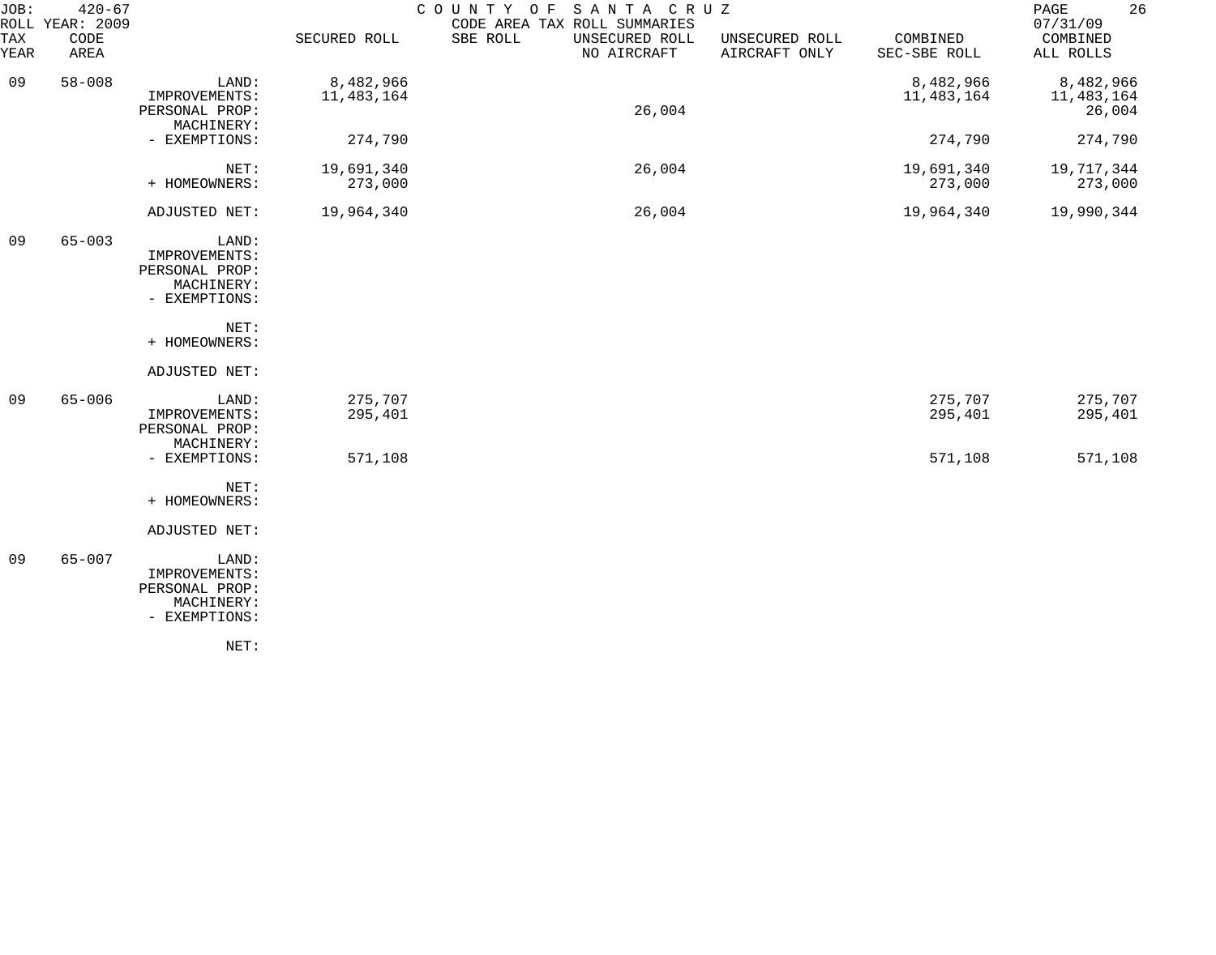JOB: 420-67
ROLL YEAR: 2009

COUNTY OF SANTA CRUZ
CODE AREA TAX ROLL SUMMARIES

07/31/09

| TAX YEAR | CODE AREA | | SECURED ROLL | SBE ROLL | UNSECURED ROLL NO AIRCRAFT | UNSECURED ROLL AIRCRAFT ONLY | COMBINED SEC-SBE ROLL | COMBINED ALL ROLLS |
|---|---|---|---|---|---|---|---|---|
| 09 | 58-008 | LAND: | 8,482,966 | | | | 8,482,966 | 8,482,966 |
| | | IMPROVEMENTS: | 11,483,164 | | | | 11,483,164 | 11,483,164 |
| | | PERSONAL PROP: | | | 26,004 | | | 26,004 |
| | | MACHINERY: | | | | | | |
| | | - EXEMPTIONS: | 274,790 | | | | 274,790 | 274,790 |
| | | NET: | 19,691,340 | | 26,004 | | 19,691,340 | 19,717,344 |
| | | + HOMEOWNERS: | 273,000 | | | | 273,000 | 273,000 |
| | | ADJUSTED NET: | 19,964,340 | | 26,004 | | 19,964,340 | 19,990,344 |
| 09 | 65-003 | LAND: | | | | | | |
| | | IMPROVEMENTS: | | | | | | |
| | | PERSONAL PROP: | | | | | | |
| | | MACHINERY: | | | | | | |
| | | - EXEMPTIONS: | | | | | | |
| | | NET: | | | | | | |
| | | + HOMEOWNERS: | | | | | | |
| | | ADJUSTED NET: | | | | | | |
| 09 | 65-006 | LAND: | 275,707 | | | | 275,707 | 275,707 |
| | | IMPROVEMENTS: | 295,401 | | | | 295,401 | 295,401 |
| | | PERSONAL PROP: | | | | | | |
| | | MACHINERY: | | | | | | |
| | | - EXEMPTIONS: | 571,108 | | | | 571,108 | 571,108 |
| | | NET: | | | | | | |
| | | + HOMEOWNERS: | | | | | | |
| | | ADJUSTED NET: | | | | | | |
| 09 | 65-007 | LAND: | | | | | | |
| | | IMPROVEMENTS: | | | | | | |
| | | PERSONAL PROP: | | | | | | |
| | | MACHINERY: | | | | | | |
| | | - EXEMPTIONS: | | | | | | |
| | | NET: | | | | | | |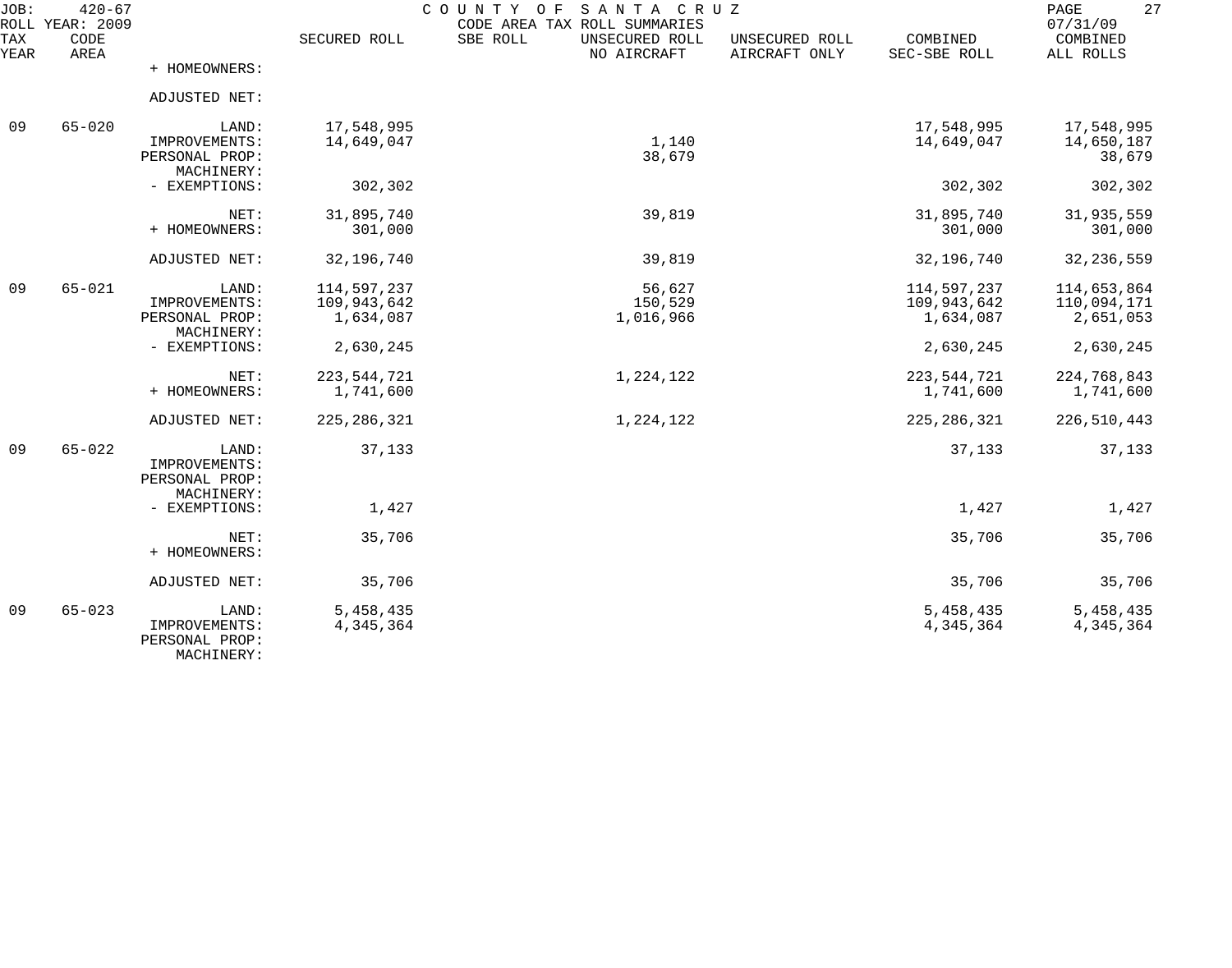JOB: 420-67 COUNTY OF SANTA CRUZ
ROLL YEAR: 2009 CODE AREA TAX ROLL SUMMARIES 07/31/09

| TAX YEAR | CODE AREA | | SECURED ROLL | SBE ROLL | UNSECURED ROLL NO AIRCRAFT | UNSECURED ROLL AIRCRAFT ONLY | COMBINED SEC-SBE ROLL | COMBINED ALL ROLLS |
|---|---|---|---|---|---|---|---|---|
| | | + HOMEOWNERS: | | | | | | |
| | | ADJUSTED NET: | | | | | | |
| 09 | 65-020 | LAND: | 17,548,995 | | | | 17,548,995 | 17,548,995 |
| | | IMPROVEMENTS: | 14,649,047 | | 1,140 | | 14,649,047 | 14,650,187 |
| | | PERSONAL PROP: | | | 38,679 | | | 38,679 |
| | | MACHINERY: | | | | | | |
| | | - EXEMPTIONS: | 302,302 | | | | 302,302 | 302,302 |
| | | NET: | 31,895,740 | | 39,819 | | 31,895,740 | 31,935,559 |
| | | + HOMEOWNERS: | 301,000 | | | | 301,000 | 301,000 |
| | | ADJUSTED NET: | 32,196,740 | | 39,819 | | 32,196,740 | 32,236,559 |
| 09 | 65-021 | LAND: | 114,597,237 | | 56,627 | | 114,597,237 | 114,653,864 |
| | | IMPROVEMENTS: | 109,943,642 | | 150,529 | | 109,943,642 | 110,094,171 |
| | | PERSONAL PROP: | 1,634,087 | | 1,016,966 | | 1,634,087 | 2,651,053 |
| | | MACHINERY: | | | | | | |
| | | - EXEMPTIONS: | 2,630,245 | | | | 2,630,245 | 2,630,245 |
| | | NET: | 223,544,721 | | 1,224,122 | | 223,544,721 | 224,768,843 |
| | | + HOMEOWNERS: | 1,741,600 | | | | 1,741,600 | 1,741,600 |
| | | ADJUSTED NET: | 225,286,321 | | 1,224,122 | | 225,286,321 | 226,510,443 |
| 09 | 65-022 | LAND: | 37,133 | | | | 37,133 | 37,133 |
| | | IMPROVEMENTS: | | | | | | |
| | | PERSONAL PROP: | | | | | | |
| | | MACHINERY: | | | | | | |
| | | - EXEMPTIONS: | 1,427 | | | | 1,427 | 1,427 |
| | | NET: | 35,706 | | | | 35,706 | 35,706 |
| | | + HOMEOWNERS: | | | | | | |
| | | ADJUSTED NET: | 35,706 | | | | 35,706 | 35,706 |
| 09 | 65-023 | LAND: | 5,458,435 | | | | 5,458,435 | 5,458,435 |
| | | IMPROVEMENTS: | 4,345,364 | | | | 4,345,364 | 4,345,364 |
| | | PERSONAL PROP: | | | | | | |
| | | MACHINERY: | | | | | | |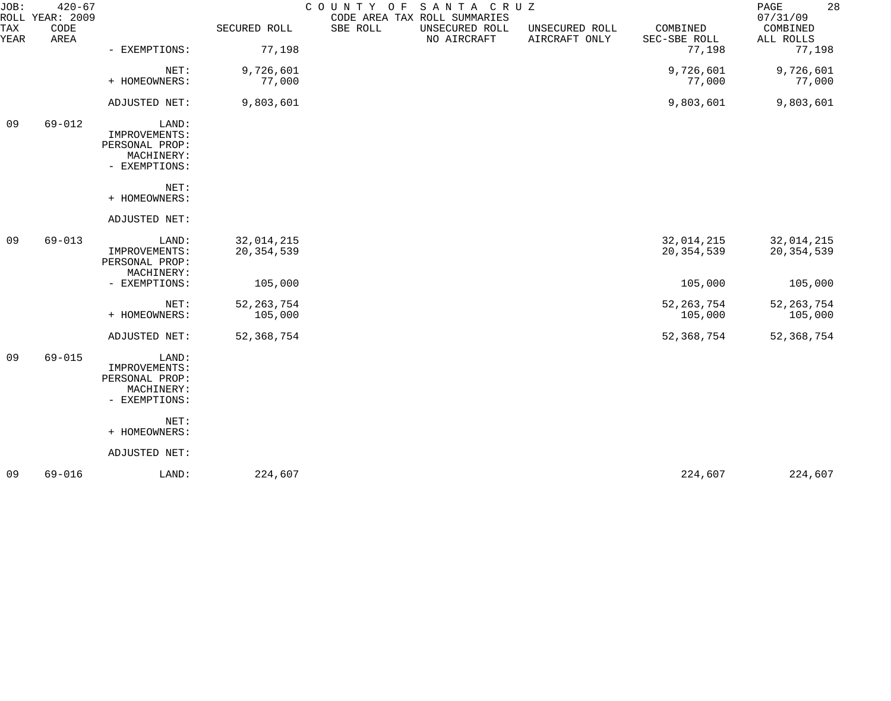| TAX YEAR | CODE AREA | | SECURED ROLL | SBE ROLL | UNSECURED ROLL NO AIRCRAFT | UNSECURED ROLL AIRCRAFT ONLY | COMBINED SEC-SBE ROLL | COMBINED ALL ROLLS |
|---|---|---|---|---|---|---|---|---|
| | | - EXEMPTIONS: | 77,198 | | | | 77,198 | 77,198 |
| | | NET: | 9,726,601 | | | | 9,726,601 | 9,726,601 |
| | | + HOMEOWNERS: | 77,000 | | | | 77,000 | 77,000 |
| | | ADJUSTED NET: | 9,803,601 | | | | 9,803,601 | 9,803,601 |
| 09 | 69-012 | LAND: | | | | | | |
| | | IMPROVEMENTS: | | | | | | |
| | | PERSONAL PROP: | | | | | | |
| | | MACHINERY: | | | | | | |
| | | - EXEMPTIONS: | | | | | | |
| | | NET: | | | | | | |
| | | + HOMEOWNERS: | | | | | | |
| | | ADJUSTED NET: | | | | | | |
| 09 | 69-013 | LAND: | 32,014,215 | | | | 32,014,215 | 32,014,215 |
| | | IMPROVEMENTS: | 20,354,539 | | | | 20,354,539 | 20,354,539 |
| | | PERSONAL PROP: | | | | | | |
| | | MACHINERY: | | | | | | |
| | | - EXEMPTIONS: | 105,000 | | | | 105,000 | 105,000 |
| | | NET: | 52,263,754 | | | | 52,263,754 | 52,263,754 |
| | | + HOMEOWNERS: | 105,000 | | | | 105,000 | 105,000 |
| | | ADJUSTED NET: | 52,368,754 | | | | 52,368,754 | 52,368,754 |
| 09 | 69-015 | LAND: | | | | | | |
| | | IMPROVEMENTS: | | | | | | |
| | | PERSONAL PROP: | | | | | | |
| | | MACHINERY: | | | | | | |
| | | - EXEMPTIONS: | | | | | | |
| | | NET: | | | | | | |
| | | + HOMEOWNERS: | | | | | | |
| | | ADJUSTED NET: | | | | | | |
| 09 | 69-016 | LAND: | 224,607 | | | | 224,607 | 224,607 |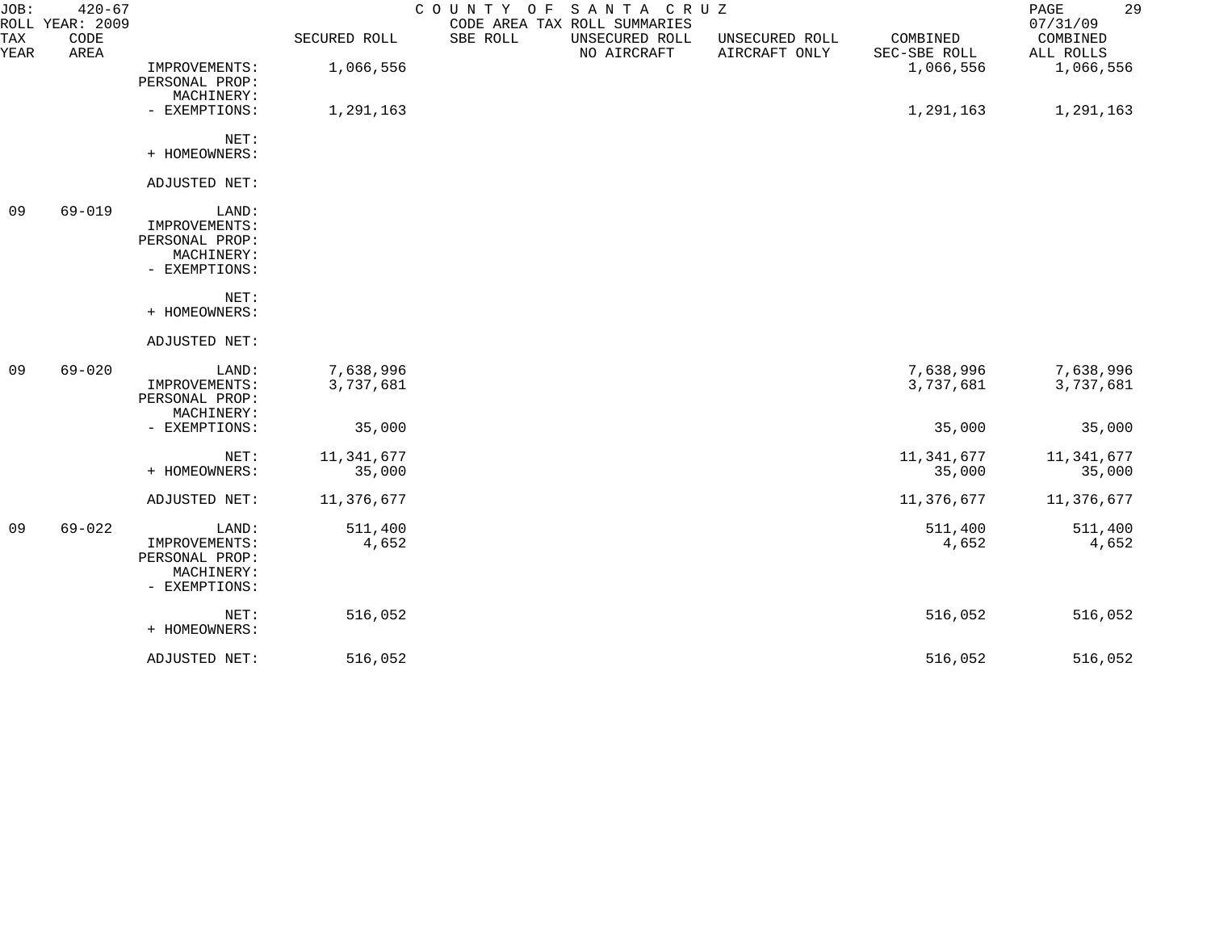JOB: 420-67 COUNTY OF SANTA CRUZ
ROLL YEAR: 2009 CODE AREA TAX ROLL SUMMARIES 07/31/09

| TAX YEAR | CODE AREA | | SECURED ROLL | SBE ROLL | UNSECURED ROLL NO AIRCRAFT | UNSECURED ROLL AIRCRAFT ONLY | COMBINED SEC-SBE ROLL | COMBINED ALL ROLLS |
|---|---|---|---|---|---|---|---|---|
| | | IMPROVEMENTS: | 1,066,556 | | | | 1,066,556 | 1,066,556 |
| | | PERSONAL PROP: | | | | | | |
| | | MACHINERY: | | | | | | |
| | | - EXEMPTIONS: | 1,291,163 | | | | 1,291,163 | 1,291,163 |
| | | NET: | | | | | | |
| | | + HOMEOWNERS: | | | | | | |
| | | ADJUSTED NET: | | | | | | |
| 09 | 69-019 | LAND: | | | | | | |
| | | IMPROVEMENTS: | | | | | | |
| | | PERSONAL PROP: | | | | | | |
| | | MACHINERY: | | | | | | |
| | | - EXEMPTIONS: | | | | | | |
| | | NET: | | | | | | |
| | | + HOMEOWNERS: | | | | | | |
| | | ADJUSTED NET: | | | | | | |
| 09 | 69-020 | LAND: | 7,638,996 | | | | 7,638,996 | 7,638,996 |
| | | IMPROVEMENTS: | 3,737,681 | | | | 3,737,681 | 3,737,681 |
| | | PERSONAL PROP: | | | | | | |
| | | MACHINERY: | | | | | | |
| | | - EXEMPTIONS: | 35,000 | | | | 35,000 | 35,000 |
| | | NET: | 11,341,677 | | | | 11,341,677 | 11,341,677 |
| | | + HOMEOWNERS: | 35,000 | | | | 35,000 | 35,000 |
| | | ADJUSTED NET: | 11,376,677 | | | | 11,376,677 | 11,376,677 |
| 09 | 69-022 | LAND: | 511,400 | | | | 511,400 | 511,400 |
| | | IMPROVEMENTS: | 4,652 | | | | 4,652 | 4,652 |
| | | PERSONAL PROP: | | | | | | |
| | | MACHINERY: | | | | | | |
| | | - EXEMPTIONS: | | | | | | |
| | | NET: | 516,052 | | | | 516,052 | 516,052 |
| | | + HOMEOWNERS: | | | | | | |
| | | ADJUSTED NET: | 516,052 | | | | 516,052 | 516,052 |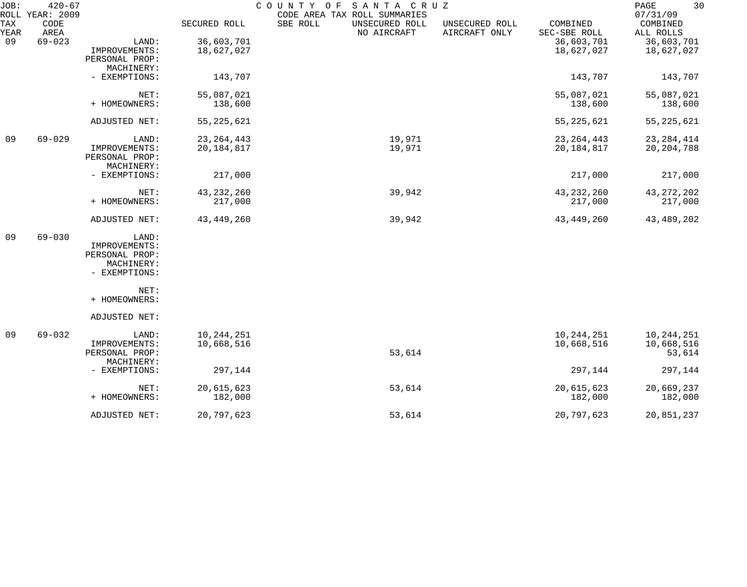JOB: 420-67 COUNTY OF SANTA CRUZ
ROLL YEAR: 2009 CODE AREA TAX ROLL SUMMARIES 07/31/09

| TAX YEAR | CODE AREA | | SECURED ROLL | SBE ROLL | UNSECURED ROLL NO AIRCRAFT | UNSECURED ROLL AIRCRAFT ONLY | COMBINED SEC-SBE ROLL | COMBINED ALL ROLLS |
|---|---|---|---|---|---|---|---|---|
| 09 | 69-023 | LAND: | 36,603,701 | | | | 36,603,701 | 36,603,701 |
| | | IMPROVEMENTS: | 18,627,027 | | | | 18,627,027 | 18,627,027 |
| | | PERSONAL PROP: | | | | | | |
| | | MACHINERY: | | | | | | |
| | | - EXEMPTIONS: | 143,707 | | | | 143,707 | 143,707 |
| | | NET: | 55,087,021 | | | | 55,087,021 | 55,087,021 |
| | | + HOMEOWNERS: | 138,600 | | | | 138,600 | 138,600 |
| | | ADJUSTED NET: | 55,225,621 | | | | 55,225,621 | 55,225,621 |
| 09 | 69-029 | LAND: | 23,264,443 | | 19,971 | | 23,264,443 | 23,284,414 |
| | | IMPROVEMENTS: | 20,184,817 | | 19,971 | | 20,184,817 | 20,204,788 |
| | | PERSONAL PROP: | | | | | | |
| | | MACHINERY: | | | | | | |
| | | - EXEMPTIONS: | 217,000 | | | | 217,000 | 217,000 |
| | | NET: | 43,232,260 | | 39,942 | | 43,232,260 | 43,272,202 |
| | | + HOMEOWNERS: | 217,000 | | | | 217,000 | 217,000 |
| | | ADJUSTED NET: | 43,449,260 | | 39,942 | | 43,449,260 | 43,489,202 |
| 09 | 69-030 | LAND: | | | | | | |
| | | IMPROVEMENTS: | | | | | | |
| | | PERSONAL PROP: | | | | | | |
| | | MACHINERY: | | | | | | |
| | | - EXEMPTIONS: | | | | | | |
| | | NET: | | | | | | |
| | | + HOMEOWNERS: | | | | | | |
| | | ADJUSTED NET: | | | | | | |
| 09 | 69-032 | LAND: | 10,244,251 | | | | 10,244,251 | 10,244,251 |
| | | IMPROVEMENTS: | 10,668,516 | | | | 10,668,516 | 10,668,516 |
| | | PERSONAL PROP: | | | 53,614 | | | 53,614 |
| | | MACHINERY: | | | | | | |
| | | - EXEMPTIONS: | 297,144 | | | | 297,144 | 297,144 |
| | | NET: | 20,615,623 | | 53,614 | | 20,615,623 | 20,669,237 |
| | | + HOMEOWNERS: | 182,000 | | | | 182,000 | 182,000 |
| | | ADJUSTED NET: | 20,797,623 | | 53,614 | | 20,797,623 | 20,851,237 |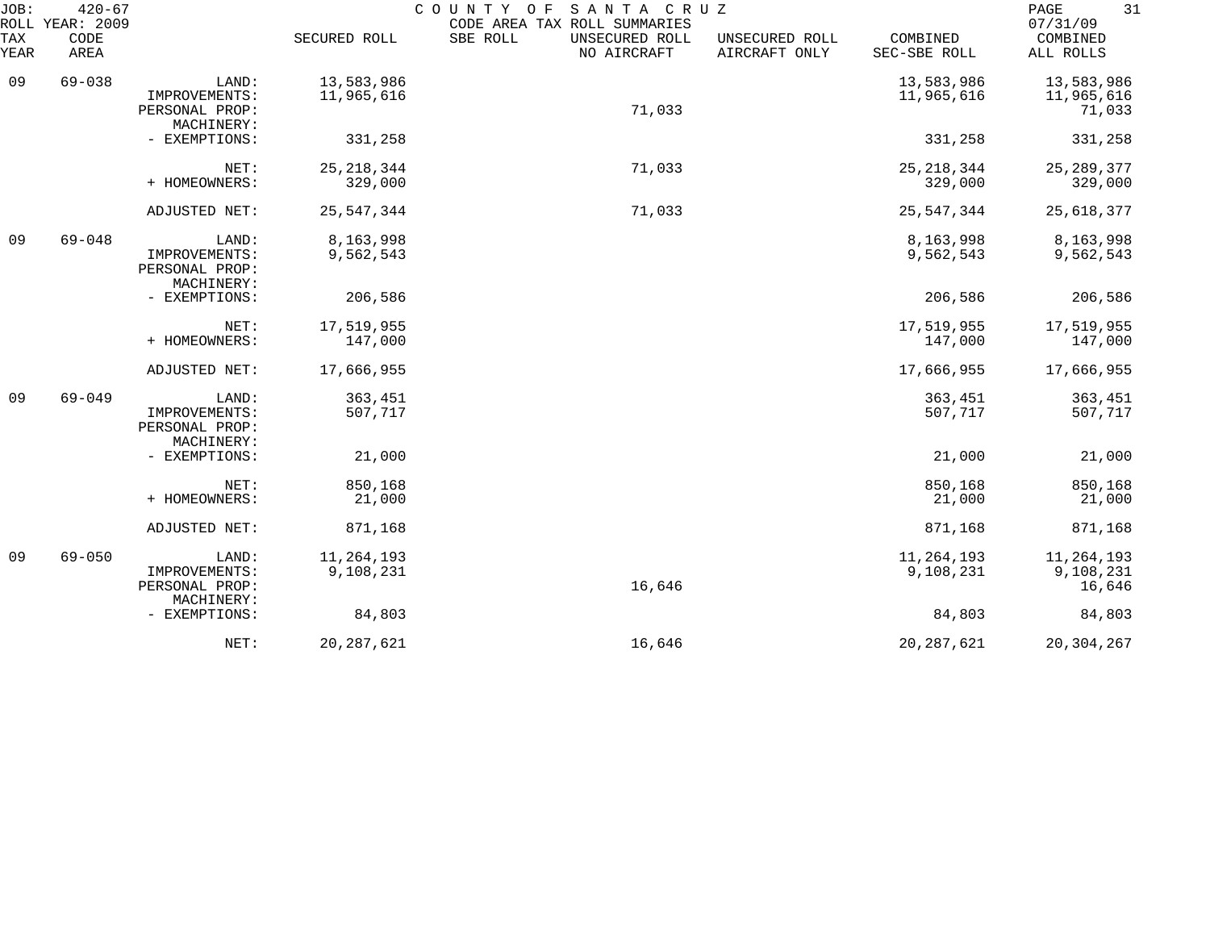JOB: 420-67 COUNTY OF SANTA CRUZ PAGE 31
ROLL YEAR: 2009 CODE AREA TAX ROLL SUMMARIES 07/31/09

| TAX YEAR | CODE AREA | | SECURED ROLL | SBE ROLL | UNSECURED ROLL NO AIRCRAFT | UNSECURED ROLL AIRCRAFT ONLY | COMBINED SEC-SBE ROLL | COMBINED ALL ROLLS |
|---|---|---|---|---|---|---|---|---|
| 09 | 69-038 | LAND: | 13,583,986 | | | | 13,583,986 | 13,583,986 |
| | | IMPROVEMENTS: | 11,965,616 | | | | 11,965,616 | 11,965,616 |
| | | PERSONAL PROP: | | | 71,033 | | | 71,033 |
| | | MACHINERY: | | | | | | |
| | | - EXEMPTIONS: | 331,258 | | | | 331,258 | 331,258 |
| | | NET: | 25,218,344 | | 71,033 | | 25,218,344 | 25,289,377 |
| | | + HOMEOWNERS: | 329,000 | | | | 329,000 | 329,000 |
| | | ADJUSTED NET: | 25,547,344 | | 71,033 | | 25,547,344 | 25,618,377 |
| 09 | 69-048 | LAND: | 8,163,998 | | | | 8,163,998 | 8,163,998 |
| | | IMPROVEMENTS: | 9,562,543 | | | | 9,562,543 | 9,562,543 |
| | | PERSONAL PROP: | | | | | | |
| | | MACHINERY: | | | | | | |
| | | - EXEMPTIONS: | 206,586 | | | | 206,586 | 206,586 |
| | | NET: | 17,519,955 | | | | 17,519,955 | 17,519,955 |
| | | + HOMEOWNERS: | 147,000 | | | | 147,000 | 147,000 |
| | | ADJUSTED NET: | 17,666,955 | | | | 17,666,955 | 17,666,955 |
| 09 | 69-049 | LAND: | 363,451 | | | | 363,451 | 363,451 |
| | | IMPROVEMENTS: | 507,717 | | | | 507,717 | 507,717 |
| | | PERSONAL PROP: | | | | | | |
| | | MACHINERY: | | | | | | |
| | | - EXEMPTIONS: | 21,000 | | | | 21,000 | 21,000 |
| | | NET: | 850,168 | | | | 850,168 | 850,168 |
| | | + HOMEOWNERS: | 21,000 | | | | 21,000 | 21,000 |
| | | ADJUSTED NET: | 871,168 | | | | 871,168 | 871,168 |
| 09 | 69-050 | LAND: | 11,264,193 | | | | 11,264,193 | 11,264,193 |
| | | IMPROVEMENTS: | 9,108,231 | | | | 9,108,231 | 9,108,231 |
| | | PERSONAL PROP: | | | 16,646 | | | 16,646 |
| | | MACHINERY: | | | | | | |
| | | - EXEMPTIONS: | 84,803 | | | | 84,803 | 84,803 |
| | | NET: | 20,287,621 | | 16,646 | | 20,287,621 | 20,304,267 |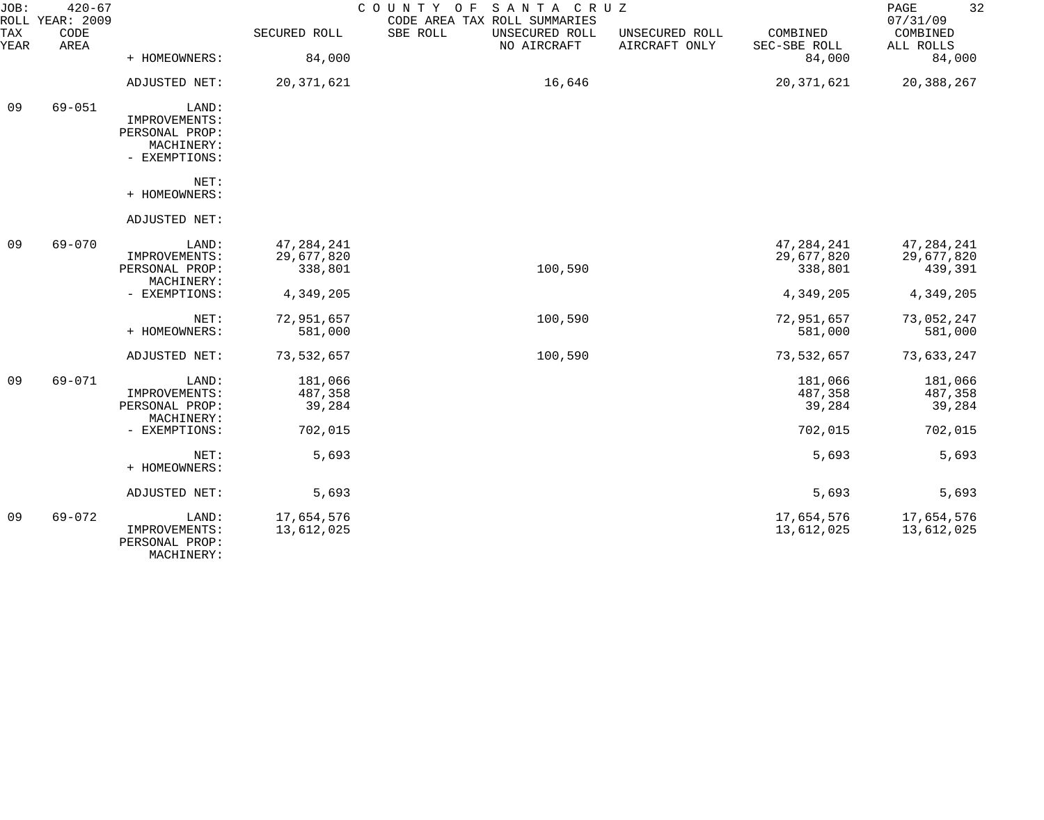JOB: 420-67 COUNTY OF SANTA CRUZ
ROLL YEAR: 2009 CODE AREA TAX ROLL SUMMARIES 07/31/09

| TAX YEAR | CODE AREA | | SECURED ROLL | SBE ROLL | UNSECURED ROLL NO AIRCRAFT | UNSECURED ROLL AIRCRAFT ONLY | COMBINED SEC-SBE ROLL | COMBINED ALL ROLLS |
|---|---|---|---|---|---|---|---|---|
| | | + HOMEOWNERS: | 84,000 | | | | 84,000 | 84,000 |
| | | ADJUSTED NET: | 20,371,621 | | 16,646 | | 20,371,621 | 20,388,267 |
| 09 | 69-051 | LAND: | | | | | | |
| | | IMPROVEMENTS: | | | | | | |
| | | PERSONAL PROP: | | | | | | |
| | | MACHINERY: | | | | | | |
| | | - EXEMPTIONS: | | | | | | |
| | | NET: | | | | | | |
| | | + HOMEOWNERS: | | | | | | |
| | | ADJUSTED NET: | | | | | | |
| 09 | 69-070 | LAND: | 47,284,241 | | | | 47,284,241 | 47,284,241 |
| | | IMPROVEMENTS: | 29,677,820 | | | | 29,677,820 | 29,677,820 |
| | | PERSONAL PROP: | 338,801 | | 100,590 | | 338,801 | 439,391 |
| | | MACHINERY: | | | | | | |
| | | - EXEMPTIONS: | 4,349,205 | | | | 4,349,205 | 4,349,205 |
| | | NET: | 72,951,657 | | 100,590 | | 72,951,657 | 73,052,247 |
| | | + HOMEOWNERS: | 581,000 | | | | 581,000 | 581,000 |
| | | ADJUSTED NET: | 73,532,657 | | 100,590 | | 73,532,657 | 73,633,247 |
| 09 | 69-071 | LAND: | 181,066 | | | | 181,066 | 181,066 |
| | | IMPROVEMENTS: | 487,358 | | | | 487,358 | 487,358 |
| | | PERSONAL PROP: | 39,284 | | | | 39,284 | 39,284 |
| | | MACHINERY: | | | | | | |
| | | - EXEMPTIONS: | 702,015 | | | | 702,015 | 702,015 |
| | | NET: | 5,693 | | | | 5,693 | 5,693 |
| | | + HOMEOWNERS: | | | | | | |
| | | ADJUSTED NET: | 5,693 | | | | 5,693 | 5,693 |
| 09 | 69-072 | LAND: | 17,654,576 | | | | 17,654,576 | 17,654,576 |
| | | IMPROVEMENTS: | 13,612,025 | | | | 13,612,025 | 13,612,025 |
| | | PERSONAL PROP: | | | | | | |
| | | MACHINERY: | | | | | | |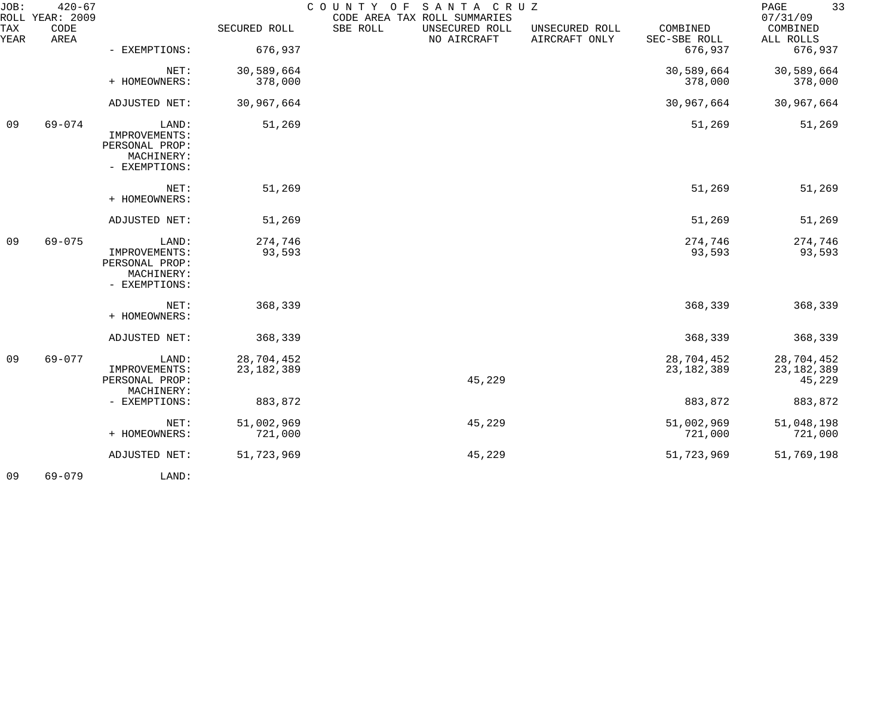JOB: 420-67 COUNTY OF SANTA CRUZ
ROLL YEAR: 2009 CODE AREA TAX ROLL SUMMARIES 07/31/09

| TAX YEAR | CODE AREA | | SECURED ROLL | SBE ROLL | UNSECURED ROLL NO AIRCRAFT | UNSECURED ROLL AIRCRAFT ONLY | COMBINED SEC-SBE ROLL | COMBINED ALL ROLLS |
|---|---|---|---|---|---|---|---|---|
| | | - EXEMPTIONS: | 676,937 | | | | 676,937 | 676,937 |
| | | NET: | 30,589,664 | | | | 30,589,664 | 30,589,664 |
| | | + HOMEOWNERS: | 378,000 | | | | 378,000 | 378,000 |
| | | ADJUSTED NET: | 30,967,664 | | | | 30,967,664 | 30,967,664 |
| 09 | 69-074 | LAND: | 51,269 | | | | 51,269 | 51,269 |
| | | IMPROVEMENTS: | | | | | | |
| | | PERSONAL PROP: | | | | | | |
| | | MACHINERY: | | | | | | |
| | | - EXEMPTIONS: | | | | | | |
| | | NET: | 51,269 | | | | 51,269 | 51,269 |
| | | + HOMEOWNERS: | | | | | | |
| | | ADJUSTED NET: | 51,269 | | | | 51,269 | 51,269 |
| 09 | 69-075 | LAND: | 274,746 | | | | 274,746 | 274,746 |
| | | IMPROVEMENTS: | 93,593 | | | | 93,593 | 93,593 |
| | | PERSONAL PROP: | | | | | | |
| | | MACHINERY: | | | | | | |
| | | - EXEMPTIONS: | | | | | | |
| | | NET: | 368,339 | | | | 368,339 | 368,339 |
| | | + HOMEOWNERS: | | | | | | |
| | | ADJUSTED NET: | 368,339 | | | | 368,339 | 368,339 |
| 09 | 69-077 | LAND: | 28,704,452 | | | | 28,704,452 | 28,704,452 |
| | | IMPROVEMENTS: | 23,182,389 | | | | 23,182,389 | 23,182,389 |
| | | PERSONAL PROP: | | | 45,229 | | | 45,229 |
| | | MACHINERY: | | | | | | |
| | | - EXEMPTIONS: | 883,872 | | | | 883,872 | 883,872 |
| | | NET: | 51,002,969 | | 45,229 | | 51,002,969 | 51,048,198 |
| | | + HOMEOWNERS: | 721,000 | | | | 721,000 | 721,000 |
| | | ADJUSTED NET: | 51,723,969 | | 45,229 | | 51,723,969 | 51,769,198 |
| 09 | 69-079 | LAND: | | | | | | |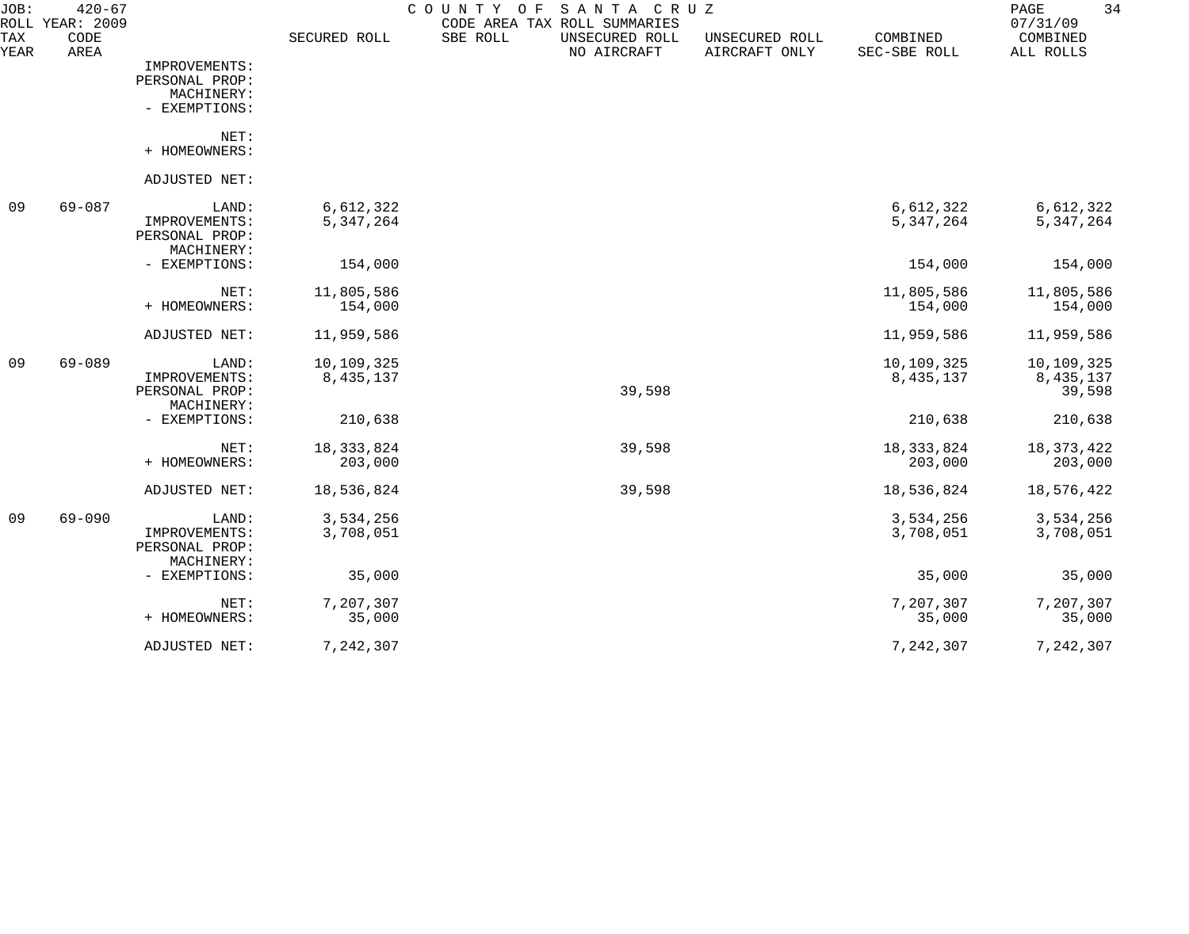JOB: 420-67 COUNTY OF SANTA CRUZ
ROLL YEAR: 2009 CODE AREA TAX ROLL SUMMARIES 07/31/09

| TAX YEAR | CODE AREA | | SECURED ROLL | SBE ROLL | UNSECURED ROLL NO AIRCRAFT | UNSECURED ROLL AIRCRAFT ONLY | COMBINED SEC-SBE ROLL | COMBINED ALL ROLLS |
|---|---|---|---|---|---|---|---|---|
| | | IMPROVEMENTS: | | | | | | |
| | | PERSONAL PROP: | | | | | | |
| | | MACHINERY: | | | | | | |
| | | - EXEMPTIONS: | | | | | | |
| | | NET: | | | | | | |
| | | + HOMEOWNERS: | | | | | | |
| | | ADJUSTED NET: | | | | | | |
| 09 | 69-087 | LAND: | 6,612,322 | | | | 6,612,322 | 6,612,322 |
| | | IMPROVEMENTS: | 5,347,264 | | | | 5,347,264 | 5,347,264 |
| | | PERSONAL PROP: | | | | | | |
| | | MACHINERY: | | | | | | |
| | | - EXEMPTIONS: | 154,000 | | | | 154,000 | 154,000 |
| | | NET: | 11,805,586 | | | | 11,805,586 | 11,805,586 |
| | | + HOMEOWNERS: | 154,000 | | | | 154,000 | 154,000 |
| | | ADJUSTED NET: | 11,959,586 | | | | 11,959,586 | 11,959,586 |
| 09 | 69-089 | LAND: | 10,109,325 | | | | 10,109,325 | 10,109,325 |
| | | IMPROVEMENTS: | 8,435,137 | | | | 8,435,137 | 8,435,137 |
| | | PERSONAL PROP: | | | 39,598 | | | 39,598 |
| | | MACHINERY: | | | | | | |
| | | - EXEMPTIONS: | 210,638 | | | | 210,638 | 210,638 |
| | | NET: | 18,333,824 | | 39,598 | | 18,333,824 | 18,373,422 |
| | | + HOMEOWNERS: | 203,000 | | | | 203,000 | 203,000 |
| | | ADJUSTED NET: | 18,536,824 | | 39,598 | | 18,536,824 | 18,576,422 |
| 09 | 69-090 | LAND: | 3,534,256 | | | | 3,534,256 | 3,534,256 |
| | | IMPROVEMENTS: | 3,708,051 | | | | 3,708,051 | 3,708,051 |
| | | PERSONAL PROP: | | | | | | |
| | | MACHINERY: | | | | | | |
| | | - EXEMPTIONS: | 35,000 | | | | 35,000 | 35,000 |
| | | NET: | 7,207,307 | | | | 7,207,307 | 7,207,307 |
| | | + HOMEOWNERS: | 35,000 | | | | 35,000 | 35,000 |
| | | ADJUSTED NET: | 7,242,307 | | | | 7,242,307 | 7,242,307 |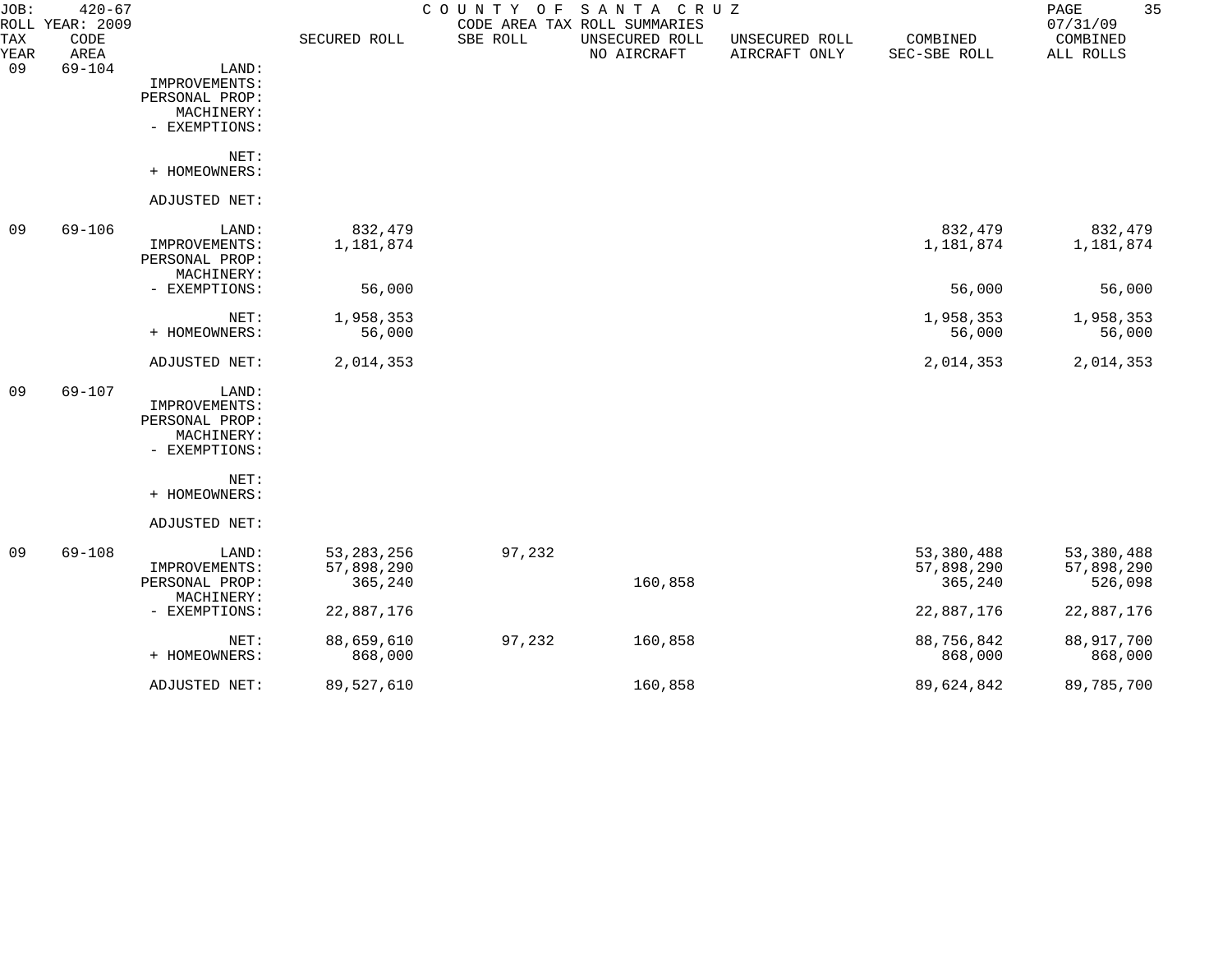JOB: 420-67 — COUNTY OF SANTA CRUZ — CODE AREA TAX ROLL SUMMARIES

ROLL YEAR: 2009 — 07/31/09

| TAX YEAR | CODE AREA | | SECURED ROLL | SBE ROLL | UNSECURED ROLL NO AIRCRAFT | UNSECURED ROLL AIRCRAFT ONLY | COMBINED SEC-SBE ROLL | COMBINED ALL ROLLS |
|---|---|---|---|---|---|---|---|---|
| 09 | 69-104 | LAND: | | | | | | |
| | | IMPROVEMENTS: | | | | | | |
| | | PERSONAL PROP: | | | | | | |
| | | MACHINERY: | | | | | | |
| | | - EXEMPTIONS: | | | | | | |
| | | NET: | | | | | | |
| | | + HOMEOWNERS: | | | | | | |
| | | ADJUSTED NET: | | | | | | |
| 09 | 69-106 | LAND: | 832,479 | | | | 832,479 | 832,479 |
| | | IMPROVEMENTS: | 1,181,874 | | | | 1,181,874 | 1,181,874 |
| | | PERSONAL PROP: | | | | | | |
| | | MACHINERY: | | | | | | |
| | | - EXEMPTIONS: | 56,000 | | | | 56,000 | 56,000 |
| | | NET: | 1,958,353 | | | | 1,958,353 | 1,958,353 |
| | | + HOMEOWNERS: | 56,000 | | | | 56,000 | 56,000 |
| | | ADJUSTED NET: | 2,014,353 | | | | 2,014,353 | 2,014,353 |
| 09 | 69-107 | LAND: | | | | | | |
| | | IMPROVEMENTS: | | | | | | |
| | | PERSONAL PROP: | | | | | | |
| | | MACHINERY: | | | | | | |
| | | - EXEMPTIONS: | | | | | | |
| | | NET: | | | | | | |
| | | + HOMEOWNERS: | | | | | | |
| | | ADJUSTED NET: | | | | | | |
| 09 | 69-108 | LAND: | 53,283,256 | 97,232 | | | 53,380,488 | 53,380,488 |
| | | IMPROVEMENTS: | 57,898,290 | | | | 57,898,290 | 57,898,290 |
| | | PERSONAL PROP: | 365,240 | | 160,858 | | 365,240 | 526,098 |
| | | MACHINERY: | | | | | | |
| | | - EXEMPTIONS: | 22,887,176 | | | | 22,887,176 | 22,887,176 |
| | | NET: | 88,659,610 | 97,232 | 160,858 | | 88,756,842 | 88,917,700 |
| | | + HOMEOWNERS: | 868,000 | | | | 868,000 | 868,000 |
| | | ADJUSTED NET: | 89,527,610 | | 160,858 | | 89,624,842 | 89,785,700 |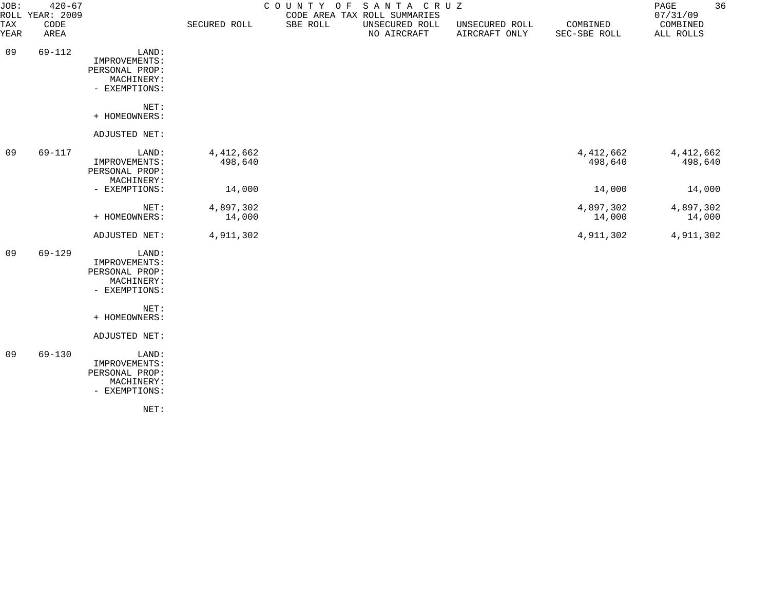JOB: 420-67 COUNTY OF SANTA CRUZ
ROLL YEAR: 2009 CODE AREA TAX ROLL SUMMARIES 07/31/09

| TAX YEAR | CODE AREA | | SECURED ROLL | SBE ROLL | UNSECURED ROLL NO AIRCRAFT | UNSECURED ROLL AIRCRAFT ONLY | COMBINED SEC-SBE ROLL | COMBINED ALL ROLLS |
|---|---|---|---|---|---|---|---|---|
| 09 | 69-112 | LAND: | | | | | | |
| | | IMPROVEMENTS: | | | | | | |
| | | PERSONAL PROP: | | | | | | |
| | | MACHINERY: | | | | | | |
| | | - EXEMPTIONS: | | | | | | |
| | | NET: | | | | | | |
| | | + HOMEOWNERS: | | | | | | |
| | | ADJUSTED NET: | | | | | | |
| 09 | 69-117 | LAND: | 4,412,662 | | | | 4,412,662 | 4,412,662 |
| | | IMPROVEMENTS: | 498,640 | | | | 498,640 | 498,640 |
| | | PERSONAL PROP: | | | | | | |
| | | MACHINERY: | | | | | | |
| | | - EXEMPTIONS: | 14,000 | | | | 14,000 | 14,000 |
| | | NET: | 4,897,302 | | | | 4,897,302 | 4,897,302 |
| | | + HOMEOWNERS: | 14,000 | | | | 14,000 | 14,000 |
| | | ADJUSTED NET: | 4,911,302 | | | | 4,911,302 | 4,911,302 |
| 09 | 69-129 | LAND: | | | | | | |
| | | IMPROVEMENTS: | | | | | | |
| | | PERSONAL PROP: | | | | | | |
| | | MACHINERY: | | | | | | |
| | | - EXEMPTIONS: | | | | | | |
| | | NET: | | | | | | |
| | | + HOMEOWNERS: | | | | | | |
| | | ADJUSTED NET: | | | | | | |
| 09 | 69-130 | LAND: | | | | | | |
| | | IMPROVEMENTS: | | | | | | |
| | | PERSONAL PROP: | | | | | | |
| | | MACHINERY: | | | | | | |
| | | - EXEMPTIONS: | | | | | | |
| | | NET: | | | | | | |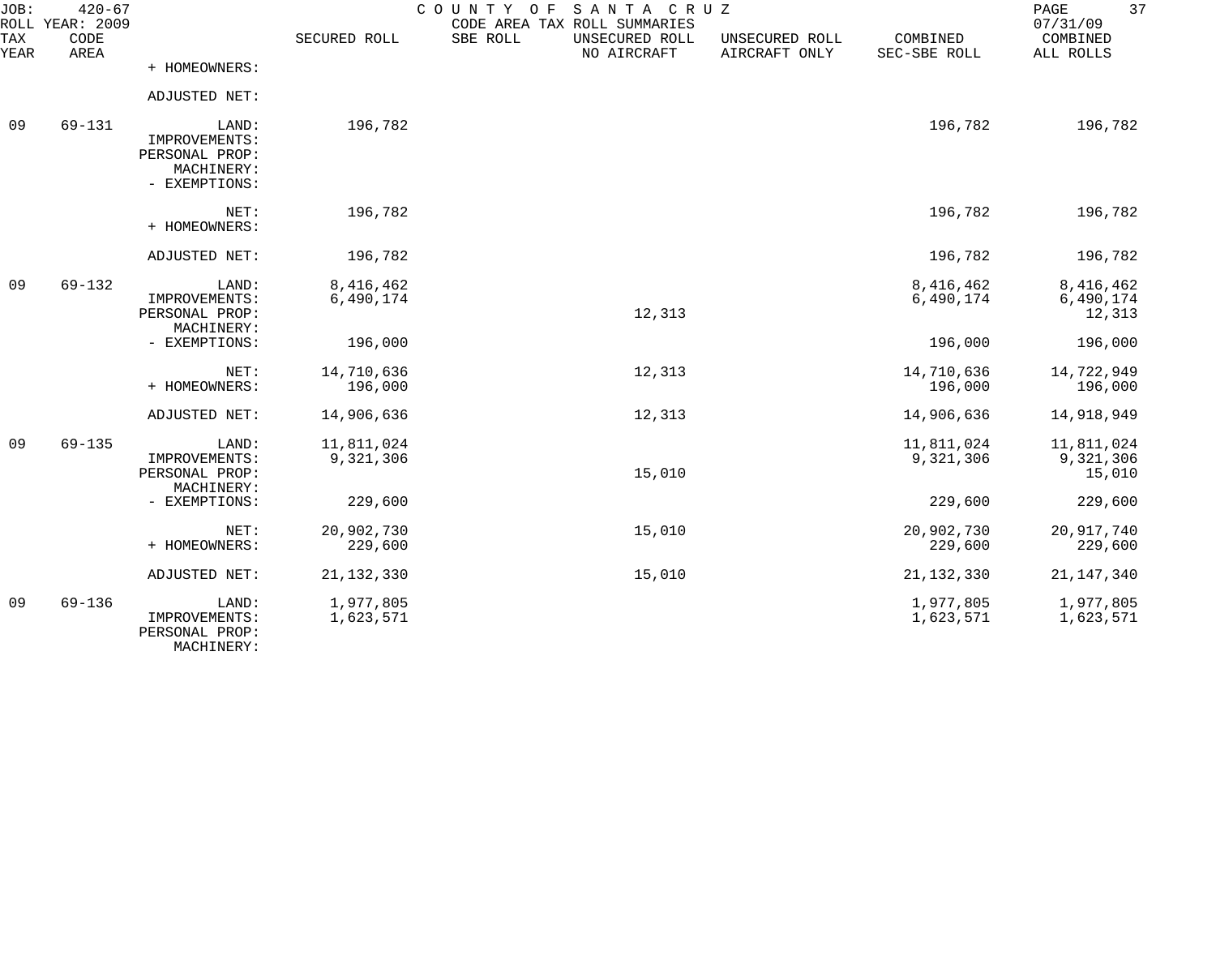JOB: 420-67 COUNTY OF SANTA CRUZ
ROLL YEAR: 2009 CODE AREA TAX ROLL SUMMARIES 07/31/09

| TAX YEAR | CODE AREA | | SECURED ROLL | SBE ROLL | UNSECURED ROLL NO AIRCRAFT | UNSECURED ROLL AIRCRAFT ONLY | COMBINED SEC-SBE ROLL | COMBINED ALL ROLLS |
|---|---|---|---|---|---|---|---|---|
| | | + HOMEOWNERS: | | | | | | |
| | | ADJUSTED NET: | | | | | | |
| 09 | 69-131 | LAND: | 196,782 | | | | 196,782 | 196,782 |
| | | IMPROVEMENTS: | | | | | | |
| | | PERSONAL PROP: | | | | | | |
| | | MACHINERY: | | | | | | |
| | | - EXEMPTIONS: | | | | | | |
| | | NET: | 196,782 | | | | 196,782 | 196,782 |
| | | + HOMEOWNERS: | | | | | | |
| | | ADJUSTED NET: | 196,782 | | | | 196,782 | 196,782 |
| 09 | 69-132 | LAND: | 8,416,462 | | | | 8,416,462 | 8,416,462 |
| | | IMPROVEMENTS: | 6,490,174 | | | | 6,490,174 | 6,490,174 |
| | | PERSONAL PROP: | | | 12,313 | | | 12,313 |
| | | MACHINERY: | | | | | | |
| | | - EXEMPTIONS: | 196,000 | | | | 196,000 | 196,000 |
| | | NET: | 14,710,636 | | 12,313 | | 14,710,636 | 14,722,949 |
| | | + HOMEOWNERS: | 196,000 | | | | 196,000 | 196,000 |
| | | ADJUSTED NET: | 14,906,636 | | 12,313 | | 14,906,636 | 14,918,949 |
| 09 | 69-135 | LAND: | 11,811,024 | | | | 11,811,024 | 11,811,024 |
| | | IMPROVEMENTS: | 9,321,306 | | | | 9,321,306 | 9,321,306 |
| | | PERSONAL PROP: | | | 15,010 | | | 15,010 |
| | | MACHINERY: | | | | | | |
| | | - EXEMPTIONS: | 229,600 | | | | 229,600 | 229,600 |
| | | NET: | 20,902,730 | | 15,010 | | 20,902,730 | 20,917,740 |
| | | + HOMEOWNERS: | 229,600 | | | | 229,600 | 229,600 |
| | | ADJUSTED NET: | 21,132,330 | | 15,010 | | 21,132,330 | 21,147,340 |
| 09 | 69-136 | LAND: | 1,977,805 | | | | 1,977,805 | 1,977,805 |
| | | IMPROVEMENTS: | 1,623,571 | | | | 1,623,571 | 1,623,571 |
| | | PERSONAL PROP: | | | | | | |
| | | MACHINERY: | | | | | | |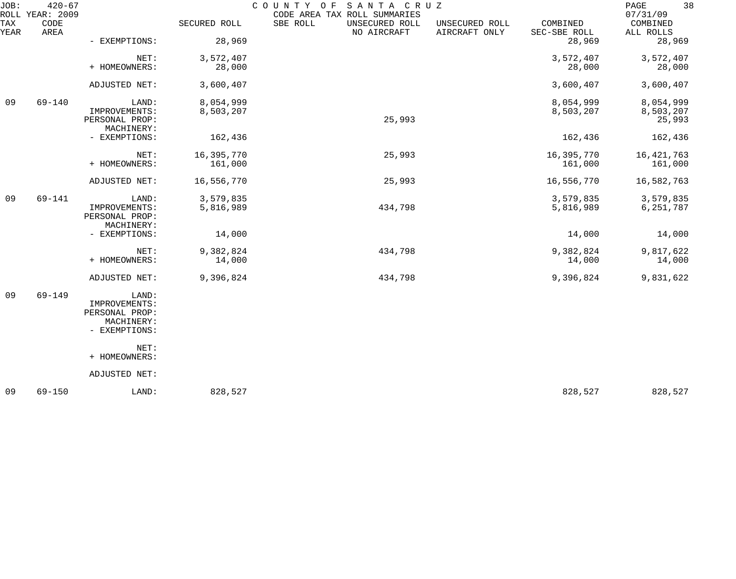JOB: 420-67 COUNTY OF SANTA CRUZ
ROLL YEAR: 2009 CODE AREA TAX ROLL SUMMARIES 07/31/09

| TAX YEAR | CODE AREA | | SECURED ROLL | SBE ROLL | UNSECURED ROLL NO AIRCRAFT | UNSECURED ROLL AIRCRAFT ONLY | COMBINED SEC-SBE ROLL | COMBINED ALL ROLLS |
|---|---|---|---|---|---|---|---|---|
| | | - EXEMPTIONS: | 28,969 | | | | 28,969 | 28,969 |
| | | NET: | 3,572,407 | | | | 3,572,407 | 3,572,407 |
| | | + HOMEOWNERS: | 28,000 | | | | 28,000 | 28,000 |
| | | ADJUSTED NET: | 3,600,407 | | | | 3,600,407 | 3,600,407 |
| 09 | 69-140 | LAND: | 8,054,999 | | | | 8,054,999 | 8,054,999 |
| | | IMPROVEMENTS: | 8,503,207 | | | | 8,503,207 | 8,503,207 |
| | | PERSONAL PROP: | | | 25,993 | | | 25,993 |
| | | MACHINERY: | | | | | | |
| | | - EXEMPTIONS: | 162,436 | | | | 162,436 | 162,436 |
| | | NET: | 16,395,770 | | 25,993 | | 16,395,770 | 16,421,763 |
| | | + HOMEOWNERS: | 161,000 | | | | 161,000 | 161,000 |
| | | ADJUSTED NET: | 16,556,770 | | 25,993 | | 16,556,770 | 16,582,763 |
| 09 | 69-141 | LAND: | 3,579,835 | | | | 3,579,835 | 3,579,835 |
| | | IMPROVEMENTS: | 5,816,989 | | 434,798 | | 5,816,989 | 6,251,787 |
| | | PERSONAL PROP: | | | | | | |
| | | MACHINERY: | | | | | | |
| | | - EXEMPTIONS: | 14,000 | | | | 14,000 | 14,000 |
| | | NET: | 9,382,824 | | 434,798 | | 9,382,824 | 9,817,622 |
| | | + HOMEOWNERS: | 14,000 | | | | 14,000 | 14,000 |
| | | ADJUSTED NET: | 9,396,824 | | 434,798 | | 9,396,824 | 9,831,622 |
| 09 | 69-149 | LAND: | | | | | | |
| | | IMPROVEMENTS: | | | | | | |
| | | PERSONAL PROP: | | | | | | |
| | | MACHINERY: | | | | | | |
| | | - EXEMPTIONS: | | | | | | |
| | | NET: | | | | | | |
| | | + HOMEOWNERS: | | | | | | |
| | | ADJUSTED NET: | | | | | | |
| 09 | 69-150 | LAND: | 828,527 | | | | 828,527 | 828,527 |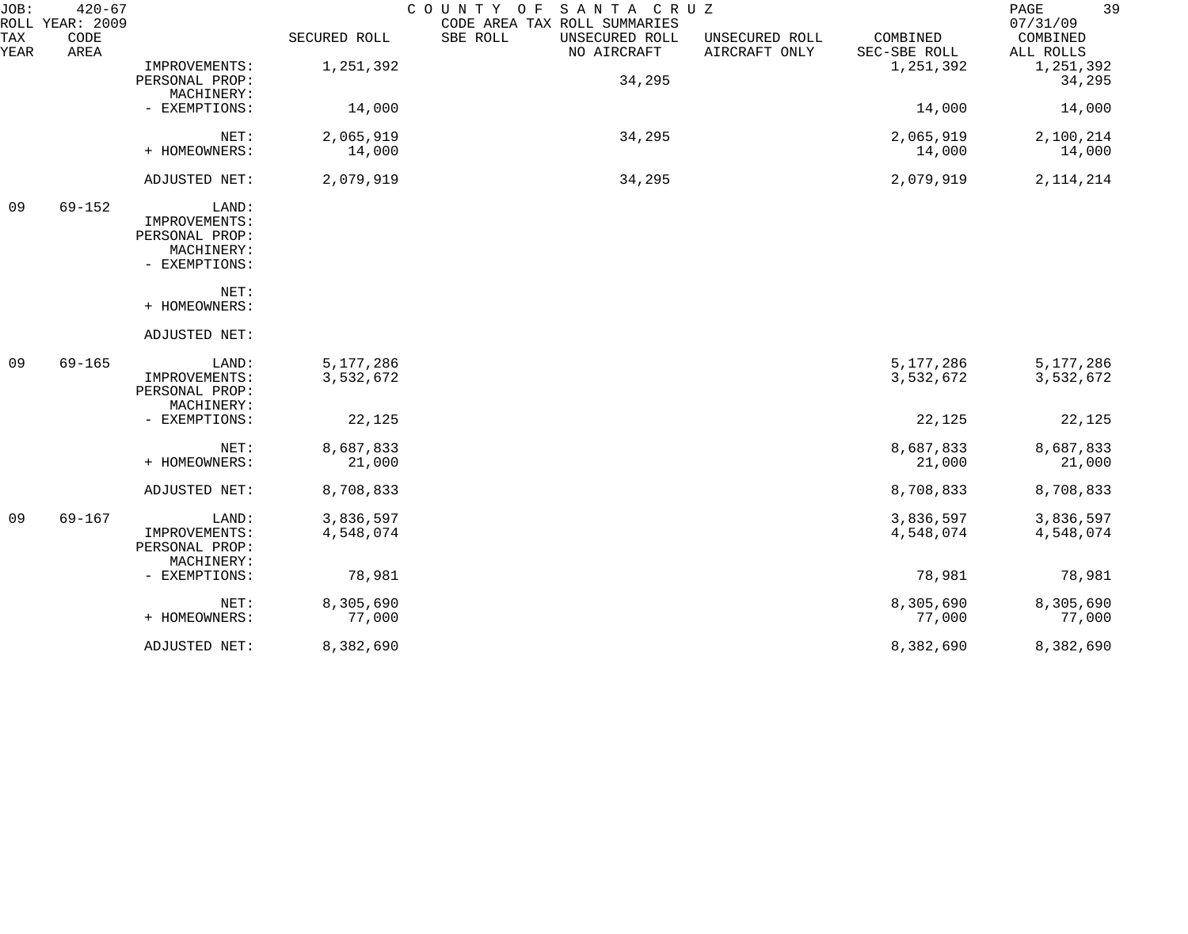JOB: 420-67 COUNTY OF SANTA CRUZ
ROLL YEAR: 2009 CODE AREA TAX ROLL SUMMARIES 07/31/09

| TAX YEAR | CODE AREA | | SECURED ROLL | SBE ROLL | UNSECURED ROLL NO AIRCRAFT | UNSECURED ROLL AIRCRAFT ONLY | COMBINED SEC-SBE ROLL | COMBINED ALL ROLLS |
|---|---|---|---|---|---|---|---|---|
| | | IMPROVEMENTS: | 1,251,392 | | | | 1,251,392 | 1,251,392 |
| | | PERSONAL PROP: | | | 34,295 | | | 34,295 |
| | | MACHINERY: | | | | | | |
| | | - EXEMPTIONS: | 14,000 | | | | 14,000 | 14,000 |
| | | NET: | 2,065,919 | | 34,295 | | 2,065,919 | 2,100,214 |
| | | + HOMEOWNERS: | 14,000 | | | | 14,000 | 14,000 |
| | | ADJUSTED NET: | 2,079,919 | | 34,295 | | 2,079,919 | 2,114,214 |
| 09 | 69-152 | LAND: | | | | | | |
| | | IMPROVEMENTS: | | | | | | |
| | | PERSONAL PROP: | | | | | | |
| | | MACHINERY: | | | | | | |
| | | - EXEMPTIONS: | | | | | | |
| | | NET: | | | | | | |
| | | + HOMEOWNERS: | | | | | | |
| | | ADJUSTED NET: | | | | | | |
| 09 | 69-165 | LAND: | 5,177,286 | | | | 5,177,286 | 5,177,286 |
| | | IMPROVEMENTS: | 3,532,672 | | | | 3,532,672 | 3,532,672 |
| | | PERSONAL PROP: | | | | | | |
| | | MACHINERY: | | | | | | |
| | | - EXEMPTIONS: | 22,125 | | | | 22,125 | 22,125 |
| | | NET: | 8,687,833 | | | | 8,687,833 | 8,687,833 |
| | | + HOMEOWNERS: | 21,000 | | | | 21,000 | 21,000 |
| | | ADJUSTED NET: | 8,708,833 | | | | 8,708,833 | 8,708,833 |
| 09 | 69-167 | LAND: | 3,836,597 | | | | 3,836,597 | 3,836,597 |
| | | IMPROVEMENTS: | 4,548,074 | | | | 4,548,074 | 4,548,074 |
| | | PERSONAL PROP: | | | | | | |
| | | MACHINERY: | | | | | | |
| | | - EXEMPTIONS: | 78,981 | | | | 78,981 | 78,981 |
| | | NET: | 8,305,690 | | | | 8,305,690 | 8,305,690 |
| | | + HOMEOWNERS: | 77,000 | | | | 77,000 | 77,000 |
| | | ADJUSTED NET: | 8,382,690 | | | | 8,382,690 | 8,382,690 |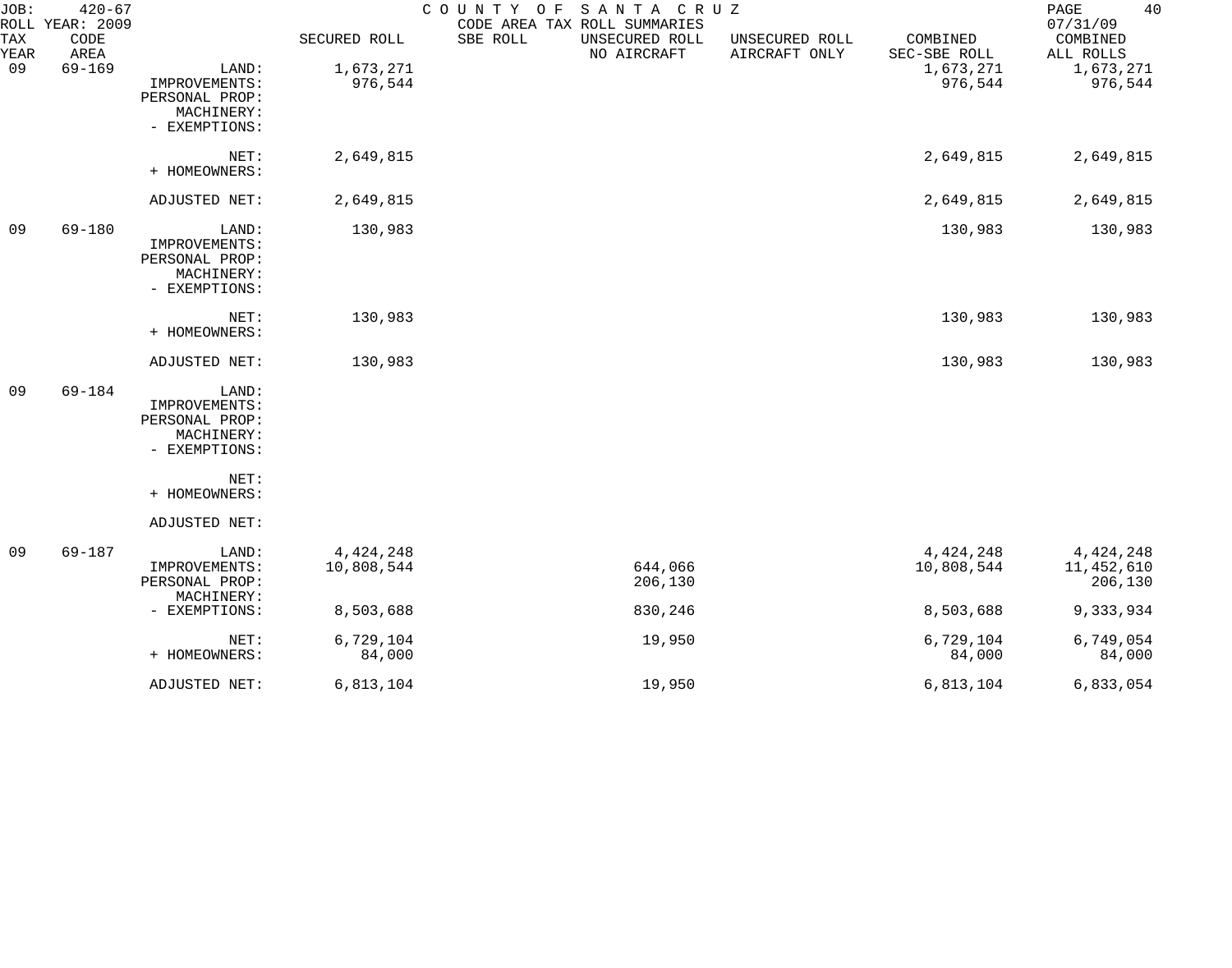JOB: 420-67 COUNTY OF SANTA CRUZ PAGE 40
ROLL YEAR: 2009 CODE AREA TAX ROLL SUMMARIES 07/31/09

| TAX YEAR | CODE AREA | | SECURED ROLL | SBE ROLL | UNSECURED ROLL NO AIRCRAFT | UNSECURED ROLL AIRCRAFT ONLY | COMBINED SEC-SBE ROLL | COMBINED ALL ROLLS |
|---|---|---|---|---|---|---|---|---|
| 09 | 69-169 | LAND: | 1,673,271 | | | | 1,673,271 | 1,673,271 |
| | | IMPROVEMENTS: | 976,544 | | | | 976,544 | 976,544 |
| | | PERSONAL PROP: | | | | | | |
| | | MACHINERY: | | | | | | |
| | | - EXEMPTIONS: | | | | | | |
| | | NET: | 2,649,815 | | | | 2,649,815 | 2,649,815 |
| | | + HOMEOWNERS: | | | | | | |
| | | ADJUSTED NET: | 2,649,815 | | | | 2,649,815 | 2,649,815 |
| 09 | 69-180 | LAND: | 130,983 | | | | 130,983 | 130,983 |
| | | IMPROVEMENTS: | | | | | | |
| | | PERSONAL PROP: | | | | | | |
| | | MACHINERY: | | | | | | |
| | | - EXEMPTIONS: | | | | | | |
| | | NET: | 130,983 | | | | 130,983 | 130,983 |
| | | + HOMEOWNERS: | | | | | | |
| | | ADJUSTED NET: | 130,983 | | | | 130,983 | 130,983 |
| 09 | 69-184 | LAND: | | | | | | |
| | | IMPROVEMENTS: | | | | | | |
| | | PERSONAL PROP: | | | | | | |
| | | MACHINERY: | | | | | | |
| | | - EXEMPTIONS: | | | | | | |
| | | NET: | | | | | | |
| | | + HOMEOWNERS: | | | | | | |
| | | ADJUSTED NET: | | | | | | |
| 09 | 69-187 | LAND: | 4,424,248 | | | | 4,424,248 | 4,424,248 |
| | | IMPROVEMENTS: | 10,808,544 | | 644,066 | | 10,808,544 | 11,452,610 |
| | | PERSONAL PROP: | | | 206,130 | | | 206,130 |
| | | MACHINERY: | | | | | | |
| | | - EXEMPTIONS: | 8,503,688 | | 830,246 | | 8,503,688 | 9,333,934 |
| | | NET: | 6,729,104 | | 19,950 | | 6,729,104 | 6,749,054 |
| | | + HOMEOWNERS: | 84,000 | | | | 84,000 | 84,000 |
| | | ADJUSTED NET: | 6,813,104 | | 19,950 | | 6,813,104 | 6,833,054 |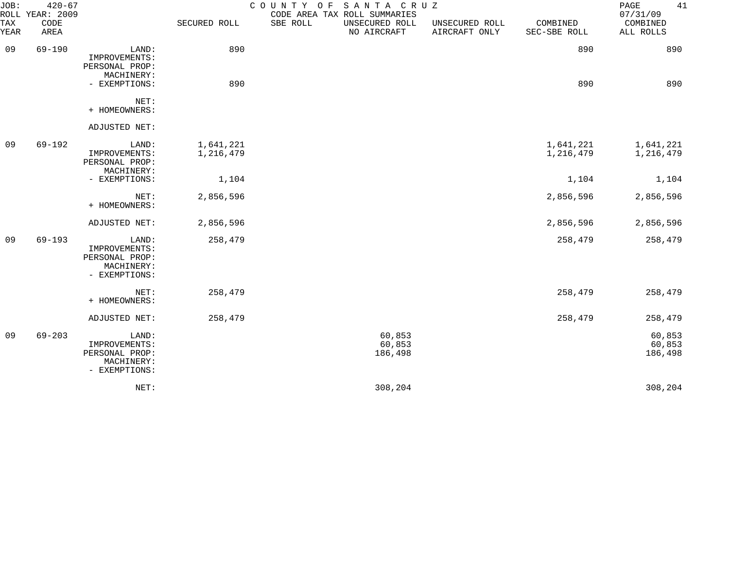JOB: 420-67 COUNTY OF SANTA CRUZ
ROLL YEAR: 2009 CODE AREA TAX ROLL SUMMARIES 07/31/09

| TAX YEAR | CODE AREA | | SECURED ROLL | SBE ROLL | UNSECURED ROLL NO AIRCRAFT | UNSECURED ROLL AIRCRAFT ONLY | COMBINED SEC-SBE ROLL | COMBINED ALL ROLLS |
|---|---|---|---|---|---|---|---|---|
| 09 | 69-190 | LAND: | 890 | | | | 890 | 890 |
| | | IMPROVEMENTS: | | | | | | |
| | | PERSONAL PROP: | | | | | | |
| | | MACHINERY: | | | | | | |
| | | - EXEMPTIONS: | 890 | | | | 890 | 890 |
| | | NET: | | | | | | |
| | | + HOMEOWNERS: | | | | | | |
| | | ADJUSTED NET: | | | | | | |
| 09 | 69-192 | LAND: | 1,641,221 | | | | 1,641,221 | 1,641,221 |
| | | IMPROVEMENTS: | 1,216,479 | | | | 1,216,479 | 1,216,479 |
| | | PERSONAL PROP: | | | | | | |
| | | MACHINERY: | | | | | | |
| | | - EXEMPTIONS: | 1,104 | | | | 1,104 | 1,104 |
| | | NET: | 2,856,596 | | | | 2,856,596 | 2,856,596 |
| | | + HOMEOWNERS: | | | | | | |
| | | ADJUSTED NET: | 2,856,596 | | | | 2,856,596 | 2,856,596 |
| 09 | 69-193 | LAND: | 258,479 | | | | 258,479 | 258,479 |
| | | IMPROVEMENTS: | | | | | | |
| | | PERSONAL PROP: | | | | | | |
| | | MACHINERY: | | | | | | |
| | | - EXEMPTIONS: | | | | | | |
| | | NET: | 258,479 | | | | 258,479 | 258,479 |
| | | + HOMEOWNERS: | | | | | | |
| | | ADJUSTED NET: | 258,479 | | | | 258,479 | 258,479 |
| 09 | 69-203 | LAND: | | | 60,853 | | | 60,853 |
| | | IMPROVEMENTS: | | | 60,853 | | | 60,853 |
| | | PERSONAL PROP: | | | 186,498 | | | 186,498 |
| | | MACHINERY: | | | | | | |
| | | - EXEMPTIONS: | | | | | | |
| | | NET: | | | 308,204 | | | 308,204 |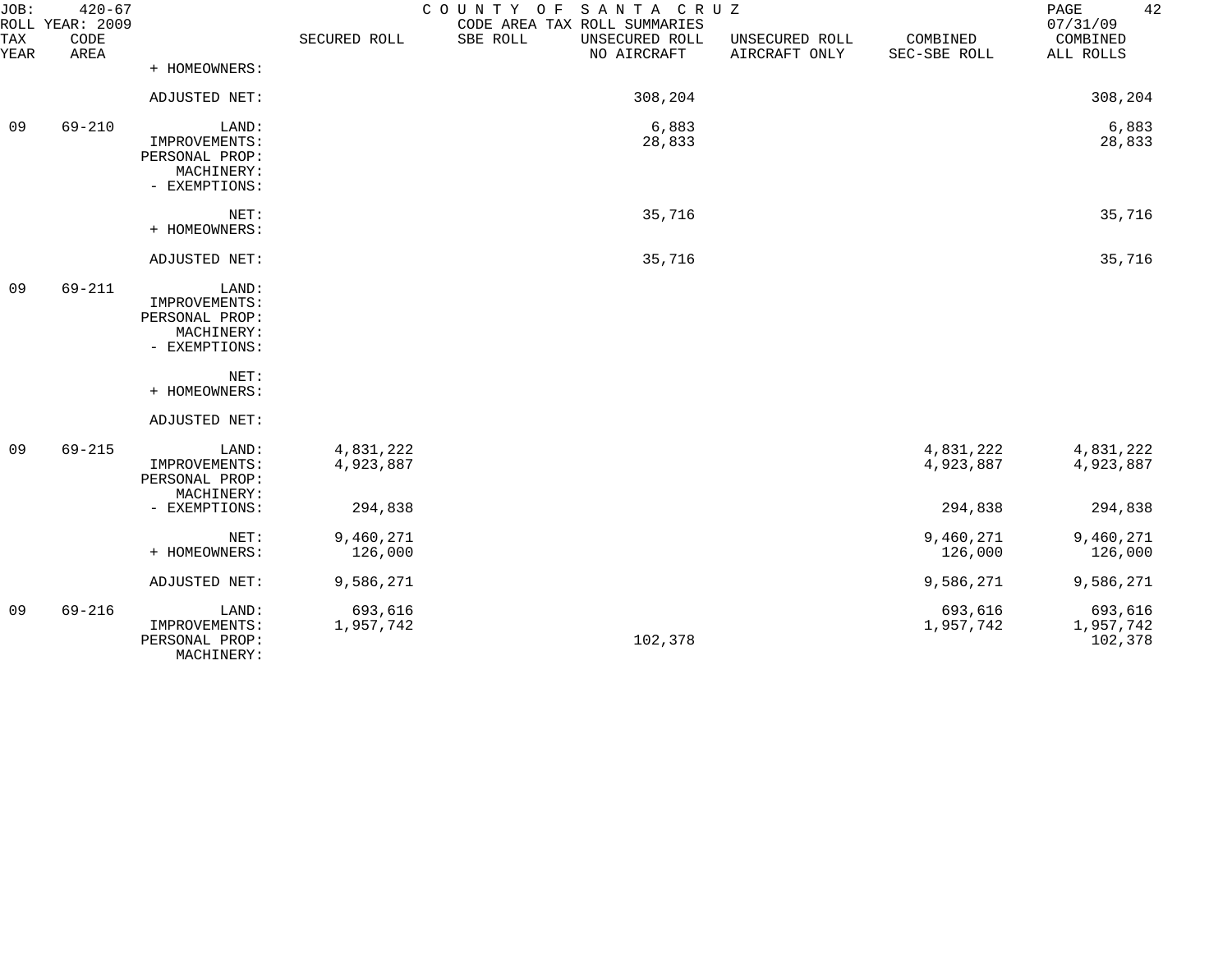JOB: 420-67 COUNTY OF SANTA CRUZ PAGE 42
ROLL YEAR: 2009 CODE AREA TAX ROLL SUMMARIES 07/31/09

| TAX YEAR | CODE AREA | | SECURED ROLL | SBE ROLL | UNSECURED ROLL NO AIRCRAFT | UNSECURED ROLL AIRCRAFT ONLY | COMBINED SEC-SBE ROLL | COMBINED ALL ROLLS |
|---|---|---|---|---|---|---|---|---|
| | | + HOMEOWNERS: | | | | | | |
| | | ADJUSTED NET: | | | 308,204 | | | 308,204 |
| 09 | 69-210 | LAND: | | | 6,883 | | | 6,883 |
| | | IMPROVEMENTS: | | | 28,833 | | | 28,833 |
| | | PERSONAL PROP: | | | | | | |
| | | MACHINERY: | | | | | | |
| | | - EXEMPTIONS: | | | | | | |
| | | NET: | | | 35,716 | | | 35,716 |
| | | + HOMEOWNERS: | | | | | | |
| | | ADJUSTED NET: | | | 35,716 | | | 35,716 |
| 09 | 69-211 | LAND: | | | | | | |
| | | IMPROVEMENTS: | | | | | | |
| | | PERSONAL PROP: | | | | | | |
| | | MACHINERY: | | | | | | |
| | | - EXEMPTIONS: | | | | | | |
| | | NET: | | | | | | |
| | | + HOMEOWNERS: | | | | | | |
| | | ADJUSTED NET: | | | | | | |
| 09 | 69-215 | LAND: | 4,831,222 | | | | 4,831,222 | 4,831,222 |
| | | IMPROVEMENTS: | 4,923,887 | | | | 4,923,887 | 4,923,887 |
| | | PERSONAL PROP: | | | | | | |
| | | MACHINERY: | | | | | | |
| | | - EXEMPTIONS: | 294,838 | | | | 294,838 | 294,838 |
| | | NET: | 9,460,271 | | | | 9,460,271 | 9,460,271 |
| | | + HOMEOWNERS: | 126,000 | | | | 126,000 | 126,000 |
| | | ADJUSTED NET: | 9,586,271 | | | | 9,586,271 | 9,586,271 |
| 09 | 69-216 | LAND: | 693,616 | | | | 693,616 | 693,616 |
| | | IMPROVEMENTS: | 1,957,742 | | | | 1,957,742 | 1,957,742 |
| | | PERSONAL PROP: | | | 102,378 | | | 102,378 |
| | | MACHINERY: | | | | | | |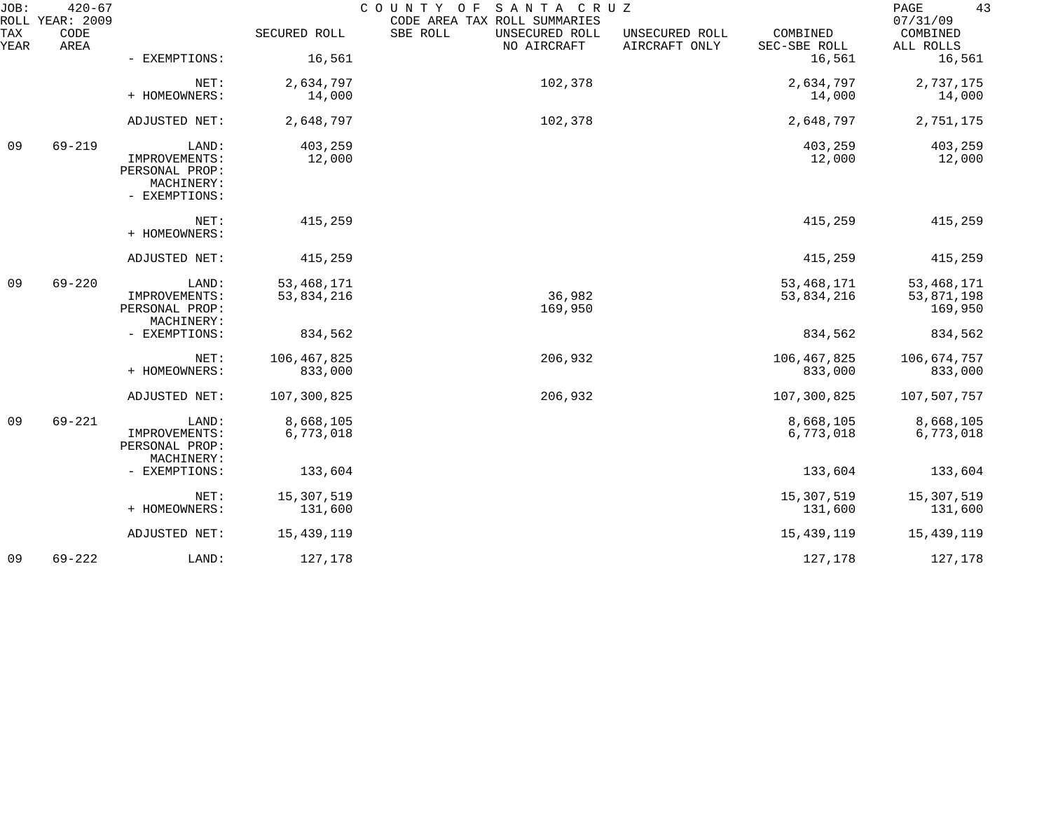JOB: 420-67 COUNTY OF SANTA CRUZ PAGE 43
ROLL YEAR: 2009 CODE AREA TAX ROLL SUMMARIES 07/31/09

| TAX YEAR | CODE AREA | | SECURED ROLL | SBE ROLL | UNSECURED ROLL NO AIRCRAFT | UNSECURED ROLL AIRCRAFT ONLY | COMBINED SEC-SBE ROLL | COMBINED ALL ROLLS |
|---|---|---|---|---|---|---|---|---|
| | | - EXEMPTIONS: | 16,561 | | | | 16,561 | 16,561 |
| | | NET: | 2,634,797 | | 102,378 | | 2,634,797 | 2,737,175 |
| | | + HOMEOWNERS: | 14,000 | | | | 14,000 | 14,000 |
| | | ADJUSTED NET: | 2,648,797 | | 102,378 | | 2,648,797 | 2,751,175 |
| 09 | 69-219 | LAND: | 403,259 | | | | 403,259 | 403,259 |
| | | IMPROVEMENTS: | 12,000 | | | | 12,000 | 12,000 |
| | | PERSONAL PROP: | | | | | | |
| | | MACHINERY: | | | | | | |
| | | - EXEMPTIONS: | | | | | | |
| | | NET: | 415,259 | | | | 415,259 | 415,259 |
| | | + HOMEOWNERS: | | | | | | |
| | | ADJUSTED NET: | 415,259 | | | | 415,259 | 415,259 |
| 09 | 69-220 | LAND: | 53,468,171 | | | | 53,468,171 | 53,468,171 |
| | | IMPROVEMENTS: | 53,834,216 | | 36,982 | | 53,834,216 | 53,871,198 |
| | | PERSONAL PROP: | | | 169,950 | | | 169,950 |
| | | MACHINERY: | | | | | | |
| | | - EXEMPTIONS: | 834,562 | | | | 834,562 | 834,562 |
| | | NET: | 106,467,825 | | 206,932 | | 106,467,825 | 106,674,757 |
| | | + HOMEOWNERS: | 833,000 | | | | 833,000 | 833,000 |
| | | ADJUSTED NET: | 107,300,825 | | 206,932 | | 107,300,825 | 107,507,757 |
| 09 | 69-221 | LAND: | 8,668,105 | | | | 8,668,105 | 8,668,105 |
| | | IMPROVEMENTS: | 6,773,018 | | | | 6,773,018 | 6,773,018 |
| | | PERSONAL PROP: | | | | | | |
| | | MACHINERY: | | | | | | |
| | | - EXEMPTIONS: | 133,604 | | | | 133,604 | 133,604 |
| | | NET: | 15,307,519 | | | | 15,307,519 | 15,307,519 |
| | | + HOMEOWNERS: | 131,600 | | | | 131,600 | 131,600 |
| | | ADJUSTED NET: | 15,439,119 | | | | 15,439,119 | 15,439,119 |
| 09 | 69-222 | LAND: | 127,178 | | | | 127,178 | 127,178 |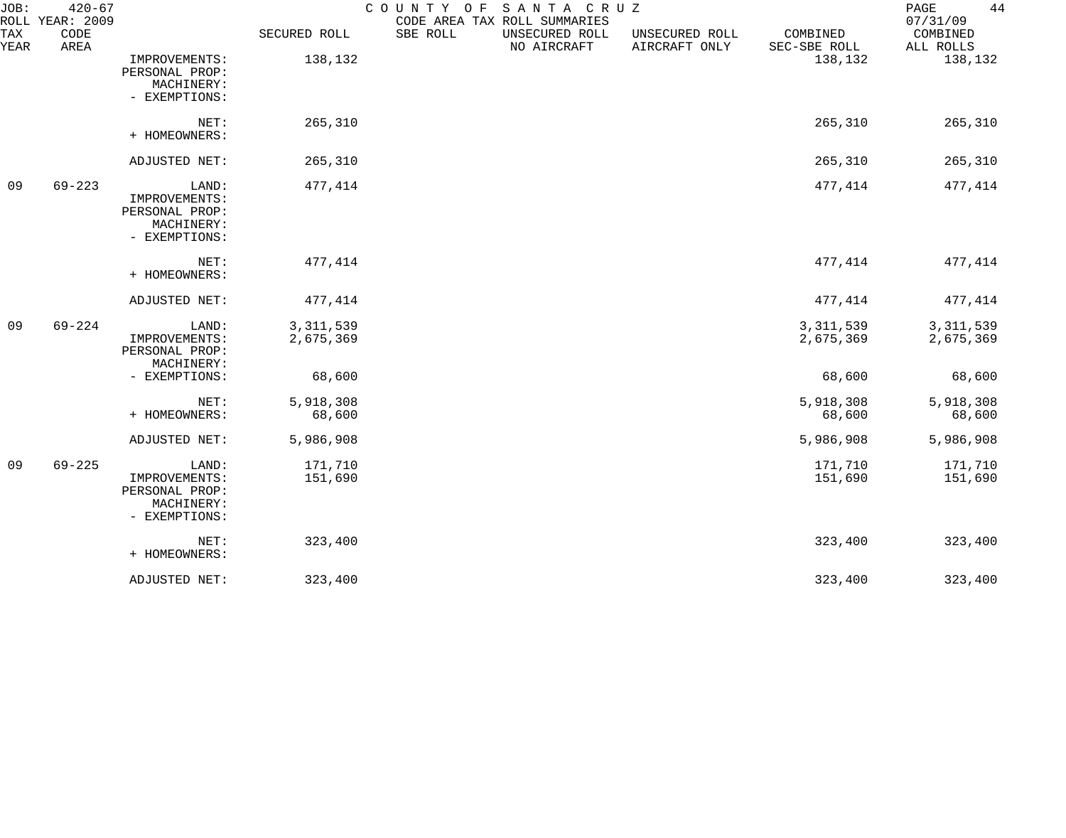| TAX YEAR | CODE AREA | | SECURED ROLL | SBE ROLL | UNSECURED ROLL NO AIRCRAFT | UNSECURED ROLL AIRCRAFT ONLY | COMBINED SEC-SBE ROLL | COMBINED ALL ROLLS |
|---|---|---|---|---|---|---|---|---|
| | | IMPROVEMENTS: | 138,132 | | | | 138,132 | 138,132 |
| | | PERSONAL PROP: | | | | | | |
| | | MACHINERY: | | | | | | |
| | | - EXEMPTIONS: | | | | | | |
| | | NET: | 265,310 | | | | 265,310 | 265,310 |
| | | + HOMEOWNERS: | | | | | | |
| | | ADJUSTED NET: | 265,310 | | | | 265,310 | 265,310 |
| 09 | 69-223 | LAND: | 477,414 | | | | 477,414 | 477,414 |
| | | IMPROVEMENTS: | | | | | | |
| | | PERSONAL PROP: | | | | | | |
| | | MACHINERY: | | | | | | |
| | | - EXEMPTIONS: | | | | | | |
| | | NET: | 477,414 | | | | 477,414 | 477,414 |
| | | + HOMEOWNERS: | | | | | | |
| | | ADJUSTED NET: | 477,414 | | | | 477,414 | 477,414 |
| 09 | 69-224 | LAND: | 3,311,539 | | | | 3,311,539 | 3,311,539 |
| | | IMPROVEMENTS: | 2,675,369 | | | | 2,675,369 | 2,675,369 |
| | | PERSONAL PROP: | | | | | | |
| | | MACHINERY: | | | | | | |
| | | - EXEMPTIONS: | 68,600 | | | | 68,600 | 68,600 |
| | | NET: | 5,918,308 | | | | 5,918,308 | 5,918,308 |
| | | + HOMEOWNERS: | 68,600 | | | | 68,600 | 68,600 |
| | | ADJUSTED NET: | 5,986,908 | | | | 5,986,908 | 5,986,908 |
| 09 | 69-225 | LAND: | 171,710 | | | | 171,710 | 171,710 |
| | | IMPROVEMENTS: | 151,690 | | | | 151,690 | 151,690 |
| | | PERSONAL PROP: | | | | | | |
| | | MACHINERY: | | | | | | |
| | | - EXEMPTIONS: | | | | | | |
| | | NET: | 323,400 | | | | 323,400 | 323,400 |
| | | + HOMEOWNERS: | | | | | | |
| | | ADJUSTED NET: | 323,400 | | | | 323,400 | 323,400 |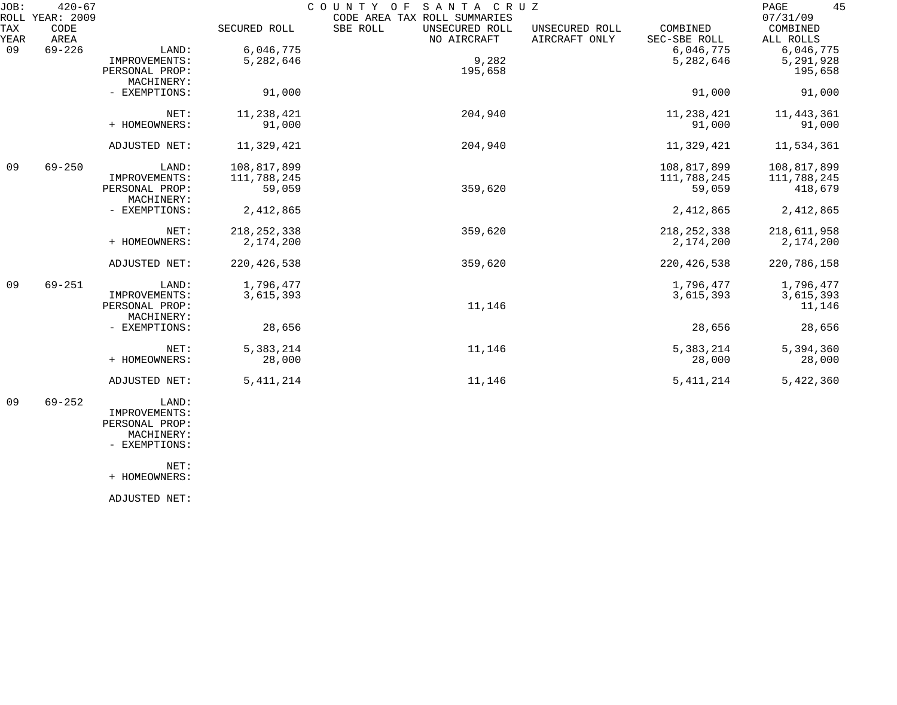JOB: 420-67 COUNTY OF SANTA CRUZ
ROLL YEAR: 2009 CODE AREA TAX ROLL SUMMARIES 07/31/09

| TAX YEAR | CODE AREA | | SECURED ROLL | SBE ROLL | UNSECURED ROLL NO AIRCRAFT | UNSECURED ROLL AIRCRAFT ONLY | COMBINED SEC-SBE ROLL | COMBINED ALL ROLLS |
|---|---|---|---|---|---|---|---|---|
| 09 | 69-226 | LAND: | 6,046,775 | | | | 6,046,775 | 6,046,775 |
| | | IMPROVEMENTS: | 5,282,646 | | 9,282 | | 5,282,646 | 5,291,928 |
| | | PERSONAL PROP: | | | 195,658 | | | 195,658 |
| | | MACHINERY: | | | | | | |
| | | - EXEMPTIONS: | 91,000 | | | | 91,000 | 91,000 |
| | | NET: | 11,238,421 | | 204,940 | | 11,238,421 | 11,443,361 |
| | | + HOMEOWNERS: | 91,000 | | | | 91,000 | 91,000 |
| | | ADJUSTED NET: | 11,329,421 | | 204,940 | | 11,329,421 | 11,534,361 |
| 09 | 69-250 | LAND: | 108,817,899 | | | | 108,817,899 | 108,817,899 |
| | | IMPROVEMENTS: | 111,788,245 | | | | 111,788,245 | 111,788,245 |
| | | PERSONAL PROP: | 59,059 | | 359,620 | | 59,059 | 418,679 |
| | | MACHINERY: | | | | | | |
| | | - EXEMPTIONS: | 2,412,865 | | | | 2,412,865 | 2,412,865 |
| | | NET: | 218,252,338 | | 359,620 | | 218,252,338 | 218,611,958 |
| | | + HOMEOWNERS: | 2,174,200 | | | | 2,174,200 | 2,174,200 |
| | | ADJUSTED NET: | 220,426,538 | | 359,620 | | 220,426,538 | 220,786,158 |
| 09 | 69-251 | LAND: | 1,796,477 | | | | 1,796,477 | 1,796,477 |
| | | IMPROVEMENTS: | 3,615,393 | | | | 3,615,393 | 3,615,393 |
| | | PERSONAL PROP: | | | 11,146 | | | 11,146 |
| | | MACHINERY: | | | | | | |
| | | - EXEMPTIONS: | 28,656 | | | | 28,656 | 28,656 |
| | | NET: | 5,383,214 | | 11,146 | | 5,383,214 | 5,394,360 |
| | | + HOMEOWNERS: | 28,000 | | | | 28,000 | 28,000 |
| | | ADJUSTED NET: | 5,411,214 | | 11,146 | | 5,411,214 | 5,422,360 |
| 09 | 69-252 | LAND: | | | | | | |
| | | IMPROVEMENTS: | | | | | | |
| | | PERSONAL PROP: | | | | | | |
| | | MACHINERY: | | | | | | |
| | | - EXEMPTIONS: | | | | | | |
| | | NET: | | | | | | |
| | | + HOMEOWNERS: | | | | | | |
| | | ADJUSTED NET: | | | | | | |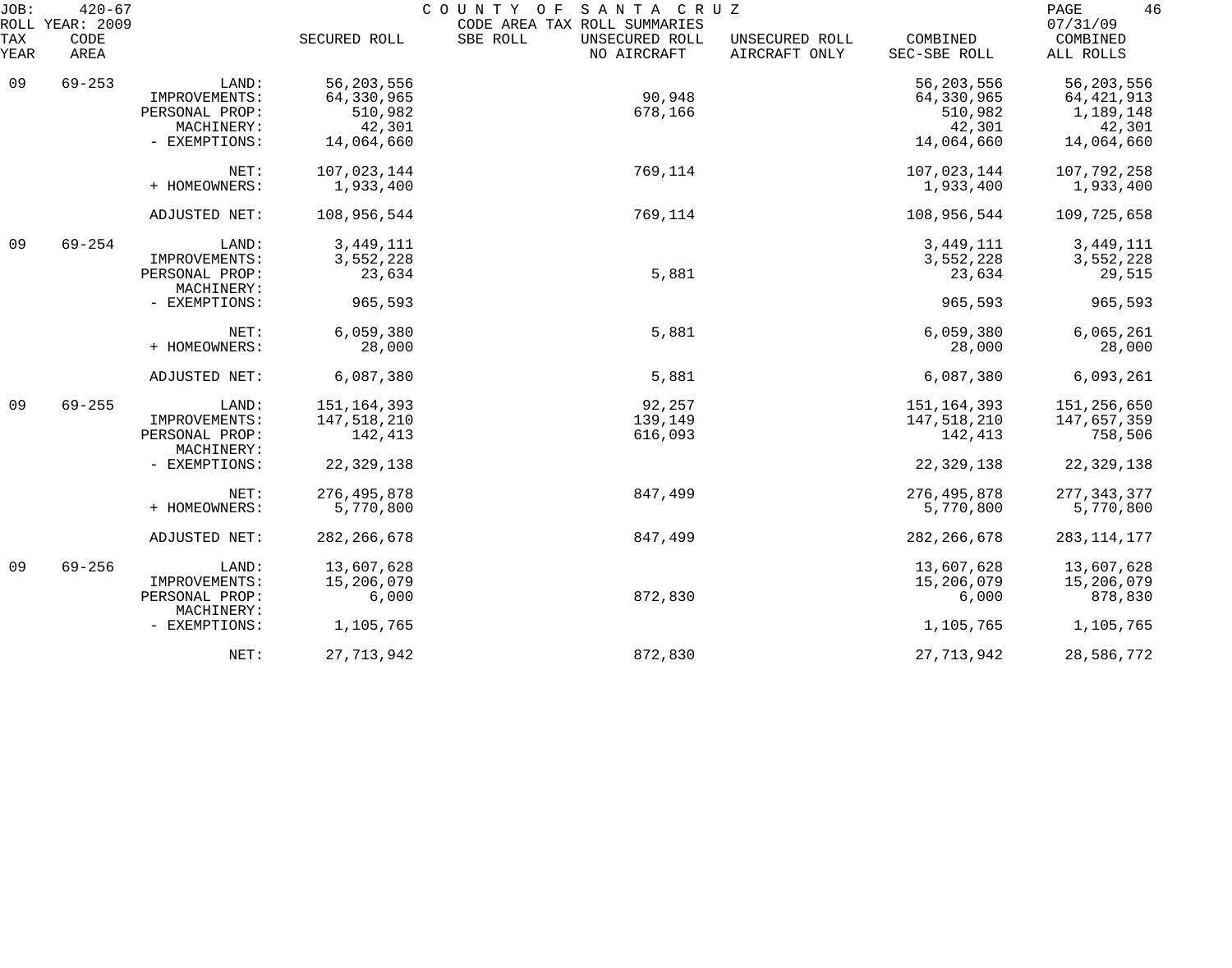COUNTY OF SANTA CRUZ

CODE AREA TAX ROLL SUMMARIES

JOB: 420-67  
ROLL YEAR: 2009  
07/31/09

| TAX YEAR | CODE AREA | | SECURED ROLL | SBE ROLL | UNSECURED ROLL NO AIRCRAFT | UNSECURED ROLL AIRCRAFT ONLY | COMBINED SEC-SBE ROLL | COMBINED ALL ROLLS |
|---|---|---|---|---|---|---|---|---|
| 09 | 69-253 | LAND: | 56,203,556 | | | | 56,203,556 | 56,203,556 |
| | | IMPROVEMENTS: | 64,330,965 | | 90,948 | | 64,330,965 | 64,421,913 |
| | | PERSONAL PROP: | 510,982 | | 678,166 | | 510,982 | 1,189,148 |
| | | MACHINERY: | 42,301 | | | | 42,301 | 42,301 |
| | | - EXEMPTIONS: | 14,064,660 | | | | 14,064,660 | 14,064,660 |
| | | NET: | 107,023,144 | | 769,114 | | 107,023,144 | 107,792,258 |
| | | + HOMEOWNERS: | 1,933,400 | | | | 1,933,400 | 1,933,400 |
| | | ADJUSTED NET: | 108,956,544 | | 769,114 | | 108,956,544 | 109,725,658 |
| 09 | 69-254 | LAND: | 3,449,111 | | | | 3,449,111 | 3,449,111 |
| | | IMPROVEMENTS: | 3,552,228 | | | | 3,552,228 | 3,552,228 |
| | | PERSONAL PROP: | 23,634 | | 5,881 | | 23,634 | 29,515 |
| | | MACHINERY: | | | | | | |
| | | - EXEMPTIONS: | 965,593 | | | | 965,593 | 965,593 |
| | | NET: | 6,059,380 | | 5,881 | | 6,059,380 | 6,065,261 |
| | | + HOMEOWNERS: | 28,000 | | | | 28,000 | 28,000 |
| | | ADJUSTED NET: | 6,087,380 | | 5,881 | | 6,087,380 | 6,093,261 |
| 09 | 69-255 | LAND: | 151,164,393 | | 92,257 | | 151,164,393 | 151,256,650 |
| | | IMPROVEMENTS: | 147,518,210 | | 139,149 | | 147,518,210 | 147,657,359 |
| | | PERSONAL PROP: | 142,413 | | 616,093 | | 142,413 | 758,506 |
| | | MACHINERY: | | | | | | |
| | | - EXEMPTIONS: | 22,329,138 | | | | 22,329,138 | 22,329,138 |
| | | NET: | 276,495,878 | | 847,499 | | 276,495,878 | 277,343,377 |
| | | + HOMEOWNERS: | 5,770,800 | | | | 5,770,800 | 5,770,800 |
| | | ADJUSTED NET: | 282,266,678 | | 847,499 | | 282,266,678 | 283,114,177 |
| 09 | 69-256 | LAND: | 13,607,628 | | | | 13,607,628 | 13,607,628 |
| | | IMPROVEMENTS: | 15,206,079 | | | | 15,206,079 | 15,206,079 |
| | | PERSONAL PROP: | 6,000 | | 872,830 | | 6,000 | 878,830 |
| | | MACHINERY: | | | | | | |
| | | - EXEMPTIONS: | 1,105,765 | | | | 1,105,765 | 1,105,765 |
| | | NET: | 27,713,942 | | 872,830 | | 27,713,942 | 28,586,772 |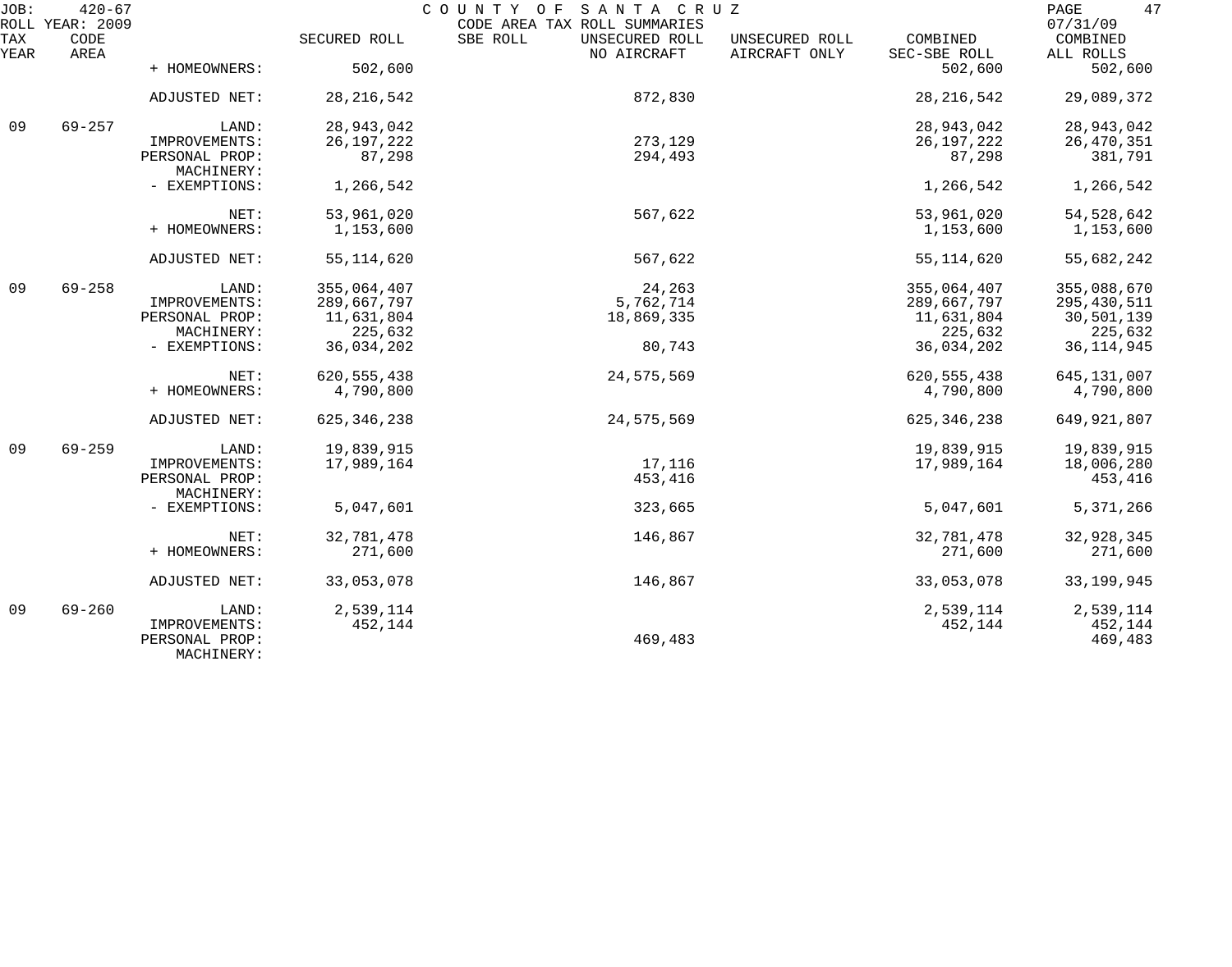JOB: 420-67 COUNTY OF SANTA CRUZ PAGE 47
ROLL YEAR: 2009 CODE AREA TAX ROLL SUMMARIES 07/31/09

| TAX YEAR | CODE AREA | | SECURED ROLL | SBE ROLL | UNSECURED ROLL NO AIRCRAFT | UNSECURED ROLL AIRCRAFT ONLY | COMBINED SEC-SBE ROLL | COMBINED ALL ROLLS |
|---|---|---|---|---|---|---|---|---|
| | | + HOMEOWNERS: | 502,600 | | | | 502,600 | 502,600 |
| | | ADJUSTED NET: | 28,216,542 | | 872,830 | | 28,216,542 | 29,089,372 |
| 09 | 69-257 | LAND: | 28,943,042 | | | | 28,943,042 | 28,943,042 |
| | | IMPROVEMENTS: | 26,197,222 | | 273,129 | | 26,197,222 | 26,470,351 |
| | | PERSONAL PROP: | 87,298 | | 294,493 | | 87,298 | 381,791 |
| | | MACHINERY: | | | | | | |
| | | - EXEMPTIONS: | 1,266,542 | | | | 1,266,542 | 1,266,542 |
| | | NET: | 53,961,020 | | 567,622 | | 53,961,020 | 54,528,642 |
| | | + HOMEOWNERS: | 1,153,600 | | | | 1,153,600 | 1,153,600 |
| | | ADJUSTED NET: | 55,114,620 | | 567,622 | | 55,114,620 | 55,682,242 |
| 09 | 69-258 | LAND: | 355,064,407 | | 24,263 | | 355,064,407 | 355,088,670 |
| | | IMPROVEMENTS: | 289,667,797 | | 5,762,714 | | 289,667,797 | 295,430,511 |
| | | PERSONAL PROP: | 11,631,804 | | 18,869,335 | | 11,631,804 | 30,501,139 |
| | | MACHINERY: | 225,632 | | | | 225,632 | 225,632 |
| | | - EXEMPTIONS: | 36,034,202 | | 80,743 | | 36,034,202 | 36,114,945 |
| | | NET: | 620,555,438 | | 24,575,569 | | 620,555,438 | 645,131,007 |
| | | + HOMEOWNERS: | 4,790,800 | | | | 4,790,800 | 4,790,800 |
| | | ADJUSTED NET: | 625,346,238 | | 24,575,569 | | 625,346,238 | 649,921,807 |
| 09 | 69-259 | LAND: | 19,839,915 | | | | 19,839,915 | 19,839,915 |
| | | IMPROVEMENTS: | 17,989,164 | | 17,116 | | 17,989,164 | 18,006,280 |
| | | PERSONAL PROP: | | | 453,416 | | | 453,416 |
| | | MACHINERY: | | | | | | |
| | | - EXEMPTIONS: | 5,047,601 | | 323,665 | | 5,047,601 | 5,371,266 |
| | | NET: | 32,781,478 | | 146,867 | | 32,781,478 | 32,928,345 |
| | | + HOMEOWNERS: | 271,600 | | | | 271,600 | 271,600 |
| | | ADJUSTED NET: | 33,053,078 | | 146,867 | | 33,053,078 | 33,199,945 |
| 09 | 69-260 | LAND: | 2,539,114 | | | | 2,539,114 | 2,539,114 |
| | | IMPROVEMENTS: | 452,144 | | | | 452,144 | 452,144 |
| | | PERSONAL PROP: | | | 469,483 | | | 469,483 |
| | | MACHINERY: | | | | | | |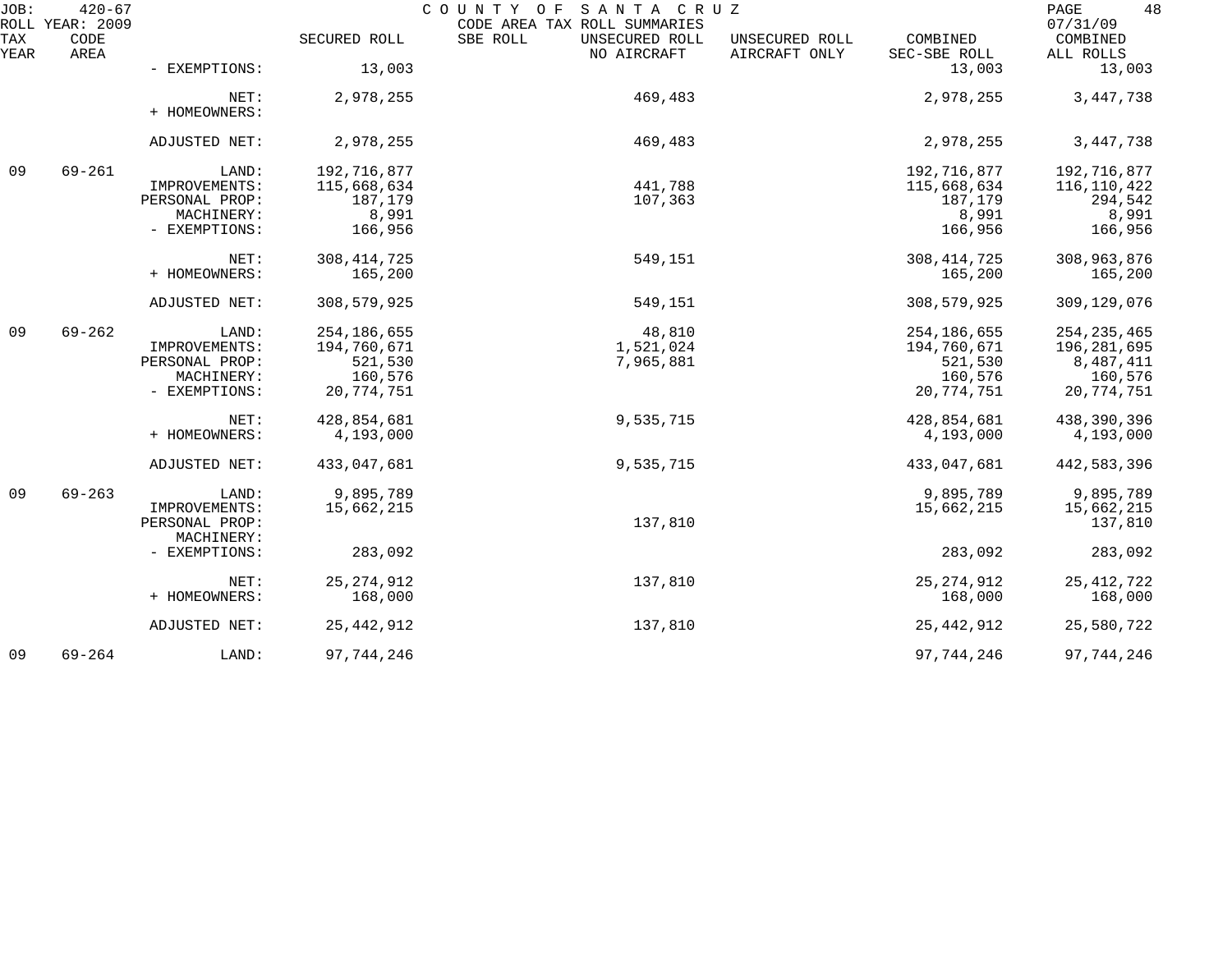| TAX YEAR | CODE AREA | | SECURED ROLL | SBE ROLL | UNSECURED ROLL NO AIRCRAFT | UNSECURED ROLL AIRCRAFT ONLY | COMBINED SEC-SBE ROLL | COMBINED ALL ROLLS |
|---|---|---|---|---|---|---|---|---|
| | | - EXEMPTIONS: | 13,003 | | | | 13,003 | 13,003 |
| | | NET: | 2,978,255 | | 469,483 | | 2,978,255 | 3,447,738 |
| | | + HOMEOWNERS: | | | | | | |
| | | ADJUSTED NET: | 2,978,255 | | 469,483 | | 2,978,255 | 3,447,738 |
| 09 | 69-261 | LAND: | 192,716,877 | | | | 192,716,877 | 192,716,877 |
| | | IMPROVEMENTS: | 115,668,634 | | 441,788 | | 115,668,634 | 116,110,422 |
| | | PERSONAL PROP: | 187,179 | | 107,363 | | 187,179 | 294,542 |
| | | MACHINERY: | 8,991 | | | | 8,991 | 8,991 |
| | | - EXEMPTIONS: | 166,956 | | | | 166,956 | 166,956 |
| | | NET: | 308,414,725 | | 549,151 | | 308,414,725 | 308,963,876 |
| | | + HOMEOWNERS: | 165,200 | | | | 165,200 | 165,200 |
| | | ADJUSTED NET: | 308,579,925 | | 549,151 | | 308,579,925 | 309,129,076 |
| 09 | 69-262 | LAND: | 254,186,655 | | 48,810 | | 254,186,655 | 254,235,465 |
| | | IMPROVEMENTS: | 194,760,671 | | 1,521,024 | | 194,760,671 | 196,281,695 |
| | | PERSONAL PROP: | 521,530 | | 7,965,881 | | 521,530 | 8,487,411 |
| | | MACHINERY: | 160,576 | | | | 160,576 | 160,576 |
| | | - EXEMPTIONS: | 20,774,751 | | | | 20,774,751 | 20,774,751 |
| | | NET: | 428,854,681 | | 9,535,715 | | 428,854,681 | 438,390,396 |
| | | + HOMEOWNERS: | 4,193,000 | | | | 4,193,000 | 4,193,000 |
| | | ADJUSTED NET: | 433,047,681 | | 9,535,715 | | 433,047,681 | 442,583,396 |
| 09 | 69-263 | LAND: | 9,895,789 | | | | 9,895,789 | 9,895,789 |
| | | IMPROVEMENTS: | 15,662,215 | | | | 15,662,215 | 15,662,215 |
| | | PERSONAL PROP: | | | 137,810 | | | 137,810 |
| | | MACHINERY: | | | | | | |
| | | - EXEMPTIONS: | 283,092 | | | | 283,092 | 283,092 |
| | | NET: | 25,274,912 | | 137,810 | | 25,274,912 | 25,412,722 |
| | | + HOMEOWNERS: | 168,000 | | | | 168,000 | 168,000 |
| | | ADJUSTED NET: | 25,442,912 | | 137,810 | | 25,442,912 | 25,580,722 |
| 09 | 69-264 | LAND: | 97,744,246 | | | | 97,744,246 | 97,744,246 |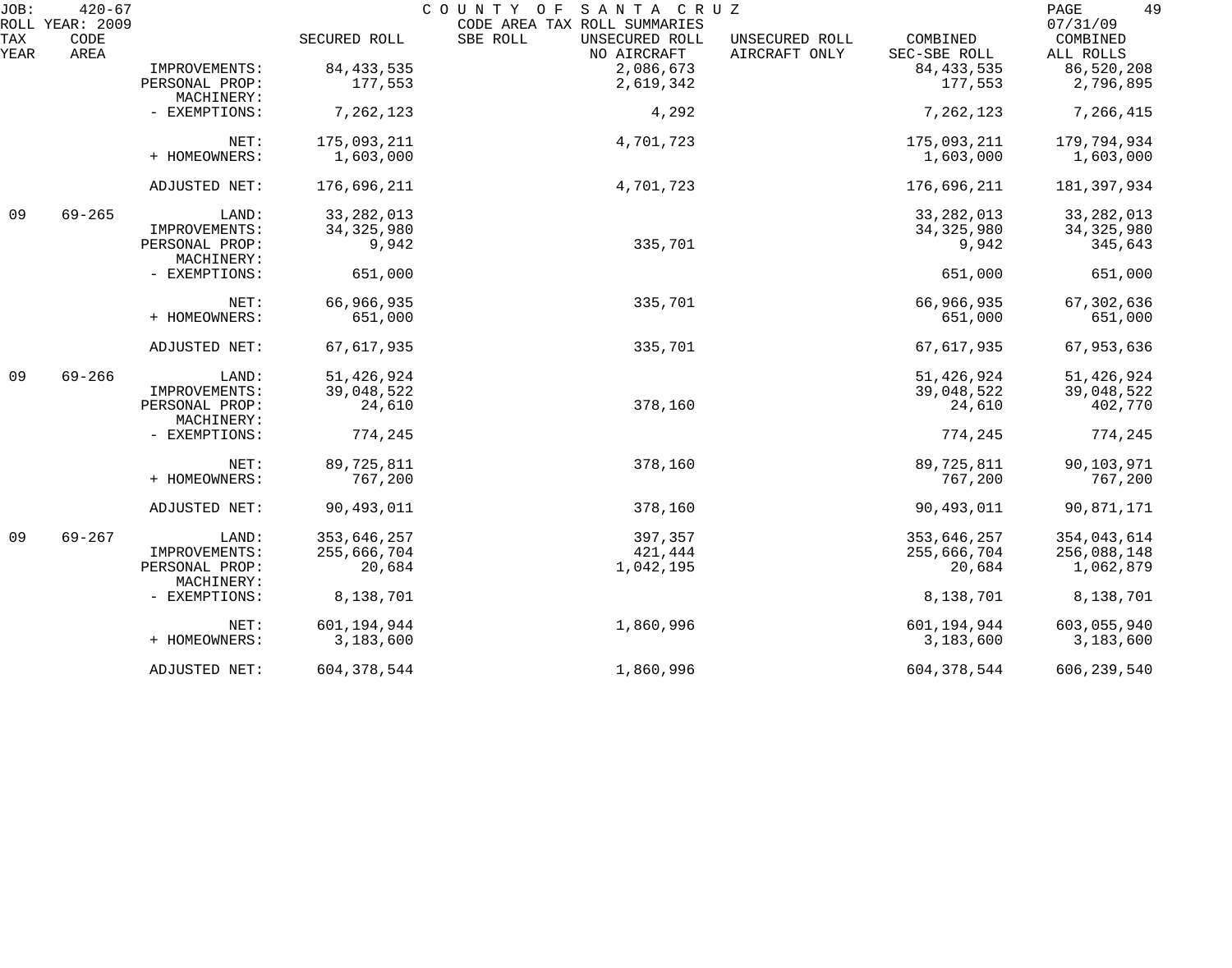JOB: 420-67 COUNTY OF SANTA CRUZ
ROLL YEAR: 2009 CODE AREA TAX ROLL SUMMARIES 07/31/09

| TAX YEAR | CODE AREA | | SECURED ROLL | SBE ROLL | UNSECURED ROLL NO AIRCRAFT | UNSECURED ROLL AIRCRAFT ONLY | COMBINED SEC-SBE ROLL | COMBINED ALL ROLLS |
|---|---|---|---|---|---|---|---|---|
| | | IMPROVEMENTS: | 84,433,535 | | 2,086,673 | | 84,433,535 | 86,520,208 |
| | | PERSONAL PROP: | 177,553 | | 2,619,342 | | 177,553 | 2,796,895 |
| | | MACHINERY: | | | | | | |
| | | - EXEMPTIONS: | 7,262,123 | | 4,292 | | 7,262,123 | 7,266,415 |
| | | NET: | 175,093,211 | | 4,701,723 | | 175,093,211 | 179,794,934 |
| | | + HOMEOWNERS: | 1,603,000 | | | | 1,603,000 | 1,603,000 |
| | | ADJUSTED NET: | 176,696,211 | | 4,701,723 | | 176,696,211 | 181,397,934 |
| 09 | 69-265 | LAND: | 33,282,013 | | | | 33,282,013 | 33,282,013 |
| | | IMPROVEMENTS: | 34,325,980 | | | | 34,325,980 | 34,325,980 |
| | | PERSONAL PROP: | 9,942 | | 335,701 | | 9,942 | 345,643 |
| | | MACHINERY: | | | | | | |
| | | - EXEMPTIONS: | 651,000 | | | | 651,000 | 651,000 |
| | | NET: | 66,966,935 | | 335,701 | | 66,966,935 | 67,302,636 |
| | | + HOMEOWNERS: | 651,000 | | | | 651,000 | 651,000 |
| | | ADJUSTED NET: | 67,617,935 | | 335,701 | | 67,617,935 | 67,953,636 |
| 09 | 69-266 | LAND: | 51,426,924 | | | | 51,426,924 | 51,426,924 |
| | | IMPROVEMENTS: | 39,048,522 | | | | 39,048,522 | 39,048,522 |
| | | PERSONAL PROP: | 24,610 | | 378,160 | | 24,610 | 402,770 |
| | | MACHINERY: | | | | | | |
| | | - EXEMPTIONS: | 774,245 | | | | 774,245 | 774,245 |
| | | NET: | 89,725,811 | | 378,160 | | 89,725,811 | 90,103,971 |
| | | + HOMEOWNERS: | 767,200 | | | | 767,200 | 767,200 |
| | | ADJUSTED NET: | 90,493,011 | | 378,160 | | 90,493,011 | 90,871,171 |
| 09 | 69-267 | LAND: | 353,646,257 | | 397,357 | | 353,646,257 | 354,043,614 |
| | | IMPROVEMENTS: | 255,666,704 | | 421,444 | | 255,666,704 | 256,088,148 |
| | | PERSONAL PROP: | 20,684 | | 1,042,195 | | 20,684 | 1,062,879 |
| | | MACHINERY: | | | | | | |
| | | - EXEMPTIONS: | 8,138,701 | | | | 8,138,701 | 8,138,701 |
| | | NET: | 601,194,944 | | 1,860,996 | | 601,194,944 | 603,055,940 |
| | | + HOMEOWNERS: | 3,183,600 | | | | 3,183,600 | 3,183,600 |
| | | ADJUSTED NET: | 604,378,544 | | 1,860,996 | | 604,378,544 | 606,239,540 |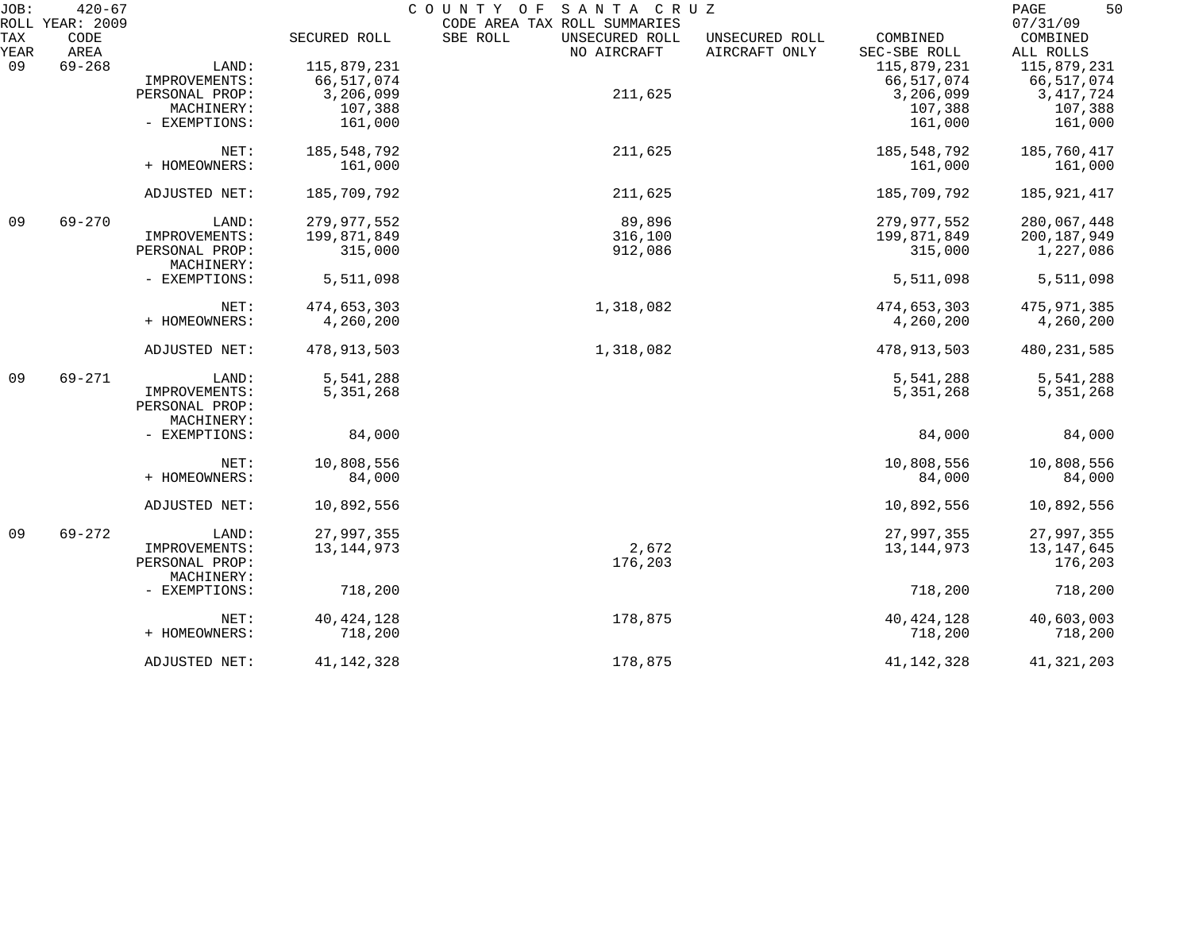JOB: 420-67 COUNTY OF SANTA CRUZ
ROLL YEAR: 2009 CODE AREA TAX ROLL SUMMARIES 07/31/09

| TAX YEAR | CODE AREA | | SECURED ROLL | SBE ROLL | UNSECURED ROLL NO AIRCRAFT | UNSECURED ROLL AIRCRAFT ONLY | COMBINED SEC-SBE ROLL | COMBINED ALL ROLLS |
|---|---|---|---|---|---|---|---|---|
| 09 | 69-268 | LAND: | 115,879,231 | | | | 115,879,231 | 115,879,231 |
| | | IMPROVEMENTS: | 66,517,074 | | | | 66,517,074 | 66,517,074 |
| | | PERSONAL PROP: | 3,206,099 | | 211,625 | | 3,206,099 | 3,417,724 |
| | | MACHINERY: | 107,388 | | | | 107,388 | 107,388 |
| | | - EXEMPTIONS: | 161,000 | | | | 161,000 | 161,000 |
| | | NET: | 185,548,792 | | 211,625 | | 185,548,792 | 185,760,417 |
| | | + HOMEOWNERS: | 161,000 | | | | 161,000 | 161,000 |
| | | ADJUSTED NET: | 185,709,792 | | 211,625 | | 185,709,792 | 185,921,417 |
| 09 | 69-270 | LAND: | 279,977,552 | | 89,896 | | 279,977,552 | 280,067,448 |
| | | IMPROVEMENTS: | 199,871,849 | | 316,100 | | 199,871,849 | 200,187,949 |
| | | PERSONAL PROP: | 315,000 | | 912,086 | | 315,000 | 1,227,086 |
| | | MACHINERY: | | | | | | |
| | | - EXEMPTIONS: | 5,511,098 | | | | 5,511,098 | 5,511,098 |
| | | NET: | 474,653,303 | | 1,318,082 | | 474,653,303 | 475,971,385 |
| | | + HOMEOWNERS: | 4,260,200 | | | | 4,260,200 | 4,260,200 |
| | | ADJUSTED NET: | 478,913,503 | | 1,318,082 | | 478,913,503 | 480,231,585 |
| 09 | 69-271 | LAND: | 5,541,288 | | | | 5,541,288 | 5,541,288 |
| | | IMPROVEMENTS: | 5,351,268 | | | | 5,351,268 | 5,351,268 |
| | | PERSONAL PROP: | | | | | | |
| | | MACHINERY: | | | | | | |
| | | - EXEMPTIONS: | 84,000 | | | | 84,000 | 84,000 |
| | | NET: | 10,808,556 | | | | 10,808,556 | 10,808,556 |
| | | + HOMEOWNERS: | 84,000 | | | | 84,000 | 84,000 |
| | | ADJUSTED NET: | 10,892,556 | | | | 10,892,556 | 10,892,556 |
| 09 | 69-272 | LAND: | 27,997,355 | | | | 27,997,355 | 27,997,355 |
| | | IMPROVEMENTS: | 13,144,973 | | 2,672 | | 13,144,973 | 13,147,645 |
| | | PERSONAL PROP: | | | 176,203 | | | 176,203 |
| | | MACHINERY: | | | | | | |
| | | - EXEMPTIONS: | 718,200 | | | | 718,200 | 718,200 |
| | | NET: | 40,424,128 | | 178,875 | | 40,424,128 | 40,603,003 |
| | | + HOMEOWNERS: | 718,200 | | | | 718,200 | 718,200 |
| | | ADJUSTED NET: | 41,142,328 | | 178,875 | | 41,142,328 | 41,321,203 |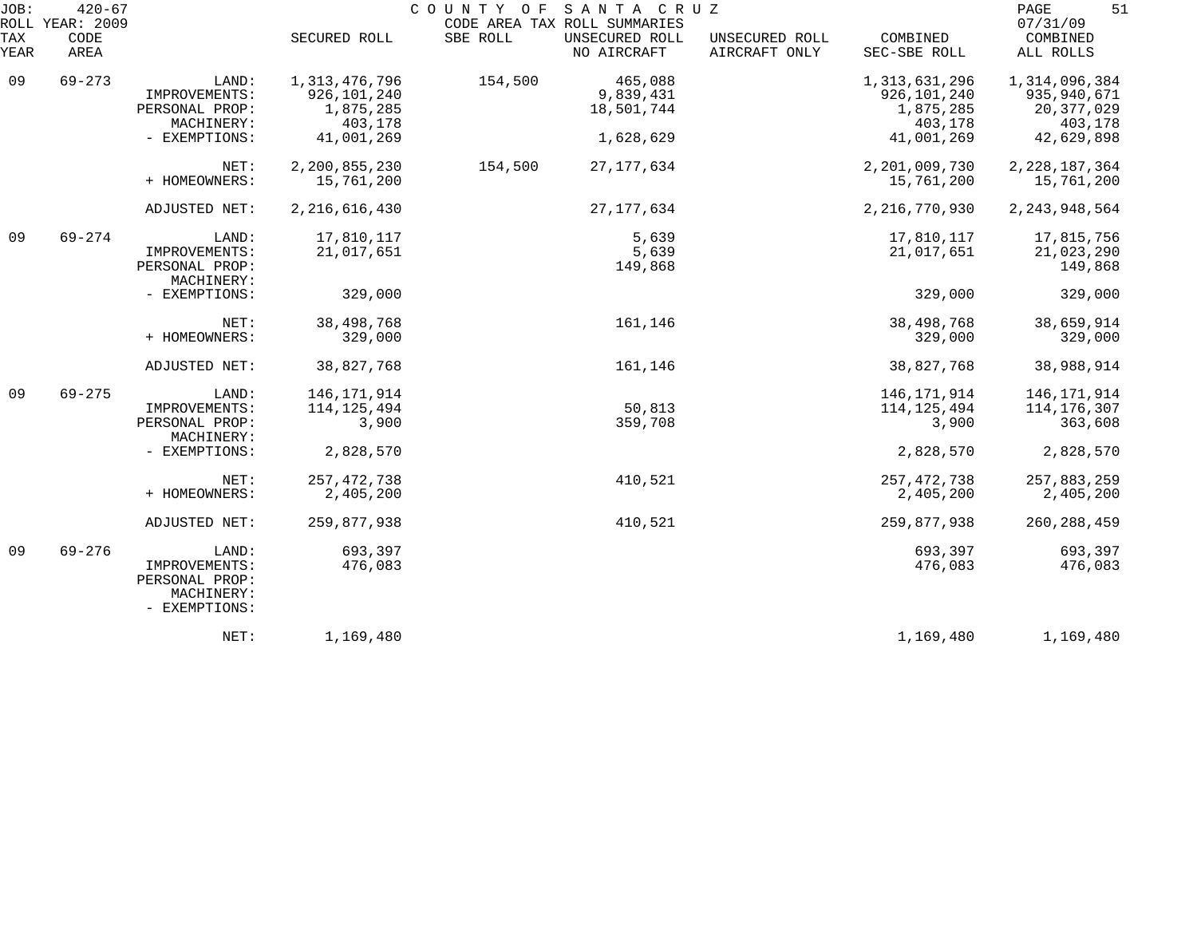JOB: 420-67 COUNTY OF SANTA CRUZ
ROLL YEAR: 2009 CODE AREA TAX ROLL SUMMARIES 07/31/09

| TAX YEAR | CODE AREA | | SECURED ROLL | SBE ROLL | UNSECURED ROLL NO AIRCRAFT | UNSECURED ROLL AIRCRAFT ONLY | COMBINED SEC-SBE ROLL | COMBINED ALL ROLLS |
|---|---|---|---|---|---|---|---|---|
| 09 | 69-273 | LAND: | 1,313,476,796 | 154,500 | 465,088 | | 1,313,631,296 | 1,314,096,384 |
| | | IMPROVEMENTS: | 926,101,240 | | 9,839,431 | | 926,101,240 | 935,940,671 |
| | | PERSONAL PROP: | 1,875,285 | | 18,501,744 | | 1,875,285 | 20,377,029 |
| | | MACHINERY: | 403,178 | | | | 403,178 | 403,178 |
| | | - EXEMPTIONS: | 41,001,269 | | 1,628,629 | | 41,001,269 | 42,629,898 |
| | | NET: | 2,200,855,230 | 154,500 | 27,177,634 | | 2,201,009,730 | 2,228,187,364 |
| | | + HOMEOWNERS: | 15,761,200 | | | | 15,761,200 | 15,761,200 |
| | | ADJUSTED NET: | 2,216,616,430 | | 27,177,634 | | 2,216,770,930 | 2,243,948,564 |
| 09 | 69-274 | LAND: | 17,810,117 | | 5,639 | | 17,810,117 | 17,815,756 |
| | | IMPROVEMENTS: | 21,017,651 | | 5,639 | | 21,017,651 | 21,023,290 |
| | | PERSONAL PROP: | | | 149,868 | | | 149,868 |
| | | MACHINERY: | | | | | | |
| | | - EXEMPTIONS: | 329,000 | | | | 329,000 | 329,000 |
| | | NET: | 38,498,768 | | 161,146 | | 38,498,768 | 38,659,914 |
| | | + HOMEOWNERS: | 329,000 | | | | 329,000 | 329,000 |
| | | ADJUSTED NET: | 38,827,768 | | 161,146 | | 38,827,768 | 38,988,914 |
| 09 | 69-275 | LAND: | 146,171,914 | | | | 146,171,914 | 146,171,914 |
| | | IMPROVEMENTS: | 114,125,494 | | 50,813 | | 114,125,494 | 114,176,307 |
| | | PERSONAL PROP: | 3,900 | | 359,708 | | 3,900 | 363,608 |
| | | MACHINERY: | | | | | | |
| | | - EXEMPTIONS: | 2,828,570 | | | | 2,828,570 | 2,828,570 |
| | | NET: | 257,472,738 | | 410,521 | | 257,472,738 | 257,883,259 |
| | | + HOMEOWNERS: | 2,405,200 | | | | 2,405,200 | 2,405,200 |
| | | ADJUSTED NET: | 259,877,938 | | 410,521 | | 259,877,938 | 260,288,459 |
| 09 | 69-276 | LAND: | 693,397 | | | | 693,397 | 693,397 |
| | | IMPROVEMENTS: | 476,083 | | | | 476,083 | 476,083 |
| | | PERSONAL PROP: | | | | | | |
| | | MACHINERY: | | | | | | |
| | | - EXEMPTIONS: | | | | | | |
| | | NET: | 1,169,480 | | | | 1,169,480 | 1,169,480 |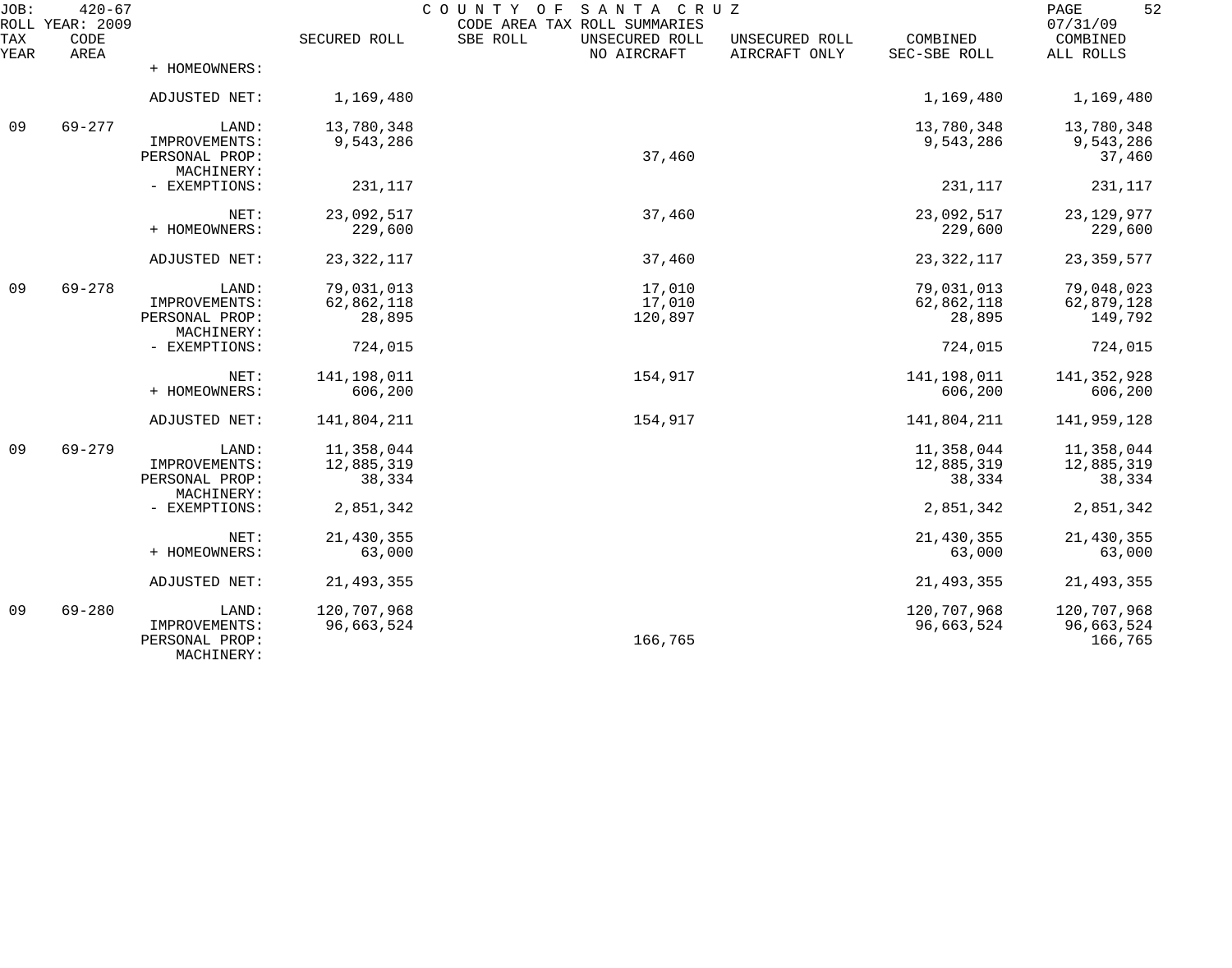JOB: 420-67 COUNTY OF SANTA CRUZ PAGE 52
ROLL YEAR: 2009 CODE AREA TAX ROLL SUMMARIES 07/31/09

| TAX YEAR | CODE AREA | | SECURED ROLL | SBE ROLL | UNSECURED ROLL NO AIRCRAFT | UNSECURED ROLL AIRCRAFT ONLY | COMBINED SEC-SBE ROLL | COMBINED ALL ROLLS |
|---|---|---|---|---|---|---|---|---|
| | | + HOMEOWNERS: | | | | | | |
| | | ADJUSTED NET: | 1,169,480 | | | | 1,169,480 | 1,169,480 |
| 09 | 69-277 | LAND: | 13,780,348 | | | | 13,780,348 | 13,780,348 |
| | | IMPROVEMENTS: | 9,543,286 | | | | 9,543,286 | 9,543,286 |
| | | PERSONAL PROP: | | | 37,460 | | | 37,460 |
| | | MACHINERY: | | | | | | |
| | | - EXEMPTIONS: | 231,117 | | | | 231,117 | 231,117 |
| | | NET: | 23,092,517 | | 37,460 | | 23,092,517 | 23,129,977 |
| | | + HOMEOWNERS: | 229,600 | | | | 229,600 | 229,600 |
| | | ADJUSTED NET: | 23,322,117 | | 37,460 | | 23,322,117 | 23,359,577 |
| 09 | 69-278 | LAND: | 79,031,013 | | 17,010 | | 79,031,013 | 79,048,023 |
| | | IMPROVEMENTS: | 62,862,118 | | 17,010 | | 62,862,118 | 62,879,128 |
| | | PERSONAL PROP: | 28,895 | | 120,897 | | 28,895 | 149,792 |
| | | MACHINERY: | | | | | | |
| | | - EXEMPTIONS: | 724,015 | | | | 724,015 | 724,015 |
| | | NET: | 141,198,011 | | 154,917 | | 141,198,011 | 141,352,928 |
| | | + HOMEOWNERS: | 606,200 | | | | 606,200 | 606,200 |
| | | ADJUSTED NET: | 141,804,211 | | 154,917 | | 141,804,211 | 141,959,128 |
| 09 | 69-279 | LAND: | 11,358,044 | | | | 11,358,044 | 11,358,044 |
| | | IMPROVEMENTS: | 12,885,319 | | | | 12,885,319 | 12,885,319 |
| | | PERSONAL PROP: | 38,334 | | | | 38,334 | 38,334 |
| | | MACHINERY: | | | | | | |
| | | - EXEMPTIONS: | 2,851,342 | | | | 2,851,342 | 2,851,342 |
| | | NET: | 21,430,355 | | | | 21,430,355 | 21,430,355 |
| | | + HOMEOWNERS: | 63,000 | | | | 63,000 | 63,000 |
| | | ADJUSTED NET: | 21,493,355 | | | | 21,493,355 | 21,493,355 |
| 09 | 69-280 | LAND: | 120,707,968 | | | | 120,707,968 | 120,707,968 |
| | | IMPROVEMENTS: | 96,663,524 | | | | 96,663,524 | 96,663,524 |
| | | PERSONAL PROP: | | | 166,765 | | | 166,765 |
| | | MACHINERY: | | | | | | |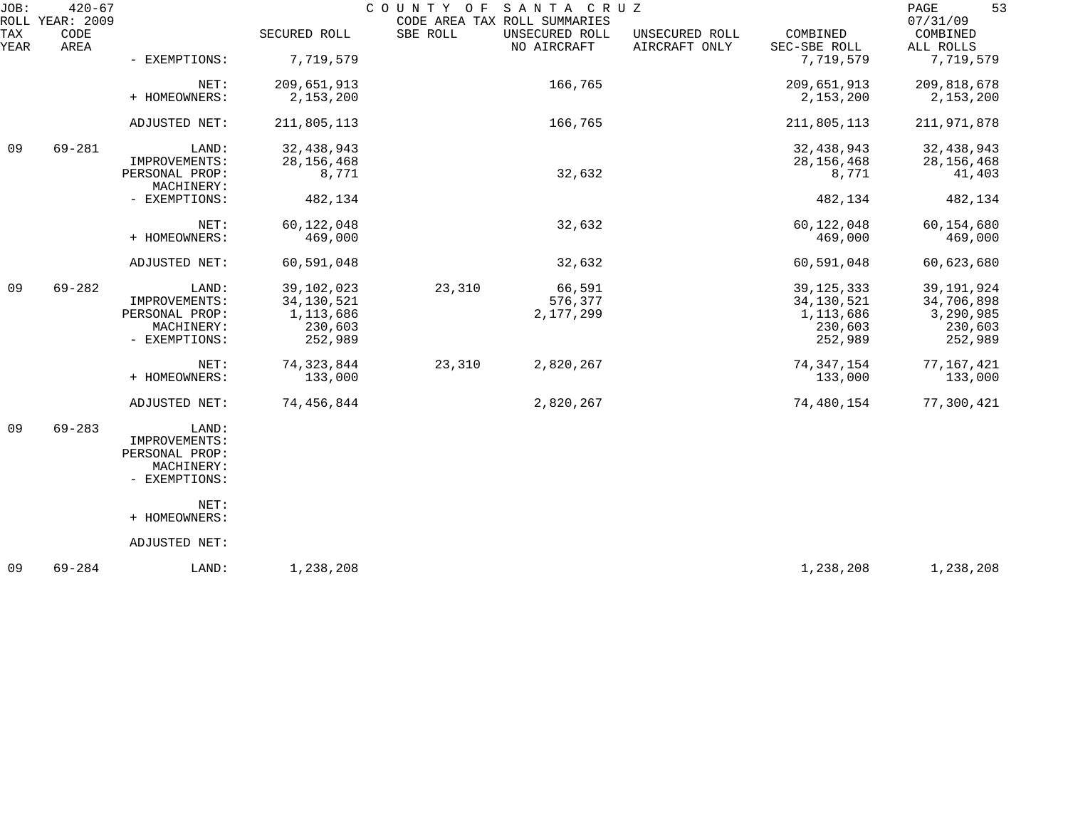JOB: 420-67 COUNTY OF SANTA CRUZ
ROLL YEAR: 2009 CODE AREA TAX ROLL SUMMARIES 07/31/09

| TAX YEAR | CODE AREA | | SECURED ROLL | SBE ROLL | UNSECURED ROLL NO AIRCRAFT | UNSECURED ROLL AIRCRAFT ONLY | COMBINED SEC-SBE ROLL | COMBINED ALL ROLLS |
|---|---|---|---|---|---|---|---|---|
| | | - EXEMPTIONS: | 7,719,579 | | | | 7,719,579 | 7,719,579 |
| | | NET: | 209,651,913 | | 166,765 | | 209,651,913 | 209,818,678 |
| | | + HOMEOWNERS: | 2,153,200 | | | | 2,153,200 | 2,153,200 |
| | | ADJUSTED NET: | 211,805,113 | | 166,765 | | 211,805,113 | 211,971,878 |
| 09 | 69-281 | LAND: | 32,438,943 | | | | 32,438,943 | 32,438,943 |
| | | IMPROVEMENTS: | 28,156,468 | | | | 28,156,468 | 28,156,468 |
| | | PERSONAL PROP: | 8,771 | | 32,632 | | 8,771 | 41,403 |
| | | MACHINERY: | | | | | | |
| | | - EXEMPTIONS: | 482,134 | | | | 482,134 | 482,134 |
| | | NET: | 60,122,048 | | 32,632 | | 60,122,048 | 60,154,680 |
| | | + HOMEOWNERS: | 469,000 | | | | 469,000 | 469,000 |
| | | ADJUSTED NET: | 60,591,048 | | 32,632 | | 60,591,048 | 60,623,680 |
| 09 | 69-282 | LAND: | 39,102,023 | 23,310 | 66,591 | | 39,125,333 | 39,191,924 |
| | | IMPROVEMENTS: | 34,130,521 | | 576,377 | | 34,130,521 | 34,706,898 |
| | | PERSONAL PROP: | 1,113,686 | | 2,177,299 | | 1,113,686 | 3,290,985 |
| | | MACHINERY: | 230,603 | | | | 230,603 | 230,603 |
| | | - EXEMPTIONS: | 252,989 | | | | 252,989 | 252,989 |
| | | NET: | 74,323,844 | 23,310 | 2,820,267 | | 74,347,154 | 77,167,421 |
| | | + HOMEOWNERS: | 133,000 | | | | 133,000 | 133,000 |
| | | ADJUSTED NET: | 74,456,844 | | 2,820,267 | | 74,480,154 | 77,300,421 |
| 09 | 69-283 | LAND: | | | | | | |
| | | IMPROVEMENTS: | | | | | | |
| | | PERSONAL PROP: | | | | | | |
| | | MACHINERY: | | | | | | |
| | | - EXEMPTIONS: | | | | | | |
| | | NET: | | | | | | |
| | | + HOMEOWNERS: | | | | | | |
| | | ADJUSTED NET: | | | | | | |
| 09 | 69-284 | LAND: | 1,238,208 | | | | 1,238,208 | 1,238,208 |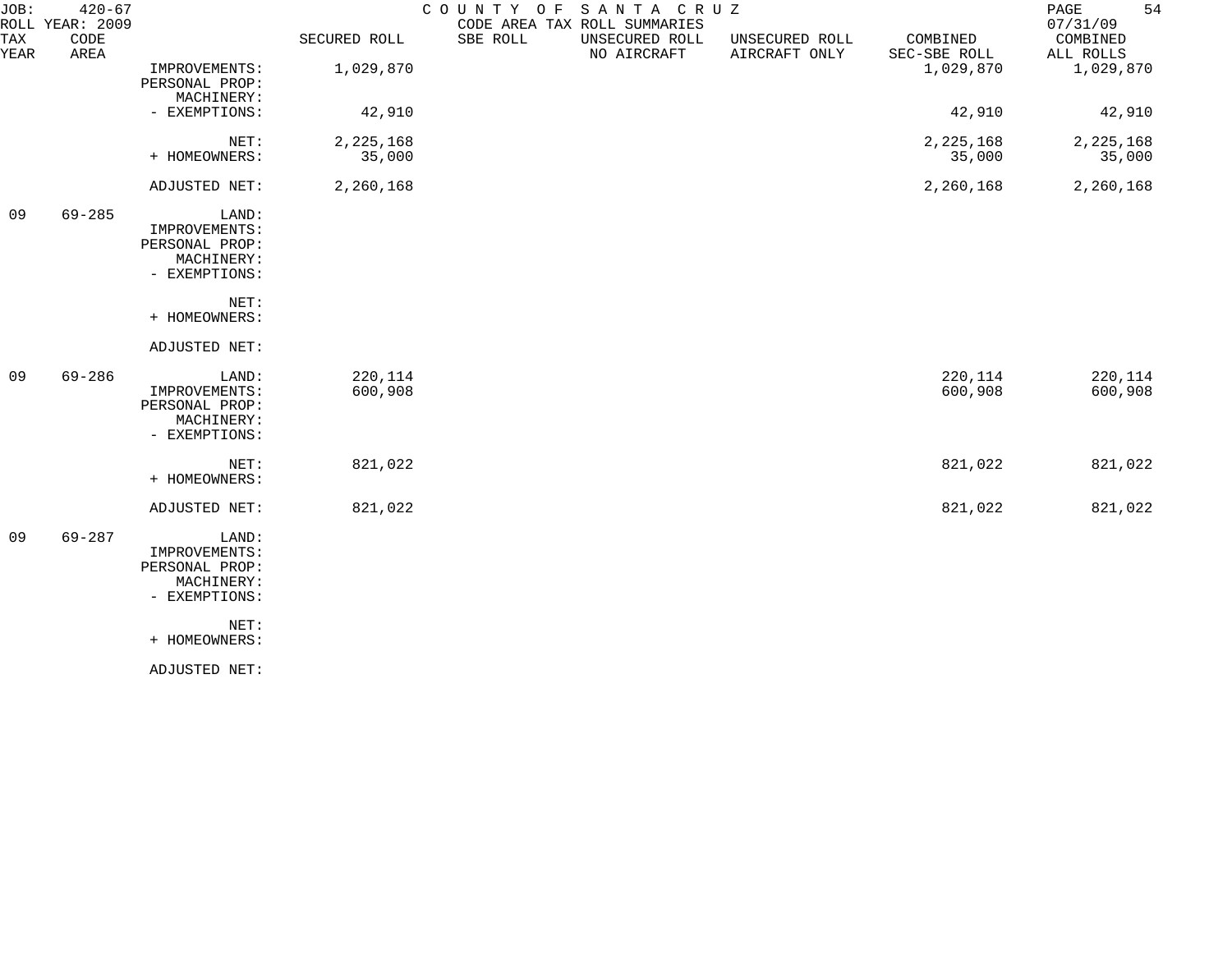JOB: 420-67 COUNTY OF SANTA CRUZ
ROLL YEAR: 2009 CODE AREA TAX ROLL SUMMARIES 07/31/09

| TAX YEAR | CODE AREA | | SECURED ROLL | SBE ROLL | UNSECURED ROLL NO AIRCRAFT | UNSECURED ROLL AIRCRAFT ONLY | COMBINED SEC-SBE ROLL | COMBINED ALL ROLLS |
|---|---|---|---|---|---|---|---|---|
| | | IMPROVEMENTS: | 1,029,870 | | | | 1,029,870 | 1,029,870 |
| | | PERSONAL PROP: | | | | | | |
| | | MACHINERY: | | | | | | |
| | | - EXEMPTIONS: | 42,910 | | | | 42,910 | 42,910 |
| | | NET: | 2,225,168 | | | | 2,225,168 | 2,225,168 |
| | | + HOMEOWNERS: | 35,000 | | | | 35,000 | 35,000 |
| | | ADJUSTED NET: | 2,260,168 | | | | 2,260,168 | 2,260,168 |
| 09 | 69-285 | LAND: | | | | | | |
| | | IMPROVEMENTS: | | | | | | |
| | | PERSONAL PROP: | | | | | | |
| | | MACHINERY: | | | | | | |
| | | - EXEMPTIONS: | | | | | | |
| | | NET: | | | | | | |
| | | + HOMEOWNERS: | | | | | | |
| | | ADJUSTED NET: | | | | | | |
| 09 | 69-286 | LAND: | 220,114 | | | | 220,114 | 220,114 |
| | | IMPROVEMENTS: | 600,908 | | | | 600,908 | 600,908 |
| | | PERSONAL PROP: | | | | | | |
| | | MACHINERY: | | | | | | |
| | | - EXEMPTIONS: | | | | | | |
| | | NET: | 821,022 | | | | 821,022 | 821,022 |
| | | + HOMEOWNERS: | | | | | | |
| | | ADJUSTED NET: | 821,022 | | | | 821,022 | 821,022 |
| 09 | 69-287 | LAND: | | | | | | |
| | | IMPROVEMENTS: | | | | | | |
| | | PERSONAL PROP: | | | | | | |
| | | MACHINERY: | | | | | | |
| | | - EXEMPTIONS: | | | | | | |
| | | NET: | | | | | | |
| | | + HOMEOWNERS: | | | | | | |
| | | ADJUSTED NET: | | | | | | |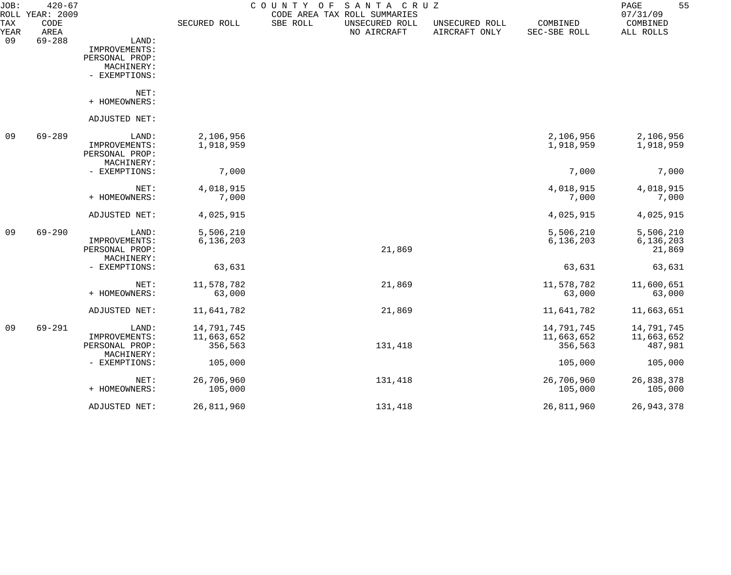JOB: 420-67 COUNTY OF SANTA CRUZ PAGE 55
ROLL YEAR: 2009 CODE AREA TAX ROLL SUMMARIES 07/31/09

| TAX YEAR | CODE AREA | | SECURED ROLL | SBE ROLL | UNSECURED ROLL NO AIRCRAFT | UNSECURED ROLL AIRCRAFT ONLY | COMBINED SEC-SBE ROLL | COMBINED ALL ROLLS |
|---|---|---|---|---|---|---|---|---|
| 09 | 69-288 | LAND: | | | | | | |
| | | IMPROVEMENTS: | | | | | | |
| | | PERSONAL PROP: | | | | | | |
| | | MACHINERY: | | | | | | |
| | | - EXEMPTIONS: | | | | | | |
| | | NET: | | | | | | |
| | | + HOMEOWNERS: | | | | | | |
| | | ADJUSTED NET: | | | | | | |
| 09 | 69-289 | LAND: | 2,106,956 | | | | 2,106,956 | 2,106,956 |
| | | IMPROVEMENTS: | 1,918,959 | | | | 1,918,959 | 1,918,959 |
| | | PERSONAL PROP: | | | | | | |
| | | MACHINERY: | | | | | | |
| | | - EXEMPTIONS: | 7,000 | | | | 7,000 | 7,000 |
| | | NET: | 4,018,915 | | | | 4,018,915 | 4,018,915 |
| | | + HOMEOWNERS: | 7,000 | | | | 7,000 | 7,000 |
| | | ADJUSTED NET: | 4,025,915 | | | | 4,025,915 | 4,025,915 |
| 09 | 69-290 | LAND: | 5,506,210 | | | | 5,506,210 | 5,506,210 |
| | | IMPROVEMENTS: | 6,136,203 | | | | 6,136,203 | 6,136,203 |
| | | PERSONAL PROP: | | | 21,869 | | | 21,869 |
| | | MACHINERY: | | | | | | |
| | | - EXEMPTIONS: | 63,631 | | | | 63,631 | 63,631 |
| | | NET: | 11,578,782 | | 21,869 | | 11,578,782 | 11,600,651 |
| | | + HOMEOWNERS: | 63,000 | | | | 63,000 | 63,000 |
| | | ADJUSTED NET: | 11,641,782 | | 21,869 | | 11,641,782 | 11,663,651 |
| 09 | 69-291 | LAND: | 14,791,745 | | | | 14,791,745 | 14,791,745 |
| | | IMPROVEMENTS: | 11,663,652 | | | | 11,663,652 | 11,663,652 |
| | | PERSONAL PROP: | 356,563 | | 131,418 | | 356,563 | 487,981 |
| | | MACHINERY: | | | | | | |
| | | - EXEMPTIONS: | 105,000 | | | | 105,000 | 105,000 |
| | | NET: | 26,706,960 | | 131,418 | | 26,706,960 | 26,838,378 |
| | | + HOMEOWNERS: | 105,000 | | | | 105,000 | 105,000 |
| | | ADJUSTED NET: | 26,811,960 | | 131,418 | | 26,811,960 | 26,943,378 |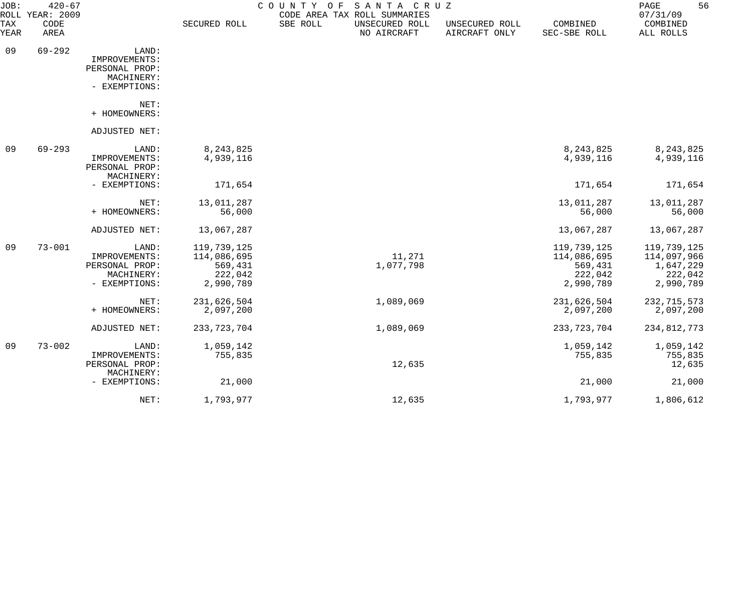JOB: 420-67 COUNTY OF SANTA CRUZ
ROLL YEAR: 2009 CODE AREA TAX ROLL SUMMARIES 07/31/09

| TAX YEAR | CODE AREA | | SECURED ROLL | SBE ROLL | UNSECURED ROLL NO AIRCRAFT | UNSECURED ROLL AIRCRAFT ONLY | COMBINED SEC-SBE ROLL | COMBINED ALL ROLLS |
|---|---|---|---|---|---|---|---|---|
| 09 | 69-292 | LAND: | | | | | | |
| | | IMPROVEMENTS: | | | | | | |
| | | PERSONAL PROP: | | | | | | |
| | | MACHINERY: | | | | | | |
| | | - EXEMPTIONS: | | | | | | |
| | | NET: | | | | | | |
| | | + HOMEOWNERS: | | | | | | |
| | | ADJUSTED NET: | | | | | | |
| 09 | 69-293 | LAND: | 8,243,825 | | | | 8,243,825 | 8,243,825 |
| | | IMPROVEMENTS: | 4,939,116 | | | | 4,939,116 | 4,939,116 |
| | | PERSONAL PROP: | | | | | | |
| | | MACHINERY: | | | | | | |
| | | - EXEMPTIONS: | 171,654 | | | | 171,654 | 171,654 |
| | | NET: | 13,011,287 | | | | 13,011,287 | 13,011,287 |
| | | + HOMEOWNERS: | 56,000 | | | | 56,000 | 56,000 |
| | | ADJUSTED NET: | 13,067,287 | | | | 13,067,287 | 13,067,287 |
| 09 | 73-001 | LAND: | 119,739,125 | | | | 119,739,125 | 119,739,125 |
| | | IMPROVEMENTS: | 114,086,695 | | 11,271 | | 114,086,695 | 114,097,966 |
| | | PERSONAL PROP: | 569,431 | | 1,077,798 | | 569,431 | 1,647,229 |
| | | MACHINERY: | 222,042 | | | | 222,042 | 222,042 |
| | | - EXEMPTIONS: | 2,990,789 | | | | 2,990,789 | 2,990,789 |
| | | NET: | 231,626,504 | | 1,089,069 | | 231,626,504 | 232,715,573 |
| | | + HOMEOWNERS: | 2,097,200 | | | | 2,097,200 | 2,097,200 |
| | | ADJUSTED NET: | 233,723,704 | | 1,089,069 | | 233,723,704 | 234,812,773 |
| 09 | 73-002 | LAND: | 1,059,142 | | | | 1,059,142 | 1,059,142 |
| | | IMPROVEMENTS: | 755,835 | | | | 755,835 | 755,835 |
| | | PERSONAL PROP: | | | 12,635 | | | 12,635 |
| | | MACHINERY: | | | | | | |
| | | - EXEMPTIONS: | 21,000 | | | | 21,000 | 21,000 |
| | | NET: | 1,793,977 | | 12,635 | | 1,793,977 | 1,806,612 |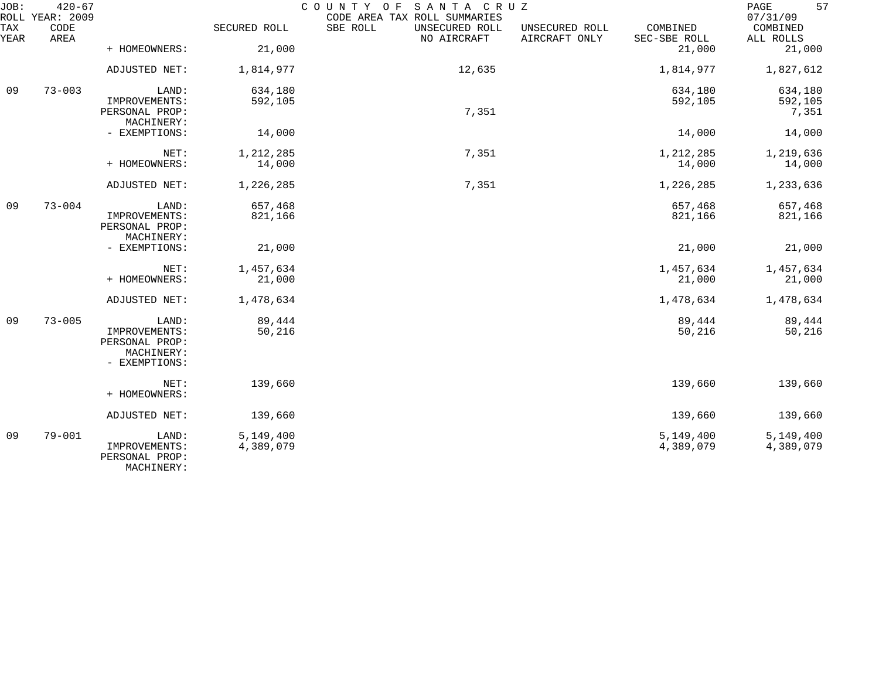| TAX YEAR | CODE AREA | | SECURED ROLL | SBE ROLL | UNSECURED ROLL NO AIRCRAFT | UNSECURED ROLL AIRCRAFT ONLY | COMBINED SEC-SBE ROLL | COMBINED ALL ROLLS |
|---|---|---|---|---|---|---|---|---|
| | | + HOMEOWNERS: | 21,000 | | | | 21,000 | 21,000 |
| | | ADJUSTED NET: | 1,814,977 | | 12,635 | | 1,814,977 | 1,827,612 |
| 09 | 73-003 | LAND: | 634,180 | | | | 634,180 | 634,180 |
| | | IMPROVEMENTS: | 592,105 | | | | 592,105 | 592,105 |
| | | PERSONAL PROP: | | | 7,351 | | | 7,351 |
| | | MACHINERY: | | | | | | |
| | | - EXEMPTIONS: | 14,000 | | | | 14,000 | 14,000 |
| | | NET: | 1,212,285 | | 7,351 | | 1,212,285 | 1,219,636 |
| | | + HOMEOWNERS: | 14,000 | | | | 14,000 | 14,000 |
| | | ADJUSTED NET: | 1,226,285 | | 7,351 | | 1,226,285 | 1,233,636 |
| 09 | 73-004 | LAND: | 657,468 | | | | 657,468 | 657,468 |
| | | IMPROVEMENTS: | 821,166 | | | | 821,166 | 821,166 |
| | | PERSONAL PROP: | | | | | | |
| | | MACHINERY: | | | | | | |
| | | - EXEMPTIONS: | 21,000 | | | | 21,000 | 21,000 |
| | | NET: | 1,457,634 | | | | 1,457,634 | 1,457,634 |
| | | + HOMEOWNERS: | 21,000 | | | | 21,000 | 21,000 |
| | | ADJUSTED NET: | 1,478,634 | | | | 1,478,634 | 1,478,634 |
| 09 | 73-005 | LAND: | 89,444 | | | | 89,444 | 89,444 |
| | | IMPROVEMENTS: | 50,216 | | | | 50,216 | 50,216 |
| | | PERSONAL PROP: | | | | | | |
| | | MACHINERY: | | | | | | |
| | | - EXEMPTIONS: | | | | | | |
| | | NET: | 139,660 | | | | 139,660 | 139,660 |
| | | + HOMEOWNERS: | | | | | | |
| | | ADJUSTED NET: | 139,660 | | | | 139,660 | 139,660 |
| 09 | 79-001 | LAND: | 5,149,400 | | | | 5,149,400 | 5,149,400 |
| | | IMPROVEMENTS: | 4,389,079 | | | | 4,389,079 | 4,389,079 |
| | | PERSONAL PROP: | | | | | | |
| | | MACHINERY: | | | | | | |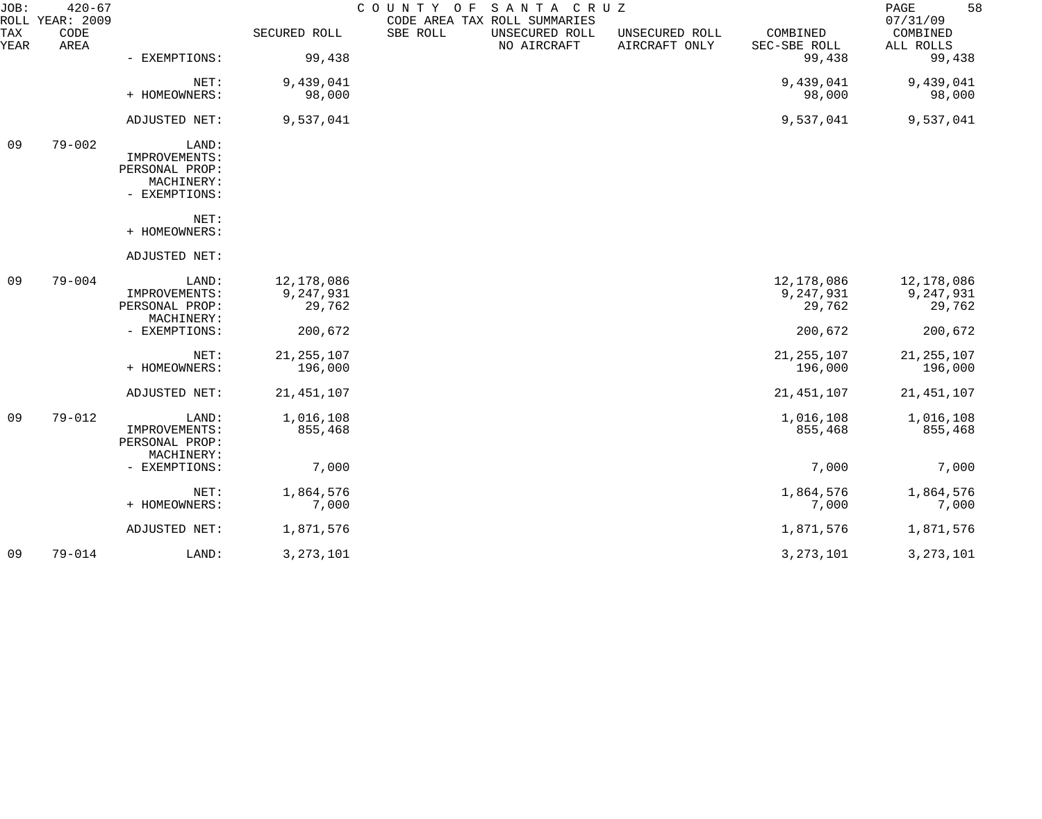JOB: 420-67 ROLL YEAR: 2009 — COUNTY OF SANTA CRUZ — CODE AREA TAX ROLL SUMMARIES — 07/31/09

| TAX YEAR | CODE AREA | | SECURED ROLL | SBE ROLL | UNSECURED ROLL NO AIRCRAFT | UNSECURED ROLL AIRCRAFT ONLY | COMBINED SEC-SBE ROLL | COMBINED ALL ROLLS |
|---|---|---|---|---|---|---|---|---|
| | | - EXEMPTIONS: | 99,438 | | | | 99,438 | 99,438 |
| | | NET: | 9,439,041 | | | | 9,439,041 | 9,439,041 |
| | | + HOMEOWNERS: | 98,000 | | | | 98,000 | 98,000 |
| | | ADJUSTED NET: | 9,537,041 | | | | 9,537,041 | 9,537,041 |
| 09 | 79-002 | LAND: | | | | | | |
| | | IMPROVEMENTS: | | | | | | |
| | | PERSONAL PROP: | | | | | | |
| | | MACHINERY: | | | | | | |
| | | - EXEMPTIONS: | | | | | | |
| | | NET: | | | | | | |
| | | + HOMEOWNERS: | | | | | | |
| | | ADJUSTED NET: | | | | | | |
| 09 | 79-004 | LAND: | 12,178,086 | | | | 12,178,086 | 12,178,086 |
| | | IMPROVEMENTS: | 9,247,931 | | | | 9,247,931 | 9,247,931 |
| | | PERSONAL PROP: | 29,762 | | | | 29,762 | 29,762 |
| | | MACHINERY: | | | | | | |
| | | - EXEMPTIONS: | 200,672 | | | | 200,672 | 200,672 |
| | | NET: | 21,255,107 | | | | 21,255,107 | 21,255,107 |
| | | + HOMEOWNERS: | 196,000 | | | | 196,000 | 196,000 |
| | | ADJUSTED NET: | 21,451,107 | | | | 21,451,107 | 21,451,107 |
| 09 | 79-012 | LAND: | 1,016,108 | | | | 1,016,108 | 1,016,108 |
| | | IMPROVEMENTS: | 855,468 | | | | 855,468 | 855,468 |
| | | PERSONAL PROP: | | | | | | |
| | | MACHINERY: | | | | | | |
| | | - EXEMPTIONS: | 7,000 | | | | 7,000 | 7,000 |
| | | NET: | 1,864,576 | | | | 1,864,576 | 1,864,576 |
| | | + HOMEOWNERS: | 7,000 | | | | 7,000 | 7,000 |
| | | ADJUSTED NET: | 1,871,576 | | | | 1,871,576 | 1,871,576 |
| 09 | 79-014 | LAND: | 3,273,101 | | | | 3,273,101 | 3,273,101 |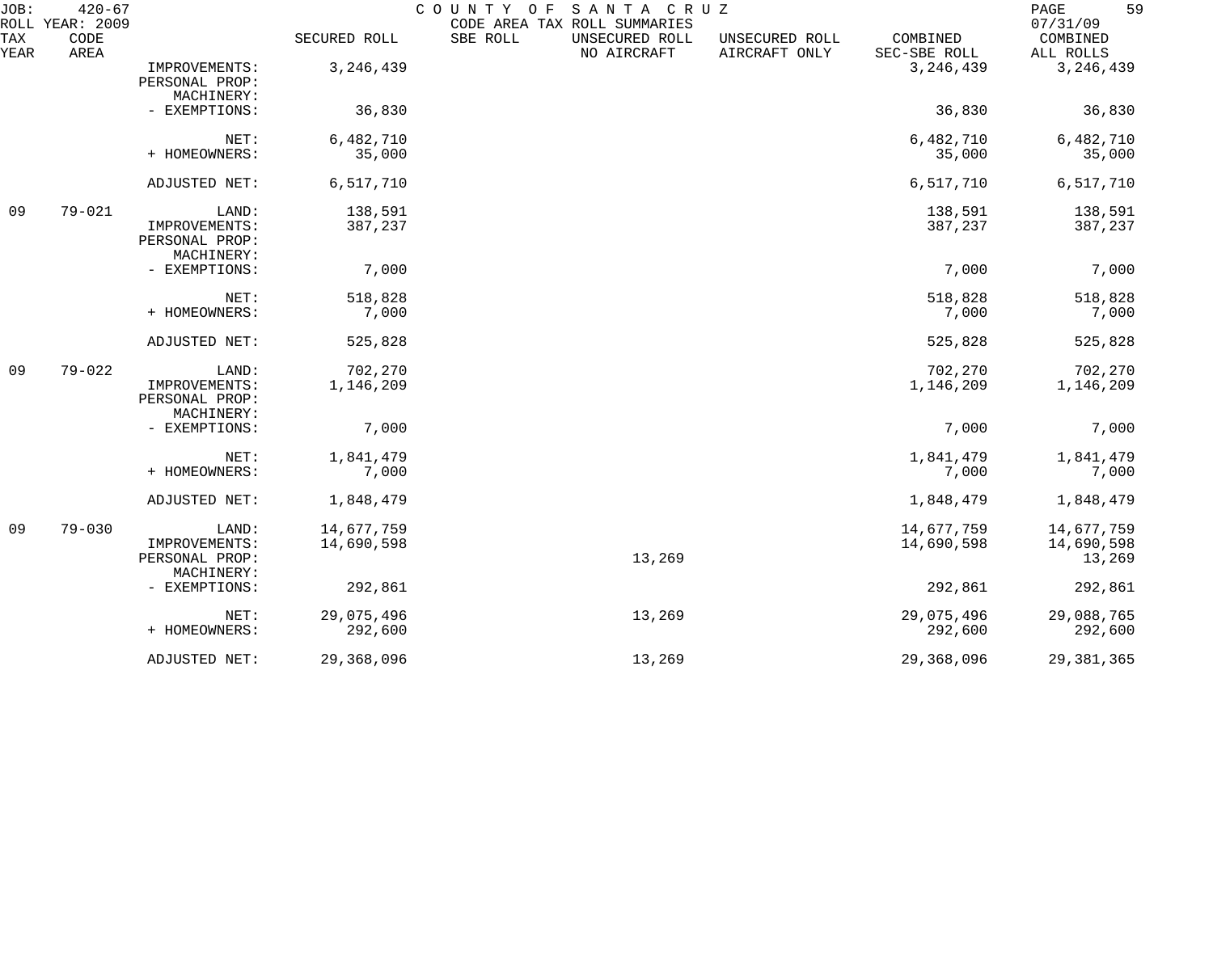JOB: 420-67 COUNTY OF SANTA CRUZ PAGE 59
ROLL YEAR: 2009 CODE AREA TAX ROLL SUMMARIES 07/31/09

| TAX YEAR | CODE AREA | | SECURED ROLL | SBE ROLL | UNSECURED ROLL NO AIRCRAFT | UNSECURED ROLL AIRCRAFT ONLY | COMBINED SEC-SBE ROLL | COMBINED ALL ROLLS |
|---|---|---|---|---|---|---|---|---|
| | | IMPROVEMENTS: | 3,246,439 | | | | 3,246,439 | 3,246,439 |
| | | PERSONAL PROP: | | | | | | |
| | | MACHINERY: | | | | | | |
| | | - EXEMPTIONS: | 36,830 | | | | 36,830 | 36,830 |
| | | NET: | 6,482,710 | | | | 6,482,710 | 6,482,710 |
| | | + HOMEOWNERS: | 35,000 | | | | 35,000 | 35,000 |
| | | ADJUSTED NET: | 6,517,710 | | | | 6,517,710 | 6,517,710 |
| 09 | 79-021 | LAND: | 138,591 | | | | 138,591 | 138,591 |
| | | IMPROVEMENTS: | 387,237 | | | | 387,237 | 387,237 |
| | | PERSONAL PROP: | | | | | | |
| | | MACHINERY: | | | | | | |
| | | - EXEMPTIONS: | 7,000 | | | | 7,000 | 7,000 |
| | | NET: | 518,828 | | | | 518,828 | 518,828 |
| | | + HOMEOWNERS: | 7,000 | | | | 7,000 | 7,000 |
| | | ADJUSTED NET: | 525,828 | | | | 525,828 | 525,828 |
| 09 | 79-022 | LAND: | 702,270 | | | | 702,270 | 702,270 |
| | | IMPROVEMENTS: | 1,146,209 | | | | 1,146,209 | 1,146,209 |
| | | PERSONAL PROP: | | | | | | |
| | | MACHINERY: | | | | | | |
| | | - EXEMPTIONS: | 7,000 | | | | 7,000 | 7,000 |
| | | NET: | 1,841,479 | | | | 1,841,479 | 1,841,479 |
| | | + HOMEOWNERS: | 7,000 | | | | 7,000 | 7,000 |
| | | ADJUSTED NET: | 1,848,479 | | | | 1,848,479 | 1,848,479 |
| 09 | 79-030 | LAND: | 14,677,759 | | | | 14,677,759 | 14,677,759 |
| | | IMPROVEMENTS: | 14,690,598 | | | | 14,690,598 | 14,690,598 |
| | | PERSONAL PROP: | | | 13,269 | | | 13,269 |
| | | MACHINERY: | | | | | | |
| | | - EXEMPTIONS: | 292,861 | | | | 292,861 | 292,861 |
| | | NET: | 29,075,496 | | 13,269 | | 29,075,496 | 29,088,765 |
| | | + HOMEOWNERS: | 292,600 | | | | 292,600 | 292,600 |
| | | ADJUSTED NET: | 29,368,096 | | 13,269 | | 29,368,096 | 29,381,365 |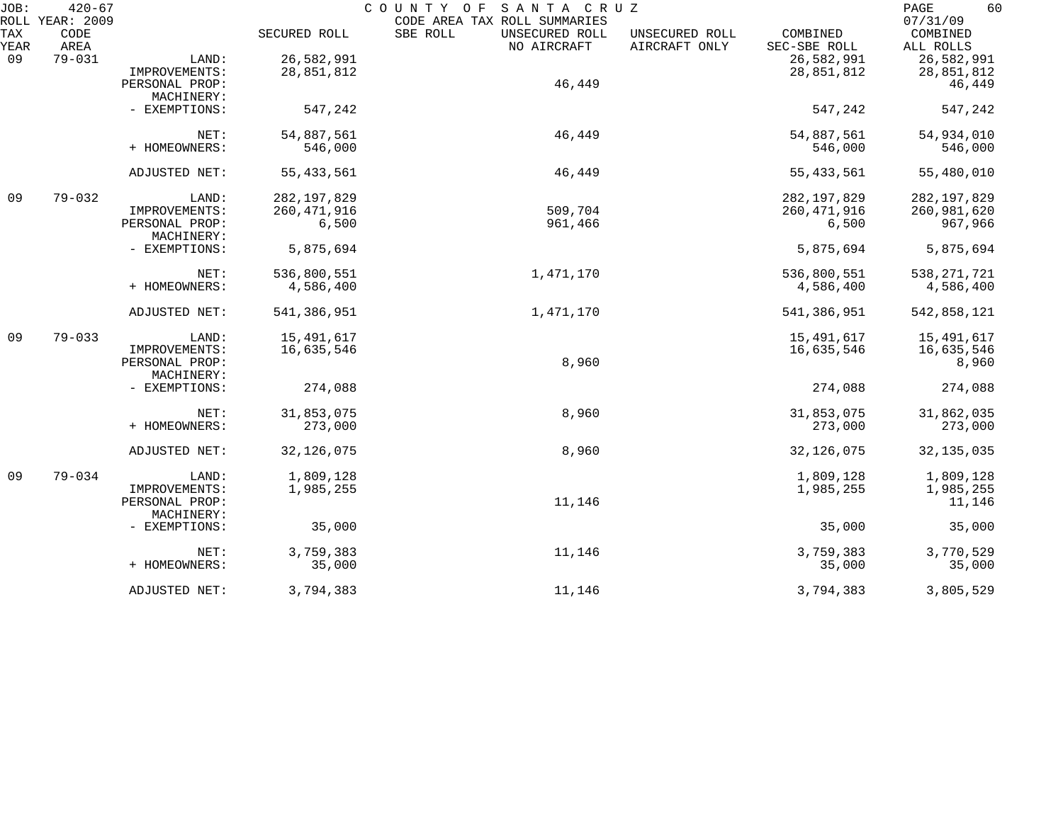JOB: 420-67 COUNTY OF SANTA CRUZ
ROLL YEAR: 2009 CODE AREA TAX ROLL SUMMARIES 07/31/09

| TAX YEAR | CODE AREA | | SECURED ROLL | SBE ROLL | UNSECURED ROLL NO AIRCRAFT | UNSECURED ROLL AIRCRAFT ONLY | COMBINED SEC-SBE ROLL | COMBINED ALL ROLLS |
|---|---|---|---|---|---|---|---|---|
| 09 | 79-031 | LAND: | 26,582,991 | | | | 26,582,991 | 26,582,991 |
| | | IMPROVEMENTS: | 28,851,812 | | | | 28,851,812 | 28,851,812 |
| | | PERSONAL PROP: | | | 46,449 | | | 46,449 |
| | | MACHINERY: | | | | | | |
| | | - EXEMPTIONS: | 547,242 | | | | 547,242 | 547,242 |
| | | NET: | 54,887,561 | | 46,449 | | 54,887,561 | 54,934,010 |
| | | + HOMEOWNERS: | 546,000 | | | | 546,000 | 546,000 |
| | | ADJUSTED NET: | 55,433,561 | | 46,449 | | 55,433,561 | 55,480,010 |
| 09 | 79-032 | LAND: | 282,197,829 | | | | 282,197,829 | 282,197,829 |
| | | IMPROVEMENTS: | 260,471,916 | | 509,704 | | 260,471,916 | 260,981,620 |
| | | PERSONAL PROP: | 6,500 | | 961,466 | | 6,500 | 967,966 |
| | | MACHINERY: | | | | | | |
| | | - EXEMPTIONS: | 5,875,694 | | | | 5,875,694 | 5,875,694 |
| | | NET: | 536,800,551 | | 1,471,170 | | 536,800,551 | 538,271,721 |
| | | + HOMEOWNERS: | 4,586,400 | | | | 4,586,400 | 4,586,400 |
| | | ADJUSTED NET: | 541,386,951 | | 1,471,170 | | 541,386,951 | 542,858,121 |
| 09 | 79-033 | LAND: | 15,491,617 | | | | 15,491,617 | 15,491,617 |
| | | IMPROVEMENTS: | 16,635,546 | | | | 16,635,546 | 16,635,546 |
| | | PERSONAL PROP: | | | 8,960 | | | 8,960 |
| | | MACHINERY: | | | | | | |
| | | - EXEMPTIONS: | 274,088 | | | | 274,088 | 274,088 |
| | | NET: | 31,853,075 | | 8,960 | | 31,853,075 | 31,862,035 |
| | | + HOMEOWNERS: | 273,000 | | | | 273,000 | 273,000 |
| | | ADJUSTED NET: | 32,126,075 | | 8,960 | | 32,126,075 | 32,135,035 |
| 09 | 79-034 | LAND: | 1,809,128 | | | | 1,809,128 | 1,809,128 |
| | | IMPROVEMENTS: | 1,985,255 | | | | 1,985,255 | 1,985,255 |
| | | PERSONAL PROP: | | | 11,146 | | | 11,146 |
| | | MACHINERY: | | | | | | |
| | | - EXEMPTIONS: | 35,000 | | | | 35,000 | 35,000 |
| | | NET: | 3,759,383 | | 11,146 | | 3,759,383 | 3,770,529 |
| | | + HOMEOWNERS: | 35,000 | | | | 35,000 | 35,000 |
| | | ADJUSTED NET: | 3,794,383 | | 11,146 | | 3,794,383 | 3,805,529 |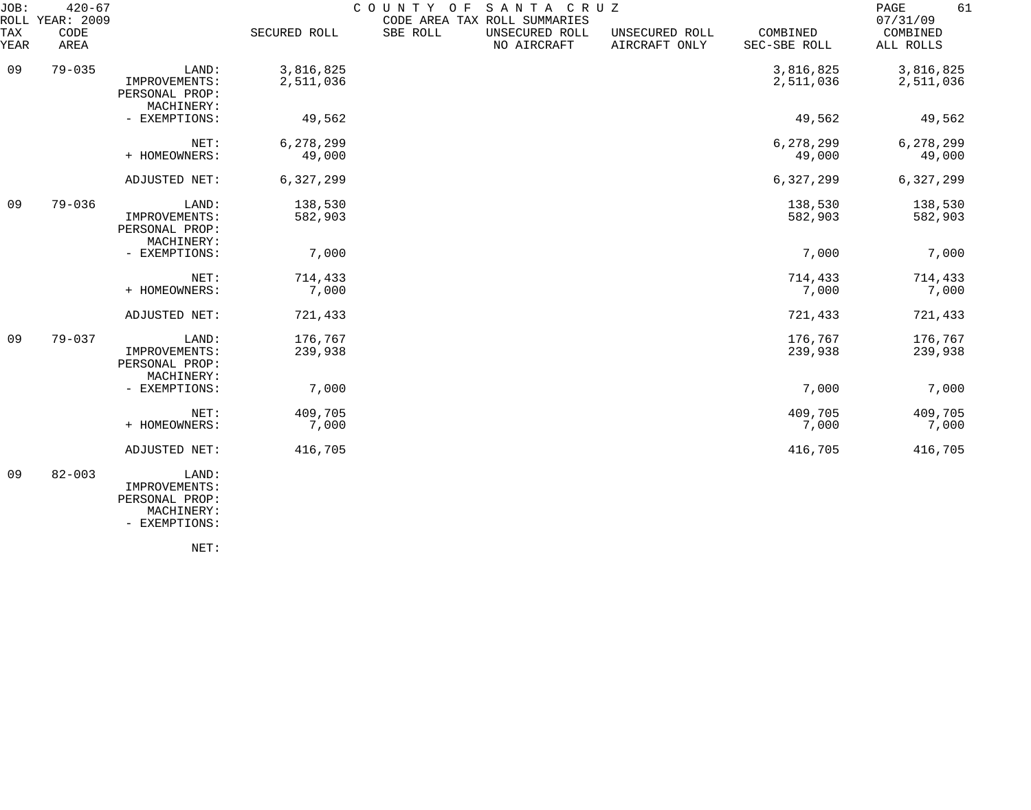JOB: 420-67 COUNTY OF SANTA CRUZ
ROLL YEAR: 2009 CODE AREA TAX ROLL SUMMARIES 07/31/09

| TAX YEAR | CODE AREA | | SECURED ROLL | SBE ROLL | UNSECURED ROLL NO AIRCRAFT | UNSECURED ROLL AIRCRAFT ONLY | COMBINED SEC-SBE ROLL | COMBINED ALL ROLLS |
|---|---|---|---|---|---|---|---|---|
| 09 | 79-035 | LAND: | 3,816,825 | | | | 3,816,825 | 3,816,825 |
| | | IMPROVEMENTS: | 2,511,036 | | | | 2,511,036 | 2,511,036 |
| | | PERSONAL PROP: | | | | | | |
| | | MACHINERY: | | | | | | |
| | | - EXEMPTIONS: | 49,562 | | | | 49,562 | 49,562 |
| | | NET: | 6,278,299 | | | | 6,278,299 | 6,278,299 |
| | | + HOMEOWNERS: | 49,000 | | | | 49,000 | 49,000 |
| | | ADJUSTED NET: | 6,327,299 | | | | 6,327,299 | 6,327,299 |
| 09 | 79-036 | LAND: | 138,530 | | | | 138,530 | 138,530 |
| | | IMPROVEMENTS: | 582,903 | | | | 582,903 | 582,903 |
| | | PERSONAL PROP: | | | | | | |
| | | MACHINERY: | | | | | | |
| | | - EXEMPTIONS: | 7,000 | | | | 7,000 | 7,000 |
| | | NET: | 714,433 | | | | 714,433 | 714,433 |
| | | + HOMEOWNERS: | 7,000 | | | | 7,000 | 7,000 |
| | | ADJUSTED NET: | 721,433 | | | | 721,433 | 721,433 |
| 09 | 79-037 | LAND: | 176,767 | | | | 176,767 | 176,767 |
| | | IMPROVEMENTS: | 239,938 | | | | 239,938 | 239,938 |
| | | PERSONAL PROP: | | | | | | |
| | | MACHINERY: | | | | | | |
| | | - EXEMPTIONS: | 7,000 | | | | 7,000 | 7,000 |
| | | NET: | 409,705 | | | | 409,705 | 409,705 |
| | | + HOMEOWNERS: | 7,000 | | | | 7,000 | 7,000 |
| | | ADJUSTED NET: | 416,705 | | | | 416,705 | 416,705 |
| 09 | 82-003 | LAND: | | | | | | |
| | | IMPROVEMENTS: | | | | | | |
| | | PERSONAL PROP: | | | | | | |
| | | MACHINERY: | | | | | | |
| | | - EXEMPTIONS: | | | | | | |
| | | NET: | | | | | | |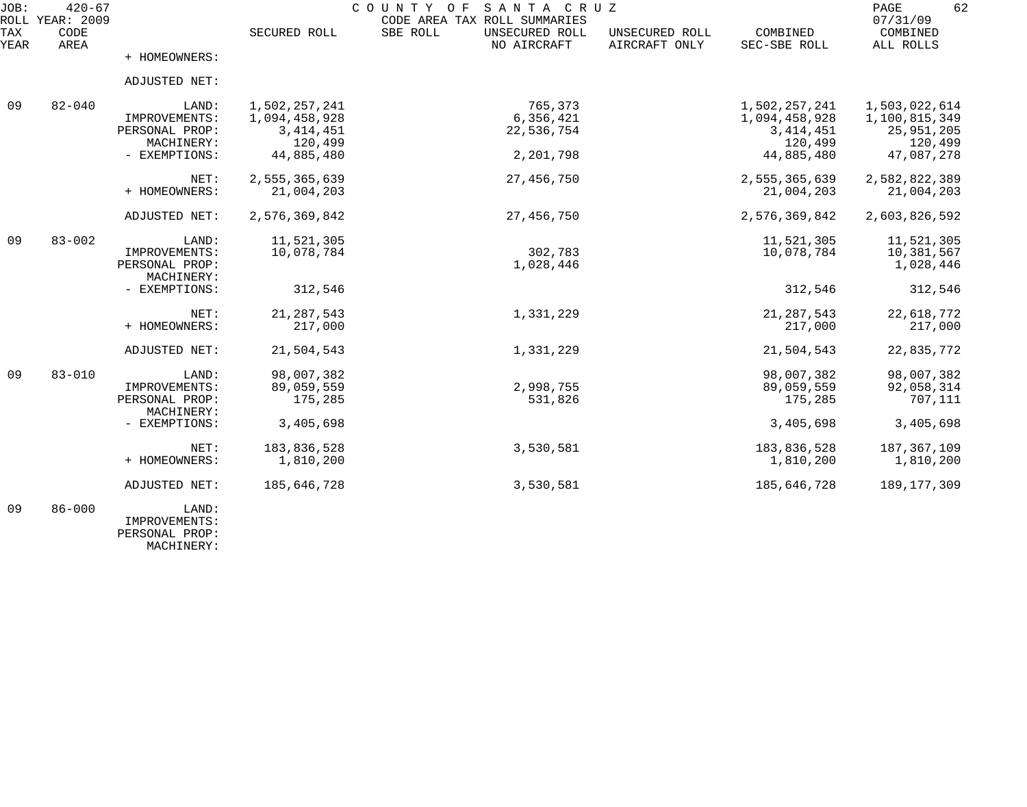JOB: 420-67 COUNTY OF SANTA CRUZ 
ROLL YEAR: 2009 CODE AREA TAX ROLL SUMMARIES 07/31/09

| TAX YEAR | CODE AREA | | SECURED ROLL | SBE ROLL | UNSECURED ROLL NO AIRCRAFT | UNSECURED ROLL AIRCRAFT ONLY | COMBINED SEC-SBE ROLL | COMBINED ALL ROLLS |
|---|---|---|---|---|---|---|---|---|
| | | + HOMEOWNERS: | | | | | | |
| | | ADJUSTED NET: | | | | | | |
| 09 | 82-040 | LAND: | 1,502,257,241 | | 765,373 | | 1,502,257,241 | 1,503,022,614 |
| | | IMPROVEMENTS: | 1,094,458,928 | | 6,356,421 | | 1,094,458,928 | 1,100,815,349 |
| | | PERSONAL PROP: | 3,414,451 | | 22,536,754 | | 3,414,451 | 25,951,205 |
| | | MACHINERY: | 120,499 | | | | 120,499 | 120,499 |
| | | - EXEMPTIONS: | 44,885,480 | | 2,201,798 | | 44,885,480 | 47,087,278 |
| | | NET: | 2,555,365,639 | | 27,456,750 | | 2,555,365,639 | 2,582,822,389 |
| | | + HOMEOWNERS: | 21,004,203 | | | | 21,004,203 | 21,004,203 |
| | | ADJUSTED NET: | 2,576,369,842 | | 27,456,750 | | 2,576,369,842 | 2,603,826,592 |
| 09 | 83-002 | LAND: | 11,521,305 | | | | 11,521,305 | 11,521,305 |
| | | IMPROVEMENTS: | 10,078,784 | | 302,783 | | 10,078,784 | 10,381,567 |
| | | PERSONAL PROP: | | | 1,028,446 | | | 1,028,446 |
| | | MACHINERY: | | | | | | |
| | | - EXEMPTIONS: | 312,546 | | | | 312,546 | 312,546 |
| | | NET: | 21,287,543 | | 1,331,229 | | 21,287,543 | 22,618,772 |
| | | + HOMEOWNERS: | 217,000 | | | | 217,000 | 217,000 |
| | | ADJUSTED NET: | 21,504,543 | | 1,331,229 | | 21,504,543 | 22,835,772 |
| 09 | 83-010 | LAND: | 98,007,382 | | | | 98,007,382 | 98,007,382 |
| | | IMPROVEMENTS: | 89,059,559 | | 2,998,755 | | 89,059,559 | 92,058,314 |
| | | PERSONAL PROP: | 175,285 | | 531,826 | | 175,285 | 707,111 |
| | | MACHINERY: | | | | | | |
| | | - EXEMPTIONS: | 3,405,698 | | | | 3,405,698 | 3,405,698 |
| | | NET: | 183,836,528 | | 3,530,581 | | 183,836,528 | 187,367,109 |
| | | + HOMEOWNERS: | 1,810,200 | | | | 1,810,200 | 1,810,200 |
| | | ADJUSTED NET: | 185,646,728 | | 3,530,581 | | 185,646,728 | 189,177,309 |
| 09 | 86-000 | LAND: | | | | | | |
| | | IMPROVEMENTS: | | | | | | |
| | | PERSONAL PROP: | | | | | | |
| | | MACHINERY: | | | | | | |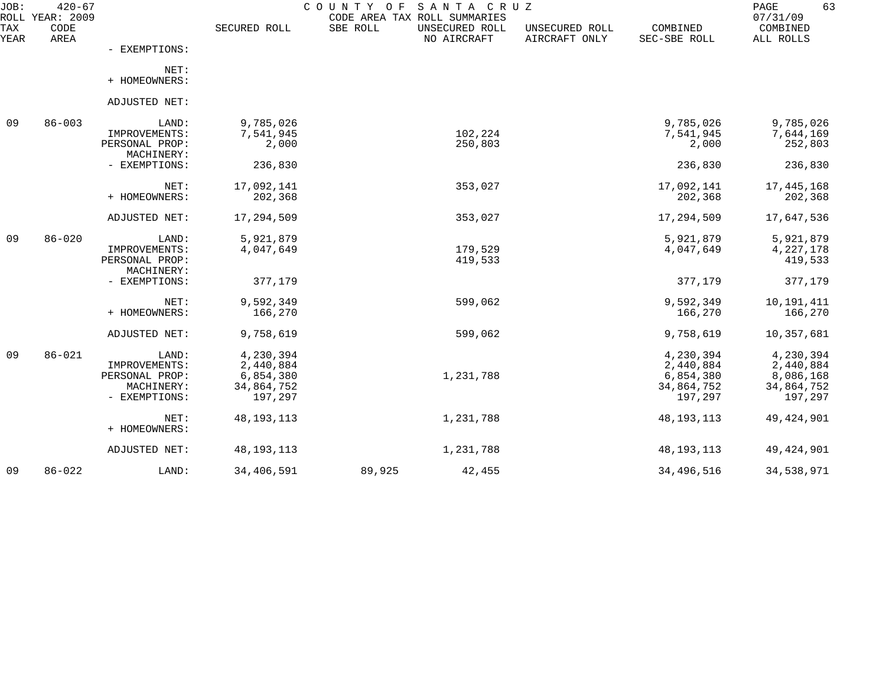COUNTY OF SANTA CRUZ
CODE AREA TAX ROLL SUMMARIES

JOB: 420-67
ROLL YEAR: 2009
07/31/09

| TAX YEAR | CODE AREA | | SECURED ROLL | SBE ROLL | UNSECURED ROLL NO AIRCRAFT | UNSECURED ROLL AIRCRAFT ONLY | COMBINED SEC-SBE ROLL | COMBINED ALL ROLLS |
|---|---|---|---|---|---|---|---|---|
| | | - EXEMPTIONS: | | | | | | |
| | | NET: | | | | | | |
| | | + HOMEOWNERS: | | | | | | |
| | | ADJUSTED NET: | | | | | | |
| 09 | 86-003 | LAND: | 9,785,026 | | | | 9,785,026 | 9,785,026 |
| | | IMPROVEMENTS: | 7,541,945 | | 102,224 | | 7,541,945 | 7,644,169 |
| | | PERSONAL PROP: | 2,000 | | 250,803 | | 2,000 | 252,803 |
| | | MACHINERY: | | | | | | |
| | | - EXEMPTIONS: | 236,830 | | | | 236,830 | 236,830 |
| | | NET: | 17,092,141 | | 353,027 | | 17,092,141 | 17,445,168 |
| | | + HOMEOWNERS: | 202,368 | | | | 202,368 | 202,368 |
| | | ADJUSTED NET: | 17,294,509 | | 353,027 | | 17,294,509 | 17,647,536 |
| 09 | 86-020 | LAND: | 5,921,879 | | | | 5,921,879 | 5,921,879 |
| | | IMPROVEMENTS: | 4,047,649 | | 179,529 | | 4,047,649 | 4,227,178 |
| | | PERSONAL PROP: | | | 419,533 | | | 419,533 |
| | | MACHINERY: | | | | | | |
| | | - EXEMPTIONS: | 377,179 | | | | 377,179 | 377,179 |
| | | NET: | 9,592,349 | | 599,062 | | 9,592,349 | 10,191,411 |
| | | + HOMEOWNERS: | 166,270 | | | | 166,270 | 166,270 |
| | | ADJUSTED NET: | 9,758,619 | | 599,062 | | 9,758,619 | 10,357,681 |
| 09 | 86-021 | LAND: | 4,230,394 | | | | 4,230,394 | 4,230,394 |
| | | IMPROVEMENTS: | 2,440,884 | | | | 2,440,884 | 2,440,884 |
| | | PERSONAL PROP: | 6,854,380 | | 1,231,788 | | 6,854,380 | 8,086,168 |
| | | MACHINERY: | 34,864,752 | | | | 34,864,752 | 34,864,752 |
| | | - EXEMPTIONS: | 197,297 | | | | 197,297 | 197,297 |
| | | NET: | 48,193,113 | | 1,231,788 | | 48,193,113 | 49,424,901 |
| | | + HOMEOWNERS: | | | | | | |
| | | ADJUSTED NET: | 48,193,113 | | 1,231,788 | | 48,193,113 | 49,424,901 |
| 09 | 86-022 | LAND: | 34,406,591 | 89,925 | 42,455 | | 34,496,516 | 34,538,971 |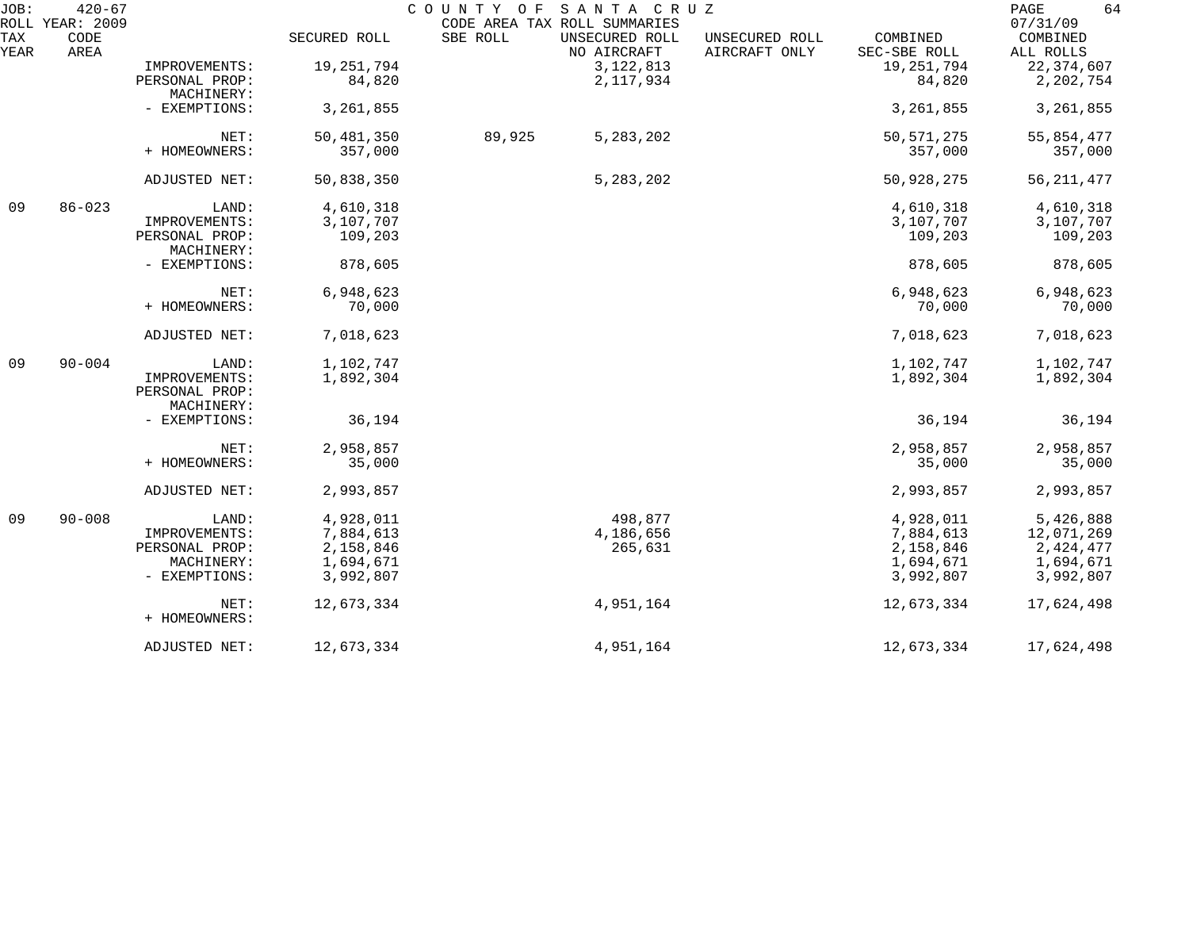JOB: 420-67 COUNTY OF SANTA CRUZ PAGE 64
ROLL YEAR: 2009 CODE AREA TAX ROLL SUMMARIES 07/31/09

| TAX YEAR | CODE AREA | | SECURED ROLL | SBE ROLL | UNSECURED ROLL NO AIRCRAFT | UNSECURED ROLL AIRCRAFT ONLY | COMBINED SEC-SBE ROLL | COMBINED ALL ROLLS |
|---|---|---|---|---|---|---|---|---|
| | | IMPROVEMENTS: | 19,251,794 | | 3,122,813 | | 19,251,794 | 22,374,607 |
| | | PERSONAL PROP: | 84,820 | | 2,117,934 | | 84,820 | 2,202,754 |
| | | MACHINERY: | | | | | | |
| | | - EXEMPTIONS: | 3,261,855 | | | | 3,261,855 | 3,261,855 |
| | | NET: | 50,481,350 | 89,925 | 5,283,202 | | 50,571,275 | 55,854,477 |
| | | + HOMEOWNERS: | 357,000 | | | | 357,000 | 357,000 |
| | | ADJUSTED NET: | 50,838,350 | | 5,283,202 | | 50,928,275 | 56,211,477 |
| 09 | 86-023 | LAND: | 4,610,318 | | | | 4,610,318 | 4,610,318 |
| | | IMPROVEMENTS: | 3,107,707 | | | | 3,107,707 | 3,107,707 |
| | | PERSONAL PROP: | 109,203 | | | | 109,203 | 109,203 |
| | | MACHINERY: | | | | | | |
| | | - EXEMPTIONS: | 878,605 | | | | 878,605 | 878,605 |
| | | NET: | 6,948,623 | | | | 6,948,623 | 6,948,623 |
| | | + HOMEOWNERS: | 70,000 | | | | 70,000 | 70,000 |
| | | ADJUSTED NET: | 7,018,623 | | | | 7,018,623 | 7,018,623 |
| 09 | 90-004 | LAND: | 1,102,747 | | | | 1,102,747 | 1,102,747 |
| | | IMPROVEMENTS: | 1,892,304 | | | | 1,892,304 | 1,892,304 |
| | | PERSONAL PROP: | | | | | | |
| | | MACHINERY: | | | | | | |
| | | - EXEMPTIONS: | 36,194 | | | | 36,194 | 36,194 |
| | | NET: | 2,958,857 | | | | 2,958,857 | 2,958,857 |
| | | + HOMEOWNERS: | 35,000 | | | | 35,000 | 35,000 |
| | | ADJUSTED NET: | 2,993,857 | | | | 2,993,857 | 2,993,857 |
| 09 | 90-008 | LAND: | 4,928,011 | | 498,877 | | 4,928,011 | 5,426,888 |
| | | IMPROVEMENTS: | 7,884,613 | | 4,186,656 | | 7,884,613 | 12,071,269 |
| | | PERSONAL PROP: | 2,158,846 | | 265,631 | | 2,158,846 | 2,424,477 |
| | | MACHINERY: | 1,694,671 | | | | 1,694,671 | 1,694,671 |
| | | - EXEMPTIONS: | 3,992,807 | | | | 3,992,807 | 3,992,807 |
| | | NET: | 12,673,334 | | 4,951,164 | | 12,673,334 | 17,624,498 |
| | | + HOMEOWNERS: | | | | | | |
| | | ADJUSTED NET: | 12,673,334 | | 4,951,164 | | 12,673,334 | 17,624,498 |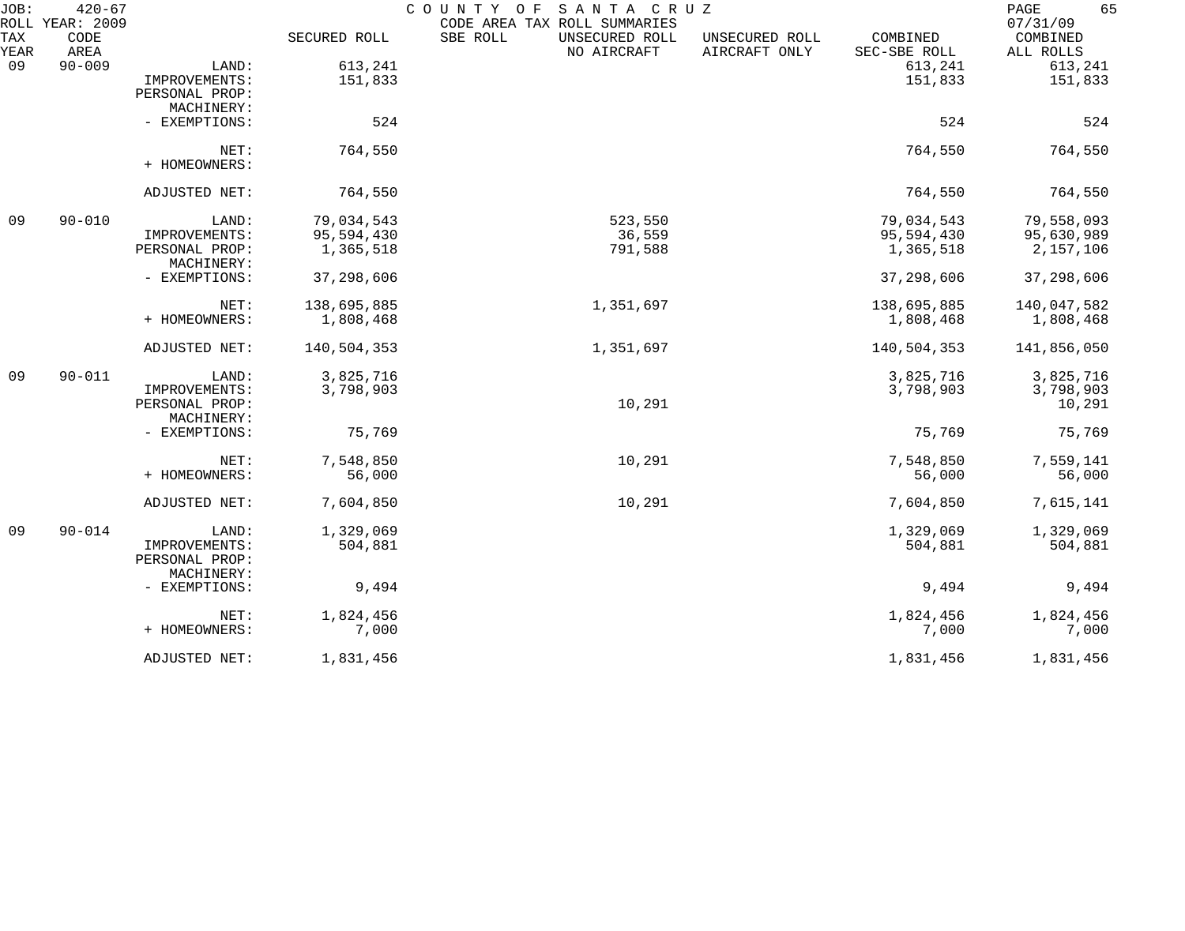JOB: 420-67 COUNTY OF SANTA CRUZ
ROLL YEAR: 2009 CODE AREA TAX ROLL SUMMARIES 07/31/09

| TAX YEAR | CODE AREA | | SECURED ROLL | SBE ROLL | UNSECURED ROLL NO AIRCRAFT | UNSECURED ROLL AIRCRAFT ONLY | COMBINED SEC-SBE ROLL | COMBINED ALL ROLLS |
|---|---|---|---|---|---|---|---|---|
| 09 | 90-009 | LAND: | 613,241 | | | | 613,241 | 613,241 |
| | | IMPROVEMENTS: | 151,833 | | | | 151,833 | 151,833 |
| | | PERSONAL PROP: | | | | | | |
| | | MACHINERY: | | | | | | |
| | | - EXEMPTIONS: | 524 | | | | 524 | 524 |
| | | NET: | 764,550 | | | | 764,550 | 764,550 |
| | | + HOMEOWNERS: | | | | | | |
| | | ADJUSTED NET: | 764,550 | | | | 764,550 | 764,550 |
| 09 | 90-010 | LAND: | 79,034,543 | | 523,550 | | 79,034,543 | 79,558,093 |
| | | IMPROVEMENTS: | 95,594,430 | | 36,559 | | 95,594,430 | 95,630,989 |
| | | PERSONAL PROP: | 1,365,518 | | 791,588 | | 1,365,518 | 2,157,106 |
| | | MACHINERY: | | | | | | |
| | | - EXEMPTIONS: | 37,298,606 | | | | 37,298,606 | 37,298,606 |
| | | NET: | 138,695,885 | | 1,351,697 | | 138,695,885 | 140,047,582 |
| | | + HOMEOWNERS: | 1,808,468 | | | | 1,808,468 | 1,808,468 |
| | | ADJUSTED NET: | 140,504,353 | | 1,351,697 | | 140,504,353 | 141,856,050 |
| 09 | 90-011 | LAND: | 3,825,716 | | | | 3,825,716 | 3,825,716 |
| | | IMPROVEMENTS: | 3,798,903 | | | | 3,798,903 | 3,798,903 |
| | | PERSONAL PROP: | | | 10,291 | | | 10,291 |
| | | MACHINERY: | | | | | | |
| | | - EXEMPTIONS: | 75,769 | | | | 75,769 | 75,769 |
| | | NET: | 7,548,850 | | 10,291 | | 7,548,850 | 7,559,141 |
| | | + HOMEOWNERS: | 56,000 | | | | 56,000 | 56,000 |
| | | ADJUSTED NET: | 7,604,850 | | 10,291 | | 7,604,850 | 7,615,141 |
| 09 | 90-014 | LAND: | 1,329,069 | | | | 1,329,069 | 1,329,069 |
| | | IMPROVEMENTS: | 504,881 | | | | 504,881 | 504,881 |
| | | PERSONAL PROP: | | | | | | |
| | | MACHINERY: | | | | | | |
| | | - EXEMPTIONS: | 9,494 | | | | 9,494 | 9,494 |
| | | NET: | 1,824,456 | | | | 1,824,456 | 1,824,456 |
| | | + HOMEOWNERS: | 7,000 | | | | 7,000 | 7,000 |
| | | ADJUSTED NET: | 1,831,456 | | | | 1,831,456 | 1,831,456 |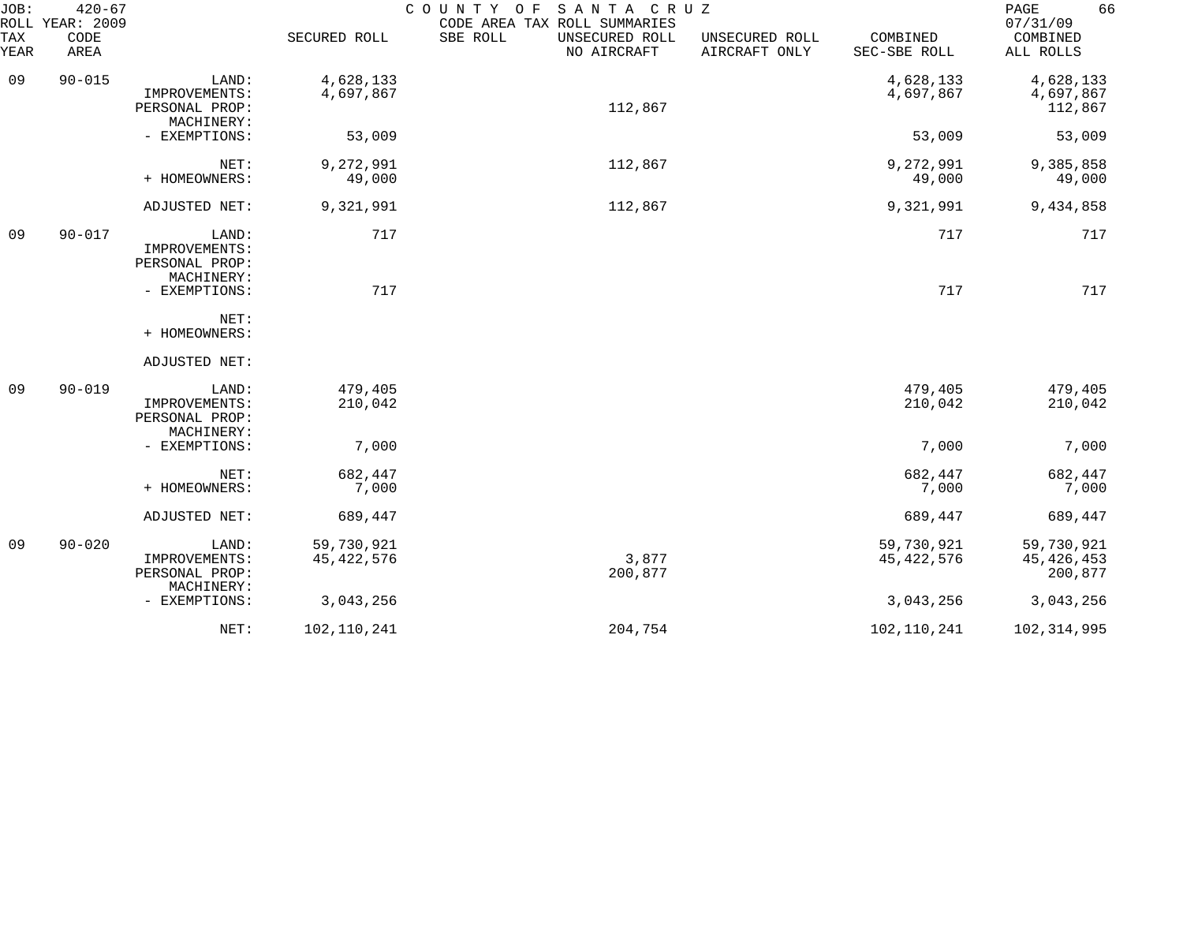JOB: 420-67 COUNTY OF SANTA CRUZ 07/31/09
ROLL YEAR: 2009 CODE AREA TAX ROLL SUMMARIES

| TAX YEAR | CODE AREA | | SECURED ROLL | SBE ROLL | UNSECURED ROLL NO AIRCRAFT | UNSECURED ROLL AIRCRAFT ONLY | COMBINED SEC-SBE ROLL | COMBINED ALL ROLLS |
|---|---|---|---|---|---|---|---|---|
| 09 | 90-015 | LAND: | 4,628,133 | | | | 4,628,133 | 4,628,133 |
| | | IMPROVEMENTS: | 4,697,867 | | | | 4,697,867 | 4,697,867 |
| | | PERSONAL PROP: | | | 112,867 | | | 112,867 |
| | | MACHINERY: | | | | | | |
| | | - EXEMPTIONS: | 53,009 | | | | 53,009 | 53,009 |
| | | NET: | 9,272,991 | | 112,867 | | 9,272,991 | 9,385,858 |
| | | + HOMEOWNERS: | 49,000 | | | | 49,000 | 49,000 |
| | | ADJUSTED NET: | 9,321,991 | | 112,867 | | 9,321,991 | 9,434,858 |
| 09 | 90-017 | LAND: | 717 | | | | 717 | 717 |
| | | IMPROVEMENTS: | | | | | | |
| | | PERSONAL PROP: | | | | | | |
| | | MACHINERY: | | | | | | |
| | | - EXEMPTIONS: | 717 | | | | 717 | 717 |
| | | NET: | | | | | | |
| | | + HOMEOWNERS: | | | | | | |
| | | ADJUSTED NET: | | | | | | |
| 09 | 90-019 | LAND: | 479,405 | | | | 479,405 | 479,405 |
| | | IMPROVEMENTS: | 210,042 | | | | 210,042 | 210,042 |
| | | PERSONAL PROP: | | | | | | |
| | | MACHINERY: | | | | | | |
| | | - EXEMPTIONS: | 7,000 | | | | 7,000 | 7,000 |
| | | NET: | 682,447 | | | | 682,447 | 682,447 |
| | | + HOMEOWNERS: | 7,000 | | | | 7,000 | 7,000 |
| | | ADJUSTED NET: | 689,447 | | | | 689,447 | 689,447 |
| 09 | 90-020 | LAND: | 59,730,921 | | | | 59,730,921 | 59,730,921 |
| | | IMPROVEMENTS: | 45,422,576 | | 3,877 | | 45,422,576 | 45,426,453 |
| | | PERSONAL PROP: | | | 200,877 | | | 200,877 |
| | | MACHINERY: | | | | | | |
| | | - EXEMPTIONS: | 3,043,256 | | | | 3,043,256 | 3,043,256 |
| | | NET: | 102,110,241 | | 204,754 | | 102,110,241 | 102,314,995 |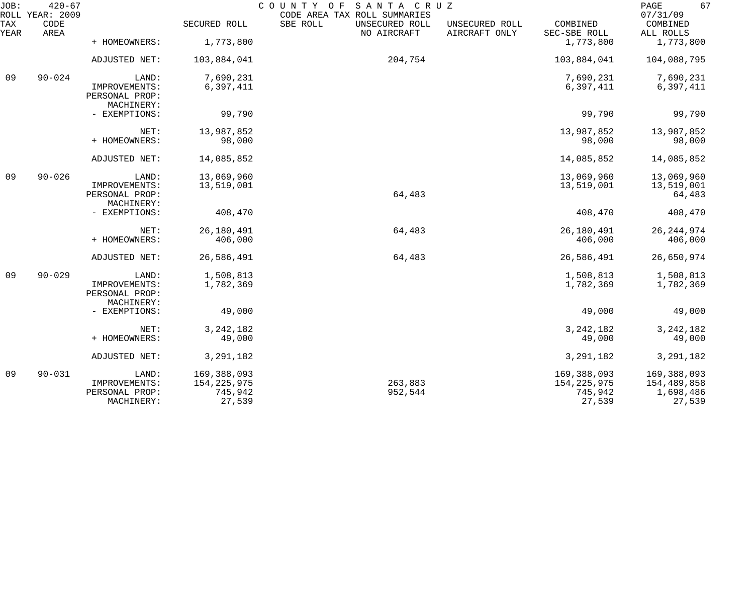| TAX YEAR | CODE AREA | | SECURED ROLL | SBE ROLL | UNSECURED ROLL NO AIRCRAFT | UNSECURED ROLL AIRCRAFT ONLY | COMBINED SEC-SBE ROLL | COMBINED ALL ROLLS |
|---|---|---|---|---|---|---|---|---|
| | | + HOMEOWNERS: | 1,773,800 | | | | 1,773,800 | 1,773,800 |
| | | ADJUSTED NET: | 103,884,041 | | 204,754 | | 103,884,041 | 104,088,795 |
| 09 | 90-024 | LAND: | 7,690,231 | | | | 7,690,231 | 7,690,231 |
| | | IMPROVEMENTS: | 6,397,411 | | | | 6,397,411 | 6,397,411 |
| | | PERSONAL PROP: | | | | | | |
| | | MACHINERY: | | | | | | |
| | | - EXEMPTIONS: | 99,790 | | | | 99,790 | 99,790 |
| | | NET: | 13,987,852 | | | | 13,987,852 | 13,987,852 |
| | | + HOMEOWNERS: | 98,000 | | | | 98,000 | 98,000 |
| | | ADJUSTED NET: | 14,085,852 | | | | 14,085,852 | 14,085,852 |
| 09 | 90-026 | LAND: | 13,069,960 | | | | 13,069,960 | 13,069,960 |
| | | IMPROVEMENTS: | 13,519,001 | | | | 13,519,001 | 13,519,001 |
| | | PERSONAL PROP: | | | 64,483 | | | 64,483 |
| | | MACHINERY: | | | | | | |
| | | - EXEMPTIONS: | 408,470 | | | | 408,470 | 408,470 |
| | | NET: | 26,180,491 | | 64,483 | | 26,180,491 | 26,244,974 |
| | | + HOMEOWNERS: | 406,000 | | | | 406,000 | 406,000 |
| | | ADJUSTED NET: | 26,586,491 | | 64,483 | | 26,586,491 | 26,650,974 |
| 09 | 90-029 | LAND: | 1,508,813 | | | | 1,508,813 | 1,508,813 |
| | | IMPROVEMENTS: | 1,782,369 | | | | 1,782,369 | 1,782,369 |
| | | PERSONAL PROP: | | | | | | |
| | | MACHINERY: | | | | | | |
| | | - EXEMPTIONS: | 49,000 | | | | 49,000 | 49,000 |
| | | NET: | 3,242,182 | | | | 3,242,182 | 3,242,182 |
| | | + HOMEOWNERS: | 49,000 | | | | 49,000 | 49,000 |
| | | ADJUSTED NET: | 3,291,182 | | | | 3,291,182 | 3,291,182 |
| 09 | 90-031 | LAND: | 169,388,093 | | | | 169,388,093 | 169,388,093 |
| | | IMPROVEMENTS: | 154,225,975 | | 263,883 | | 154,225,975 | 154,489,858 |
| | | PERSONAL PROP: | 745,942 | | 952,544 | | 745,942 | 1,698,486 |
| | | MACHINERY: | 27,539 | | | | 27,539 | 27,539 |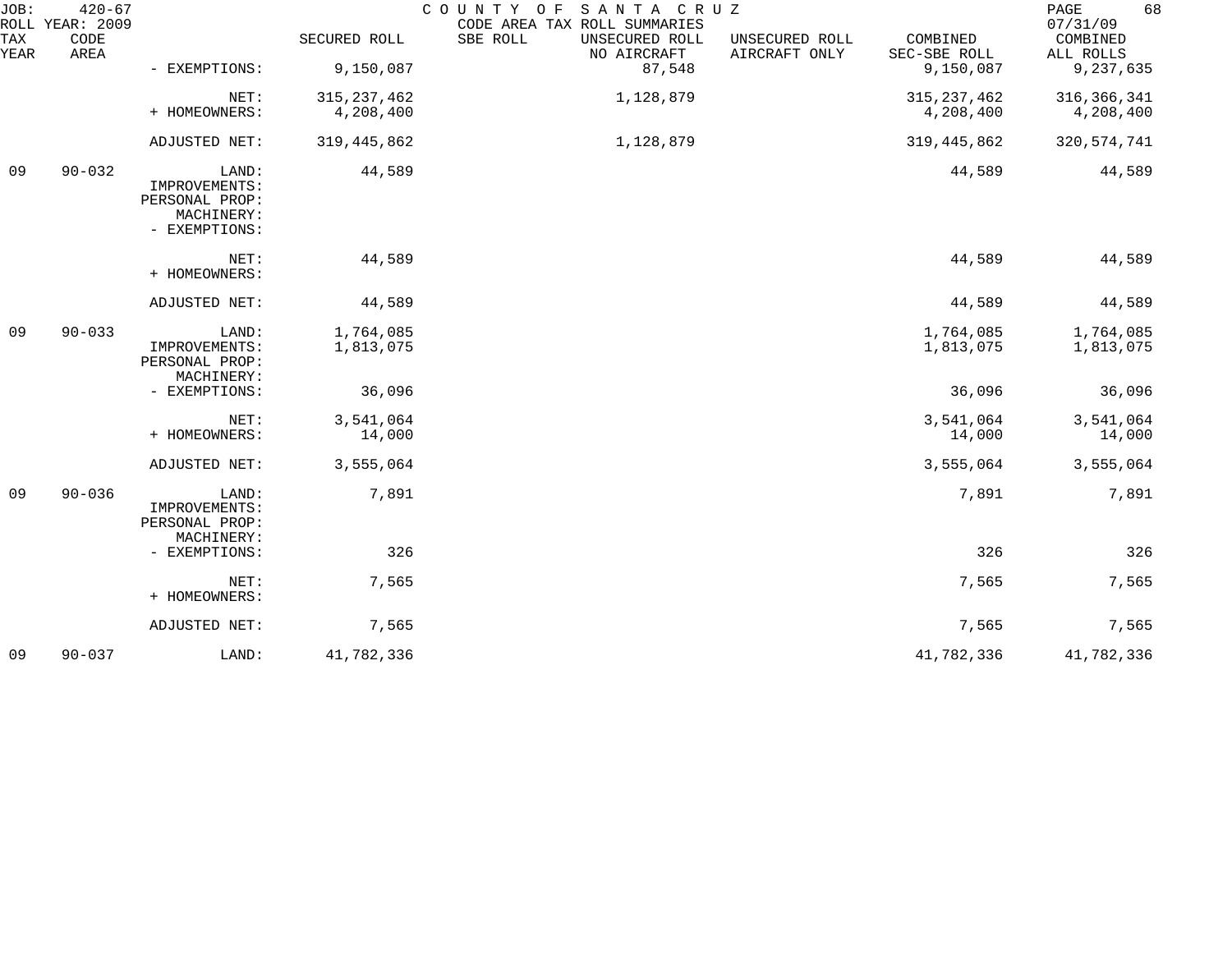| TAX YEAR | CODE AREA | | SECURED ROLL | SBE ROLL | UNSECURED ROLL NO AIRCRAFT | UNSECURED ROLL AIRCRAFT ONLY | COMBINED SEC-SBE ROLL | COMBINED ALL ROLLS |
|---|---|---|---|---|---|---|---|---|
| | | - EXEMPTIONS: | 9,150,087 | | 87,548 | | 9,150,087 | 9,237,635 |
| | | NET: | 315,237,462 | | 1,128,879 | | 315,237,462 | 316,366,341 |
| | | + HOMEOWNERS: | 4,208,400 | | | | 4,208,400 | 4,208,400 |
| | | ADJUSTED NET: | 319,445,862 | | 1,128,879 | | 319,445,862 | 320,574,741 |
| 09 | 90-032 | LAND: | 44,589 | | | | 44,589 | 44,589 |
| | | IMPROVEMENTS: | | | | | | |
| | | PERSONAL PROP: | | | | | | |
| | | MACHINERY: | | | | | | |
| | | - EXEMPTIONS: | | | | | | |
| | | NET: | 44,589 | | | | 44,589 | 44,589 |
| | | + HOMEOWNERS: | | | | | | |
| | | ADJUSTED NET: | 44,589 | | | | 44,589 | 44,589 |
| 09 | 90-033 | LAND: | 1,764,085 | | | | 1,764,085 | 1,764,085 |
| | | IMPROVEMENTS: | 1,813,075 | | | | 1,813,075 | 1,813,075 |
| | | PERSONAL PROP: | | | | | | |
| | | MACHINERY: | | | | | | |
| | | - EXEMPTIONS: | 36,096 | | | | 36,096 | 36,096 |
| | | NET: | 3,541,064 | | | | 3,541,064 | 3,541,064 |
| | | + HOMEOWNERS: | 14,000 | | | | 14,000 | 14,000 |
| | | ADJUSTED NET: | 3,555,064 | | | | 3,555,064 | 3,555,064 |
| 09 | 90-036 | LAND: | 7,891 | | | | 7,891 | 7,891 |
| | | IMPROVEMENTS: | | | | | | |
| | | PERSONAL PROP: | | | | | | |
| | | MACHINERY: | | | | | | |
| | | - EXEMPTIONS: | 326 | | | | 326 | 326 |
| | | NET: | 7,565 | | | | 7,565 | 7,565 |
| | | + HOMEOWNERS: | | | | | | |
| | | ADJUSTED NET: | 7,565 | | | | 7,565 | 7,565 |
| 09 | 90-037 | LAND: | 41,782,336 | | | | 41,782,336 | 41,782,336 |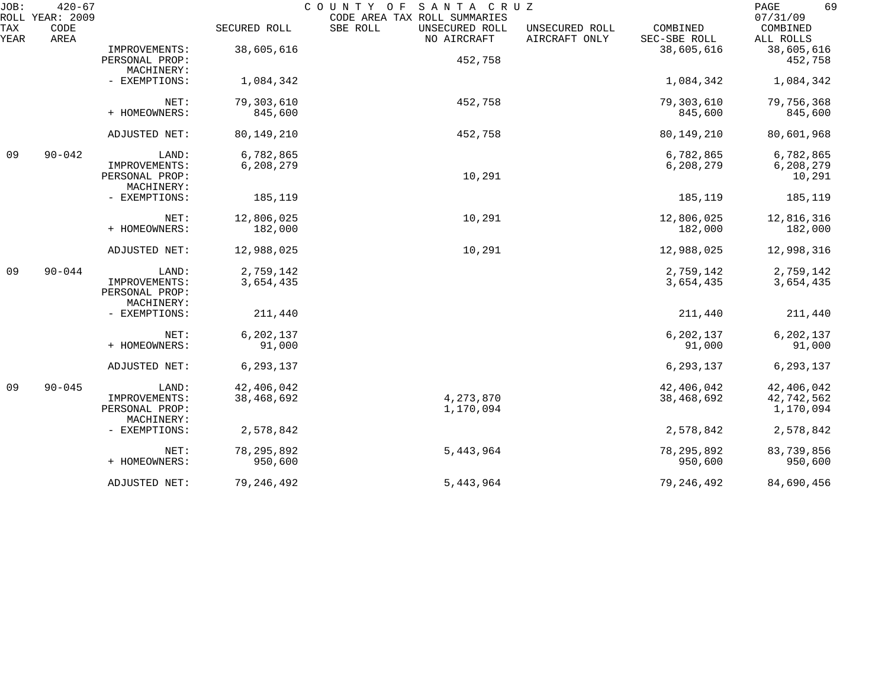| TAX YEAR | CODE AREA | | SECURED ROLL | SBE ROLL | UNSECURED ROLL NO AIRCRAFT | UNSECURED ROLL AIRCRAFT ONLY | COMBINED SEC-SBE ROLL | COMBINED ALL ROLLS |
|---|---|---|---|---|---|---|---|---|
| | | IMPROVEMENTS: | 38,605,616 | | | | 38,605,616 | 38,605,616 |
| | | PERSONAL PROP: | | | 452,758 | | | 452,758 |
| | | MACHINERY: | | | | | | |
| | | - EXEMPTIONS: | 1,084,342 | | | | 1,084,342 | 1,084,342 |
| | | NET: | 79,303,610 | | 452,758 | | 79,303,610 | 79,756,368 |
| | | + HOMEOWNERS: | 845,600 | | | | 845,600 | 845,600 |
| | | ADJUSTED NET: | 80,149,210 | | 452,758 | | 80,149,210 | 80,601,968 |
| 09 | 90-042 | LAND: | 6,782,865 | | | | 6,782,865 | 6,782,865 |
| | | IMPROVEMENTS: | 6,208,279 | | | | 6,208,279 | 6,208,279 |
| | | PERSONAL PROP: | | | 10,291 | | | 10,291 |
| | | MACHINERY: | | | | | | |
| | | - EXEMPTIONS: | 185,119 | | | | 185,119 | 185,119 |
| | | NET: | 12,806,025 | | 10,291 | | 12,806,025 | 12,816,316 |
| | | + HOMEOWNERS: | 182,000 | | | | 182,000 | 182,000 |
| | | ADJUSTED NET: | 12,988,025 | | 10,291 | | 12,988,025 | 12,998,316 |
| 09 | 90-044 | LAND: | 2,759,142 | | | | 2,759,142 | 2,759,142 |
| | | IMPROVEMENTS: | 3,654,435 | | | | 3,654,435 | 3,654,435 |
| | | PERSONAL PROP: | | | | | | |
| | | MACHINERY: | | | | | | |
| | | - EXEMPTIONS: | 211,440 | | | | 211,440 | 211,440 |
| | | NET: | 6,202,137 | | | | 6,202,137 | 6,202,137 |
| | | + HOMEOWNERS: | 91,000 | | | | 91,000 | 91,000 |
| | | ADJUSTED NET: | 6,293,137 | | | | 6,293,137 | 6,293,137 |
| 09 | 90-045 | LAND: | 42,406,042 | | | | 42,406,042 | 42,406,042 |
| | | IMPROVEMENTS: | 38,468,692 | | 4,273,870 | | 38,468,692 | 42,742,562 |
| | | PERSONAL PROP: | | | 1,170,094 | | | 1,170,094 |
| | | MACHINERY: | | | | | | |
| | | - EXEMPTIONS: | 2,578,842 | | | | 2,578,842 | 2,578,842 |
| | | NET: | 78,295,892 | | 5,443,964 | | 78,295,892 | 83,739,856 |
| | | + HOMEOWNERS: | 950,600 | | | | 950,600 | 950,600 |
| | | ADJUSTED NET: | 79,246,492 | | 5,443,964 | | 79,246,492 | 84,690,456 |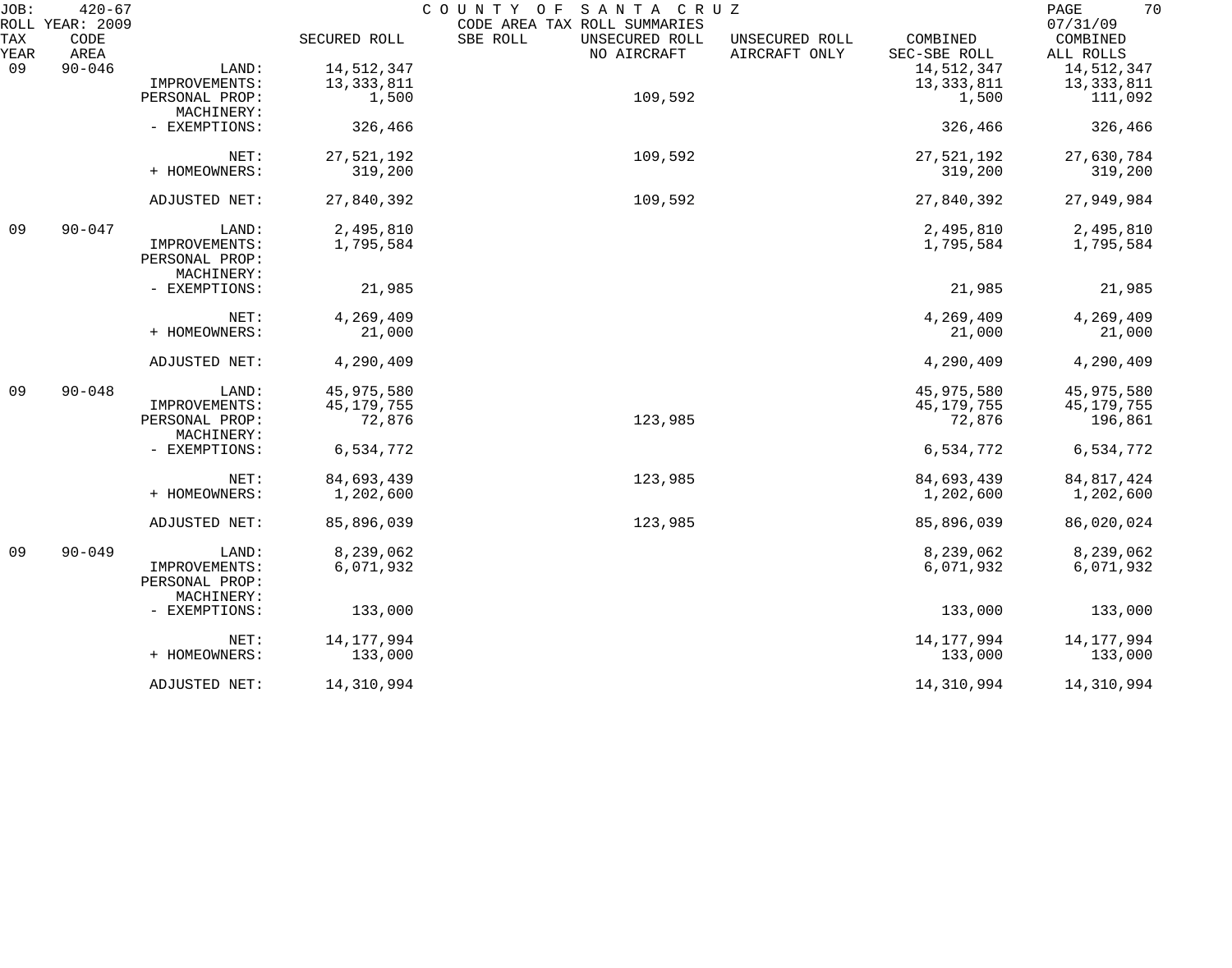JOB: 420-67 COUNTY OF SANTA CRUZ 07/31/09
ROLL YEAR: 2009 CODE AREA TAX ROLL SUMMARIES

| TAX YEAR | CODE AREA | | SECURED ROLL | SBE ROLL | UNSECURED ROLL NO AIRCRAFT | UNSECURED ROLL AIRCRAFT ONLY | COMBINED SEC-SBE ROLL | COMBINED ALL ROLLS |
|---|---|---|---|---|---|---|---|---|
| 09 | 90-046 | LAND: | 14,512,347 | | | | 14,512,347 | 14,512,347 |
| | | IMPROVEMENTS: | 13,333,811 | | | | 13,333,811 | 13,333,811 |
| | | PERSONAL PROP: | 1,500 | | 109,592 | | 1,500 | 111,092 |
| | | MACHINERY: | | | | | | |
| | | - EXEMPTIONS: | 326,466 | | | | 326,466 | 326,466 |
| | | NET: | 27,521,192 | | 109,592 | | 27,521,192 | 27,630,784 |
| | | + HOMEOWNERS: | 319,200 | | | | 319,200 | 319,200 |
| | | ADJUSTED NET: | 27,840,392 | | 109,592 | | 27,840,392 | 27,949,984 |
| 09 | 90-047 | LAND: | 2,495,810 | | | | 2,495,810 | 2,495,810 |
| | | IMPROVEMENTS: | 1,795,584 | | | | 1,795,584 | 1,795,584 |
| | | PERSONAL PROP: | | | | | | |
| | | MACHINERY: | | | | | | |
| | | - EXEMPTIONS: | 21,985 | | | | 21,985 | 21,985 |
| | | NET: | 4,269,409 | | | | 4,269,409 | 4,269,409 |
| | | + HOMEOWNERS: | 21,000 | | | | 21,000 | 21,000 |
| | | ADJUSTED NET: | 4,290,409 | | | | 4,290,409 | 4,290,409 |
| 09 | 90-048 | LAND: | 45,975,580 | | | | 45,975,580 | 45,975,580 |
| | | IMPROVEMENTS: | 45,179,755 | | | | 45,179,755 | 45,179,755 |
| | | PERSONAL PROP: | 72,876 | | 123,985 | | 72,876 | 196,861 |
| | | MACHINERY: | | | | | | |
| | | - EXEMPTIONS: | 6,534,772 | | | | 6,534,772 | 6,534,772 |
| | | NET: | 84,693,439 | | 123,985 | | 84,693,439 | 84,817,424 |
| | | + HOMEOWNERS: | 1,202,600 | | | | 1,202,600 | 1,202,600 |
| | | ADJUSTED NET: | 85,896,039 | | 123,985 | | 85,896,039 | 86,020,024 |
| 09 | 90-049 | LAND: | 8,239,062 | | | | 8,239,062 | 8,239,062 |
| | | IMPROVEMENTS: | 6,071,932 | | | | 6,071,932 | 6,071,932 |
| | | PERSONAL PROP: | | | | | | |
| | | MACHINERY: | | | | | | |
| | | - EXEMPTIONS: | 133,000 | | | | 133,000 | 133,000 |
| | | NET: | 14,177,994 | | | | 14,177,994 | 14,177,994 |
| | | + HOMEOWNERS: | 133,000 | | | | 133,000 | 133,000 |
| | | ADJUSTED NET: | 14,310,994 | | | | 14,310,994 | 14,310,994 |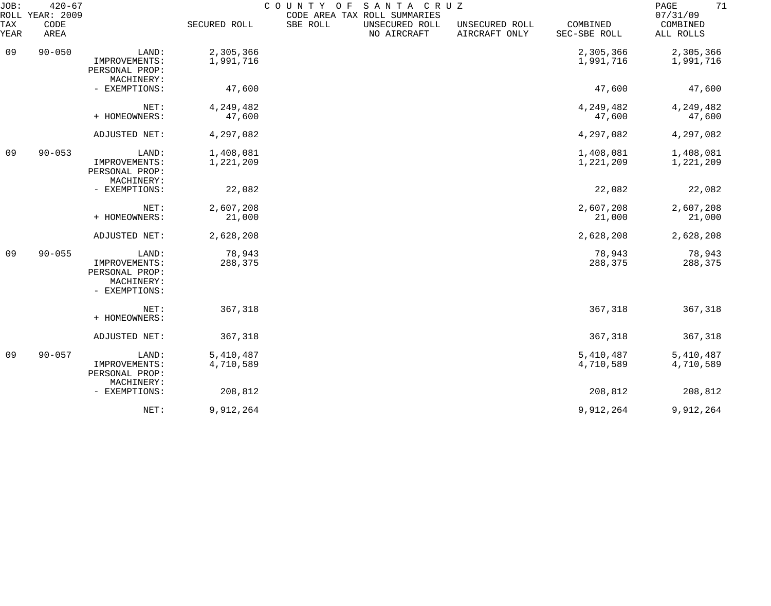JOB: 420-67 COUNTY OF SANTA CRUZ
ROLL YEAR: 2009 CODE AREA TAX ROLL SUMMARIES 07/31/09

| TAX YEAR | CODE AREA | | SECURED ROLL | SBE ROLL | UNSECURED ROLL NO AIRCRAFT | UNSECURED ROLL AIRCRAFT ONLY | COMBINED SEC-SBE ROLL | COMBINED ALL ROLLS |
|---|---|---|---|---|---|---|---|---|
| 09 | 90-050 | LAND: | 2,305,366 | | | | 2,305,366 | 2,305,366 |
| | | IMPROVEMENTS: | 1,991,716 | | | | 1,991,716 | 1,991,716 |
| | | PERSONAL PROP: | | | | | | |
| | | MACHINERY: | | | | | | |
| | | - EXEMPTIONS: | 47,600 | | | | 47,600 | 47,600 |
| | | NET: | 4,249,482 | | | | 4,249,482 | 4,249,482 |
| | | + HOMEOWNERS: | 47,600 | | | | 47,600 | 47,600 |
| | | ADJUSTED NET: | 4,297,082 | | | | 4,297,082 | 4,297,082 |
| 09 | 90-053 | LAND: | 1,408,081 | | | | 1,408,081 | 1,408,081 |
| | | IMPROVEMENTS: | 1,221,209 | | | | 1,221,209 | 1,221,209 |
| | | PERSONAL PROP: | | | | | | |
| | | MACHINERY: | | | | | | |
| | | - EXEMPTIONS: | 22,082 | | | | 22,082 | 22,082 |
| | | NET: | 2,607,208 | | | | 2,607,208 | 2,607,208 |
| | | + HOMEOWNERS: | 21,000 | | | | 21,000 | 21,000 |
| | | ADJUSTED NET: | 2,628,208 | | | | 2,628,208 | 2,628,208 |
| 09 | 90-055 | LAND: | 78,943 | | | | 78,943 | 78,943 |
| | | IMPROVEMENTS: | 288,375 | | | | 288,375 | 288,375 |
| | | PERSONAL PROP: | | | | | | |
| | | MACHINERY: | | | | | | |
| | | - EXEMPTIONS: | | | | | | |
| | | NET: | 367,318 | | | | 367,318 | 367,318 |
| | | + HOMEOWNERS: | | | | | | |
| | | ADJUSTED NET: | 367,318 | | | | 367,318 | 367,318 |
| 09 | 90-057 | LAND: | 5,410,487 | | | | 5,410,487 | 5,410,487 |
| | | IMPROVEMENTS: | 4,710,589 | | | | 4,710,589 | 4,710,589 |
| | | PERSONAL PROP: | | | | | | |
| | | MACHINERY: | | | | | | |
| | | - EXEMPTIONS: | 208,812 | | | | 208,812 | 208,812 |
| | | NET: | 9,912,264 | | | | 9,912,264 | 9,912,264 |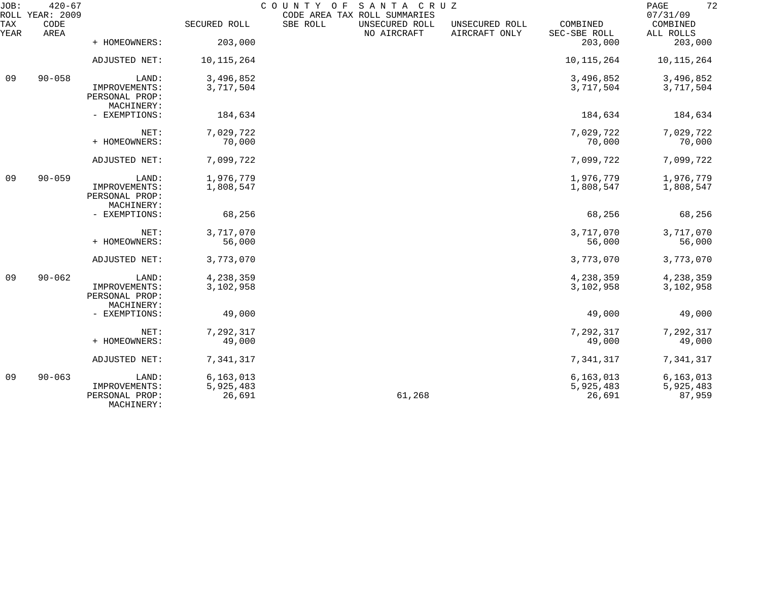| TAX YEAR | CODE AREA | | SECURED ROLL | SBE ROLL | UNSECURED ROLL NO AIRCRAFT | UNSECURED ROLL AIRCRAFT ONLY | COMBINED SEC-SBE ROLL | COMBINED ALL ROLLS |
|---|---|---|---|---|---|---|---|---|
| | | + HOMEOWNERS: | 203,000 | | | | 203,000 | 203,000 |
| | | ADJUSTED NET: | 10,115,264 | | | | 10,115,264 | 10,115,264 |
| 09 | 90-058 | LAND: | 3,496,852 | | | | 3,496,852 | 3,496,852 |
| | | IMPROVEMENTS: | 3,717,504 | | | | 3,717,504 | 3,717,504 |
| | | PERSONAL PROP: | | | | | | |
| | | MACHINERY: | | | | | | |
| | | - EXEMPTIONS: | 184,634 | | | | 184,634 | 184,634 |
| | | NET: | 7,029,722 | | | | 7,029,722 | 7,029,722 |
| | | + HOMEOWNERS: | 70,000 | | | | 70,000 | 70,000 |
| | | ADJUSTED NET: | 7,099,722 | | | | 7,099,722 | 7,099,722 |
| 09 | 90-059 | LAND: | 1,976,779 | | | | 1,976,779 | 1,976,779 |
| | | IMPROVEMENTS: | 1,808,547 | | | | 1,808,547 | 1,808,547 |
| | | PERSONAL PROP: | | | | | | |
| | | MACHINERY: | | | | | | |
| | | - EXEMPTIONS: | 68,256 | | | | 68,256 | 68,256 |
| | | NET: | 3,717,070 | | | | 3,717,070 | 3,717,070 |
| | | + HOMEOWNERS: | 56,000 | | | | 56,000 | 56,000 |
| | | ADJUSTED NET: | 3,773,070 | | | | 3,773,070 | 3,773,070 |
| 09 | 90-062 | LAND: | 4,238,359 | | | | 4,238,359 | 4,238,359 |
| | | IMPROVEMENTS: | 3,102,958 | | | | 3,102,958 | 3,102,958 |
| | | PERSONAL PROP: | | | | | | |
| | | MACHINERY: | | | | | | |
| | | - EXEMPTIONS: | 49,000 | | | | 49,000 | 49,000 |
| | | NET: | 7,292,317 | | | | 7,292,317 | 7,292,317 |
| | | + HOMEOWNERS: | 49,000 | | | | 49,000 | 49,000 |
| | | ADJUSTED NET: | 7,341,317 | | | | 7,341,317 | 7,341,317 |
| 09 | 90-063 | LAND: | 6,163,013 | | | | 6,163,013 | 6,163,013 |
| | | IMPROVEMENTS: | 5,925,483 | | | | 5,925,483 | 5,925,483 |
| | | PERSONAL PROP: | 26,691 | | 61,268 | | 26,691 | 87,959 |
| | | MACHINERY: | | | | | | |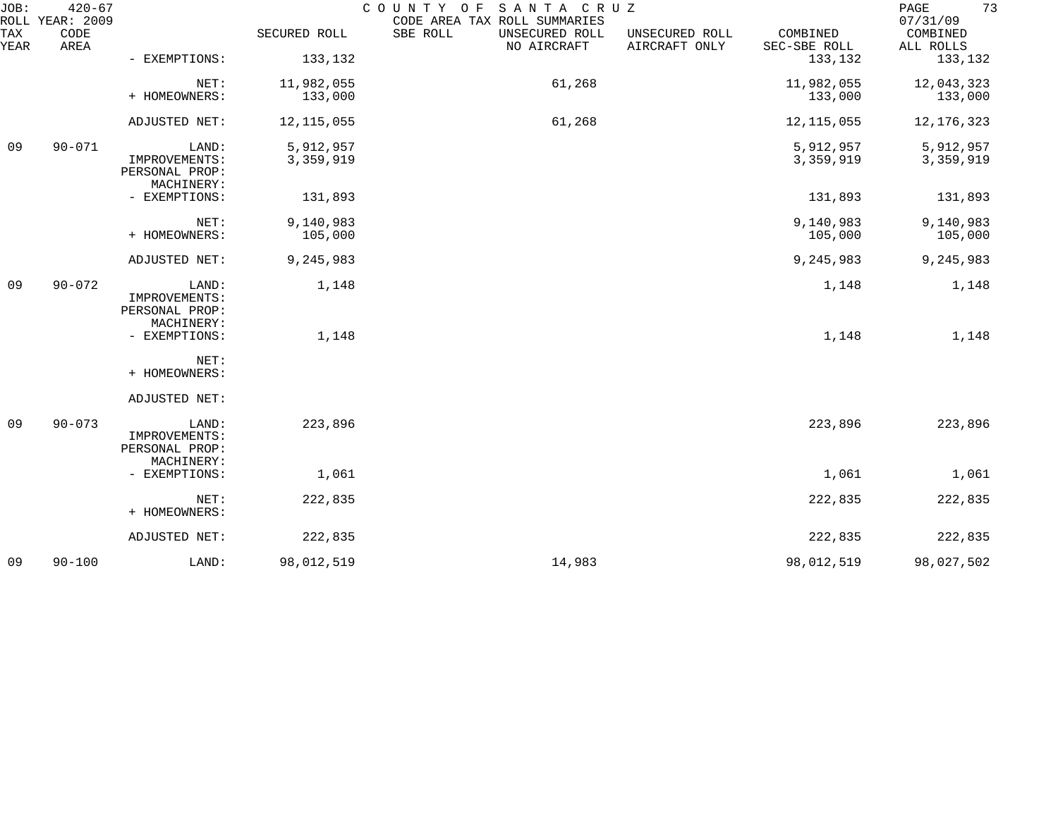JOB: 420-67 COUNTY OF SANTA CRUZ
ROLL YEAR: 2009 CODE AREA TAX ROLL SUMMARIES 07/31/09

| TAX YEAR | CODE AREA | | SECURED ROLL | SBE ROLL | UNSECURED ROLL NO AIRCRAFT | UNSECURED ROLL AIRCRAFT ONLY | COMBINED SEC-SBE ROLL | COMBINED ALL ROLLS |
|---|---|---|---|---|---|---|---|---|
| | | - EXEMPTIONS: | 133,132 | | | | 133,132 | 133,132 |
| | | NET: | 11,982,055 | | 61,268 | | 11,982,055 | 12,043,323 |
| | | + HOMEOWNERS: | 133,000 | | | | 133,000 | 133,000 |
| | | ADJUSTED NET: | 12,115,055 | | 61,268 | | 12,115,055 | 12,176,323 |
| 09 | 90-071 | LAND: | 5,912,957 | | | | 5,912,957 | 5,912,957 |
| | | IMPROVEMENTS: | 3,359,919 | | | | 3,359,919 | 3,359,919 |
| | | PERSONAL PROP: | | | | | | |
| | | MACHINERY: | | | | | | |
| | | - EXEMPTIONS: | 131,893 | | | | 131,893 | 131,893 |
| | | NET: | 9,140,983 | | | | 9,140,983 | 9,140,983 |
| | | + HOMEOWNERS: | 105,000 | | | | 105,000 | 105,000 |
| | | ADJUSTED NET: | 9,245,983 | | | | 9,245,983 | 9,245,983 |
| 09 | 90-072 | LAND: | 1,148 | | | | 1,148 | 1,148 |
| | | IMPROVEMENTS: | | | | | | |
| | | PERSONAL PROP: | | | | | | |
| | | MACHINERY: | | | | | | |
| | | - EXEMPTIONS: | 1,148 | | | | 1,148 | 1,148 |
| | | NET: | | | | | | |
| | | + HOMEOWNERS: | | | | | | |
| | | ADJUSTED NET: | | | | | | |
| 09 | 90-073 | LAND: | 223,896 | | | | 223,896 | 223,896 |
| | | IMPROVEMENTS: | | | | | | |
| | | PERSONAL PROP: | | | | | | |
| | | MACHINERY: | | | | | | |
| | | - EXEMPTIONS: | 1,061 | | | | 1,061 | 1,061 |
| | | NET: | 222,835 | | | | 222,835 | 222,835 |
| | | + HOMEOWNERS: | | | | | | |
| | | ADJUSTED NET: | 222,835 | | | | 222,835 | 222,835 |
| 09 | 90-100 | LAND: | 98,012,519 | | 14,983 | | 98,012,519 | 98,027,502 |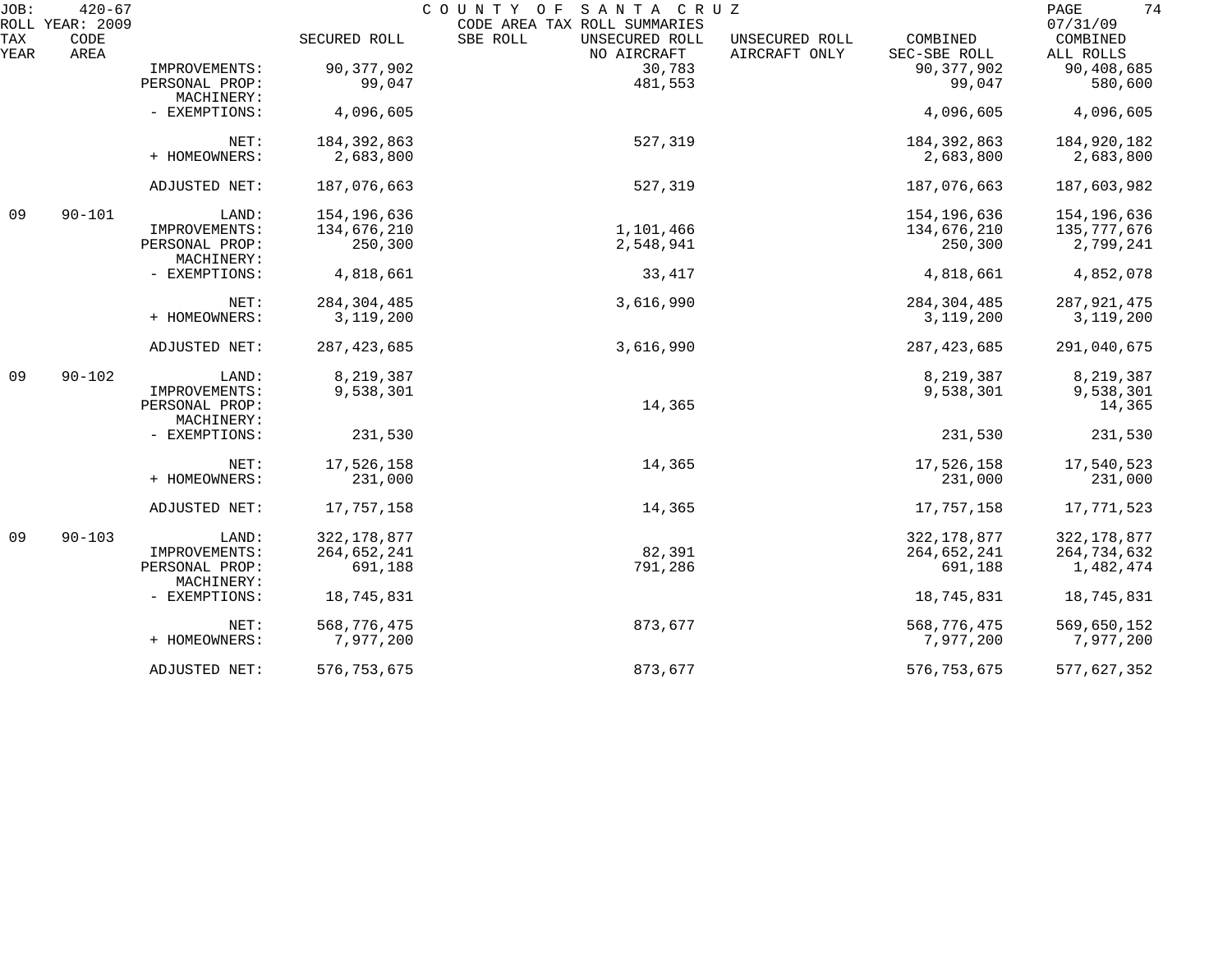| TAX YEAR | CODE AREA | | SECURED ROLL | SBE ROLL | UNSECURED ROLL NO AIRCRAFT | UNSECURED ROLL AIRCRAFT ONLY | COMBINED SEC-SBE ROLL | COMBINED ALL ROLLS |
|---|---|---|---|---|---|---|---|---|
| | | IMPROVEMENTS: | 90,377,902 | | 30,783 | | 90,377,902 | 90,408,685 |
| | | PERSONAL PROP: | 99,047 | | 481,553 | | 99,047 | 580,600 |
| | | MACHINERY: | | | | | | |
| | | - EXEMPTIONS: | 4,096,605 | | | | 4,096,605 | 4,096,605 |
| | | NET: | 184,392,863 | | 527,319 | | 184,392,863 | 184,920,182 |
| | | + HOMEOWNERS: | 2,683,800 | | | | 2,683,800 | 2,683,800 |
| | | ADJUSTED NET: | 187,076,663 | | 527,319 | | 187,076,663 | 187,603,982 |
| 09 | 90-101 | LAND: | 154,196,636 | | | | 154,196,636 | 154,196,636 |
| | | IMPROVEMENTS: | 134,676,210 | | 1,101,466 | | 134,676,210 | 135,777,676 |
| | | PERSONAL PROP: | 250,300 | | 2,548,941 | | 250,300 | 2,799,241 |
| | | MACHINERY: | | | | | | |
| | | - EXEMPTIONS: | 4,818,661 | | 33,417 | | 4,818,661 | 4,852,078 |
| | | NET: | 284,304,485 | | 3,616,990 | | 284,304,485 | 287,921,475 |
| | | + HOMEOWNERS: | 3,119,200 | | | | 3,119,200 | 3,119,200 |
| | | ADJUSTED NET: | 287,423,685 | | 3,616,990 | | 287,423,685 | 291,040,675 |
| 09 | 90-102 | LAND: | 8,219,387 | | | | 8,219,387 | 8,219,387 |
| | | IMPROVEMENTS: | 9,538,301 | | | | 9,538,301 | 9,538,301 |
| | | PERSONAL PROP: | | | 14,365 | | | 14,365 |
| | | MACHINERY: | | | | | | |
| | | - EXEMPTIONS: | 231,530 | | | | 231,530 | 231,530 |
| | | NET: | 17,526,158 | | 14,365 | | 17,526,158 | 17,540,523 |
| | | + HOMEOWNERS: | 231,000 | | | | 231,000 | 231,000 |
| | | ADJUSTED NET: | 17,757,158 | | 14,365 | | 17,757,158 | 17,771,523 |
| 09 | 90-103 | LAND: | 322,178,877 | | | | 322,178,877 | 322,178,877 |
| | | IMPROVEMENTS: | 264,652,241 | | 82,391 | | 264,652,241 | 264,734,632 |
| | | PERSONAL PROP: | 691,188 | | 791,286 | | 691,188 | 1,482,474 |
| | | MACHINERY: | | | | | | |
| | | - EXEMPTIONS: | 18,745,831 | | | | 18,745,831 | 18,745,831 |
| | | NET: | 568,776,475 | | 873,677 | | 568,776,475 | 569,650,152 |
| | | + HOMEOWNERS: | 7,977,200 | | | | 7,977,200 | 7,977,200 |
| | | ADJUSTED NET: | 576,753,675 | | 873,677 | | 576,753,675 | 577,627,352 |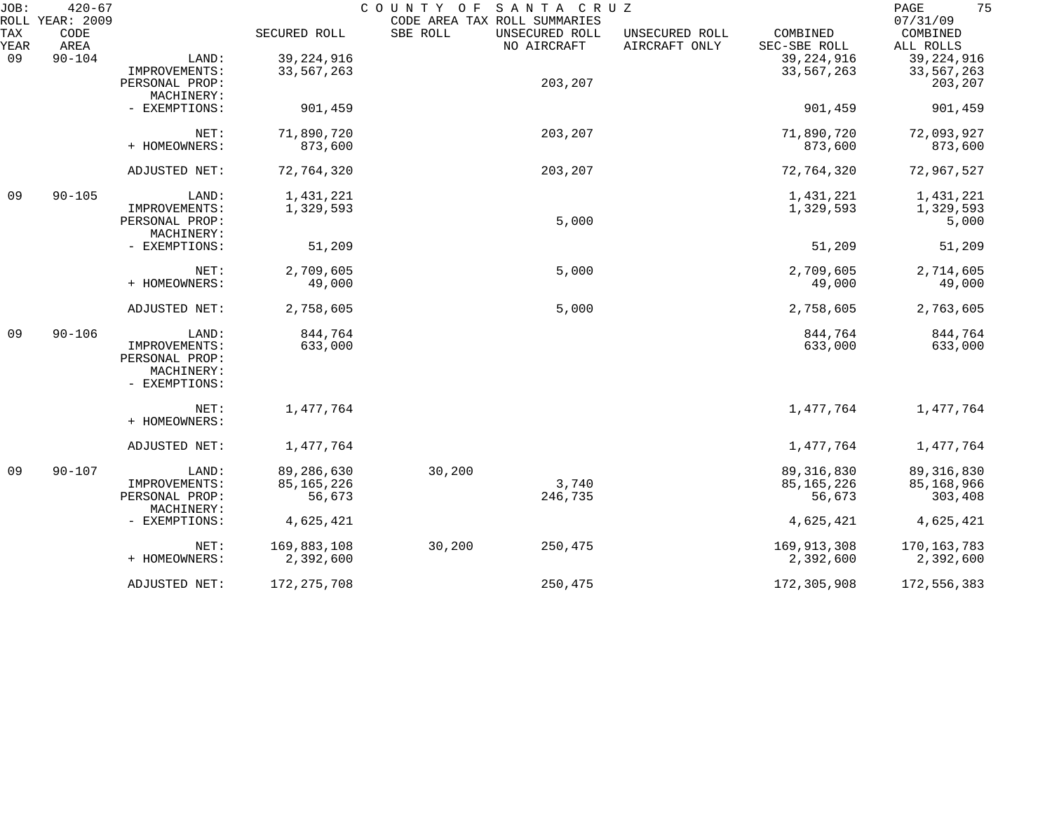JOB: 420-67 COUNTY OF SANTA CRUZ
ROLL YEAR: 2009 CODE AREA TAX ROLL SUMMARIES 07/31/09

| TAX YEAR | CODE AREA | | SECURED ROLL | SBE ROLL | UNSECURED ROLL NO AIRCRAFT | UNSECURED ROLL AIRCRAFT ONLY | COMBINED SEC-SBE ROLL | COMBINED ALL ROLLS |
|---|---|---|---|---|---|---|---|---|
| 09 | 90-104 | LAND: | 39,224,916 | | | | 39,224,916 | 39,224,916 |
| | | IMPROVEMENTS: | 33,567,263 | | | | 33,567,263 | 33,567,263 |
| | | PERSONAL PROP: | | | 203,207 | | | 203,207 |
| | | MACHINERY: | | | | | | |
| | | - EXEMPTIONS: | 901,459 | | | | 901,459 | 901,459 |
| | | NET: | 71,890,720 | | 203,207 | | 71,890,720 | 72,093,927 |
| | | + HOMEOWNERS: | 873,600 | | | | 873,600 | 873,600 |
| | | ADJUSTED NET: | 72,764,320 | | 203,207 | | 72,764,320 | 72,967,527 |
| 09 | 90-105 | LAND: | 1,431,221 | | | | 1,431,221 | 1,431,221 |
| | | IMPROVEMENTS: | 1,329,593 | | | | 1,329,593 | 1,329,593 |
| | | PERSONAL PROP: | | | 5,000 | | | 5,000 |
| | | MACHINERY: | | | | | | |
| | | - EXEMPTIONS: | 51,209 | | | | 51,209 | 51,209 |
| | | NET: | 2,709,605 | | 5,000 | | 2,709,605 | 2,714,605 |
| | | + HOMEOWNERS: | 49,000 | | | | 49,000 | 49,000 |
| | | ADJUSTED NET: | 2,758,605 | | 5,000 | | 2,758,605 | 2,763,605 |
| 09 | 90-106 | LAND: | 844,764 | | | | 844,764 | 844,764 |
| | | IMPROVEMENTS: | 633,000 | | | | 633,000 | 633,000 |
| | | PERSONAL PROP: | | | | | | |
| | | MACHINERY: | | | | | | |
| | | - EXEMPTIONS: | | | | | | |
| | | NET: | 1,477,764 | | | | 1,477,764 | 1,477,764 |
| | | + HOMEOWNERS: | | | | | | |
| | | ADJUSTED NET: | 1,477,764 | | | | 1,477,764 | 1,477,764 |
| 09 | 90-107 | LAND: | 89,286,630 | 30,200 | | | 89,316,830 | 89,316,830 |
| | | IMPROVEMENTS: | 85,165,226 | | 3,740 | | 85,165,226 | 85,168,966 |
| | | PERSONAL PROP: | 56,673 | | 246,735 | | 56,673 | 303,408 |
| | | MACHINERY: | | | | | | |
| | | - EXEMPTIONS: | 4,625,421 | | | | 4,625,421 | 4,625,421 |
| | | NET: | 169,883,108 | 30,200 | 250,475 | | 169,913,308 | 170,163,783 |
| | | + HOMEOWNERS: | 2,392,600 | | | | 2,392,600 | 2,392,600 |
| | | ADJUSTED NET: | 172,275,708 | | 250,475 | | 172,305,908 | 172,556,383 |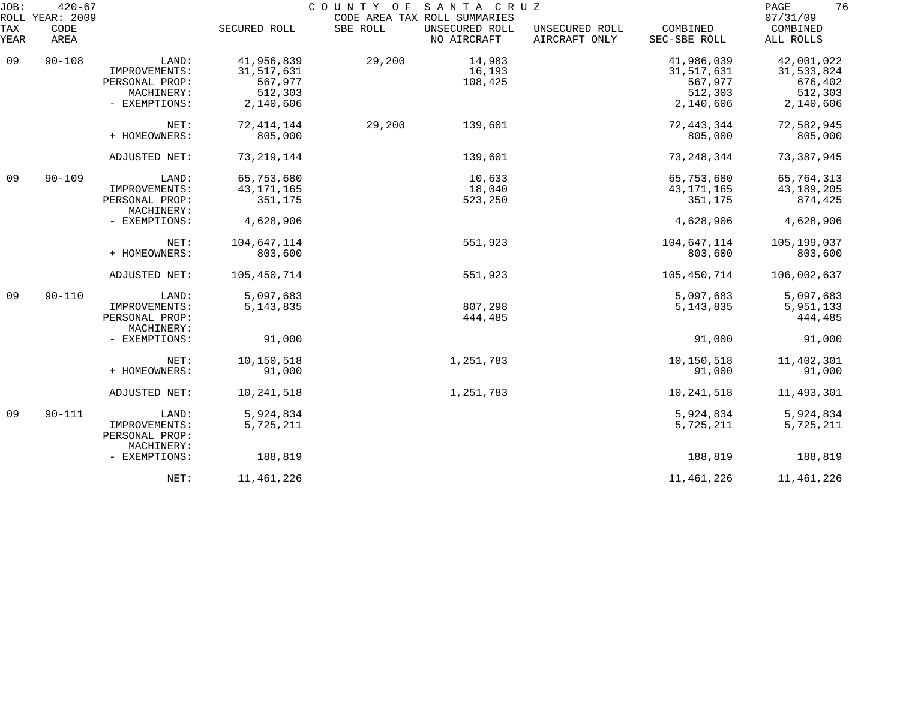JOB: 420-67 COUNTY OF SANTA CRUZ
ROLL YEAR: 2009 CODE AREA TAX ROLL SUMMARIES 07/31/09

| TAX YEAR | CODE AREA | | SECURED ROLL | SBE ROLL | UNSECURED ROLL NO AIRCRAFT | UNSECURED ROLL AIRCRAFT ONLY | COMBINED SEC-SBE ROLL | COMBINED ALL ROLLS |
|---|---|---|---|---|---|---|---|---|
| 09 | 90-108 | LAND: | 41,956,839 | 29,200 | 14,983 | | 41,986,039 | 42,001,022 |
| | | IMPROVEMENTS: | 31,517,631 | | 16,193 | | 31,517,631 | 31,533,824 |
| | | PERSONAL PROP: | 567,977 | | 108,425 | | 567,977 | 676,402 |
| | | MACHINERY: | 512,303 | | | | 512,303 | 512,303 |
| | | - EXEMPTIONS: | 2,140,606 | | | | 2,140,606 | 2,140,606 |
| | | NET: | 72,414,144 | 29,200 | 139,601 | | 72,443,344 | 72,582,945 |
| | | + HOMEOWNERS: | 805,000 | | | | 805,000 | 805,000 |
| | | ADJUSTED NET: | 73,219,144 | | 139,601 | | 73,248,344 | 73,387,945 |
| 09 | 90-109 | LAND: | 65,753,680 | | 10,633 | | 65,753,680 | 65,764,313 |
| | | IMPROVEMENTS: | 43,171,165 | | 18,040 | | 43,171,165 | 43,189,205 |
| | | PERSONAL PROP: | 351,175 | | 523,250 | | 351,175 | 874,425 |
| | | MACHINERY: | | | | | | |
| | | - EXEMPTIONS: | 4,628,906 | | | | 4,628,906 | 4,628,906 |
| | | NET: | 104,647,114 | | 551,923 | | 104,647,114 | 105,199,037 |
| | | + HOMEOWNERS: | 803,600 | | | | 803,600 | 803,600 |
| | | ADJUSTED NET: | 105,450,714 | | 551,923 | | 105,450,714 | 106,002,637 |
| 09 | 90-110 | LAND: | 5,097,683 | | | | 5,097,683 | 5,097,683 |
| | | IMPROVEMENTS: | 5,143,835 | | 807,298 | | 5,143,835 | 5,951,133 |
| | | PERSONAL PROP: | | | 444,485 | | | 444,485 |
| | | MACHINERY: | | | | | | |
| | | - EXEMPTIONS: | 91,000 | | | | 91,000 | 91,000 |
| | | NET: | 10,150,518 | | 1,251,783 | | 10,150,518 | 11,402,301 |
| | | + HOMEOWNERS: | 91,000 | | | | 91,000 | 91,000 |
| | | ADJUSTED NET: | 10,241,518 | | 1,251,783 | | 10,241,518 | 11,493,301 |
| 09 | 90-111 | LAND: | 5,924,834 | | | | 5,924,834 | 5,924,834 |
| | | IMPROVEMENTS: | 5,725,211 | | | | 5,725,211 | 5,725,211 |
| | | PERSONAL PROP: | | | | | | |
| | | MACHINERY: | | | | | | |
| | | - EXEMPTIONS: | 188,819 | | | | 188,819 | 188,819 |
| | | NET: | 11,461,226 | | | | 11,461,226 | 11,461,226 |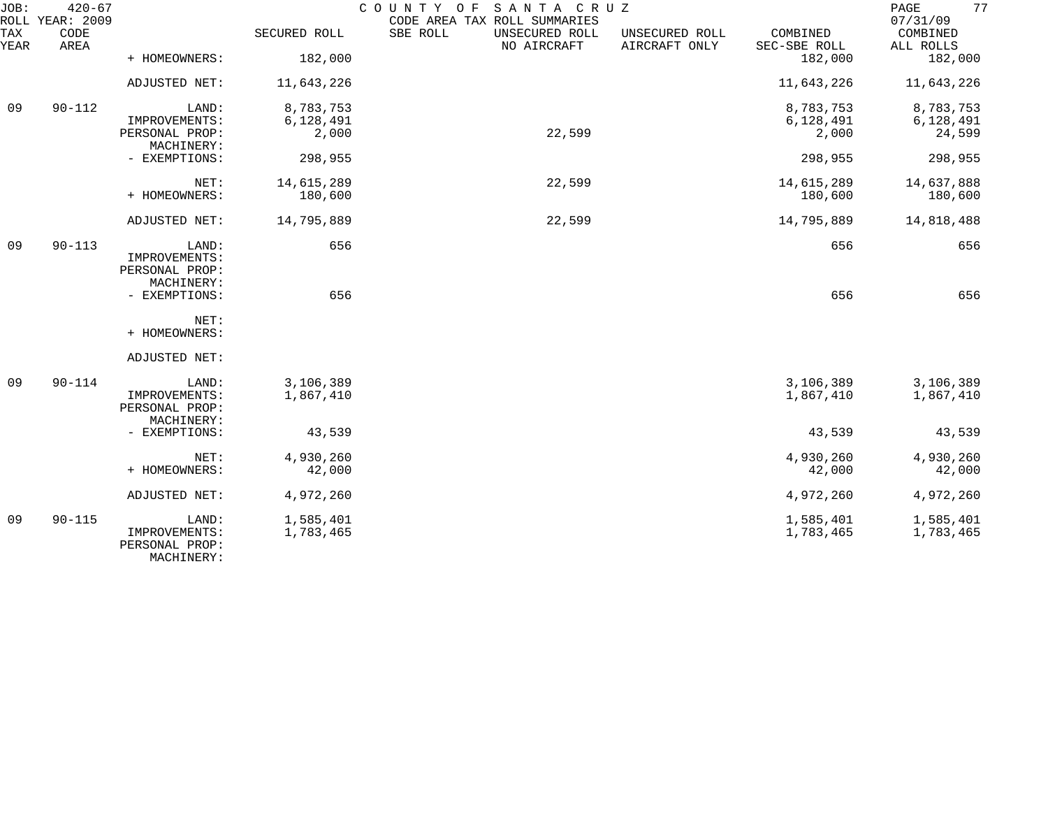JOB: 420-67 COUNTY OF SANTA CRUZ
ROLL YEAR: 2009 CODE AREA TAX ROLL SUMMARIES 07/31/09

| TAX YEAR | CODE AREA | | SECURED ROLL | SBE ROLL | UNSECURED ROLL NO AIRCRAFT | UNSECURED ROLL AIRCRAFT ONLY | COMBINED SEC-SBE ROLL | COMBINED ALL ROLLS |
|---|---|---|---|---|---|---|---|---|
| | | + HOMEOWNERS: | 182,000 | | | | 182,000 | 182,000 |
| | | ADJUSTED NET: | 11,643,226 | | | | 11,643,226 | 11,643,226 |
| 09 | 90-112 | LAND: | 8,783,753 | | | | 8,783,753 | 8,783,753 |
| | | IMPROVEMENTS: | 6,128,491 | | | | 6,128,491 | 6,128,491 |
| | | PERSONAL PROP: | 2,000 | | 22,599 | | 2,000 | 24,599 |
| | | MACHINERY: | | | | | | |
| | | - EXEMPTIONS: | 298,955 | | | | 298,955 | 298,955 |
| | | NET: | 14,615,289 | | 22,599 | | 14,615,289 | 14,637,888 |
| | | + HOMEOWNERS: | 180,600 | | | | 180,600 | 180,600 |
| | | ADJUSTED NET: | 14,795,889 | | 22,599 | | 14,795,889 | 14,818,488 |
| 09 | 90-113 | LAND: | 656 | | | | 656 | 656 |
| | | IMPROVEMENTS: | | | | | | |
| | | PERSONAL PROP: | | | | | | |
| | | MACHINERY: | | | | | | |
| | | - EXEMPTIONS: | 656 | | | | 656 | 656 |
| | | NET: | | | | | | |
| | | + HOMEOWNERS: | | | | | | |
| | | ADJUSTED NET: | | | | | | |
| 09 | 90-114 | LAND: | 3,106,389 | | | | 3,106,389 | 3,106,389 |
| | | IMPROVEMENTS: | 1,867,410 | | | | 1,867,410 | 1,867,410 |
| | | PERSONAL PROP: | | | | | | |
| | | MACHINERY: | | | | | | |
| | | - EXEMPTIONS: | 43,539 | | | | 43,539 | 43,539 |
| | | NET: | 4,930,260 | | | | 4,930,260 | 4,930,260 |
| | | + HOMEOWNERS: | 42,000 | | | | 42,000 | 42,000 |
| | | ADJUSTED NET: | 4,972,260 | | | | 4,972,260 | 4,972,260 |
| 09 | 90-115 | LAND: | 1,585,401 | | | | 1,585,401 | 1,585,401 |
| | | IMPROVEMENTS: | 1,783,465 | | | | 1,783,465 | 1,783,465 |
| | | PERSONAL PROP: | | | | | | |
| | | MACHINERY: | | | | | | |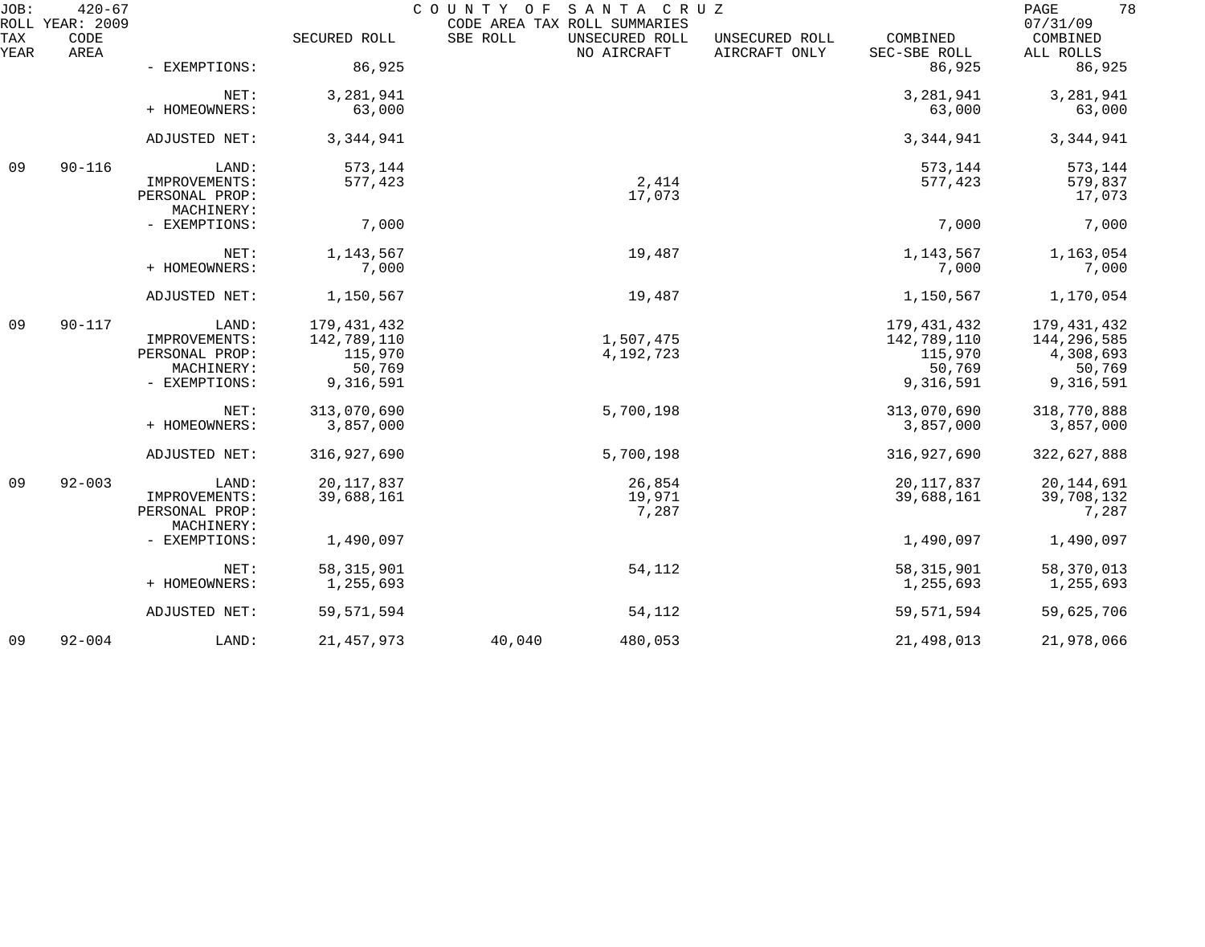| TAX YEAR | CODE AREA | | SECURED ROLL | SBE ROLL | UNSECURED ROLL NO AIRCRAFT | UNSECURED ROLL AIRCRAFT ONLY | COMBINED SEC-SBE ROLL | COMBINED ALL ROLLS |
|---|---|---|---|---|---|---|---|---|
| | | - EXEMPTIONS: | 86,925 | | | | 86,925 | 86,925 |
| | | NET: | 3,281,941 | | | | 3,281,941 | 3,281,941 |
| | | + HOMEOWNERS: | 63,000 | | | | 63,000 | 63,000 |
| | | ADJUSTED NET: | 3,344,941 | | | | 3,344,941 | 3,344,941 |
| 09 | 90-116 | LAND: | 573,144 | | | | 573,144 | 573,144 |
| | | IMPROVEMENTS: | 577,423 | | 2,414 | | 577,423 | 579,837 |
| | | PERSONAL PROP: | | | 17,073 | | | 17,073 |
| | | MACHINERY: | | | | | | |
| | | - EXEMPTIONS: | 7,000 | | | | 7,000 | 7,000 |
| | | NET: | 1,143,567 | | 19,487 | | 1,143,567 | 1,163,054 |
| | | + HOMEOWNERS: | 7,000 | | | | 7,000 | 7,000 |
| | | ADJUSTED NET: | 1,150,567 | | 19,487 | | 1,150,567 | 1,170,054 |
| 09 | 90-117 | LAND: | 179,431,432 | | | | 179,431,432 | 179,431,432 |
| | | IMPROVEMENTS: | 142,789,110 | | 1,507,475 | | 142,789,110 | 144,296,585 |
| | | PERSONAL PROP: | 115,970 | | 4,192,723 | | 115,970 | 4,308,693 |
| | | MACHINERY: | 50,769 | | | | 50,769 | 50,769 |
| | | - EXEMPTIONS: | 9,316,591 | | | | 9,316,591 | 9,316,591 |
| | | NET: | 313,070,690 | | 5,700,198 | | 313,070,690 | 318,770,888 |
| | | + HOMEOWNERS: | 3,857,000 | | | | 3,857,000 | 3,857,000 |
| | | ADJUSTED NET: | 316,927,690 | | 5,700,198 | | 316,927,690 | 322,627,888 |
| 09 | 92-003 | LAND: | 20,117,837 | | 26,854 | | 20,117,837 | 20,144,691 |
| | | IMPROVEMENTS: | 39,688,161 | | 19,971 | | 39,688,161 | 39,708,132 |
| | | PERSONAL PROP: | | | 7,287 | | | 7,287 |
| | | MACHINERY: | | | | | | |
| | | - EXEMPTIONS: | 1,490,097 | | | | 1,490,097 | 1,490,097 |
| | | NET: | 58,315,901 | | 54,112 | | 58,315,901 | 58,370,013 |
| | | + HOMEOWNERS: | 1,255,693 | | | | 1,255,693 | 1,255,693 |
| | | ADJUSTED NET: | 59,571,594 | | 54,112 | | 59,571,594 | 59,625,706 |
| 09 | 92-004 | LAND: | 21,457,973 | 40,040 | 480,053 | | 21,498,013 | 21,978,066 |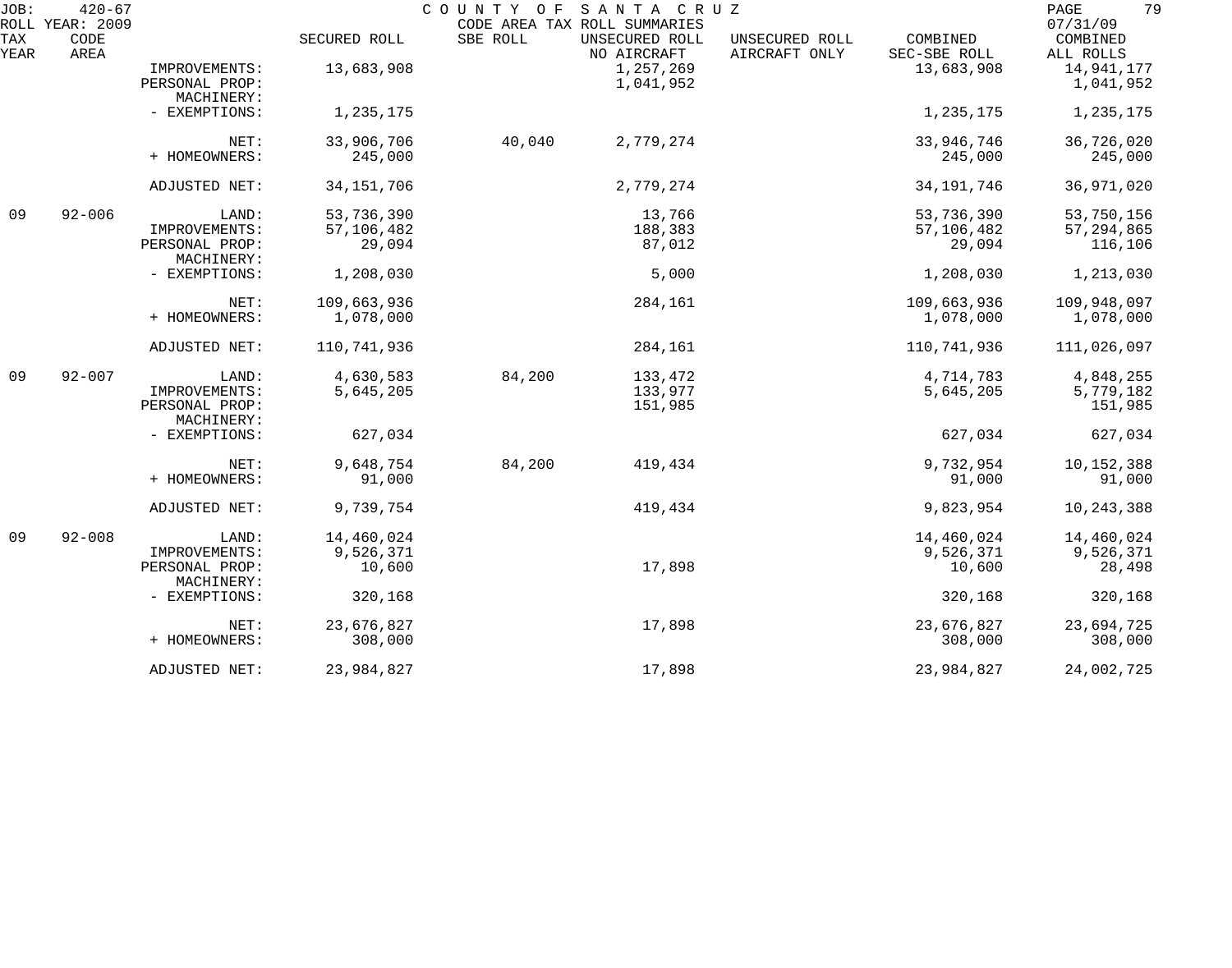JOB: 420-67 COUNTY OF SANTA CRUZ
ROLL YEAR: 2009 CODE AREA TAX ROLL SUMMARIES 07/31/09

| TAX YEAR | CODE AREA | | SECURED ROLL | SBE ROLL | UNSECURED ROLL NO AIRCRAFT | UNSECURED ROLL AIRCRAFT ONLY | COMBINED SEC-SBE ROLL | COMBINED ALL ROLLS |
|---|---|---|---|---|---|---|---|---|
| | | IMPROVEMENTS: | 13,683,908 | | 1,257,269 | | 13,683,908 | 14,941,177 |
| | | PERSONAL PROP: | | | 1,041,952 | | | 1,041,952 |
| | | MACHINERY: | | | | | | |
| | | - EXEMPTIONS: | 1,235,175 | | | | 1,235,175 | 1,235,175 |
| | | NET: | 33,906,706 | 40,040 | 2,779,274 | | 33,946,746 | 36,726,020 |
| | | + HOMEOWNERS: | 245,000 | | | | 245,000 | 245,000 |
| | | ADJUSTED NET: | 34,151,706 | | 2,779,274 | | 34,191,746 | 36,971,020 |
| 09 | 92-006 | LAND: | 53,736,390 | | 13,766 | | 53,736,390 | 53,750,156 |
| | | IMPROVEMENTS: | 57,106,482 | | 188,383 | | 57,106,482 | 57,294,865 |
| | | PERSONAL PROP: | 29,094 | | 87,012 | | 29,094 | 116,106 |
| | | MACHINERY: | | | | | | |
| | | - EXEMPTIONS: | 1,208,030 | | 5,000 | | 1,208,030 | 1,213,030 |
| | | NET: | 109,663,936 | | 284,161 | | 109,663,936 | 109,948,097 |
| | | + HOMEOWNERS: | 1,078,000 | | | | 1,078,000 | 1,078,000 |
| | | ADJUSTED NET: | 110,741,936 | | 284,161 | | 110,741,936 | 111,026,097 |
| 09 | 92-007 | LAND: | 4,630,583 | 84,200 | 133,472 | | 4,714,783 | 4,848,255 |
| | | IMPROVEMENTS: | 5,645,205 | | 133,977 | | 5,645,205 | 5,779,182 |
| | | PERSONAL PROP: | | | 151,985 | | | 151,985 |
| | | MACHINERY: | | | | | | |
| | | - EXEMPTIONS: | 627,034 | | | | 627,034 | 627,034 |
| | | NET: | 9,648,754 | 84,200 | 419,434 | | 9,732,954 | 10,152,388 |
| | | + HOMEOWNERS: | 91,000 | | | | 91,000 | 91,000 |
| | | ADJUSTED NET: | 9,739,754 | | 419,434 | | 9,823,954 | 10,243,388 |
| 09 | 92-008 | LAND: | 14,460,024 | | | | 14,460,024 | 14,460,024 |
| | | IMPROVEMENTS: | 9,526,371 | | | | 9,526,371 | 9,526,371 |
| | | PERSONAL PROP: | 10,600 | | 17,898 | | 10,600 | 28,498 |
| | | MACHINERY: | | | | | | |
| | | - EXEMPTIONS: | 320,168 | | | | 320,168 | 320,168 |
| | | NET: | 23,676,827 | | 17,898 | | 23,676,827 | 23,694,725 |
| | | + HOMEOWNERS: | 308,000 | | | | 308,000 | 308,000 |
| | | ADJUSTED NET: | 23,984,827 | | 17,898 | | 23,984,827 | 24,002,725 |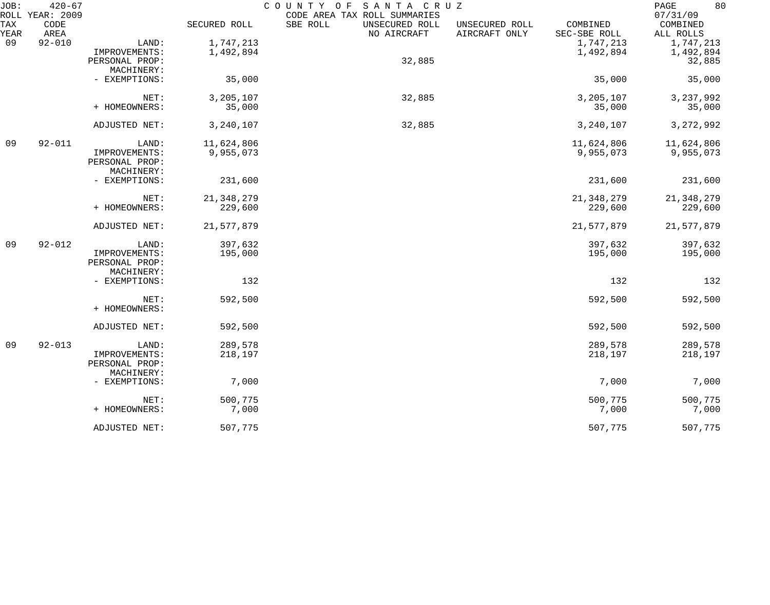JOB: 420-67 COUNTY OF SANTA CRUZ
ROLL YEAR: 2009 CODE AREA TAX ROLL SUMMARIES 07/31/09

| TAX YEAR | CODE AREA | | SECURED ROLL | SBE ROLL | UNSECURED ROLL NO AIRCRAFT | UNSECURED ROLL AIRCRAFT ONLY | COMBINED SEC-SBE ROLL | COMBINED ALL ROLLS |
|---|---|---|---|---|---|---|---|---|
| 09 | 92-010 | LAND: | 1,747,213 | | | | 1,747,213 | 1,747,213 |
| | | IMPROVEMENTS: | 1,492,894 | | | | 1,492,894 | 1,492,894 |
| | | PERSONAL PROP: | | | 32,885 | | | 32,885 |
| | | MACHINERY: | | | | | | |
| | | - EXEMPTIONS: | 35,000 | | | | 35,000 | 35,000 |
| | | NET: | 3,205,107 | | 32,885 | | 3,205,107 | 3,237,992 |
| | | + HOMEOWNERS: | 35,000 | | | | 35,000 | 35,000 |
| | | ADJUSTED NET: | 3,240,107 | | 32,885 | | 3,240,107 | 3,272,992 |
| 09 | 92-011 | LAND: | 11,624,806 | | | | 11,624,806 | 11,624,806 |
| | | IMPROVEMENTS: | 9,955,073 | | | | 9,955,073 | 9,955,073 |
| | | PERSONAL PROP: | | | | | | |
| | | MACHINERY: | | | | | | |
| | | - EXEMPTIONS: | 231,600 | | | | 231,600 | 231,600 |
| | | NET: | 21,348,279 | | | | 21,348,279 | 21,348,279 |
| | | + HOMEOWNERS: | 229,600 | | | | 229,600 | 229,600 |
| | | ADJUSTED NET: | 21,577,879 | | | | 21,577,879 | 21,577,879 |
| 09 | 92-012 | LAND: | 397,632 | | | | 397,632 | 397,632 |
| | | IMPROVEMENTS: | 195,000 | | | | 195,000 | 195,000 |
| | | PERSONAL PROP: | | | | | | |
| | | MACHINERY: | | | | | | |
| | | - EXEMPTIONS: | 132 | | | | 132 | 132 |
| | | NET: | 592,500 | | | | 592,500 | 592,500 |
| | | + HOMEOWNERS: | | | | | | |
| | | ADJUSTED NET: | 592,500 | | | | 592,500 | 592,500 |
| 09 | 92-013 | LAND: | 289,578 | | | | 289,578 | 289,578 |
| | | IMPROVEMENTS: | 218,197 | | | | 218,197 | 218,197 |
| | | PERSONAL PROP: | | | | | | |
| | | MACHINERY: | | | | | | |
| | | - EXEMPTIONS: | 7,000 | | | | 7,000 | 7,000 |
| | | NET: | 500,775 | | | | 500,775 | 500,775 |
| | | + HOMEOWNERS: | 7,000 | | | | 7,000 | 7,000 |
| | | ADJUSTED NET: | 507,775 | | | | 507,775 | 507,775 |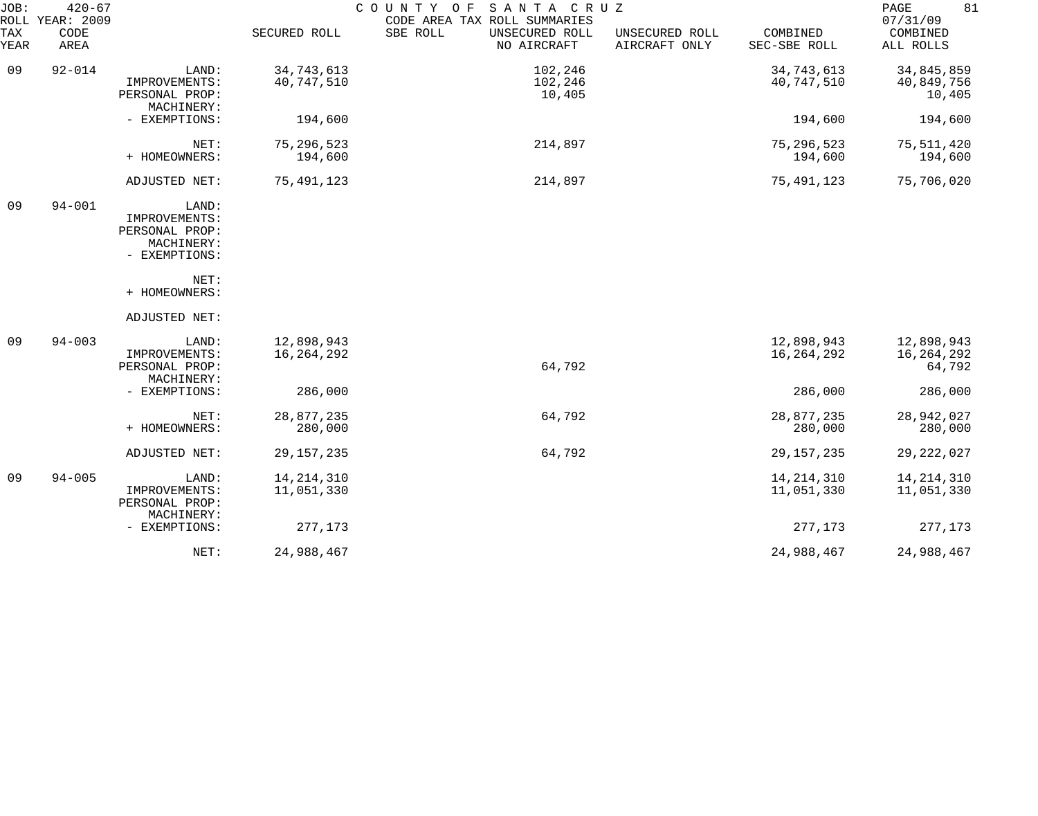JOB: 420-67 COUNTY OF SANTA CRUZ
ROLL YEAR: 2009 CODE AREA TAX ROLL SUMMARIES 07/31/09

| TAX YEAR | CODE AREA | | SECURED ROLL | SBE ROLL | UNSECURED ROLL NO AIRCRAFT | UNSECURED ROLL AIRCRAFT ONLY | COMBINED SEC-SBE ROLL | COMBINED ALL ROLLS |
|---|---|---|---|---|---|---|---|---|
| 09 | 92-014 | LAND: | 34,743,613 | | 102,246 | | 34,743,613 | 34,845,859 |
| | | IMPROVEMENTS: | 40,747,510 | | 102,246 | | 40,747,510 | 40,849,756 |
| | | PERSONAL PROP: | | | 10,405 | | | 10,405 |
| | | MACHINERY: | | | | | | |
| | | - EXEMPTIONS: | 194,600 | | | | 194,600 | 194,600 |
| | | NET: | 75,296,523 | | 214,897 | | 75,296,523 | 75,511,420 |
| | | + HOMEOWNERS: | 194,600 | | | | 194,600 | 194,600 |
| | | ADJUSTED NET: | 75,491,123 | | 214,897 | | 75,491,123 | 75,706,020 |
| 09 | 94-001 | LAND: | | | | | | |
| | | IMPROVEMENTS: | | | | | | |
| | | PERSONAL PROP: | | | | | | |
| | | MACHINERY: | | | | | | |
| | | - EXEMPTIONS: | | | | | | |
| | | NET: | | | | | | |
| | | + HOMEOWNERS: | | | | | | |
| | | ADJUSTED NET: | | | | | | |
| 09 | 94-003 | LAND: | 12,898,943 | | | | 12,898,943 | 12,898,943 |
| | | IMPROVEMENTS: | 16,264,292 | | | | 16,264,292 | 16,264,292 |
| | | PERSONAL PROP: | | | 64,792 | | | 64,792 |
| | | MACHINERY: | | | | | | |
| | | - EXEMPTIONS: | 286,000 | | | | 286,000 | 286,000 |
| | | NET: | 28,877,235 | | 64,792 | | 28,877,235 | 28,942,027 |
| | | + HOMEOWNERS: | 280,000 | | | | 280,000 | 280,000 |
| | | ADJUSTED NET: | 29,157,235 | | 64,792 | | 29,157,235 | 29,222,027 |
| 09 | 94-005 | LAND: | 14,214,310 | | | | 14,214,310 | 14,214,310 |
| | | IMPROVEMENTS: | 11,051,330 | | | | 11,051,330 | 11,051,330 |
| | | PERSONAL PROP: | | | | | | |
| | | MACHINERY: | | | | | | |
| | | - EXEMPTIONS: | 277,173 | | | | 277,173 | 277,173 |
| | | NET: | 24,988,467 | | | | 24,988,467 | 24,988,467 |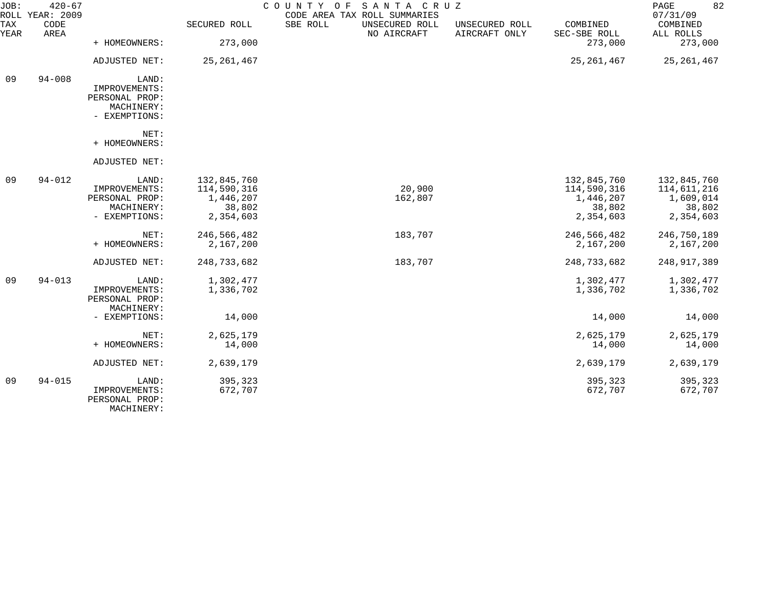| TAX YEAR | CODE AREA | | SECURED ROLL | SBE ROLL | UNSECURED ROLL NO AIRCRAFT | UNSECURED ROLL AIRCRAFT ONLY | COMBINED SEC-SBE ROLL | COMBINED ALL ROLLS |
|---|---|---|---|---|---|---|---|---|
| | | + HOMEOWNERS: | 273,000 | | | | 273,000 | 273,000 |
| | | ADJUSTED NET: | 25,261,467 | | | | 25,261,467 | 25,261,467 |
| 09 | 94-008 | LAND: | | | | | | |
| | | IMPROVEMENTS: | | | | | | |
| | | PERSONAL PROP: | | | | | | |
| | | MACHINERY: | | | | | | |
| | | - EXEMPTIONS: | | | | | | |
| | | NET: | | | | | | |
| | | + HOMEOWNERS: | | | | | | |
| | | ADJUSTED NET: | | | | | | |
| 09 | 94-012 | LAND: | 132,845,760 | | | | 132,845,760 | 132,845,760 |
| | | IMPROVEMENTS: | 114,590,316 | | 20,900 | | 114,590,316 | 114,611,216 |
| | | PERSONAL PROP: | 1,446,207 | | 162,807 | | 1,446,207 | 1,609,014 |
| | | MACHINERY: | 38,802 | | | | 38,802 | 38,802 |
| | | - EXEMPTIONS: | 2,354,603 | | | | 2,354,603 | 2,354,603 |
| | | NET: | 246,566,482 | | 183,707 | | 246,566,482 | 246,750,189 |
| | | + HOMEOWNERS: | 2,167,200 | | | | 2,167,200 | 2,167,200 |
| | | ADJUSTED NET: | 248,733,682 | | 183,707 | | 248,733,682 | 248,917,389 |
| 09 | 94-013 | LAND: | 1,302,477 | | | | 1,302,477 | 1,302,477 |
| | | IMPROVEMENTS: | 1,336,702 | | | | 1,336,702 | 1,336,702 |
| | | PERSONAL PROP: | | | | | | |
| | | MACHINERY: | | | | | | |
| | | - EXEMPTIONS: | 14,000 | | | | 14,000 | 14,000 |
| | | NET: | 2,625,179 | | | | 2,625,179 | 2,625,179 |
| | | + HOMEOWNERS: | 14,000 | | | | 14,000 | 14,000 |
| | | ADJUSTED NET: | 2,639,179 | | | | 2,639,179 | 2,639,179 |
| 09 | 94-015 | LAND: | 395,323 | | | | 395,323 | 395,323 |
| | | IMPROVEMENTS: | 672,707 | | | | 672,707 | 672,707 |
| | | PERSONAL PROP: | | | | | | |
| | | MACHINERY: | | | | | | |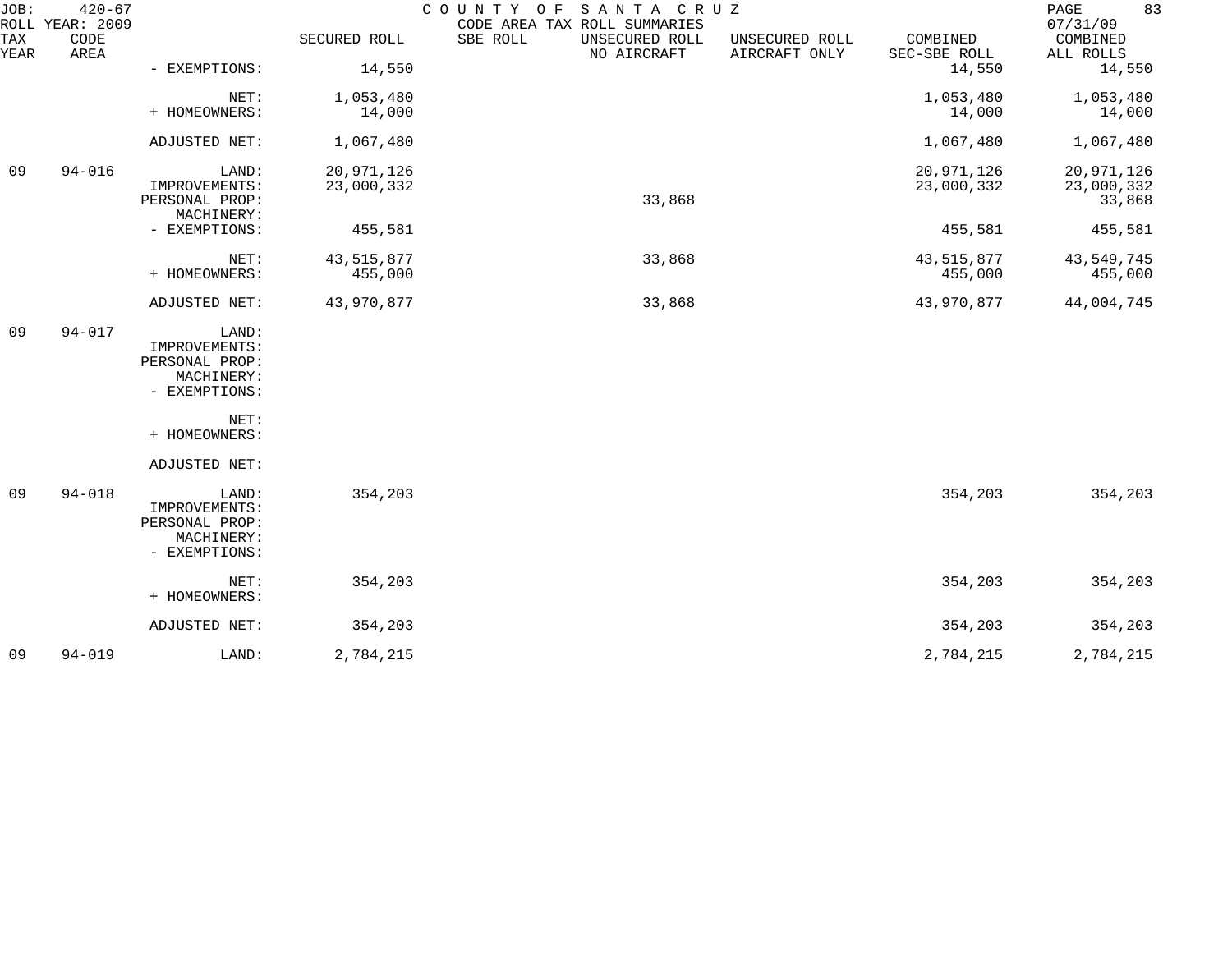| TAX YEAR | CODE AREA | | SECURED ROLL | SBE ROLL | UNSECURED ROLL NO AIRCRAFT | UNSECURED ROLL AIRCRAFT ONLY | COMBINED SEC-SBE ROLL | COMBINED ALL ROLLS |
|---|---|---|---|---|---|---|---|---|
| | | - EXEMPTIONS: | 14,550 | | | | 14,550 | 14,550 |
| | | NET: | 1,053,480 | | | | 1,053,480 | 1,053,480 |
| | | + HOMEOWNERS: | 14,000 | | | | 14,000 | 14,000 |
| | | ADJUSTED NET: | 1,067,480 | | | | 1,067,480 | 1,067,480 |
| 09 | 94-016 | LAND: | 20,971,126 | | | | 20,971,126 | 20,971,126 |
| | | IMPROVEMENTS: | 23,000,332 | | | | 23,000,332 | 23,000,332 |
| | | PERSONAL PROP: | | | 33,868 | | | 33,868 |
| | | MACHINERY: | | | | | | |
| | | - EXEMPTIONS: | 455,581 | | | | 455,581 | 455,581 |
| | | NET: | 43,515,877 | | 33,868 | | 43,515,877 | 43,549,745 |
| | | + HOMEOWNERS: | 455,000 | | | | 455,000 | 455,000 |
| | | ADJUSTED NET: | 43,970,877 | | 33,868 | | 43,970,877 | 44,004,745 |
| 09 | 94-017 | LAND: | | | | | | |
| | | IMPROVEMENTS: | | | | | | |
| | | PERSONAL PROP: | | | | | | |
| | | MACHINERY: | | | | | | |
| | | - EXEMPTIONS: | | | | | | |
| | | NET: | | | | | | |
| | | + HOMEOWNERS: | | | | | | |
| | | ADJUSTED NET: | | | | | | |
| 09 | 94-018 | LAND: | 354,203 | | | | 354,203 | 354,203 |
| | | IMPROVEMENTS: | | | | | | |
| | | PERSONAL PROP: | | | | | | |
| | | MACHINERY: | | | | | | |
| | | - EXEMPTIONS: | | | | | | |
| | | NET: | 354,203 | | | | 354,203 | 354,203 |
| | | + HOMEOWNERS: | | | | | | |
| | | ADJUSTED NET: | 354,203 | | | | 354,203 | 354,203 |
| 09 | 94-019 | LAND: | 2,784,215 | | | | 2,784,215 | 2,784,215 |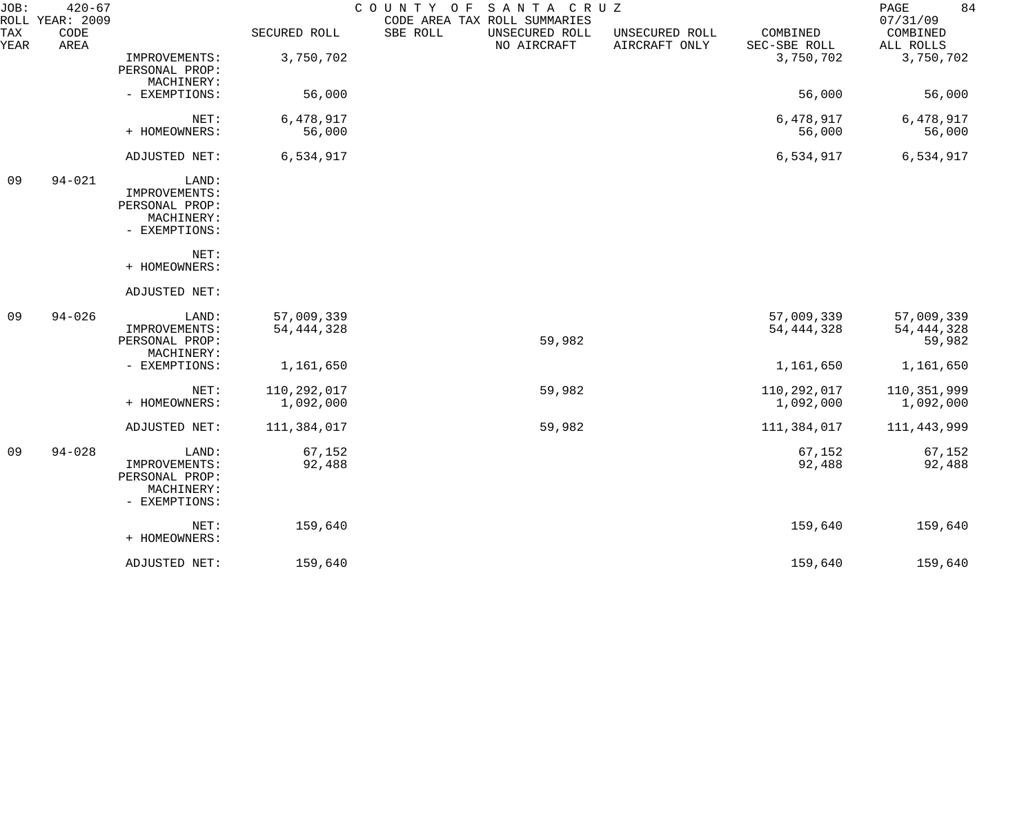JOB: 420-67 COUNTY OF SANTA CRUZ
ROLL YEAR: 2009 CODE AREA TAX ROLL SUMMARIES 07/31/09

| TAX YEAR | CODE AREA | | SECURED ROLL | SBE ROLL | UNSECURED ROLL NO AIRCRAFT | UNSECURED ROLL AIRCRAFT ONLY | COMBINED SEC-SBE ROLL | COMBINED ALL ROLLS |
|---|---|---|---|---|---|---|---|---|
| | | IMPROVEMENTS: | 3,750,702 | | | | 3,750,702 | 3,750,702 |
| | | PERSONAL PROP: | | | | | | |
| | | MACHINERY: | | | | | | |
| | | - EXEMPTIONS: | 56,000 | | | | 56,000 | 56,000 |
| | | NET: | 6,478,917 | | | | 6,478,917 | 6,478,917 |
| | | + HOMEOWNERS: | 56,000 | | | | 56,000 | 56,000 |
| | | ADJUSTED NET: | 6,534,917 | | | | 6,534,917 | 6,534,917 |
| 09 | 94-021 | LAND: | | | | | | |
| | | IMPROVEMENTS: | | | | | | |
| | | PERSONAL PROP: | | | | | | |
| | | MACHINERY: | | | | | | |
| | | - EXEMPTIONS: | | | | | | |
| | | NET: | | | | | | |
| | | + HOMEOWNERS: | | | | | | |
| | | ADJUSTED NET: | | | | | | |
| 09 | 94-026 | LAND: | 57,009,339 | | | | 57,009,339 | 57,009,339 |
| | | IMPROVEMENTS: | 54,444,328 | | | | 54,444,328 | 54,444,328 |
| | | PERSONAL PROP: | | | 59,982 | | | 59,982 |
| | | MACHINERY: | | | | | | |
| | | - EXEMPTIONS: | 1,161,650 | | | | 1,161,650 | 1,161,650 |
| | | NET: | 110,292,017 | | 59,982 | | 110,292,017 | 110,351,999 |
| | | + HOMEOWNERS: | 1,092,000 | | | | 1,092,000 | 1,092,000 |
| | | ADJUSTED NET: | 111,384,017 | | 59,982 | | 111,384,017 | 111,443,999 |
| 09 | 94-028 | LAND: | 67,152 | | | | 67,152 | 67,152 |
| | | IMPROVEMENTS: | 92,488 | | | | 92,488 | 92,488 |
| | | PERSONAL PROP: | | | | | | |
| | | MACHINERY: | | | | | | |
| | | - EXEMPTIONS: | | | | | | |
| | | NET: | 159,640 | | | | 159,640 | 159,640 |
| | | + HOMEOWNERS: | | | | | | |
| | | ADJUSTED NET: | 159,640 | | | | 159,640 | 159,640 |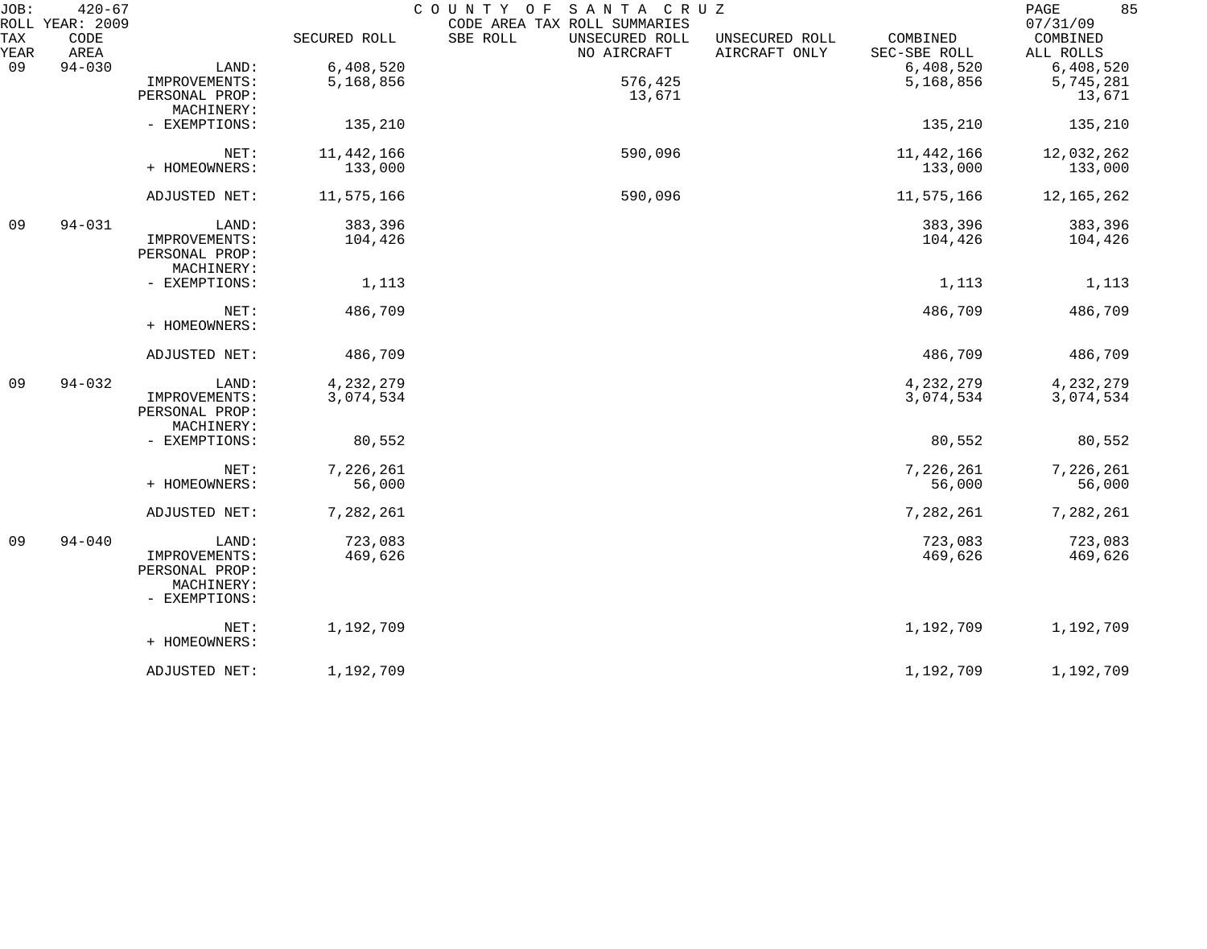JOB: 420-67 COUNTY OF SANTA CRUZ
ROLL YEAR: 2009 CODE AREA TAX ROLL SUMMARIES 07/31/09

| TAX YEAR | CODE AREA | | SECURED ROLL | SBE ROLL | UNSECURED ROLL NO AIRCRAFT | UNSECURED ROLL AIRCRAFT ONLY | COMBINED SEC-SBE ROLL | COMBINED ALL ROLLS |
|---|---|---|---|---|---|---|---|---|
| 09 | 94-030 | LAND: | 6,408,520 | | | | 6,408,520 | 6,408,520 |
| | | IMPROVEMENTS: | 5,168,856 | | 576,425 | | 5,168,856 | 5,745,281 |
| | | PERSONAL PROP: | | | 13,671 | | | 13,671 |
| | | MACHINERY: | | | | | | |
| | | - EXEMPTIONS: | 135,210 | | | | 135,210 | 135,210 |
| | | NET: | 11,442,166 | | 590,096 | | 11,442,166 | 12,032,262 |
| | | + HOMEOWNERS: | 133,000 | | | | 133,000 | 133,000 |
| | | ADJUSTED NET: | 11,575,166 | | 590,096 | | 11,575,166 | 12,165,262 |
| 09 | 94-031 | LAND: | 383,396 | | | | 383,396 | 383,396 |
| | | IMPROVEMENTS: | 104,426 | | | | 104,426 | 104,426 |
| | | PERSONAL PROP: | | | | | | |
| | | MACHINERY: | | | | | | |
| | | - EXEMPTIONS: | 1,113 | | | | 1,113 | 1,113 |
| | | NET: | 486,709 | | | | 486,709 | 486,709 |
| | | + HOMEOWNERS: | | | | | | |
| | | ADJUSTED NET: | 486,709 | | | | 486,709 | 486,709 |
| 09 | 94-032 | LAND: | 4,232,279 | | | | 4,232,279 | 4,232,279 |
| | | IMPROVEMENTS: | 3,074,534 | | | | 3,074,534 | 3,074,534 |
| | | PERSONAL PROP: | | | | | | |
| | | MACHINERY: | | | | | | |
| | | - EXEMPTIONS: | 80,552 | | | | 80,552 | 80,552 |
| | | NET: | 7,226,261 | | | | 7,226,261 | 7,226,261 |
| | | + HOMEOWNERS: | 56,000 | | | | 56,000 | 56,000 |
| | | ADJUSTED NET: | 7,282,261 | | | | 7,282,261 | 7,282,261 |
| 09 | 94-040 | LAND: | 723,083 | | | | 723,083 | 723,083 |
| | | IMPROVEMENTS: | 469,626 | | | | 469,626 | 469,626 |
| | | PERSONAL PROP: | | | | | | |
| | | MACHINERY: | | | | | | |
| | | - EXEMPTIONS: | | | | | | |
| | | NET: | 1,192,709 | | | | 1,192,709 | 1,192,709 |
| | | + HOMEOWNERS: | | | | | | |
| | | ADJUSTED NET: | 1,192,709 | | | | 1,192,709 | 1,192,709 |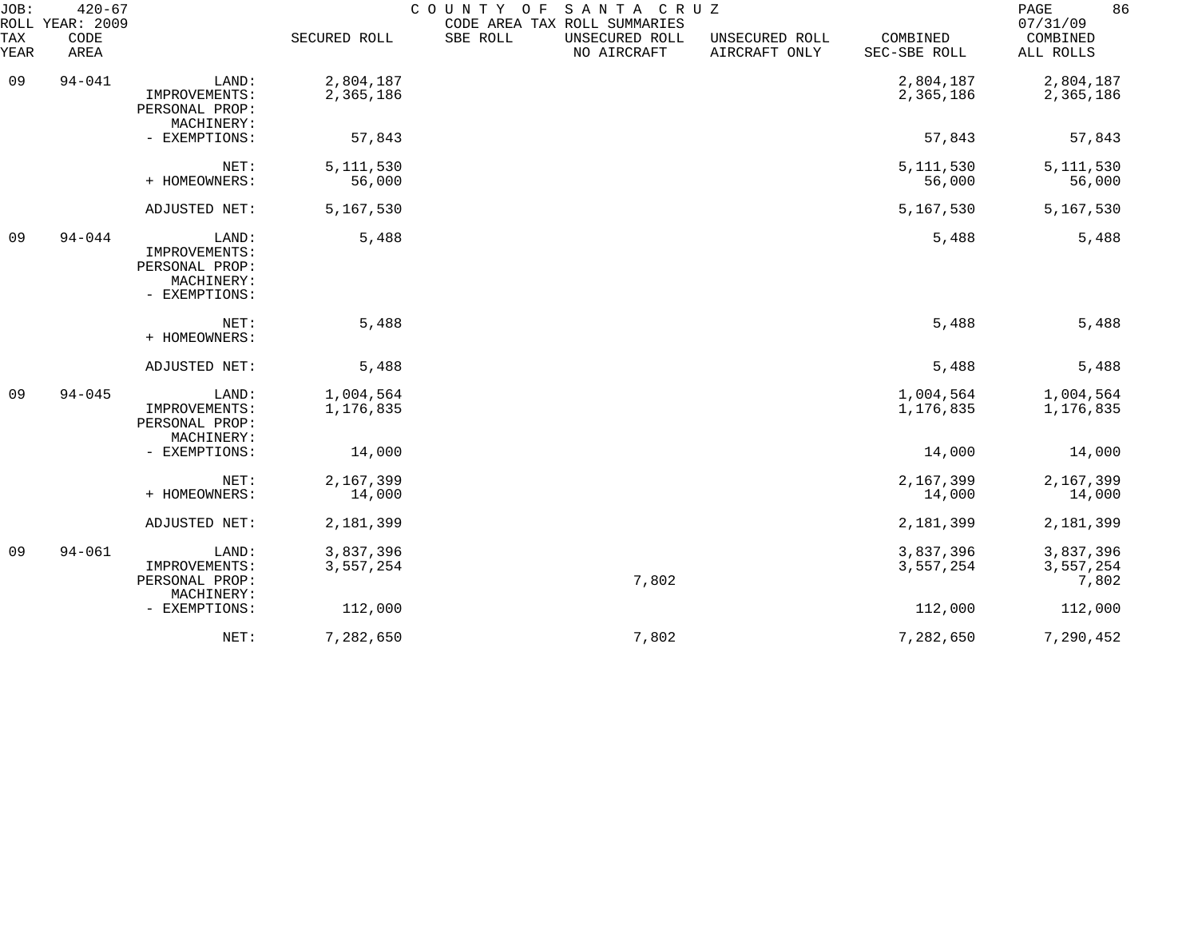JOB: 420-67 COUNTY OF SANTA CRUZ
ROLL YEAR: 2009 CODE AREA TAX ROLL SUMMARIES 07/31/09

| TAX YEAR | CODE AREA | | SECURED ROLL | SBE ROLL | UNSECURED ROLL NO AIRCRAFT | UNSECURED ROLL AIRCRAFT ONLY | COMBINED SEC-SBE ROLL | COMBINED ALL ROLLS |
|---|---|---|---|---|---|---|---|---|
| 09 | 94-041 | LAND: | 2,804,187 | | | | 2,804,187 | 2,804,187 |
| | | IMPROVEMENTS: | 2,365,186 | | | | 2,365,186 | 2,365,186 |
| | | PERSONAL PROP: | | | | | | |
| | | MACHINERY: | | | | | | |
| | | - EXEMPTIONS: | 57,843 | | | | 57,843 | 57,843 |
| | | NET: | 5,111,530 | | | | 5,111,530 | 5,111,530 |
| | | + HOMEOWNERS: | 56,000 | | | | 56,000 | 56,000 |
| | | ADJUSTED NET: | 5,167,530 | | | | 5,167,530 | 5,167,530 |
| 09 | 94-044 | LAND: | 5,488 | | | | 5,488 | 5,488 |
| | | IMPROVEMENTS: | | | | | | |
| | | PERSONAL PROP: | | | | | | |
| | | MACHINERY: | | | | | | |
| | | - EXEMPTIONS: | | | | | | |
| | | NET: | 5,488 | | | | 5,488 | 5,488 |
| | | + HOMEOWNERS: | | | | | | |
| | | ADJUSTED NET: | 5,488 | | | | 5,488 | 5,488 |
| 09 | 94-045 | LAND: | 1,004,564 | | | | 1,004,564 | 1,004,564 |
| | | IMPROVEMENTS: | 1,176,835 | | | | 1,176,835 | 1,176,835 |
| | | PERSONAL PROP: | | | | | | |
| | | MACHINERY: | | | | | | |
| | | - EXEMPTIONS: | 14,000 | | | | 14,000 | 14,000 |
| | | NET: | 2,167,399 | | | | 2,167,399 | 2,167,399 |
| | | + HOMEOWNERS: | 14,000 | | | | 14,000 | 14,000 |
| | | ADJUSTED NET: | 2,181,399 | | | | 2,181,399 | 2,181,399 |
| 09 | 94-061 | LAND: | 3,837,396 | | | | 3,837,396 | 3,837,396 |
| | | IMPROVEMENTS: | 3,557,254 | | | | 3,557,254 | 3,557,254 |
| | | PERSONAL PROP: | | | 7,802 | | | 7,802 |
| | | MACHINERY: | | | | | | |
| | | - EXEMPTIONS: | 112,000 | | | | 112,000 | 112,000 |
| | | NET: | 7,282,650 | | 7,802 | | 7,282,650 | 7,290,452 |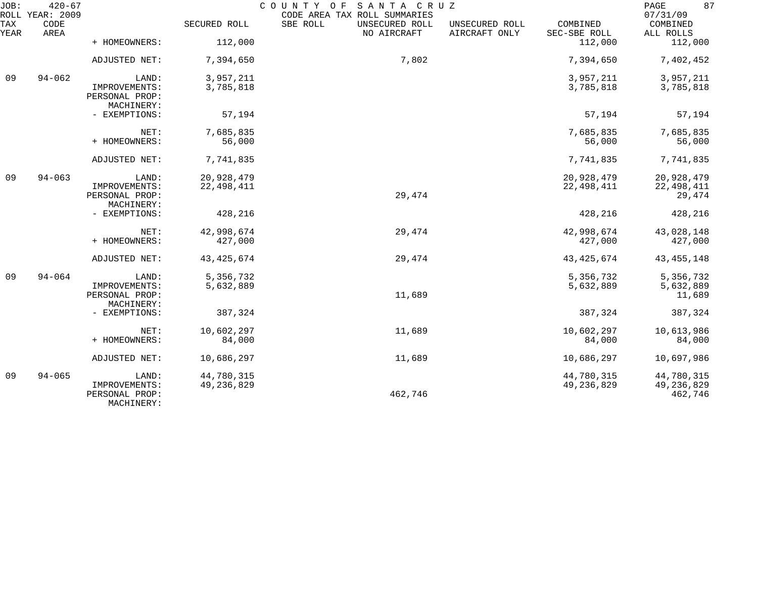| TAX YEAR | CODE AREA | | SECURED ROLL | SBE ROLL | UNSECURED ROLL NO AIRCRAFT | UNSECURED ROLL AIRCRAFT ONLY | COMBINED SEC-SBE ROLL | COMBINED ALL ROLLS |
|---|---|---|---|---|---|---|---|---|
| | | + HOMEOWNERS: | 112,000 | | | | 112,000 | 112,000 |
| | | ADJUSTED NET: | 7,394,650 | | 7,802 | | 7,394,650 | 7,402,452 |
| 09 | 94-062 | LAND: | 3,957,211 | | | | 3,957,211 | 3,957,211 |
| | | IMPROVEMENTS: | 3,785,818 | | | | 3,785,818 | 3,785,818 |
| | | PERSONAL PROP: | | | | | | |
| | | MACHINERY: | | | | | | |
| | | - EXEMPTIONS: | 57,194 | | | | 57,194 | 57,194 |
| | | NET: | 7,685,835 | | | | 7,685,835 | 7,685,835 |
| | | + HOMEOWNERS: | 56,000 | | | | 56,000 | 56,000 |
| | | ADJUSTED NET: | 7,741,835 | | | | 7,741,835 | 7,741,835 |
| 09 | 94-063 | LAND: | 20,928,479 | | | | 20,928,479 | 20,928,479 |
| | | IMPROVEMENTS: | 22,498,411 | | | | 22,498,411 | 22,498,411 |
| | | PERSONAL PROP: | | | 29,474 | | | 29,474 |
| | | MACHINERY: | | | | | | |
| | | - EXEMPTIONS: | 428,216 | | | | 428,216 | 428,216 |
| | | NET: | 42,998,674 | | 29,474 | | 42,998,674 | 43,028,148 |
| | | + HOMEOWNERS: | 427,000 | | | | 427,000 | 427,000 |
| | | ADJUSTED NET: | 43,425,674 | | 29,474 | | 43,425,674 | 43,455,148 |
| 09 | 94-064 | LAND: | 5,356,732 | | | | 5,356,732 | 5,356,732 |
| | | IMPROVEMENTS: | 5,632,889 | | | | 5,632,889 | 5,632,889 |
| | | PERSONAL PROP: | | | 11,689 | | | 11,689 |
| | | MACHINERY: | | | | | | |
| | | - EXEMPTIONS: | 387,324 | | | | 387,324 | 387,324 |
| | | NET: | 10,602,297 | | 11,689 | | 10,602,297 | 10,613,986 |
| | | + HOMEOWNERS: | 84,000 | | | | 84,000 | 84,000 |
| | | ADJUSTED NET: | 10,686,297 | | 11,689 | | 10,686,297 | 10,697,986 |
| 09 | 94-065 | LAND: | 44,780,315 | | | | 44,780,315 | 44,780,315 |
| | | IMPROVEMENTS: | 49,236,829 | | | | 49,236,829 | 49,236,829 |
| | | PERSONAL PROP: | | | 462,746 | | | 462,746 |
| | | MACHINERY: | | | | | | |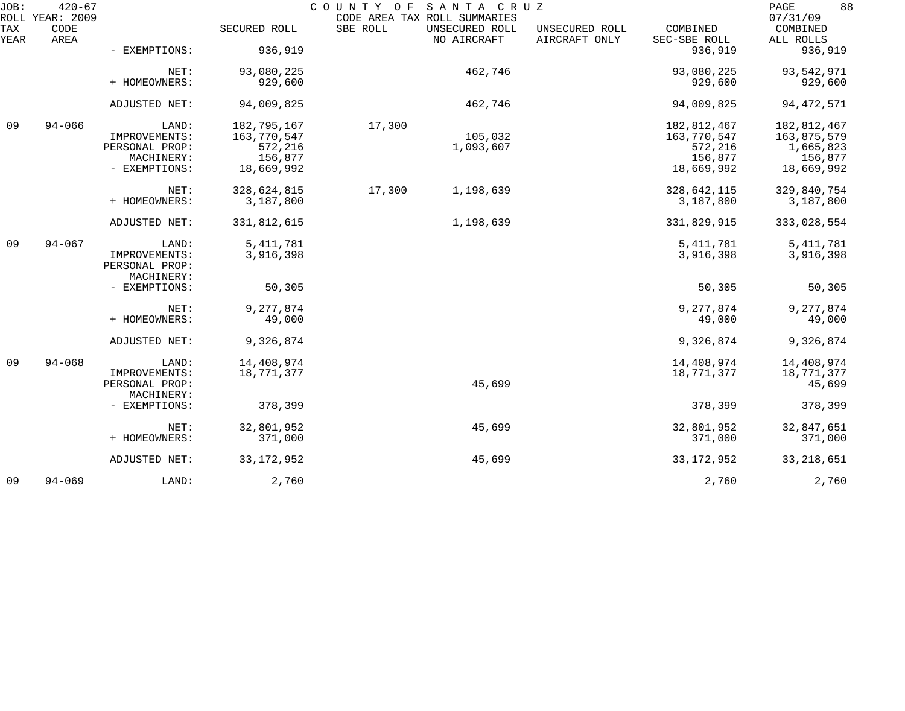JOB: 420-67 COUNTY OF SANTA CRUZ
ROLL YEAR: 2009 CODE AREA TAX ROLL SUMMARIES 07/31/09

| TAX YEAR | CODE AREA | | SECURED ROLL | SBE ROLL | UNSECURED ROLL NO AIRCRAFT | UNSECURED ROLL AIRCRAFT ONLY | COMBINED SEC-SBE ROLL | COMBINED ALL ROLLS |
|---|---|---|---|---|---|---|---|---|
| | | - EXEMPTIONS: | 936,919 | | | | 936,919 | 936,919 |
| | | NET: | 93,080,225 | | 462,746 | | 93,080,225 | 93,542,971 |
| | | + HOMEOWNERS: | 929,600 | | | | 929,600 | 929,600 |
| | | ADJUSTED NET: | 94,009,825 | | 462,746 | | 94,009,825 | 94,472,571 |
| 09 | 94-066 | LAND: | 182,795,167 | 17,300 | | | 182,812,467 | 182,812,467 |
| | | IMPROVEMENTS: | 163,770,547 | | 105,032 | | 163,770,547 | 163,875,579 |
| | | PERSONAL PROP: | 572,216 | | 1,093,607 | | 572,216 | 1,665,823 |
| | | MACHINERY: | 156,877 | | | | 156,877 | 156,877 |
| | | - EXEMPTIONS: | 18,669,992 | | | | 18,669,992 | 18,669,992 |
| | | NET: | 328,624,815 | 17,300 | 1,198,639 | | 328,642,115 | 329,840,754 |
| | | + HOMEOWNERS: | 3,187,800 | | | | 3,187,800 | 3,187,800 |
| | | ADJUSTED NET: | 331,812,615 | | 1,198,639 | | 331,829,915 | 333,028,554 |
| 09 | 94-067 | LAND: | 5,411,781 | | | | 5,411,781 | 5,411,781 |
| | | IMPROVEMENTS: | 3,916,398 | | | | 3,916,398 | 3,916,398 |
| | | PERSONAL PROP: | | | | | | |
| | | MACHINERY: | | | | | | |
| | | - EXEMPTIONS: | 50,305 | | | | 50,305 | 50,305 |
| | | NET: | 9,277,874 | | | | 9,277,874 | 9,277,874 |
| | | + HOMEOWNERS: | 49,000 | | | | 49,000 | 49,000 |
| | | ADJUSTED NET: | 9,326,874 | | | | 9,326,874 | 9,326,874 |
| 09 | 94-068 | LAND: | 14,408,974 | | | | 14,408,974 | 14,408,974 |
| | | IMPROVEMENTS: | 18,771,377 | | | | 18,771,377 | 18,771,377 |
| | | PERSONAL PROP: | | | 45,699 | | | 45,699 |
| | | MACHINERY: | | | | | | |
| | | - EXEMPTIONS: | 378,399 | | | | 378,399 | 378,399 |
| | | NET: | 32,801,952 | | 45,699 | | 32,801,952 | 32,847,651 |
| | | + HOMEOWNERS: | 371,000 | | | | 371,000 | 371,000 |
| | | ADJUSTED NET: | 33,172,952 | | 45,699 | | 33,172,952 | 33,218,651 |
| 09 | 94-069 | LAND: | 2,760 | | | | 2,760 | 2,760 |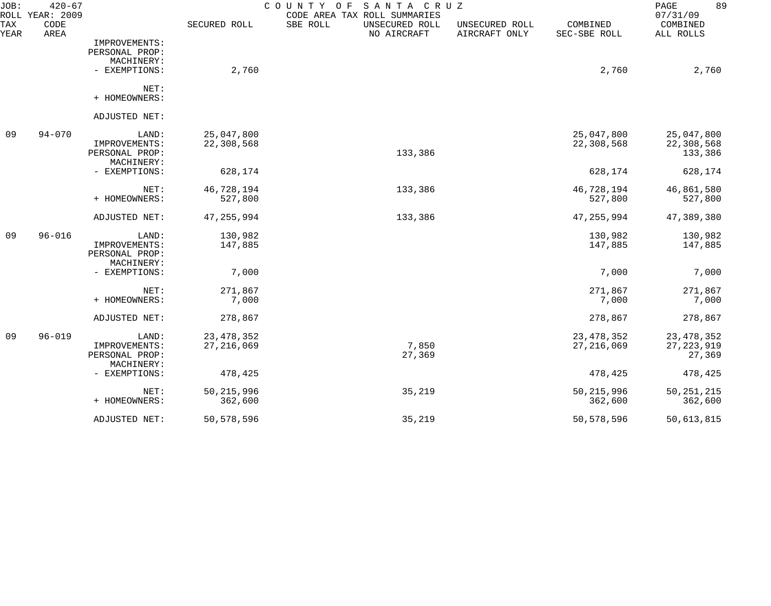JOB: 420-67 COUNTY OF SANTA CRUZ
ROLL YEAR: 2009 CODE AREA TAX ROLL SUMMARIES 07/31/09

| TAX YEAR | CODE AREA | | SECURED ROLL | SBE ROLL | UNSECURED ROLL NO AIRCRAFT | UNSECURED ROLL AIRCRAFT ONLY | COMBINED SEC-SBE ROLL | COMBINED ALL ROLLS |
|---|---|---|---|---|---|---|---|---|
| | | IMPROVEMENTS: | | | | | | |
| | | PERSONAL PROP: | | | | | | |
| | | MACHINERY: | | | | | | |
| | | - EXEMPTIONS: | 2,760 | | | | 2,760 | 2,760 |
| | | NET: | | | | | | |
| | | + HOMEOWNERS: | | | | | | |
| | | ADJUSTED NET: | | | | | | |
| 09 | 94-070 | LAND: | 25,047,800 | | | | 25,047,800 | 25,047,800 |
| | | IMPROVEMENTS: | 22,308,568 | | | | 22,308,568 | 22,308,568 |
| | | PERSONAL PROP: | | | 133,386 | | | 133,386 |
| | | MACHINERY: | | | | | | |
| | | - EXEMPTIONS: | 628,174 | | | | 628,174 | 628,174 |
| | | NET: | 46,728,194 | | 133,386 | | 46,728,194 | 46,861,580 |
| | | + HOMEOWNERS: | 527,800 | | | | 527,800 | 527,800 |
| | | ADJUSTED NET: | 47,255,994 | | 133,386 | | 47,255,994 | 47,389,380 |
| 09 | 96-016 | LAND: | 130,982 | | | | 130,982 | 130,982 |
| | | IMPROVEMENTS: | 147,885 | | | | 147,885 | 147,885 |
| | | PERSONAL PROP: | | | | | | |
| | | MACHINERY: | | | | | | |
| | | - EXEMPTIONS: | 7,000 | | | | 7,000 | 7,000 |
| | | NET: | 271,867 | | | | 271,867 | 271,867 |
| | | + HOMEOWNERS: | 7,000 | | | | 7,000 | 7,000 |
| | | ADJUSTED NET: | 278,867 | | | | 278,867 | 278,867 |
| 09 | 96-019 | LAND: | 23,478,352 | | | | 23,478,352 | 23,478,352 |
| | | IMPROVEMENTS: | 27,216,069 | | 7,850 | | 27,216,069 | 27,223,919 |
| | | PERSONAL PROP: | | | 27,369 | | | 27,369 |
| | | MACHINERY: | | | | | | |
| | | - EXEMPTIONS: | 478,425 | | | | 478,425 | 478,425 |
| | | NET: | 50,215,996 | | 35,219 | | 50,215,996 | 50,251,215 |
| | | + HOMEOWNERS: | 362,600 | | | | 362,600 | 362,600 |
| | | ADJUSTED NET: | 50,578,596 | | 35,219 | | 50,578,596 | 50,613,815 |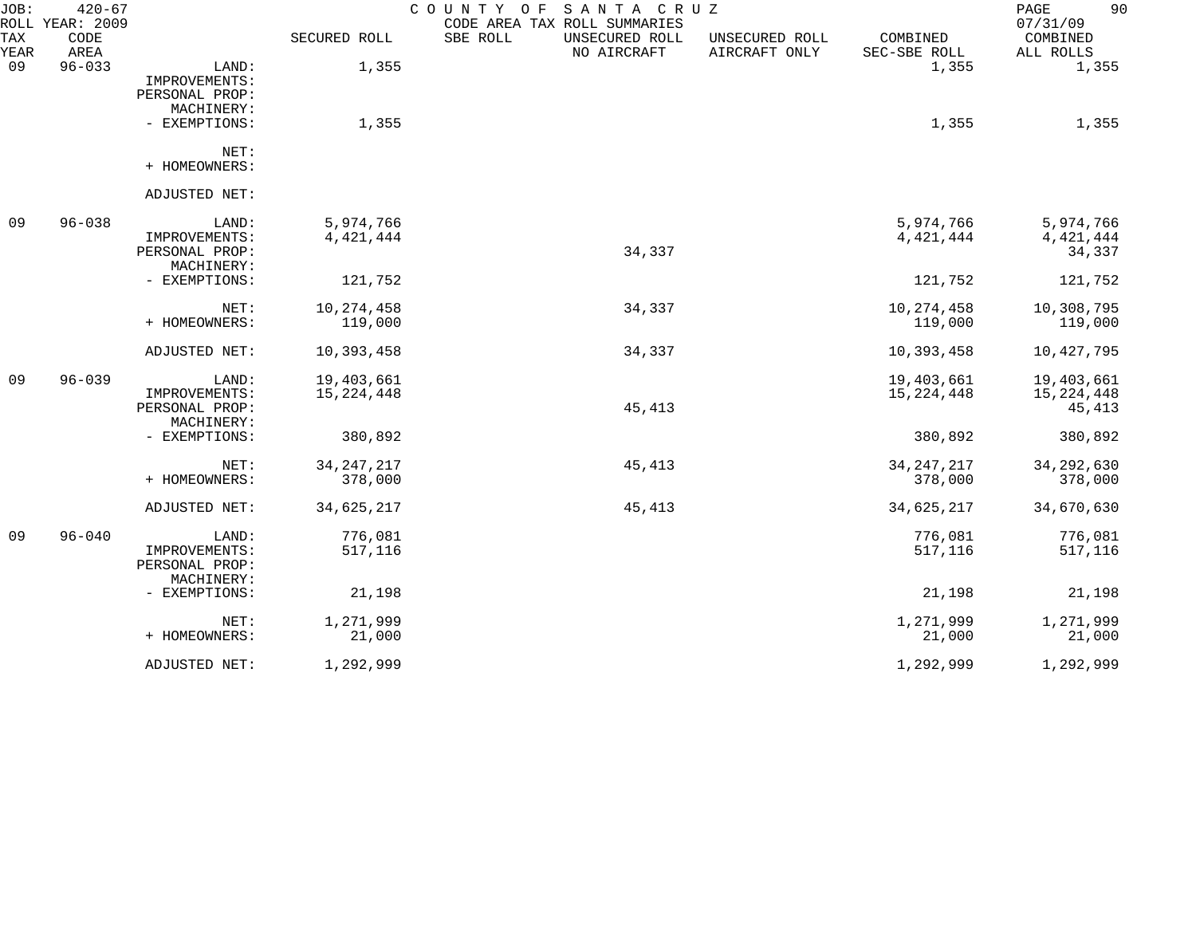JOB: 420-67 COUNTY OF SANTA CRUZ
ROLL YEAR: 2009 CODE AREA TAX ROLL SUMMARIES 07/31/09

| TAX YEAR | CODE AREA | | SECURED ROLL | SBE ROLL | UNSECURED ROLL NO AIRCRAFT | UNSECURED ROLL AIRCRAFT ONLY | COMBINED SEC-SBE ROLL | COMBINED ALL ROLLS |
|---|---|---|---|---|---|---|---|---|
| 09 | 96-033 | LAND: | 1,355 | | | | 1,355 | 1,355 |
| | | IMPROVEMENTS: | | | | | | |
| | | PERSONAL PROP: | | | | | | |
| | | MACHINERY: | | | | | | |
| | | - EXEMPTIONS: | 1,355 | | | | 1,355 | 1,355 |
| | | NET: | | | | | | |
| | | + HOMEOWNERS: | | | | | | |
| | | ADJUSTED NET: | | | | | | |
| 09 | 96-038 | LAND: | 5,974,766 | | | | 5,974,766 | 5,974,766 |
| | | IMPROVEMENTS: | 4,421,444 | | | | 4,421,444 | 4,421,444 |
| | | PERSONAL PROP: | | | 34,337 | | | 34,337 |
| | | MACHINERY: | | | | | | |
| | | - EXEMPTIONS: | 121,752 | | | | 121,752 | 121,752 |
| | | NET: | 10,274,458 | | 34,337 | | 10,274,458 | 10,308,795 |
| | | + HOMEOWNERS: | 119,000 | | | | 119,000 | 119,000 |
| | | ADJUSTED NET: | 10,393,458 | | 34,337 | | 10,393,458 | 10,427,795 |
| 09 | 96-039 | LAND: | 19,403,661 | | | | 19,403,661 | 19,403,661 |
| | | IMPROVEMENTS: | 15,224,448 | | | | 15,224,448 | 15,224,448 |
| | | PERSONAL PROP: | | | 45,413 | | | 45,413 |
| | | MACHINERY: | | | | | | |
| | | - EXEMPTIONS: | 380,892 | | | | 380,892 | 380,892 |
| | | NET: | 34,247,217 | | 45,413 | | 34,247,217 | 34,292,630 |
| | | + HOMEOWNERS: | 378,000 | | | | 378,000 | 378,000 |
| | | ADJUSTED NET: | 34,625,217 | | 45,413 | | 34,625,217 | 34,670,630 |
| 09 | 96-040 | LAND: | 776,081 | | | | 776,081 | 776,081 |
| | | IMPROVEMENTS: | 517,116 | | | | 517,116 | 517,116 |
| | | PERSONAL PROP: | | | | | | |
| | | MACHINERY: | | | | | | |
| | | - EXEMPTIONS: | 21,198 | | | | 21,198 | 21,198 |
| | | NET: | 1,271,999 | | | | 1,271,999 | 1,271,999 |
| | | + HOMEOWNERS: | 21,000 | | | | 21,000 | 21,000 |
| | | ADJUSTED NET: | 1,292,999 | | | | 1,292,999 | 1,292,999 |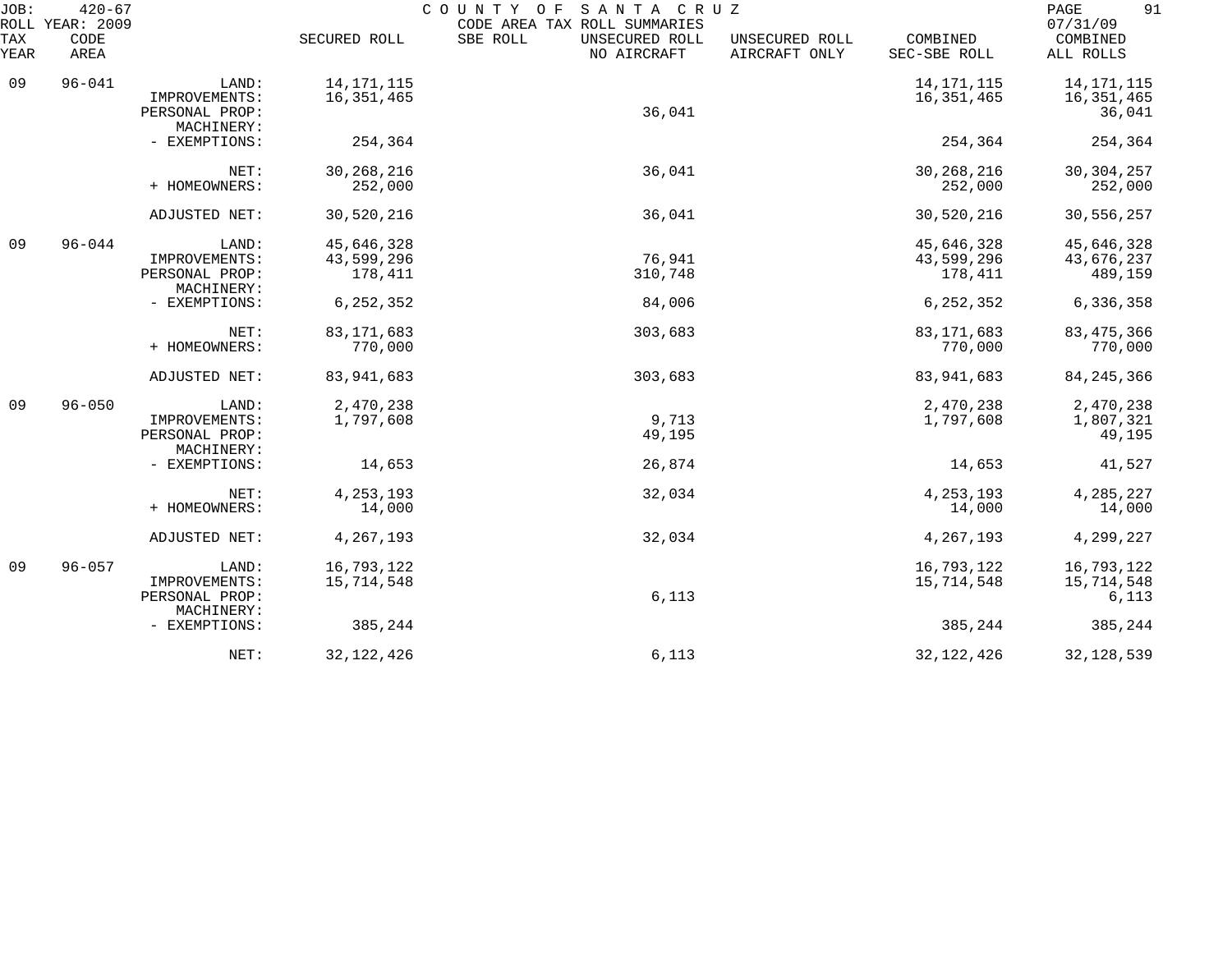JOB: 420-67 COUNTY OF SANTA CRUZ
ROLL YEAR: 2009 CODE AREA TAX ROLL SUMMARIES 07/31/09

| TAX YEAR | CODE AREA | | SECURED ROLL | SBE ROLL | UNSECURED ROLL NO AIRCRAFT | UNSECURED ROLL AIRCRAFT ONLY | COMBINED SEC-SBE ROLL | COMBINED ALL ROLLS |
|---|---|---|---|---|---|---|---|---|
| 09 | 96-041 | LAND: | 14,171,115 | | | | 14,171,115 | 14,171,115 |
| | | IMPROVEMENTS: | 16,351,465 | | | | 16,351,465 | 16,351,465 |
| | | PERSONAL PROP: | | | 36,041 | | | 36,041 |
| | | MACHINERY: | | | | | | |
| | | - EXEMPTIONS: | 254,364 | | | | 254,364 | 254,364 |
| | | NET: | 30,268,216 | | 36,041 | | 30,268,216 | 30,304,257 |
| | | + HOMEOWNERS: | 252,000 | | | | 252,000 | 252,000 |
| | | ADJUSTED NET: | 30,520,216 | | 36,041 | | 30,520,216 | 30,556,257 |
| 09 | 96-044 | LAND: | 45,646,328 | | | | 45,646,328 | 45,646,328 |
| | | IMPROVEMENTS: | 43,599,296 | | 76,941 | | 43,599,296 | 43,676,237 |
| | | PERSONAL PROP: | 178,411 | | 310,748 | | 178,411 | 489,159 |
| | | MACHINERY: | | | | | | |
| | | - EXEMPTIONS: | 6,252,352 | | 84,006 | | 6,252,352 | 6,336,358 |
| | | NET: | 83,171,683 | | 303,683 | | 83,171,683 | 83,475,366 |
| | | + HOMEOWNERS: | 770,000 | | | | 770,000 | 770,000 |
| | | ADJUSTED NET: | 83,941,683 | | 303,683 | | 83,941,683 | 84,245,366 |
| 09 | 96-050 | LAND: | 2,470,238 | | | | 2,470,238 | 2,470,238 |
| | | IMPROVEMENTS: | 1,797,608 | | 9,713 | | 1,797,608 | 1,807,321 |
| | | PERSONAL PROP: | | | 49,195 | | | 49,195 |
| | | MACHINERY: | | | | | | |
| | | - EXEMPTIONS: | 14,653 | | 26,874 | | 14,653 | 41,527 |
| | | NET: | 4,253,193 | | 32,034 | | 4,253,193 | 4,285,227 |
| | | + HOMEOWNERS: | 14,000 | | | | 14,000 | 14,000 |
| | | ADJUSTED NET: | 4,267,193 | | 32,034 | | 4,267,193 | 4,299,227 |
| 09 | 96-057 | LAND: | 16,793,122 | | | | 16,793,122 | 16,793,122 |
| | | IMPROVEMENTS: | 15,714,548 | | | | 15,714,548 | 15,714,548 |
| | | PERSONAL PROP: | | | 6,113 | | | 6,113 |
| | | MACHINERY: | | | | | | |
| | | - EXEMPTIONS: | 385,244 | | | | 385,244 | 385,244 |
| | | NET: | 32,122,426 | | 6,113 | | 32,122,426 | 32,128,539 |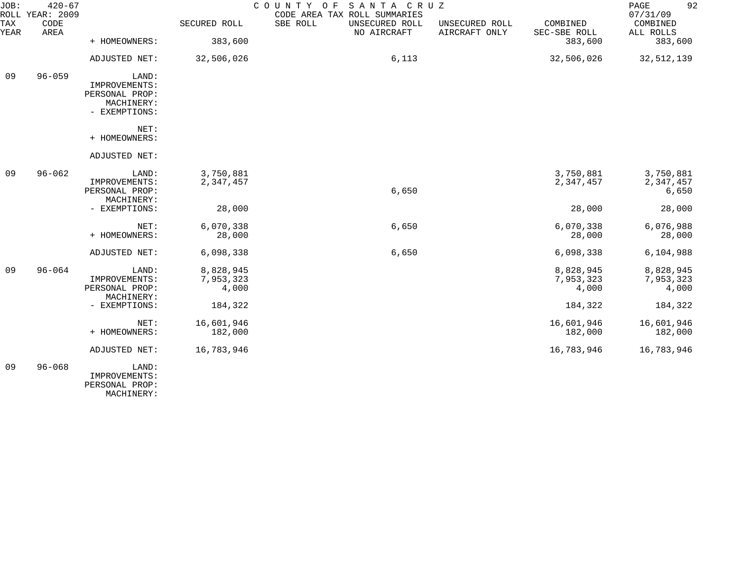JOB: 420-67 COUNTY OF SANTA CRUZ
ROLL YEAR: 2009 CODE AREA TAX ROLL SUMMARIES 07/31/09

| TAX YEAR | CODE AREA | | SECURED ROLL | SBE ROLL | UNSECURED ROLL NO AIRCRAFT | UNSECURED ROLL AIRCRAFT ONLY | COMBINED SEC-SBE ROLL | COMBINED ALL ROLLS |
|---|---|---|---|---|---|---|---|---|
| | | + HOMEOWNERS: | 383,600 | | | | 383,600 | 383,600 |
| | | ADJUSTED NET: | 32,506,026 | | 6,113 | | 32,506,026 | 32,512,139 |
| 09 | 96-059 | LAND: | | | | | | |
| | | IMPROVEMENTS: | | | | | | |
| | | PERSONAL PROP: | | | | | | |
| | | MACHINERY: | | | | | | |
| | | - EXEMPTIONS: | | | | | | |
| | | NET: | | | | | | |
| | | + HOMEOWNERS: | | | | | | |
| | | ADJUSTED NET: | | | | | | |
| 09 | 96-062 | LAND: | 3,750,881 | | | | 3,750,881 | 3,750,881 |
| | | IMPROVEMENTS: | 2,347,457 | | | | 2,347,457 | 2,347,457 |
| | | PERSONAL PROP: | | | 6,650 | | | 6,650 |
| | | MACHINERY: | | | | | | |
| | | - EXEMPTIONS: | 28,000 | | | | 28,000 | 28,000 |
| | | NET: | 6,070,338 | | 6,650 | | 6,070,338 | 6,076,988 |
| | | + HOMEOWNERS: | 28,000 | | | | 28,000 | 28,000 |
| | | ADJUSTED NET: | 6,098,338 | | 6,650 | | 6,098,338 | 6,104,988 |
| 09 | 96-064 | LAND: | 8,828,945 | | | | 8,828,945 | 8,828,945 |
| | | IMPROVEMENTS: | 7,953,323 | | | | 7,953,323 | 7,953,323 |
| | | PERSONAL PROP: | 4,000 | | | | 4,000 | 4,000 |
| | | MACHINERY: | | | | | | |
| | | - EXEMPTIONS: | 184,322 | | | | 184,322 | 184,322 |
| | | NET: | 16,601,946 | | | | 16,601,946 | 16,601,946 |
| | | + HOMEOWNERS: | 182,000 | | | | 182,000 | 182,000 |
| | | ADJUSTED NET: | 16,783,946 | | | | 16,783,946 | 16,783,946 |
| 09 | 96-068 | LAND: | | | | | | |
| | | IMPROVEMENTS: | | | | | | |
| | | PERSONAL PROP: | | | | | | |
| | | MACHINERY: | | | | | | |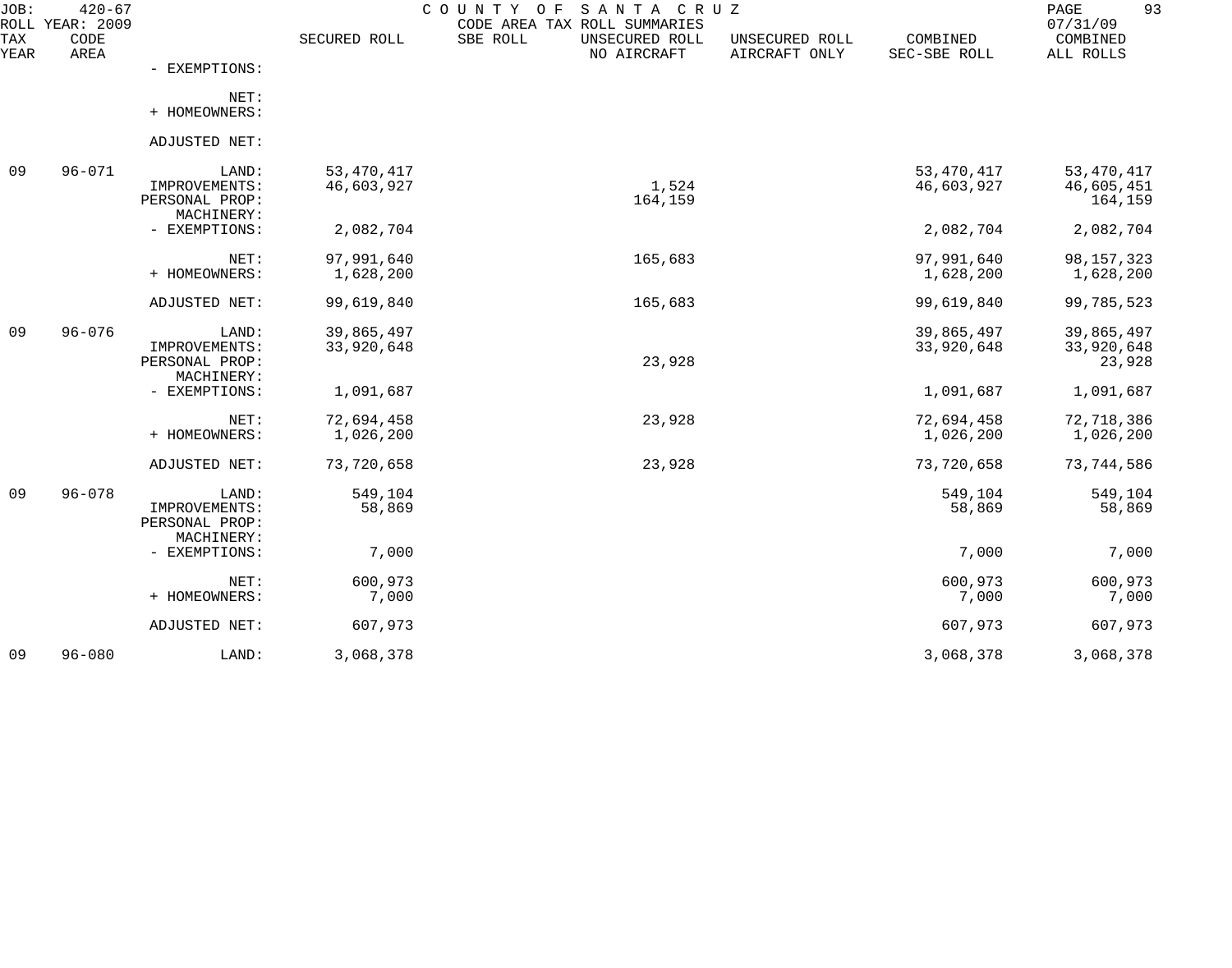| TAX YEAR | CODE AREA | | SECURED ROLL | SBE ROLL | UNSECURED ROLL NO AIRCRAFT | UNSECURED ROLL AIRCRAFT ONLY | COMBINED SEC-SBE ROLL | COMBINED ALL ROLLS |
|---|---|---|---|---|---|---|---|---|
| | | - EXEMPTIONS: | | | | | | |
| | | NET: | | | | | | |
| | | + HOMEOWNERS: | | | | | | |
| | | ADJUSTED NET: | | | | | | |
| 09 | 96-071 | LAND: | 53,470,417 | | | | 53,470,417 | 53,470,417 |
| | | IMPROVEMENTS: | 46,603,927 | | 1,524 | | 46,603,927 | 46,605,451 |
| | | PERSONAL PROP: | | | 164,159 | | | 164,159 |
| | | MACHINERY: | | | | | | |
| | | - EXEMPTIONS: | 2,082,704 | | | | 2,082,704 | 2,082,704 |
| | | NET: | 97,991,640 | | 165,683 | | 97,991,640 | 98,157,323 |
| | | + HOMEOWNERS: | 1,628,200 | | | | 1,628,200 | 1,628,200 |
| | | ADJUSTED NET: | 99,619,840 | | 165,683 | | 99,619,840 | 99,785,523 |
| 09 | 96-076 | LAND: | 39,865,497 | | | | 39,865,497 | 39,865,497 |
| | | IMPROVEMENTS: | 33,920,648 | | | | 33,920,648 | 33,920,648 |
| | | PERSONAL PROP: | | | 23,928 | | | 23,928 |
| | | MACHINERY: | | | | | | |
| | | - EXEMPTIONS: | 1,091,687 | | | | 1,091,687 | 1,091,687 |
| | | NET: | 72,694,458 | | 23,928 | | 72,694,458 | 72,718,386 |
| | | + HOMEOWNERS: | 1,026,200 | | | | 1,026,200 | 1,026,200 |
| | | ADJUSTED NET: | 73,720,658 | | 23,928 | | 73,720,658 | 73,744,586 |
| 09 | 96-078 | LAND: | 549,104 | | | | 549,104 | 549,104 |
| | | IMPROVEMENTS: | 58,869 | | | | 58,869 | 58,869 |
| | | PERSONAL PROP: | | | | | | |
| | | MACHINERY: | | | | | | |
| | | - EXEMPTIONS: | 7,000 | | | | 7,000 | 7,000 |
| | | NET: | 600,973 | | | | 600,973 | 600,973 |
| | | + HOMEOWNERS: | 7,000 | | | | 7,000 | 7,000 |
| | | ADJUSTED NET: | 607,973 | | | | 607,973 | 607,973 |
| 09 | 96-080 | LAND: | 3,068,378 | | | | 3,068,378 | 3,068,378 |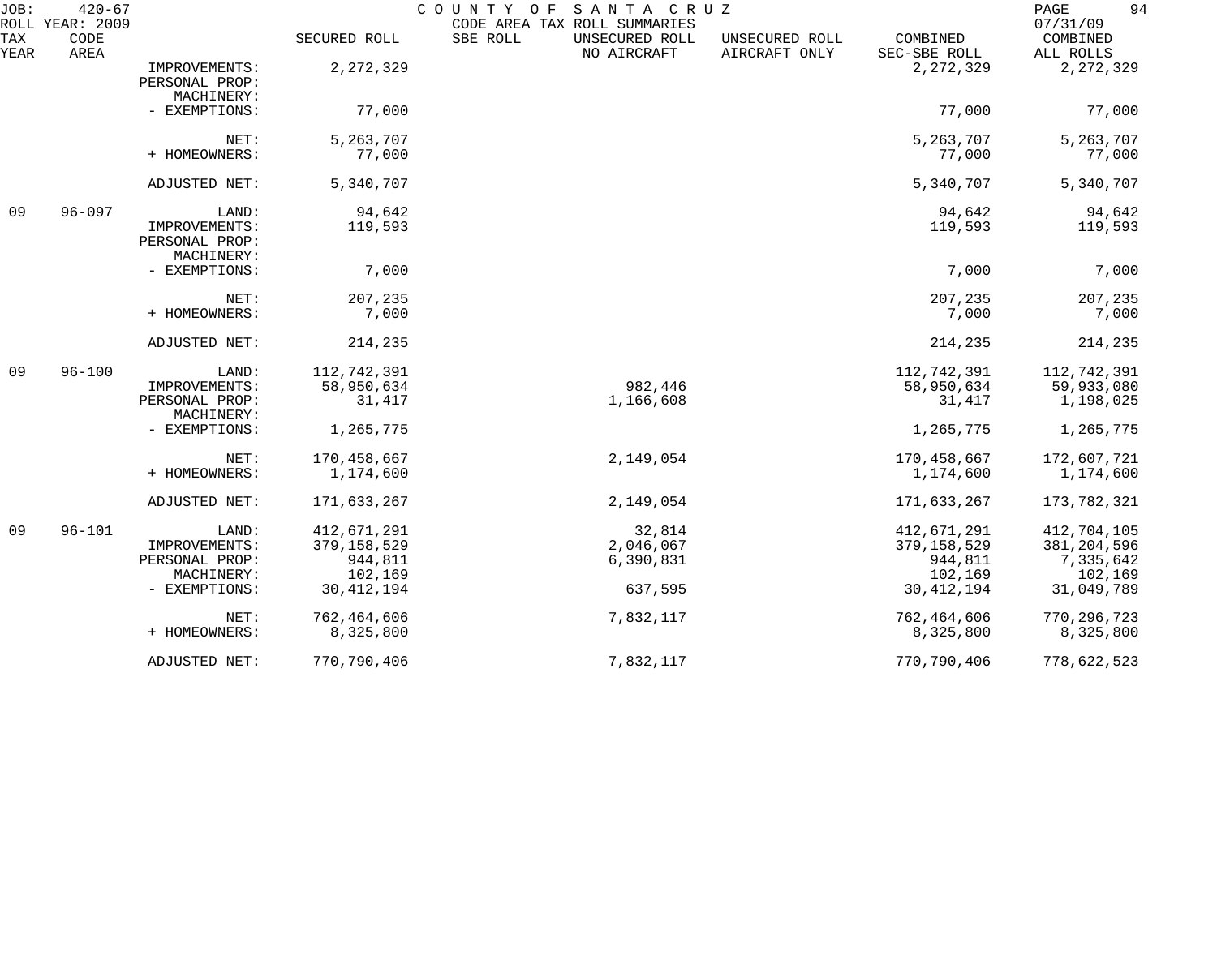JOB: 420-67 COUNTY OF SANTA CRUZ
ROLL YEAR: 2009 CODE AREA TAX ROLL SUMMARIES 07/31/09

| TAX YEAR | CODE AREA | | SECURED ROLL | SBE ROLL | UNSECURED ROLL NO AIRCRAFT | UNSECURED ROLL AIRCRAFT ONLY | COMBINED SEC-SBE ROLL | COMBINED ALL ROLLS |
|---|---|---|---|---|---|---|---|---|
| | | IMPROVEMENTS: | 2,272,329 | | | | 2,272,329 | 2,272,329 |
| | | PERSONAL PROP: | | | | | | |
| | | MACHINERY: | | | | | | |
| | | - EXEMPTIONS: | 77,000 | | | | 77,000 | 77,000 |
| | | NET: | 5,263,707 | | | | 5,263,707 | 5,263,707 |
| | | + HOMEOWNERS: | 77,000 | | | | 77,000 | 77,000 |
| | | ADJUSTED NET: | 5,340,707 | | | | 5,340,707 | 5,340,707 |
| 09 | 96-097 | LAND: | 94,642 | | | | 94,642 | 94,642 |
| | | IMPROVEMENTS: | 119,593 | | | | 119,593 | 119,593 |
| | | PERSONAL PROP: | | | | | | |
| | | MACHINERY: | | | | | | |
| | | - EXEMPTIONS: | 7,000 | | | | 7,000 | 7,000 |
| | | NET: | 207,235 | | | | 207,235 | 207,235 |
| | | + HOMEOWNERS: | 7,000 | | | | 7,000 | 7,000 |
| | | ADJUSTED NET: | 214,235 | | | | 214,235 | 214,235 |
| 09 | 96-100 | LAND: | 112,742,391 | | | | 112,742,391 | 112,742,391 |
| | | IMPROVEMENTS: | 58,950,634 | | 982,446 | | 58,950,634 | 59,933,080 |
| | | PERSONAL PROP: | 31,417 | | 1,166,608 | | 31,417 | 1,198,025 |
| | | MACHINERY: | | | | | | |
| | | - EXEMPTIONS: | 1,265,775 | | | | 1,265,775 | 1,265,775 |
| | | NET: | 170,458,667 | | 2,149,054 | | 170,458,667 | 172,607,721 |
| | | + HOMEOWNERS: | 1,174,600 | | | | 1,174,600 | 1,174,600 |
| | | ADJUSTED NET: | 171,633,267 | | 2,149,054 | | 171,633,267 | 173,782,321 |
| 09 | 96-101 | LAND: | 412,671,291 | | 32,814 | | 412,671,291 | 412,704,105 |
| | | IMPROVEMENTS: | 379,158,529 | | 2,046,067 | | 379,158,529 | 381,204,596 |
| | | PERSONAL PROP: | 944,811 | | 6,390,831 | | 944,811 | 7,335,642 |
| | | MACHINERY: | 102,169 | | | | 102,169 | 102,169 |
| | | - EXEMPTIONS: | 30,412,194 | | 637,595 | | 30,412,194 | 31,049,789 |
| | | NET: | 762,464,606 | | 7,832,117 | | 762,464,606 | 770,296,723 |
| | | + HOMEOWNERS: | 8,325,800 | | | | 8,325,800 | 8,325,800 |
| | | ADJUSTED NET: | 770,790,406 | | 7,832,117 | | 770,790,406 | 778,622,523 |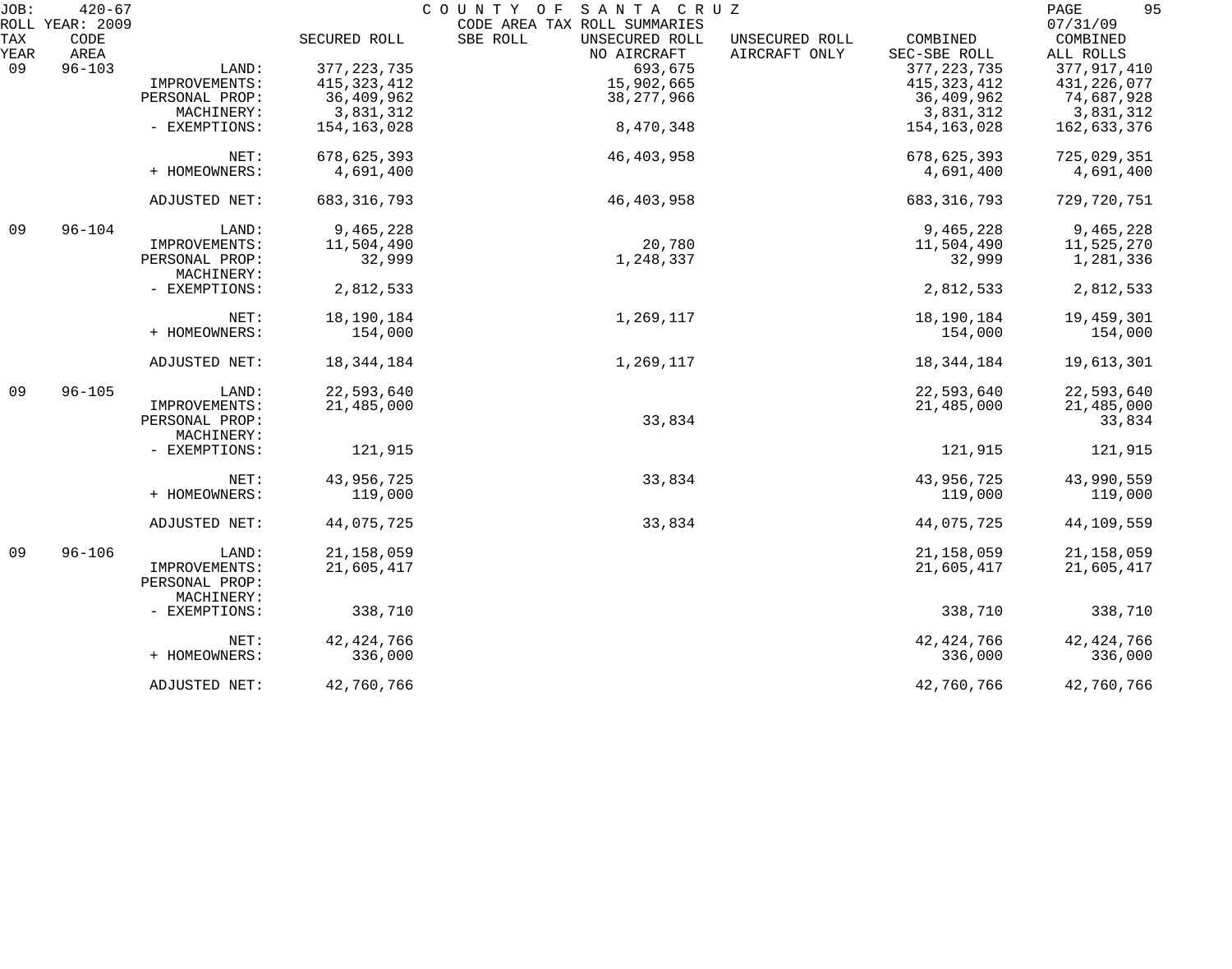JOB: 420-67 COUNTY OF SANTA CRUZ
ROLL YEAR: 2009 CODE AREA TAX ROLL SUMMARIES 07/31/09

| TAX YEAR | CODE AREA | | SECURED ROLL | SBE ROLL | UNSECURED ROLL NO AIRCRAFT | UNSECURED ROLL AIRCRAFT ONLY | COMBINED SEC-SBE ROLL | COMBINED ALL ROLLS |
|---|---|---|---|---|---|---|---|---|
| 09 | 96-103 | LAND: | 377,223,735 | | 693,675 | | 377,223,735 | 377,917,410 |
| | | IMPROVEMENTS: | 415,323,412 | | 15,902,665 | | 415,323,412 | 431,226,077 |
| | | PERSONAL PROP: | 36,409,962 | | 38,277,966 | | 36,409,962 | 74,687,928 |
| | | MACHINERY: | 3,831,312 | | | | 3,831,312 | 3,831,312 |
| | | - EXEMPTIONS: | 154,163,028 | | 8,470,348 | | 154,163,028 | 162,633,376 |
| | | NET: | 678,625,393 | | 46,403,958 | | 678,625,393 | 725,029,351 |
| | | + HOMEOWNERS: | 4,691,400 | | | | 4,691,400 | 4,691,400 |
| | | ADJUSTED NET: | 683,316,793 | | 46,403,958 | | 683,316,793 | 729,720,751 |
| 09 | 96-104 | LAND: | 9,465,228 | | | | 9,465,228 | 9,465,228 |
| | | IMPROVEMENTS: | 11,504,490 | | 20,780 | | 11,504,490 | 11,525,270 |
| | | PERSONAL PROP: | 32,999 | | 1,248,337 | | 32,999 | 1,281,336 |
| | | MACHINERY: | | | | | | |
| | | - EXEMPTIONS: | 2,812,533 | | | | 2,812,533 | 2,812,533 |
| | | NET: | 18,190,184 | | 1,269,117 | | 18,190,184 | 19,459,301 |
| | | + HOMEOWNERS: | 154,000 | | | | 154,000 | 154,000 |
| | | ADJUSTED NET: | 18,344,184 | | 1,269,117 | | 18,344,184 | 19,613,301 |
| 09 | 96-105 | LAND: | 22,593,640 | | | | 22,593,640 | 22,593,640 |
| | | IMPROVEMENTS: | 21,485,000 | | | | 21,485,000 | 21,485,000 |
| | | PERSONAL PROP: | | | 33,834 | | | 33,834 |
| | | MACHINERY: | | | | | | |
| | | - EXEMPTIONS: | 121,915 | | | | 121,915 | 121,915 |
| | | NET: | 43,956,725 | | 33,834 | | 43,956,725 | 43,990,559 |
| | | + HOMEOWNERS: | 119,000 | | | | 119,000 | 119,000 |
| | | ADJUSTED NET: | 44,075,725 | | 33,834 | | 44,075,725 | 44,109,559 |
| 09 | 96-106 | LAND: | 21,158,059 | | | | 21,158,059 | 21,158,059 |
| | | IMPROVEMENTS: | 21,605,417 | | | | 21,605,417 | 21,605,417 |
| | | PERSONAL PROP: | | | | | | |
| | | MACHINERY: | | | | | | |
| | | - EXEMPTIONS: | 338,710 | | | | 338,710 | 338,710 |
| | | NET: | 42,424,766 | | | | 42,424,766 | 42,424,766 |
| | | + HOMEOWNERS: | 336,000 | | | | 336,000 | 336,000 |
| | | ADJUSTED NET: | 42,760,766 | | | | 42,760,766 | 42,760,766 |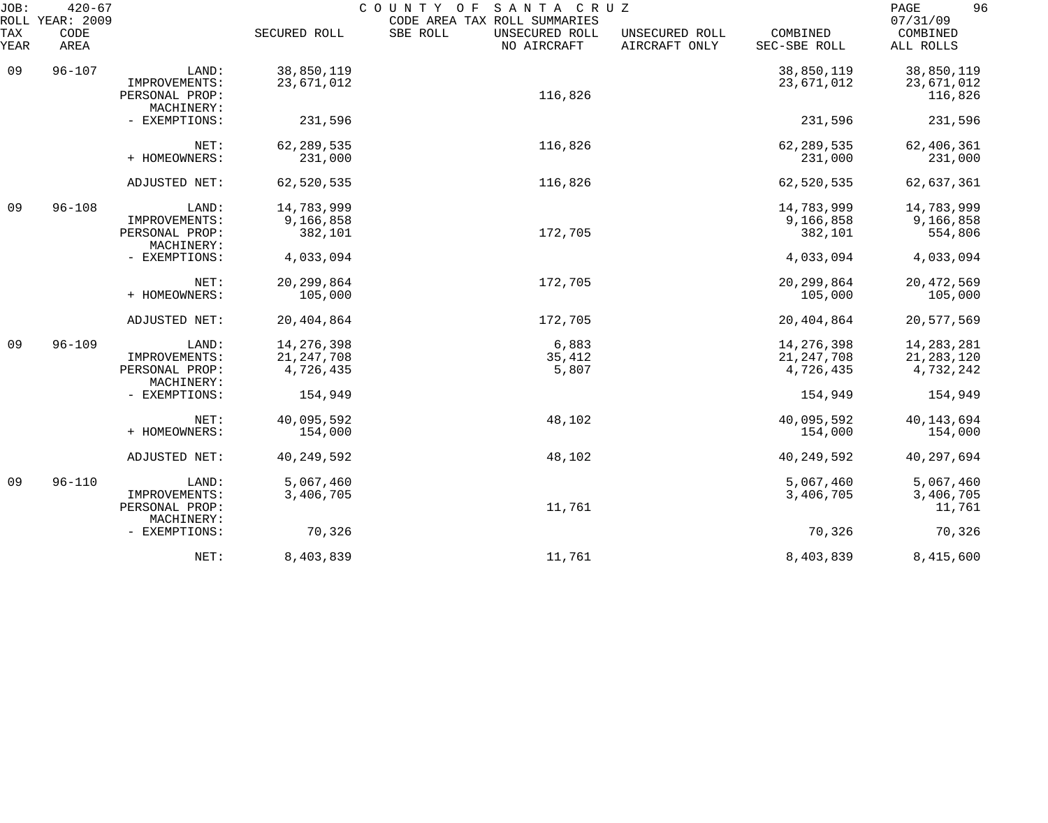JOB: 420-67 COUNTY OF SANTA CRUZ
ROLL YEAR: 2009 CODE AREA TAX ROLL SUMMARIES 07/31/09

| TAX YEAR | CODE AREA | | SECURED ROLL | SBE ROLL | UNSECURED ROLL NO AIRCRAFT | UNSECURED ROLL AIRCRAFT ONLY | COMBINED SEC-SBE ROLL | COMBINED ALL ROLLS |
|---|---|---|---|---|---|---|---|---|
| 09 | 96-107 | LAND: | 38,850,119 | | | | 38,850,119 | 38,850,119 |
| | | IMPROVEMENTS: | 23,671,012 | | | | 23,671,012 | 23,671,012 |
| | | PERSONAL PROP: | | | 116,826 | | | 116,826 |
| | | MACHINERY: | | | | | | |
| | | - EXEMPTIONS: | 231,596 | | | | 231,596 | 231,596 |
| | | NET: | 62,289,535 | | 116,826 | | 62,289,535 | 62,406,361 |
| | | + HOMEOWNERS: | 231,000 | | | | 231,000 | 231,000 |
| | | ADJUSTED NET: | 62,520,535 | | 116,826 | | 62,520,535 | 62,637,361 |
| 09 | 96-108 | LAND: | 14,783,999 | | | | 14,783,999 | 14,783,999 |
| | | IMPROVEMENTS: | 9,166,858 | | | | 9,166,858 | 9,166,858 |
| | | PERSONAL PROP: | 382,101 | | 172,705 | | 382,101 | 554,806 |
| | | MACHINERY: | | | | | | |
| | | - EXEMPTIONS: | 4,033,094 | | | | 4,033,094 | 4,033,094 |
| | | NET: | 20,299,864 | | 172,705 | | 20,299,864 | 20,472,569 |
| | | + HOMEOWNERS: | 105,000 | | | | 105,000 | 105,000 |
| | | ADJUSTED NET: | 20,404,864 | | 172,705 | | 20,404,864 | 20,577,569 |
| 09 | 96-109 | LAND: | 14,276,398 | | 6,883 | | 14,276,398 | 14,283,281 |
| | | IMPROVEMENTS: | 21,247,708 | | 35,412 | | 21,247,708 | 21,283,120 |
| | | PERSONAL PROP: | 4,726,435 | | 5,807 | | 4,726,435 | 4,732,242 |
| | | MACHINERY: | | | | | | |
| | | - EXEMPTIONS: | 154,949 | | | | 154,949 | 154,949 |
| | | NET: | 40,095,592 | | 48,102 | | 40,095,592 | 40,143,694 |
| | | + HOMEOWNERS: | 154,000 | | | | 154,000 | 154,000 |
| | | ADJUSTED NET: | 40,249,592 | | 48,102 | | 40,249,592 | 40,297,694 |
| 09 | 96-110 | LAND: | 5,067,460 | | | | 5,067,460 | 5,067,460 |
| | | IMPROVEMENTS: | 3,406,705 | | | | 3,406,705 | 3,406,705 |
| | | PERSONAL PROP: | | | 11,761 | | | 11,761 |
| | | MACHINERY: | | | | | | |
| | | - EXEMPTIONS: | 70,326 | | | | 70,326 | 70,326 |
| | | NET: | 8,403,839 | | 11,761 | | 8,403,839 | 8,415,600 |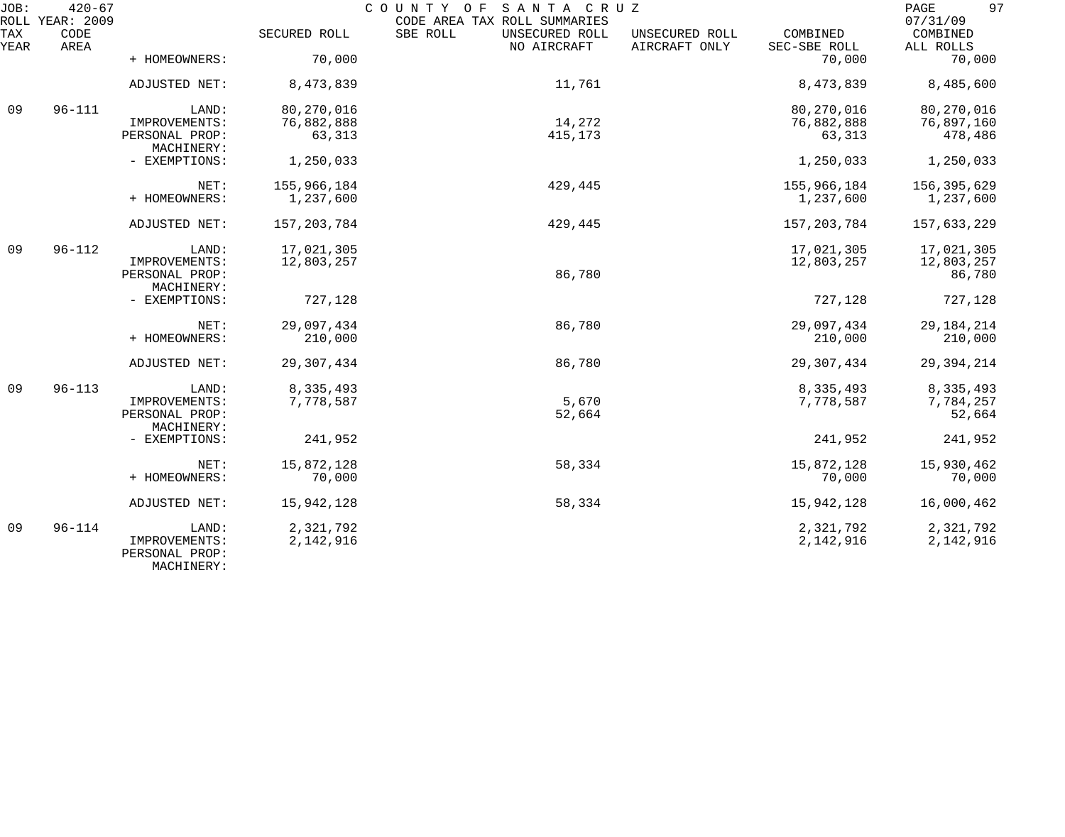JOB: 420-67 COUNTY OF SANTA CRUZ PAGE 97
ROLL YEAR: 2009 CODE AREA TAX ROLL SUMMARIES 07/31/09

| TAX YEAR | CODE AREA | | SECURED ROLL | SBE ROLL | UNSECURED ROLL NO AIRCRAFT | UNSECURED ROLL AIRCRAFT ONLY | COMBINED SEC-SBE ROLL | COMBINED ALL ROLLS |
|---|---|---|---|---|---|---|---|---|
| | | + HOMEOWNERS: | 70,000 | | | | 70,000 | 70,000 |
| | | ADJUSTED NET: | 8,473,839 | | 11,761 | | 8,473,839 | 8,485,600 |
| 09 | 96-111 | LAND: | 80,270,016 | | | | 80,270,016 | 80,270,016 |
| | | IMPROVEMENTS: | 76,882,888 | | 14,272 | | 76,882,888 | 76,897,160 |
| | | PERSONAL PROP: | 63,313 | | 415,173 | | 63,313 | 478,486 |
| | | MACHINERY: | | | | | | |
| | | - EXEMPTIONS: | 1,250,033 | | | | 1,250,033 | 1,250,033 |
| | | NET: | 155,966,184 | | 429,445 | | 155,966,184 | 156,395,629 |
| | | + HOMEOWNERS: | 1,237,600 | | | | 1,237,600 | 1,237,600 |
| | | ADJUSTED NET: | 157,203,784 | | 429,445 | | 157,203,784 | 157,633,229 |
| 09 | 96-112 | LAND: | 17,021,305 | | | | 17,021,305 | 17,021,305 |
| | | IMPROVEMENTS: | 12,803,257 | | | | 12,803,257 | 12,803,257 |
| | | PERSONAL PROP: | | | 86,780 | | | 86,780 |
| | | MACHINERY: | | | | | | |
| | | - EXEMPTIONS: | 727,128 | | | | 727,128 | 727,128 |
| | | NET: | 29,097,434 | | 86,780 | | 29,097,434 | 29,184,214 |
| | | + HOMEOWNERS: | 210,000 | | | | 210,000 | 210,000 |
| | | ADJUSTED NET: | 29,307,434 | | 86,780 | | 29,307,434 | 29,394,214 |
| 09 | 96-113 | LAND: | 8,335,493 | | | | 8,335,493 | 8,335,493 |
| | | IMPROVEMENTS: | 7,778,587 | | 5,670 | | 7,778,587 | 7,784,257 |
| | | PERSONAL PROP: | | | 52,664 | | | 52,664 |
| | | MACHINERY: | | | | | | |
| | | - EXEMPTIONS: | 241,952 | | | | 241,952 | 241,952 |
| | | NET: | 15,872,128 | | 58,334 | | 15,872,128 | 15,930,462 |
| | | + HOMEOWNERS: | 70,000 | | | | 70,000 | 70,000 |
| | | ADJUSTED NET: | 15,942,128 | | 58,334 | | 15,942,128 | 16,000,462 |
| 09 | 96-114 | LAND: | 2,321,792 | | | | 2,321,792 | 2,321,792 |
| | | IMPROVEMENTS: | 2,142,916 | | | | 2,142,916 | 2,142,916 |
| | | PERSONAL PROP: | | | | | | |
| | | MACHINERY: | | | | | | |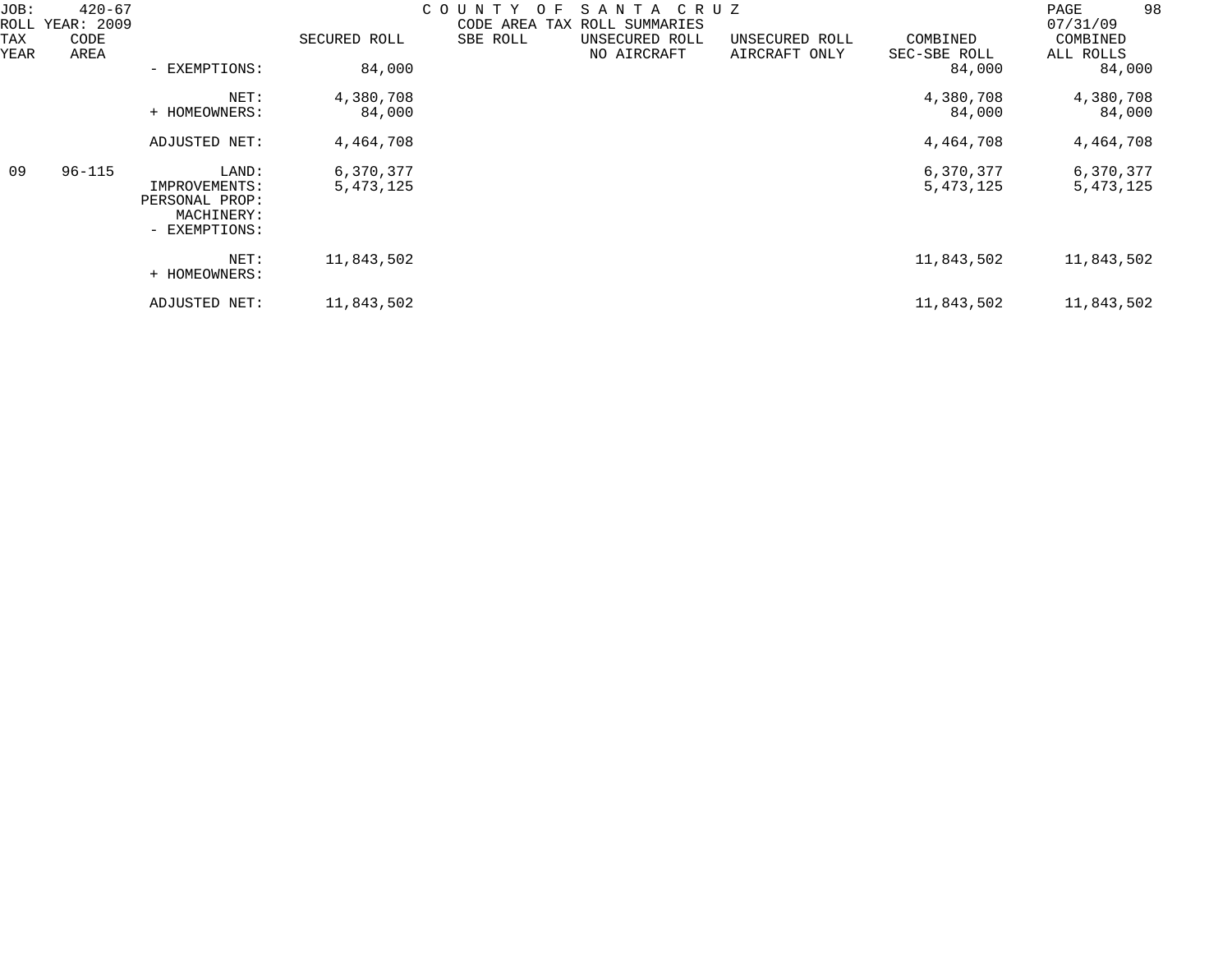JOB: 420-67 COUNTY OF SANTA CRUZ
ROLL YEAR: 2009 CODE AREA TAX ROLL SUMMARIES 07/31/09

| TAX YEAR | CODE AREA | | SECURED ROLL | SBE ROLL | UNSECURED ROLL NO AIRCRAFT | UNSECURED ROLL AIRCRAFT ONLY | COMBINED SEC-SBE ROLL | COMBINED ALL ROLLS |
|---|---|---|---|---|---|---|---|---|
| | | - EXEMPTIONS: | 84,000 | | | | 84,000 | 84,000 |
| | | NET: | 4,380,708 | | | | 4,380,708 | 4,380,708 |
| | | + HOMEOWNERS: | 84,000 | | | | 84,000 | 84,000 |
| | | ADJUSTED NET: | 4,464,708 | | | | 4,464,708 | 4,464,708 |
| 09 | 96-115 | LAND: | 6,370,377 | | | | 6,370,377 | 6,370,377 |
| | | IMPROVEMENTS: | 5,473,125 | | | | 5,473,125 | 5,473,125 |
| | | PERSONAL PROP: | | | | | | |
| | | MACHINERY: | | | | | | |
| | | - EXEMPTIONS: | | | | | | |
| | | NET: | 11,843,502 | | | | 11,843,502 | 11,843,502 |
| | | + HOMEOWNERS: | | | | | | |
| | | ADJUSTED NET: | 11,843,502 | | | | 11,843,502 | 11,843,502 |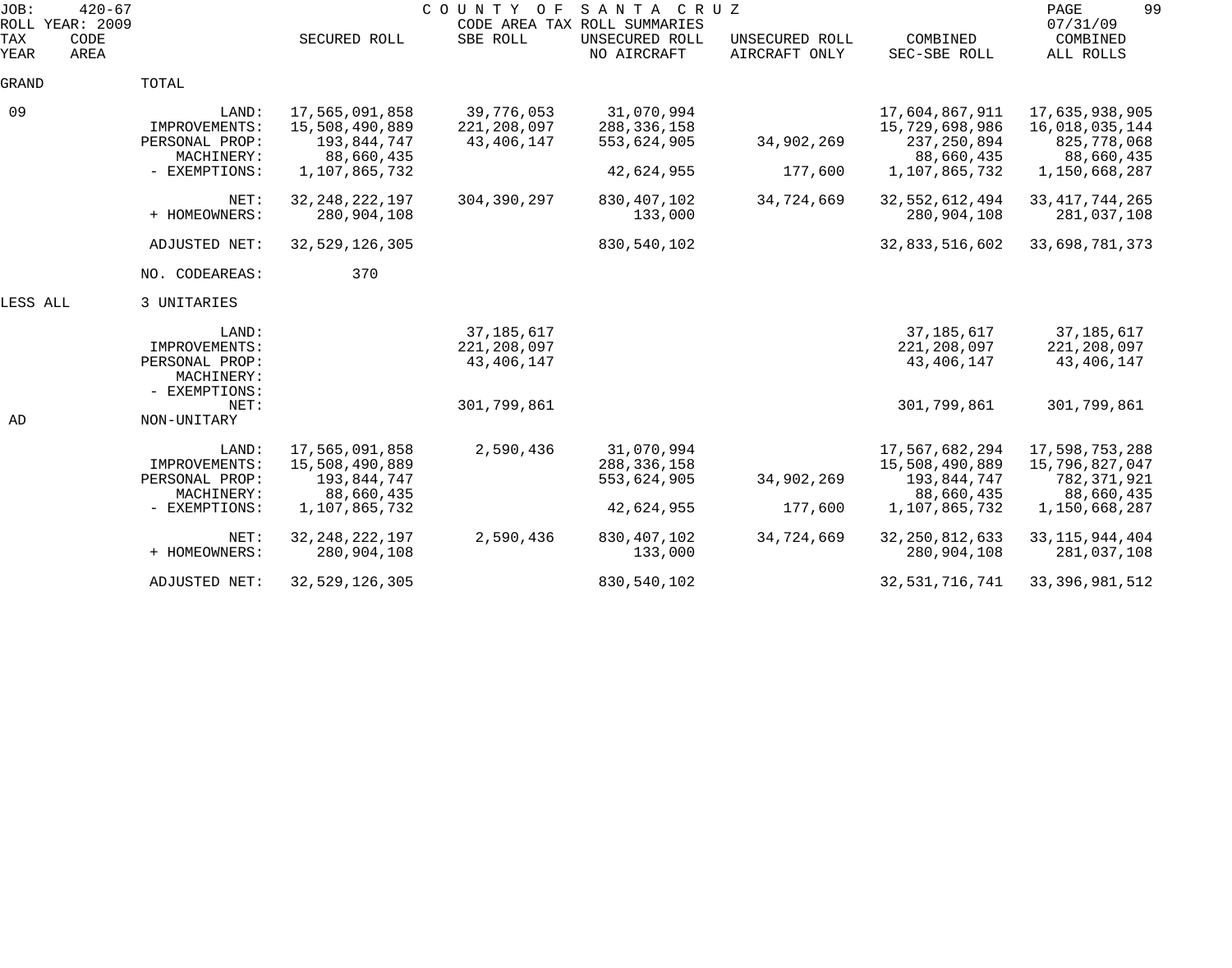JOB: 420-67 COUNTY OF SANTA CRUZ
ROLL YEAR: 2009 CODE AREA TAX ROLL SUMMARIES 07/31/09

| TAX YEAR | CODE AREA | | SECURED ROLL | SBE ROLL | UNSECURED ROLL NO AIRCRAFT | UNSECURED ROLL AIRCRAFT ONLY | COMBINED SEC-SBE ROLL | COMBINED ALL ROLLS |
|---|---|---|---|---|---|---|---|---|
| GRAND | TOTAL | | | | | | | |
| 09 | | LAND: | 17,565,091,858 | 39,776,053 | 31,070,994 | | 17,604,867,911 | 17,635,938,905 |
| | | IMPROVEMENTS: | 15,508,490,889 | 221,208,097 | 288,336,158 | | 15,729,698,986 | 16,018,035,144 |
| | | PERSONAL PROP: | 193,844,747 | 43,406,147 | 553,624,905 | 34,902,269 | 237,250,894 | 825,778,068 |
| | | MACHINERY: | 88,660,435 | | | | 88,660,435 | 88,660,435 |
| | | - EXEMPTIONS: | 1,107,865,732 | | 42,624,955 | 177,600 | 1,107,865,732 | 1,150,668,287 |
| | | NET: | 32,248,222,197 | 304,390,297 | 830,407,102 | 34,724,669 | 32,552,612,494 | 33,417,744,265 |
| | | + HOMEOWNERS: | 280,904,108 | | 133,000 | | 280,904,108 | 281,037,108 |
| | | ADJUSTED NET: | 32,529,126,305 | | 830,540,102 | | 32,833,516,602 | 33,698,781,373 |
| | | NO. CODEAREAS: | 370 | | | | | |
| LESS ALL | 3 UNITARIES | | | | | | | |
| | | LAND: | | 37,185,617 | | | 37,185,617 | 37,185,617 |
| | | IMPROVEMENTS: | | 221,208,097 | | | 221,208,097 | 221,208,097 |
| | | PERSONAL PROP: | | 43,406,147 | | | 43,406,147 | 43,406,147 |
| | | MACHINERY: | | | | | | |
| | | - EXEMPTIONS: | | | | | | |
| | | NET: | | 301,799,861 | | | 301,799,861 | 301,799,861 |
| AD | NON-UNITARY | | | | | | | |
| | | LAND: | 17,565,091,858 | 2,590,436 | 31,070,994 | | 17,567,682,294 | 17,598,753,288 |
| | | IMPROVEMENTS: | 15,508,490,889 | | 288,336,158 | | 15,508,490,889 | 15,796,827,047 |
| | | PERSONAL PROP: | 193,844,747 | | 553,624,905 | 34,902,269 | 193,844,747 | 782,371,921 |
| | | MACHINERY: | 88,660,435 | | | | 88,660,435 | 88,660,435 |
| | | - EXEMPTIONS: | 1,107,865,732 | | 42,624,955 | 177,600 | 1,107,865,732 | 1,150,668,287 |
| | | NET: | 32,248,222,197 | 2,590,436 | 830,407,102 | 34,724,669 | 32,250,812,633 | 33,115,944,404 |
| | | + HOMEOWNERS: | 280,904,108 | | 133,000 | | 280,904,108 | 281,037,108 |
| | | ADJUSTED NET: | 32,529,126,305 | | 830,540,102 | | 32,531,716,741 | 33,396,981,512 |